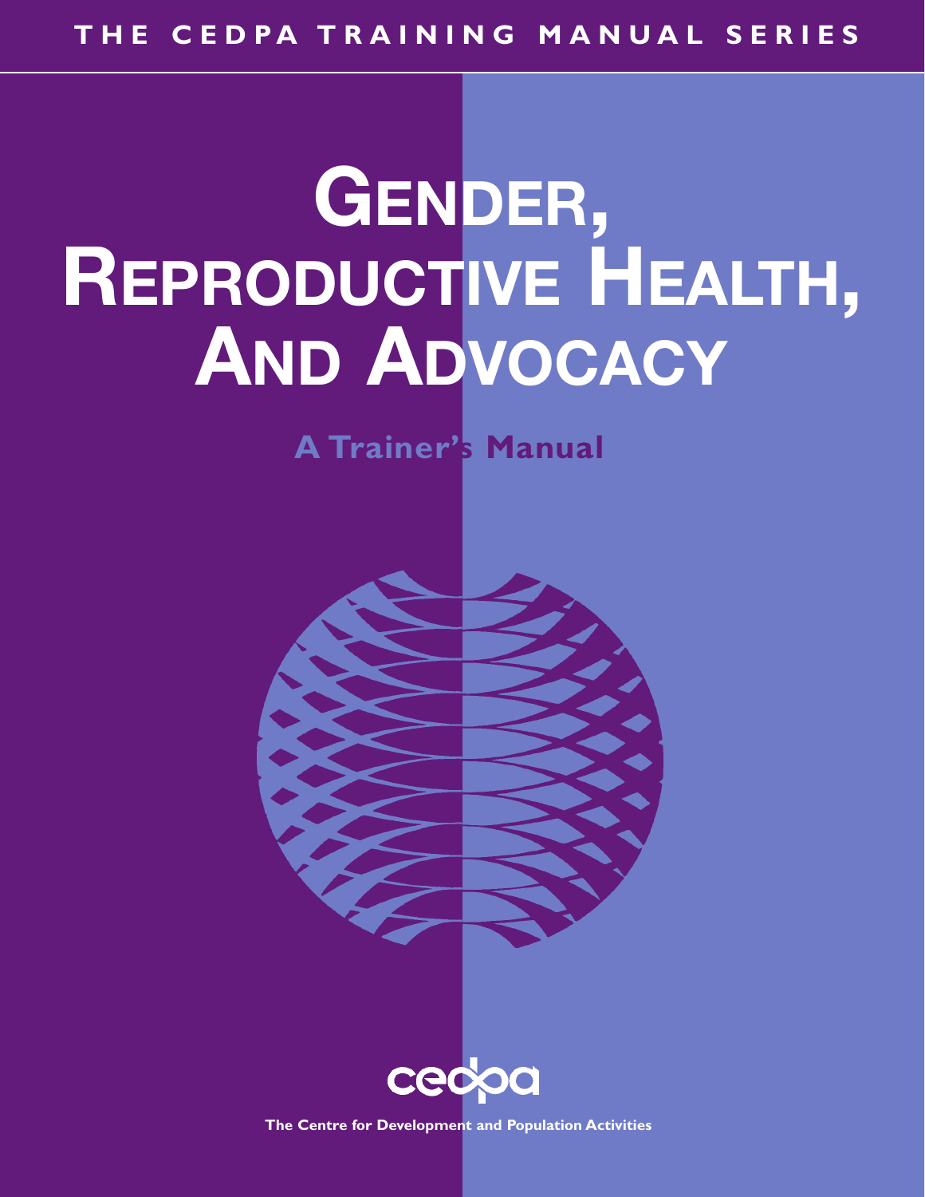THE CEDPA TRAINING MANUAL SERIES

# Gender, Reproductive Health, and Advocacy

## A Trainer's Manual

cedpa

The Centre for Development and Population Activities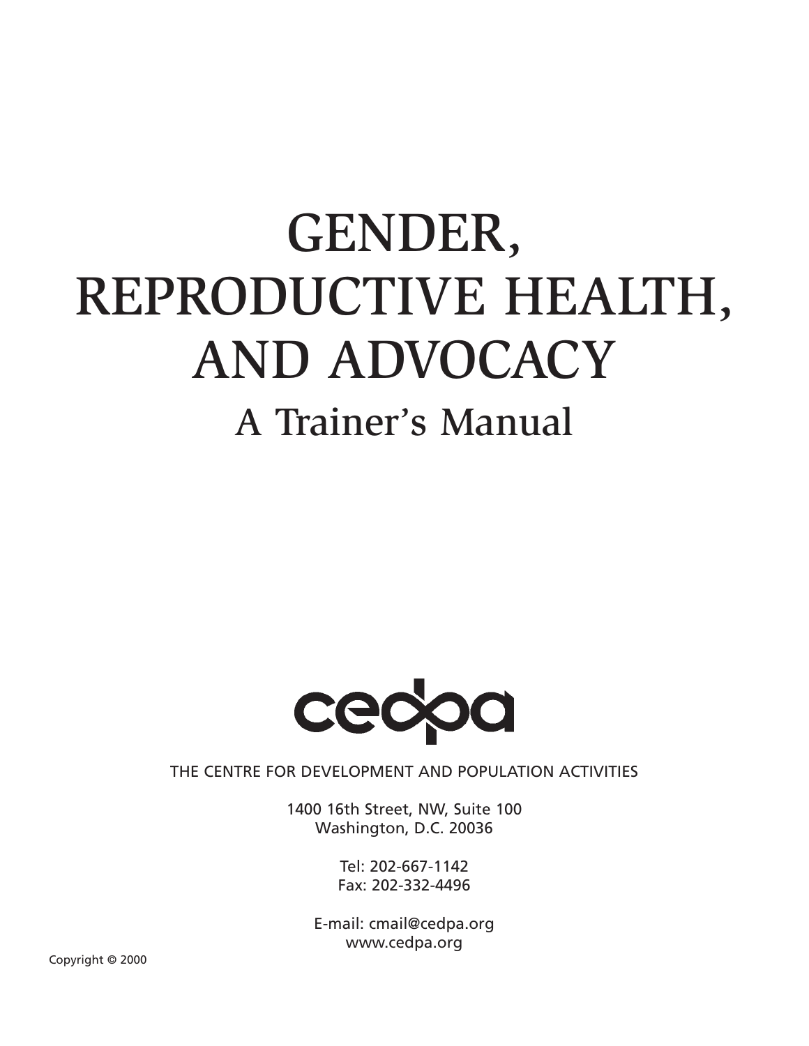# GENDER, REPRODUCTIVE HEALTH, AND ADVOCACY

## A Trainer's Manual

cedpa

THE CENTRE FOR DEVELOPMENT AND POPULATION ACTIVITIES

1400 16th Street, NW, Suite 100
Washington, D.C. 20036

Tel: 202-667-1142
Fax: 202-332-4496

E-mail: cmail@cedpa.org
www.cedpa.org

Copyright © 2000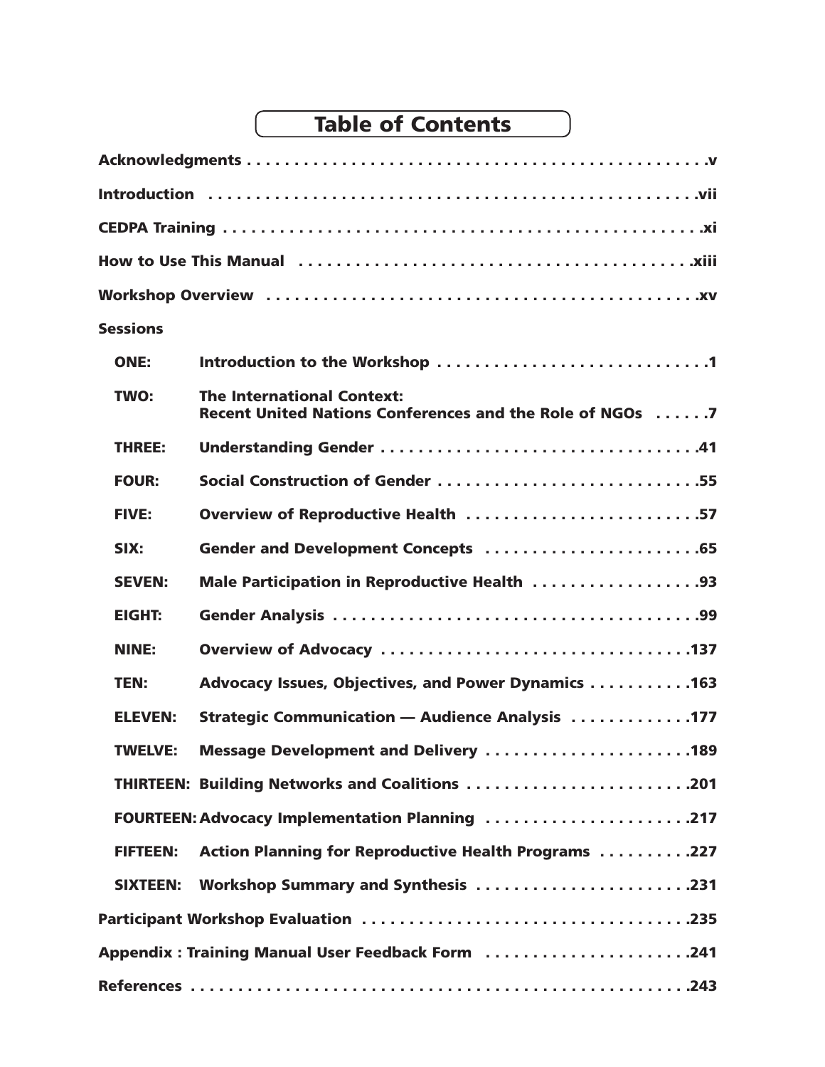# Table of Contents

Acknowledgments . . . . . . . . . . . . . . . . . . . . . . . . . . . . . . . . . . . . . . . . . . . . . . . . .v

Introduction . . . . . . . . . . . . . . . . . . . . . . . . . . . . . . . . . . . . . . . . . . . . . . . . . . . .vii

CEDPA Training . . . . . . . . . . . . . . . . . . . . . . . . . . . . . . . . . . . . . . . . . . . . . . . . .xi

How to Use This Manual . . . . . . . . . . . . . . . . . . . . . . . . . . . . . . . . . . . . . . . . . .xiii

Workshop Overview . . . . . . . . . . . . . . . . . . . . . . . . . . . . . . . . . . . . . . . . . . . . . .xv

**Sessions**

| | | |
|---|---|---|
| ONE: | Introduction to the Workshop | 1 |
| TWO: | The International Context: Recent United Nations Conferences and the Role of NGOs | 7 |
| THREE: | Understanding Gender | 41 |
| FOUR: | Social Construction of Gender | 55 |
| FIVE: | Overview of Reproductive Health | 57 |
| SIX: | Gender and Development Concepts | 65 |
| SEVEN: | Male Participation in Reproductive Health | 93 |
| EIGHT: | Gender Analysis | 99 |
| NINE: | Overview of Advocacy | 137 |
| TEN: | Advocacy Issues, Objectives, and Power Dynamics | 163 |
| ELEVEN: | Strategic Communication — Audience Analysis | 177 |
| TWELVE: | Message Development and Delivery | 189 |
| THIRTEEN: | Building Networks and Coalitions | 201 |
| FOURTEEN: | Advocacy Implementation Planning | 217 |
| FIFTEEN: | Action Planning for Reproductive Health Programs | 227 |
| SIXTEEN: | Workshop Summary and Synthesis | 231 |

Participant Workshop Evaluation . . . . . . . . . . . . . . . . . . . . . . . . . . . . . . . . . . .235

Appendix : Training Manual User Feedback Form . . . . . . . . . . . . . . . . . . . . . .241

References . . . . . . . . . . . . . . . . . . . . . . . . . . . . . . . . . . . . . . . . . . . . . . . . . . . .243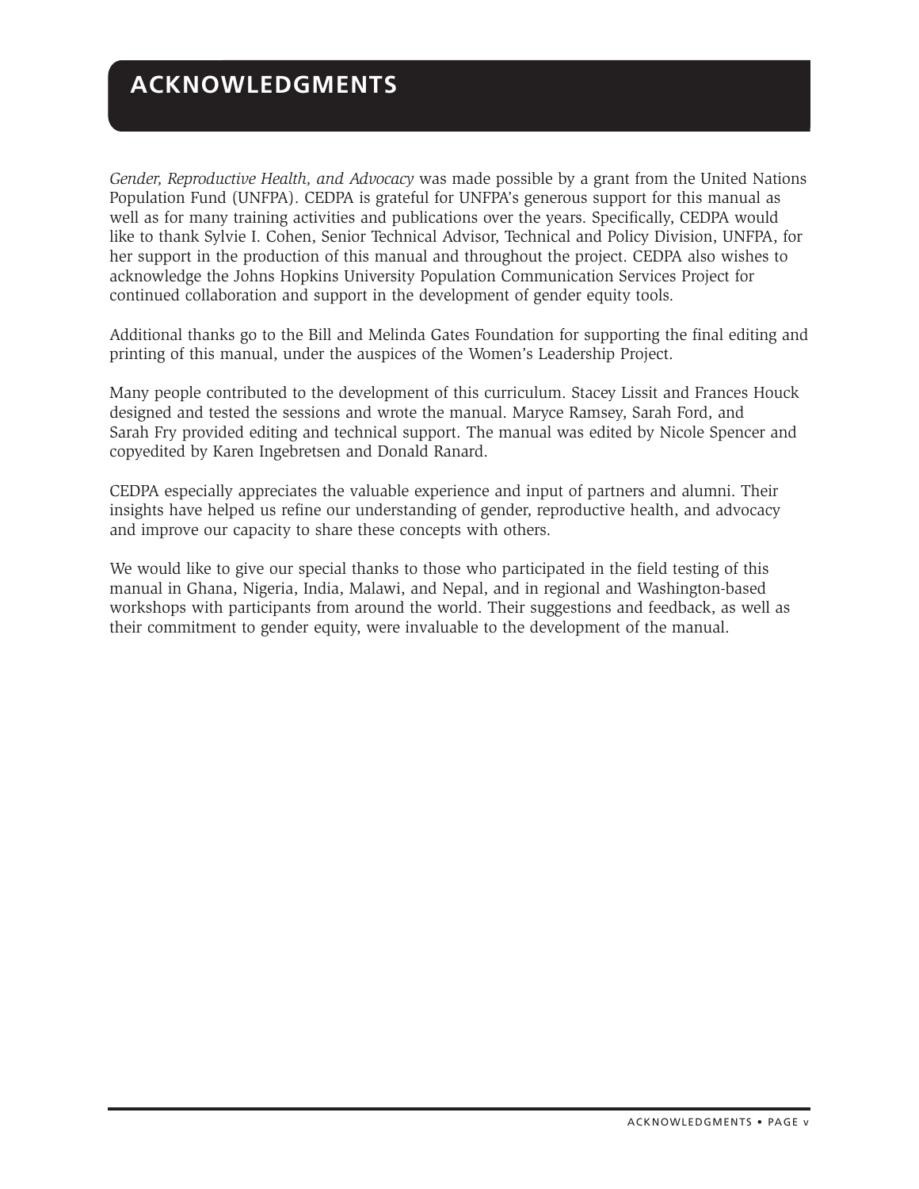# ACKNOWLEDGMENTS

*Gender, Reproductive Health, and Advocacy* was made possible by a grant from the United Nations Population Fund (UNFPA). CEDPA is grateful for UNFPA's generous support for this manual as well as for many training activities and publications over the years. Specifically, CEDPA would like to thank Sylvie I. Cohen, Senior Technical Advisor, Technical and Policy Division, UNFPA, for her support in the production of this manual and throughout the project. CEDPA also wishes to acknowledge the Johns Hopkins University Population Communication Services Project for continued collaboration and support in the development of gender equity tools.

Additional thanks go to the Bill and Melinda Gates Foundation for supporting the final editing and printing of this manual, under the auspices of the Women's Leadership Project.

Many people contributed to the development of this curriculum. Stacey Lissit and Frances Houck designed and tested the sessions and wrote the manual. Maryce Ramsey, Sarah Ford, and Sarah Fry provided editing and technical support. The manual was edited by Nicole Spencer and copyedited by Karen Ingebretsen and Donald Ranard.

CEDPA especially appreciates the valuable experience and input of partners and alumni. Their insights have helped us refine our understanding of gender, reproductive health, and advocacy and improve our capacity to share these concepts with others.

We would like to give our special thanks to those who participated in the field testing of this manual in Ghana, Nigeria, India, Malawi, and Nepal, and in regional and Washington-based workshops with participants from around the world. Their suggestions and feedback, as well as their commitment to gender equity, were invaluable to the development of the manual.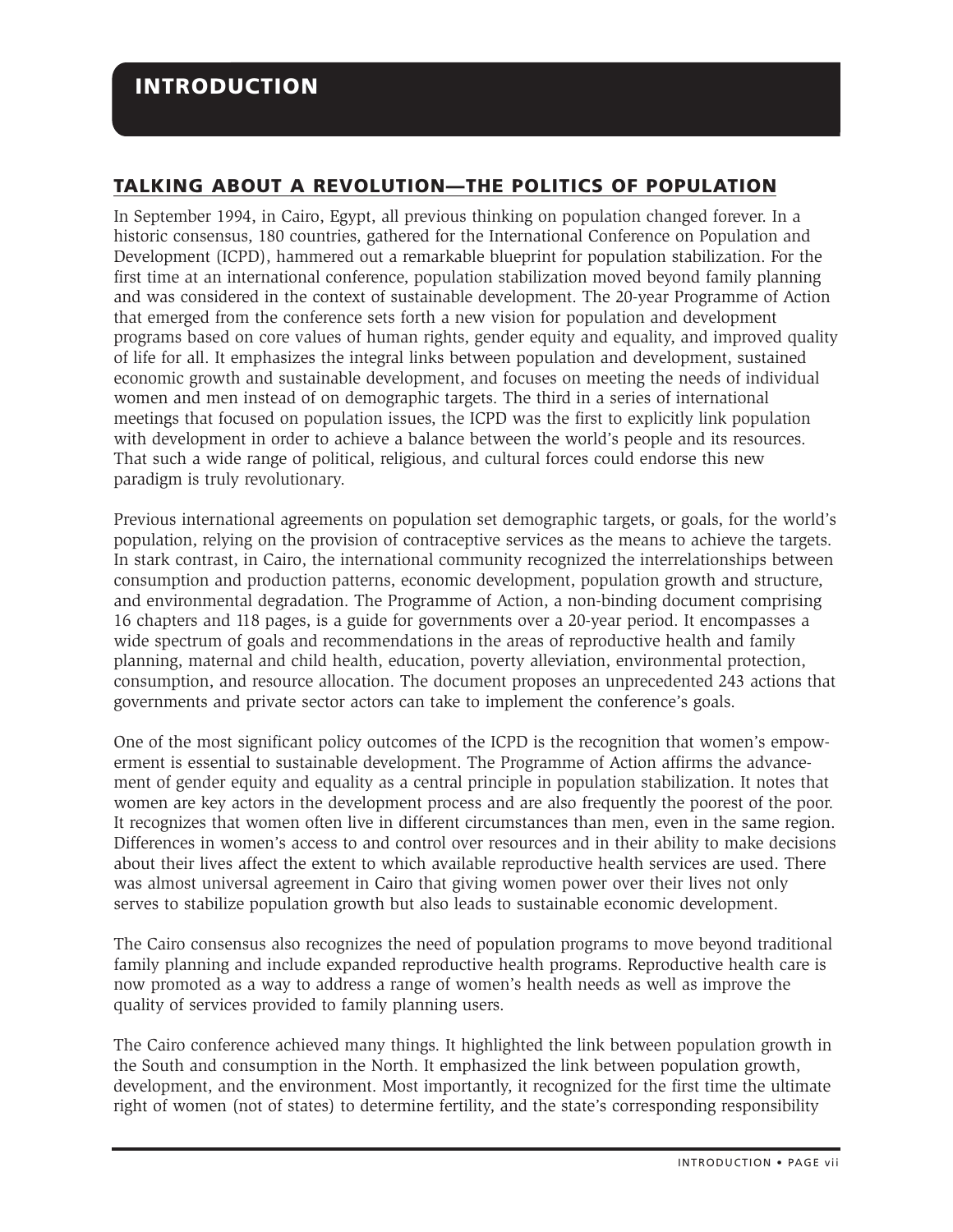# INTRODUCTION

## TALKING ABOUT A REVOLUTION—THE POLITICS OF POPULATION

In September 1994, in Cairo, Egypt, all previous thinking on population changed forever. In a historic consensus, 180 countries, gathered for the International Conference on Population and Development (ICPD), hammered out a remarkable blueprint for population stabilization. For the first time at an international conference, population stabilization moved beyond family planning and was considered in the context of sustainable development. The 20-year Programme of Action that emerged from the conference sets forth a new vision for population and development programs based on core values of human rights, gender equity and equality, and improved quality of life for all. It emphasizes the integral links between population and development, sustained economic growth and sustainable development, and focuses on meeting the needs of individual women and men instead of on demographic targets. The third in a series of international meetings that focused on population issues, the ICPD was the first to explicitly link population with development in order to achieve a balance between the world's people and its resources. That such a wide range of political, religious, and cultural forces could endorse this new paradigm is truly revolutionary.

Previous international agreements on population set demographic targets, or goals, for the world's population, relying on the provision of contraceptive services as the means to achieve the targets. In stark contrast, in Cairo, the international community recognized the interrelationships between consumption and production patterns, economic development, population growth and structure, and environmental degradation. The Programme of Action, a non-binding document comprising 16 chapters and 118 pages, is a guide for governments over a 20-year period. It encompasses a wide spectrum of goals and recommendations in the areas of reproductive health and family planning, maternal and child health, education, poverty alleviation, environmental protection, consumption, and resource allocation. The document proposes an unprecedented 243 actions that governments and private sector actors can take to implement the conference's goals.

One of the most significant policy outcomes of the ICPD is the recognition that women's empowerment is essential to sustainable development. The Programme of Action affirms the advancement of gender equity and equality as a central principle in population stabilization. It notes that women are key actors in the development process and are also frequently the poorest of the poor. It recognizes that women often live in different circumstances than men, even in the same region. Differences in women's access to and control over resources and in their ability to make decisions about their lives affect the extent to which available reproductive health services are used. There was almost universal agreement in Cairo that giving women power over their lives not only serves to stabilize population growth but also leads to sustainable economic development.

The Cairo consensus also recognizes the need of population programs to move beyond traditional family planning and include expanded reproductive health programs. Reproductive health care is now promoted as a way to address a range of women's health needs as well as improve the quality of services provided to family planning users.

The Cairo conference achieved many things. It highlighted the link between population growth in the South and consumption in the North. It emphasized the link between population growth, development, and the environment. Most importantly, it recognized for the first time the ultimate right of women (not of states) to determine fertility, and the state's corresponding responsibility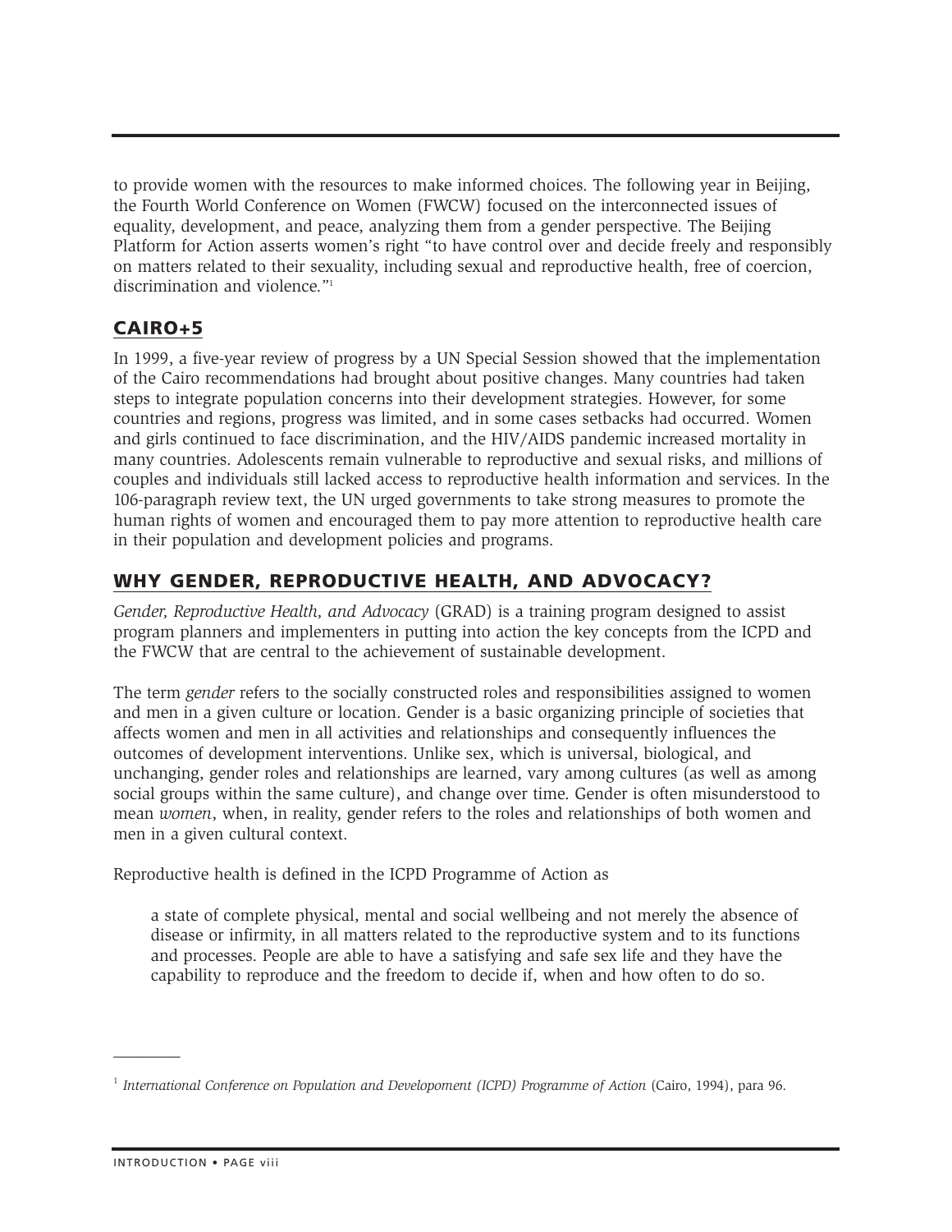to provide women with the resources to make informed choices. The following year in Beijing, the Fourth World Conference on Women (FWCW) focused on the interconnected issues of equality, development, and peace, analyzing them from a gender perspective. The Beijing Platform for Action asserts women's right "to have control over and decide freely and responsibly on matters related to their sexuality, including sexual and reproductive health, free of coercion, discrimination and violence."[1]

## CAIRO+5

In 1999, a five-year review of progress by a UN Special Session showed that the implementation of the Cairo recommendations had brought about positive changes. Many countries had taken steps to integrate population concerns into their development strategies. However, for some countries and regions, progress was limited, and in some cases setbacks had occurred. Women and girls continued to face discrimination, and the HIV/AIDS pandemic increased mortality in many countries. Adolescents remain vulnerable to reproductive and sexual risks, and millions of couples and individuals still lacked access to reproductive health information and services. In the 106-paragraph review text, the UN urged governments to take strong measures to promote the human rights of women and encouraged them to pay more attention to reproductive health care in their population and development policies and programs.

## WHY GENDER, REPRODUCTIVE HEALTH, AND ADVOCACY?

*Gender, Reproductive Health, and Advocacy* (GRAD) is a training program designed to assist program planners and implementers in putting into action the key concepts from the ICPD and the FWCW that are central to the achievement of sustainable development.

The term *gender* refers to the socially constructed roles and responsibilities assigned to women and men in a given culture or location. Gender is a basic organizing principle of societies that affects women and men in all activities and relationships and consequently influences the outcomes of development interventions. Unlike sex, which is universal, biological, and unchanging, gender roles and relationships are learned, vary among cultures (as well as among social groups within the same culture), and change over time. Gender is often misunderstood to mean *women*, when, in reality, gender refers to the roles and relationships of both women and men in a given cultural context.

Reproductive health is defined in the ICPD Programme of Action as

> a state of complete physical, mental and social wellbeing and not merely the absence of disease or infirmity, in all matters related to the reproductive system and to its functions and processes. People are able to have a satisfying and safe sex life and they have the capability to reproduce and the freedom to decide if, when and how often to do so.

---

[1] *International Conference on Population and Developoment (ICPD) Programme of Action* (Cairo, 1994), para 96.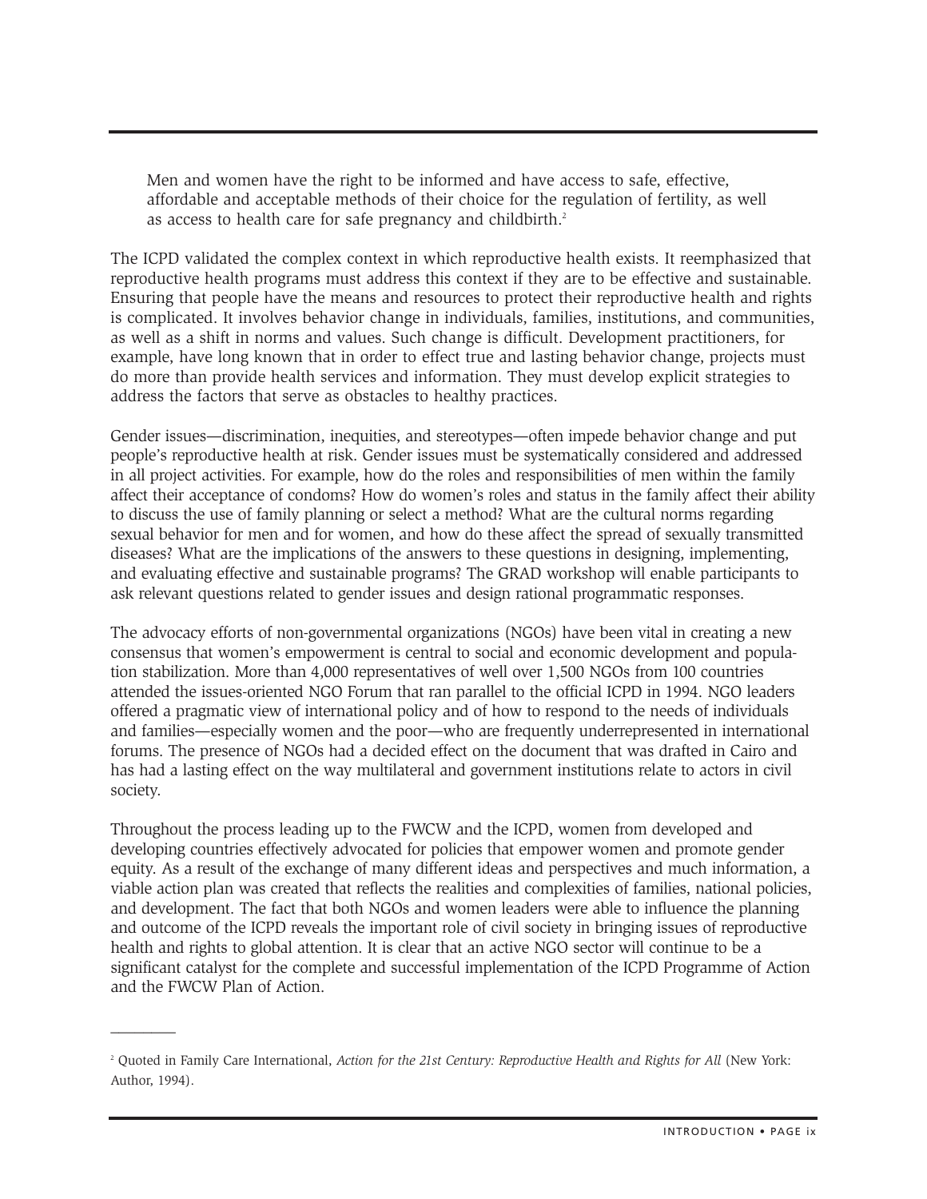> Men and women have the right to be informed and have access to safe, effective, affordable and acceptable methods of their choice for the regulation of fertility, as well as access to health care for safe pregnancy and childbirth.[2]

The ICPD validated the complex context in which reproductive health exists. It reemphasized that reproductive health programs must address this context if they are to be effective and sustainable. Ensuring that people have the means and resources to protect their reproductive health and rights is complicated. It involves behavior change in individuals, families, institutions, and communities, as well as a shift in norms and values. Such change is difficult. Development practitioners, for example, have long known that in order to effect true and lasting behavior change, projects must do more than provide health services and information. They must develop explicit strategies to address the factors that serve as obstacles to healthy practices.

Gender issues—discrimination, inequities, and stereotypes—often impede behavior change and put people's reproductive health at risk. Gender issues must be systematically considered and addressed in all project activities. For example, how do the roles and responsibilities of men within the family affect their acceptance of condoms? How do women's roles and status in the family affect their ability to discuss the use of family planning or select a method? What are the cultural norms regarding sexual behavior for men and for women, and how do these affect the spread of sexually transmitted diseases? What are the implications of the answers to these questions in designing, implementing, and evaluating effective and sustainable programs? The GRAD workshop will enable participants to ask relevant questions related to gender issues and design rational programmatic responses.

The advocacy efforts of non-governmental organizations (NGOs) have been vital in creating a new consensus that women's empowerment is central to social and economic development and population stabilization. More than 4,000 representatives of well over 1,500 NGOs from 100 countries attended the issues-oriented NGO Forum that ran parallel to the official ICPD in 1994. NGO leaders offered a pragmatic view of international policy and of how to respond to the needs of individuals and families—especially women and the poor—who are frequently underrepresented in international forums. The presence of NGOs had a decided effect on the document that was drafted in Cairo and has had a lasting effect on the way multilateral and government institutions relate to actors in civil society.

Throughout the process leading up to the FWCW and the ICPD, women from developed and developing countries effectively advocated for policies that empower women and promote gender equity. As a result of the exchange of many different ideas and perspectives and much information, a viable action plan was created that reflects the realities and complexities of families, national policies, and development. The fact that both NGOs and women leaders were able to influence the planning and outcome of the ICPD reveals the important role of civil society in bringing issues of reproductive health and rights to global attention. It is clear that an active NGO sector will continue to be a significant catalyst for the complete and successful implementation of the ICPD Programme of Action and the FWCW Plan of Action.

---

[2] Quoted in Family Care International, *Action for the 21st Century: Reproductive Health and Rights for All* (New York: Author, 1994).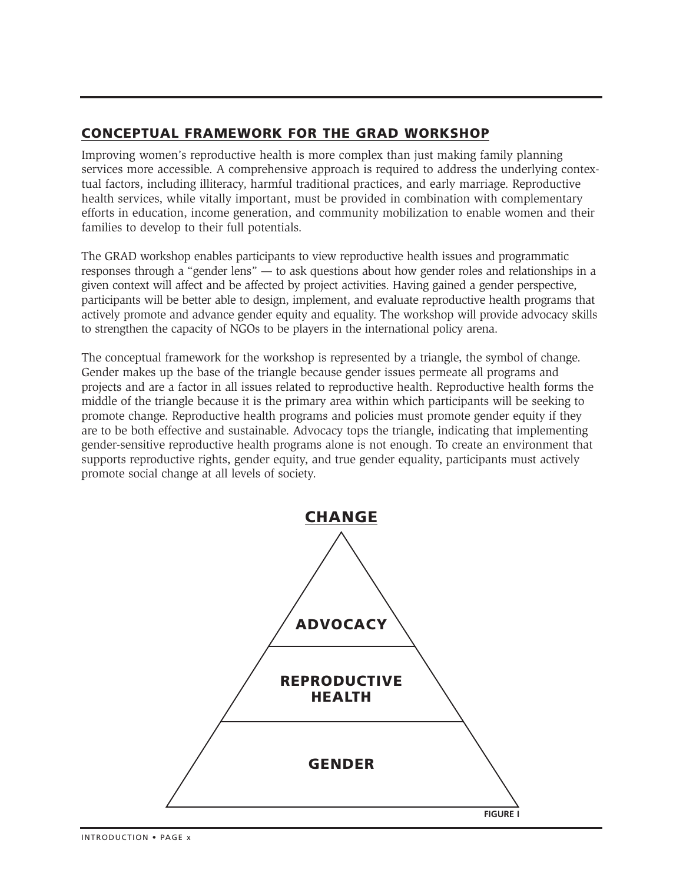## CONCEPTUAL FRAMEWORK FOR THE GRAD WORKSHOP

Improving women's reproductive health is more complex than just making family planning services more accessible. A comprehensive approach is required to address the underlying contextual factors, including illiteracy, harmful traditional practices, and early marriage. Reproductive health services, while vitally important, must be provided in combination with complementary efforts in education, income generation, and community mobilization to enable women and their families to develop to their full potentials.

The GRAD workshop enables participants to view reproductive health issues and programmatic responses through a "gender lens" — to ask questions about how gender roles and relationships in a given context will affect and be affected by project activities. Having gained a gender perspective, participants will be better able to design, implement, and evaluate reproductive health programs that actively promote and advance gender equity and equality. The workshop will provide advocacy skills to strengthen the capacity of NGOs to be players in the international policy arena.

The conceptual framework for the workshop is represented by a triangle, the symbol of change. Gender makes up the base of the triangle because gender issues permeate all programs and projects and are a factor in all issues related to reproductive health. Reproductive health forms the middle of the triangle because it is the primary area within which participants will be seeking to promote change. Reproductive health programs and policies must promote gender equity if they are to be both effective and sustainable. Advocacy tops the triangle, indicating that implementing gender-sensitive reproductive health programs alone is not enough. To create an environment that supports reproductive rights, gender equity, and true gender equality, participants must actively promote social change at all levels of society.

**CHANGE**

**ADVOCACY**

**REPRODUCTIVE HEALTH**

**GENDER**

FIGURE I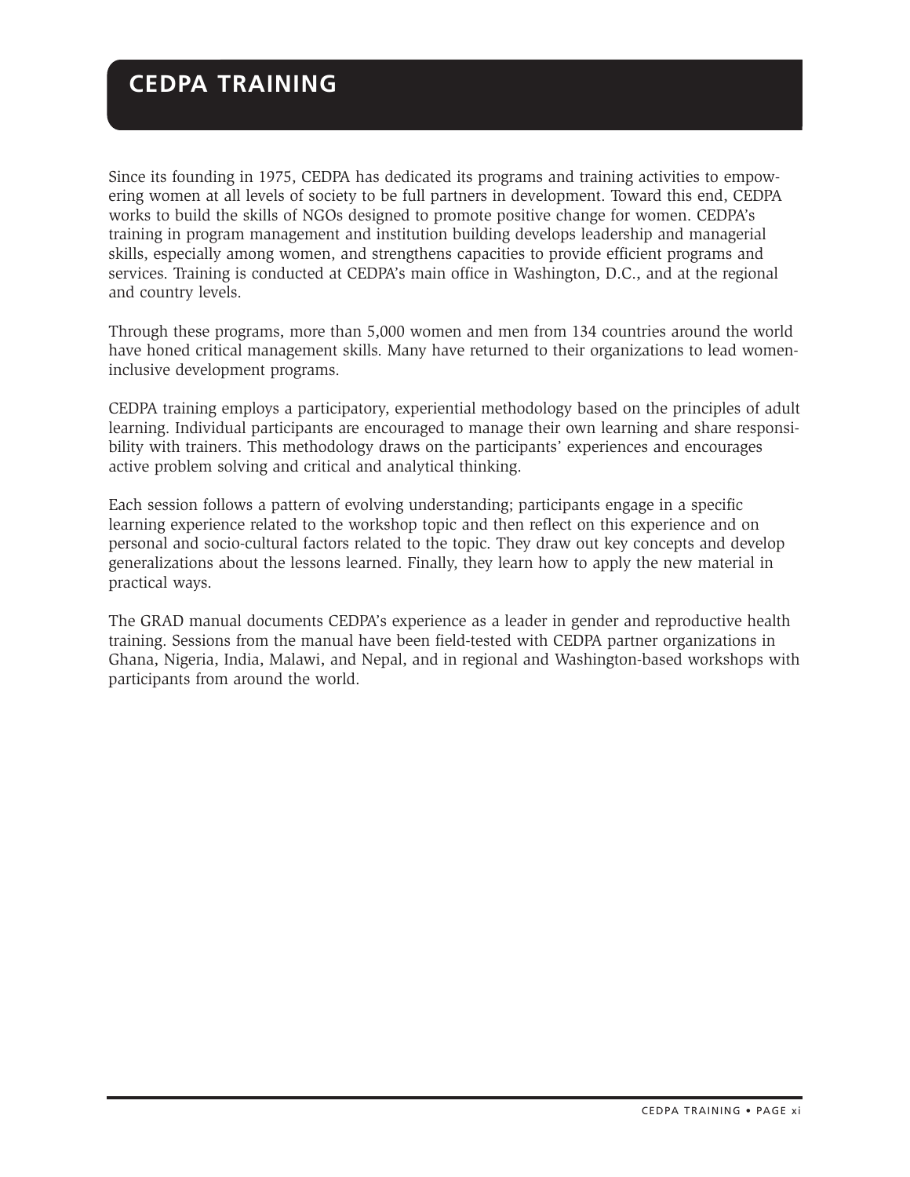# CEDPA TRAINING

Since its founding in 1975, CEDPA has dedicated its programs and training activities to empowering women at all levels of society to be full partners in development. Toward this end, CEDPA works to build the skills of NGOs designed to promote positive change for women. CEDPA's training in program management and institution building develops leadership and managerial skills, especially among women, and strengthens capacities to provide efficient programs and services. Training is conducted at CEDPA's main office in Washington, D.C., and at the regional and country levels.

Through these programs, more than 5,000 women and men from 134 countries around the world have honed critical management skills. Many have returned to their organizations to lead women-inclusive development programs.

CEDPA training employs a participatory, experiential methodology based on the principles of adult learning. Individual participants are encouraged to manage their own learning and share responsibility with trainers. This methodology draws on the participants' experiences and encourages active problem solving and critical and analytical thinking.

Each session follows a pattern of evolving understanding; participants engage in a specific learning experience related to the workshop topic and then reflect on this experience and on personal and socio-cultural factors related to the topic. They draw out key concepts and develop generalizations about the lessons learned. Finally, they learn how to apply the new material in practical ways.

The GRAD manual documents CEDPA's experience as a leader in gender and reproductive health training. Sessions from the manual have been field-tested with CEDPA partner organizations in Ghana, Nigeria, India, Malawi, and Nepal, and in regional and Washington-based workshops with participants from around the world.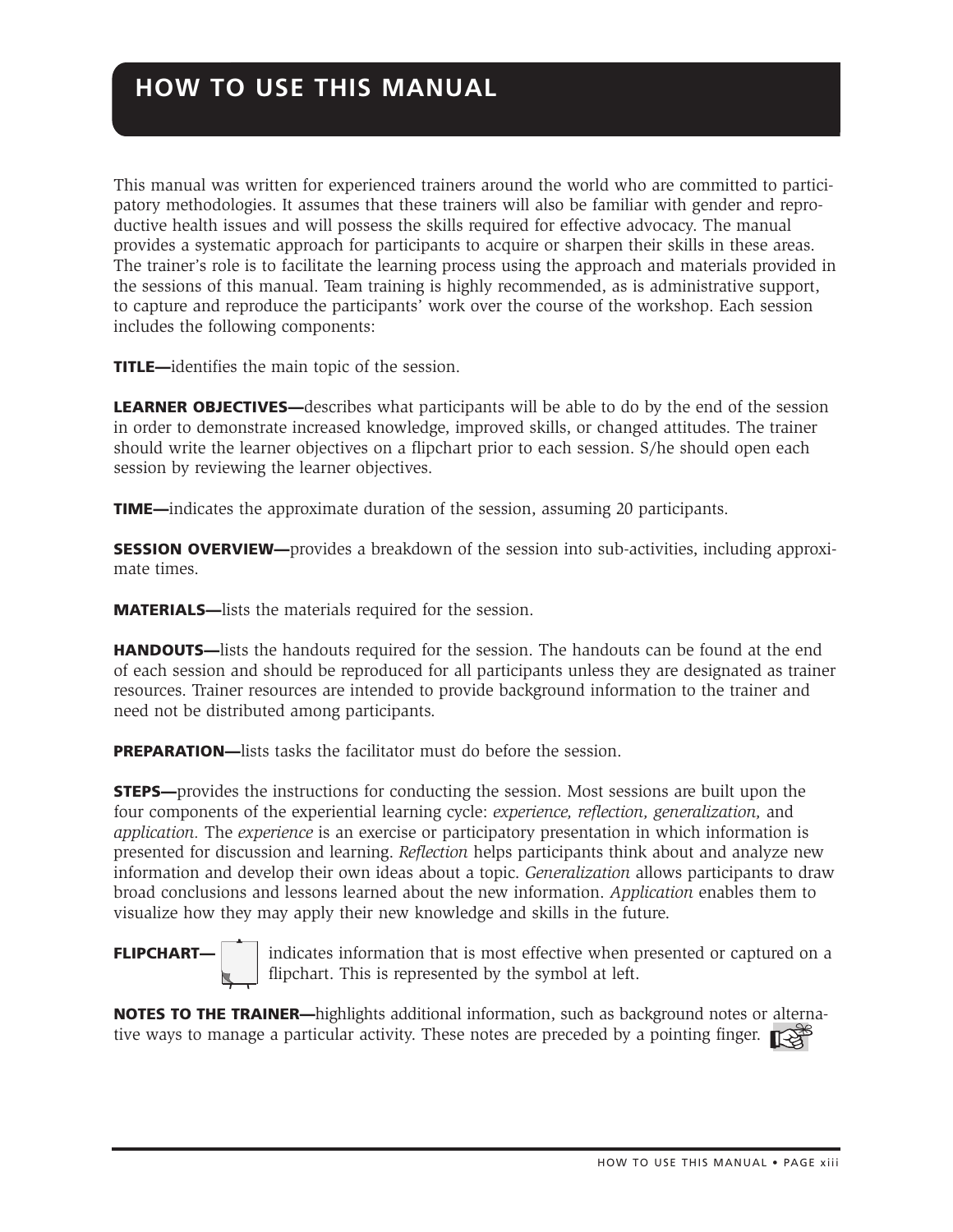# HOW TO USE THIS MANUAL

This manual was written for experienced trainers around the world who are committed to participatory methodologies. It assumes that these trainers will also be familiar with gender and reproductive health issues and will possess the skills required for effective advocacy. The manual provides a systematic approach for participants to acquire or sharpen their skills in these areas. The trainer's role is to facilitate the learning process using the approach and materials provided in the sessions of this manual. Team training is highly recommended, as is administrative support, to capture and reproduce the participants' work over the course of the workshop. Each session includes the following components:

**TITLE—**identifies the main topic of the session.

**LEARNER OBJECTIVES—**describes what participants will be able to do by the end of the session in order to demonstrate increased knowledge, improved skills, or changed attitudes. The trainer should write the learner objectives on a flipchart prior to each session. S/he should open each session by reviewing the learner objectives.

**TIME—**indicates the approximate duration of the session, assuming 20 participants.

**SESSION OVERVIEW—**provides a breakdown of the session into sub-activities, including approximate times.

**MATERIALS—**lists the materials required for the session.

**HANDOUTS—**lists the handouts required for the session. The handouts can be found at the end of each session and should be reproduced for all participants unless they are designated as trainer resources. Trainer resources are intended to provide background information to the trainer and need not be distributed among participants.

**PREPARATION—**lists tasks the facilitator must do before the session.

**STEPS—**provides the instructions for conducting the session. Most sessions are built upon the four components of the experiential learning cycle: *experience, reflection, generalization,* and *application.* The *experience* is an exercise or participatory presentation in which information is presented for discussion and learning. *Reflection* helps participants think about and analyze new information and develop their own ideas about a topic. *Generalization* allows participants to draw broad conclusions and lessons learned about the new information. *Application* enables them to visualize how they may apply their new knowledge and skills in the future.

**FLIPCHART—** indicates information that is most effective when presented or captured on a flipchart. This is represented by the symbol at left.

**NOTES TO THE TRAINER—**highlights additional information, such as background notes or alternative ways to manage a particular activity. These notes are preceded by a pointing finger.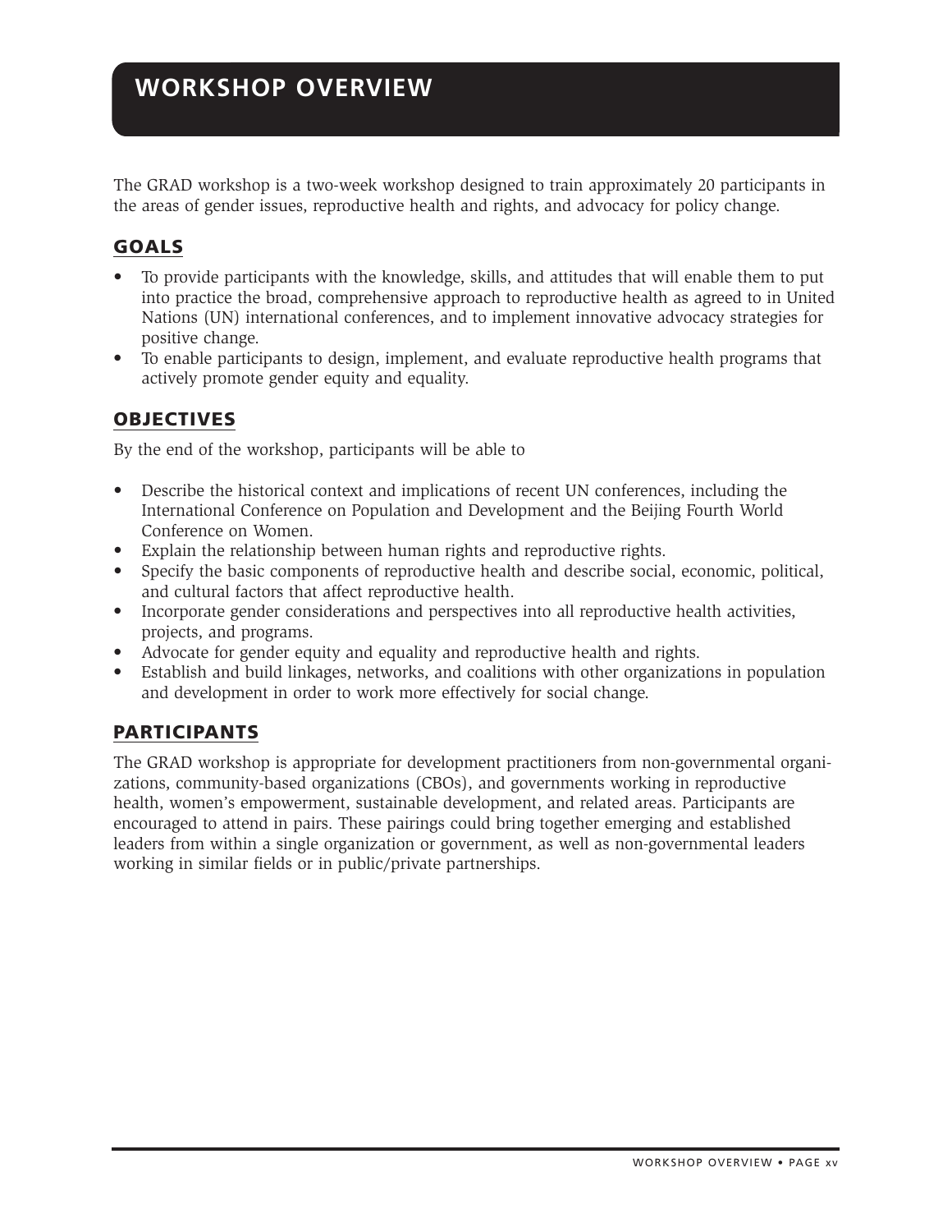# WORKSHOP OVERVIEW

The GRAD workshop is a two-week workshop designed to train approximately 20 participants in the areas of gender issues, reproductive health and rights, and advocacy for policy change.

## GOALS

- To provide participants with the knowledge, skills, and attitudes that will enable them to put into practice the broad, comprehensive approach to reproductive health as agreed to in United Nations (UN) international conferences, and to implement innovative advocacy strategies for positive change.
- To enable participants to design, implement, and evaluate reproductive health programs that actively promote gender equity and equality.

## OBJECTIVES

By the end of the workshop, participants will be able to

- Describe the historical context and implications of recent UN conferences, including the International Conference on Population and Development and the Beijing Fourth World Conference on Women.
- Explain the relationship between human rights and reproductive rights.
- Specify the basic components of reproductive health and describe social, economic, political, and cultural factors that affect reproductive health.
- Incorporate gender considerations and perspectives into all reproductive health activities, projects, and programs.
- Advocate for gender equity and equality and reproductive health and rights.
- Establish and build linkages, networks, and coalitions with other organizations in population and development in order to work more effectively for social change.

## PARTICIPANTS

The GRAD workshop is appropriate for development practitioners from non-governmental organizations, community-based organizations (CBOs), and governments working in reproductive health, women's empowerment, sustainable development, and related areas. Participants are encouraged to attend in pairs. These pairings could bring together emerging and established leaders from within a single organization or government, as well as non-governmental leaders working in similar fields or in public/private partnerships.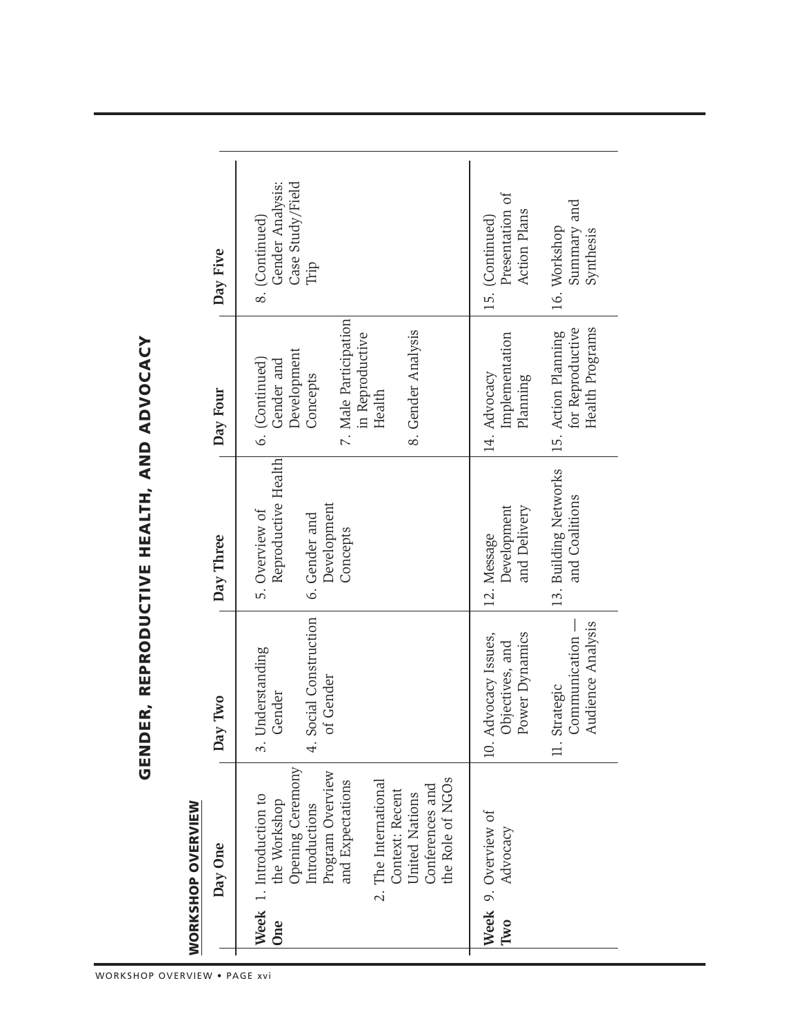# GENDER, REPRODUCTIVE HEALTH, AND ADVOCACY

## WORKSHOP OVERVIEW

| | Day One | Day Two | Day Three | Day Four | Day Five |
|---|---|---|---|---|---|
| **Week One** | 1. Introduction to the Workshop<br>Opening Ceremony<br>Introductions<br>Program Overview and Expectations<br><br>2. The International Context: Recent United Nations Conferences and the Role of NGOs | 3. Understanding Gender<br><br>4. Social Construction of Gender | 5. Overview of Reproductive Health<br><br>6. Gender and Development Concepts | 6. (Continued) Gender and Development Concepts<br><br>7. Male Participation in Reproductive Health<br><br>8. Gender Analysis | 8. (Continued) Gender Analysis: Case Study/Field Trip |
| **Week Two** | 9. Overview of Advocacy | 10. Advocacy Issues, Objectives, and Power Dynamics<br><br>11. Strategic Communication — Audience Analysis | 12. Message Development and Delivery<br><br>13. Building Networks and Coalitions | 14. Advocacy Implementation Planning<br><br>15. Action Planning for Reproductive Health Programs | 15. (Continued) Presentation of Action Plans<br><br>16. Workshop Summary and Synthesis |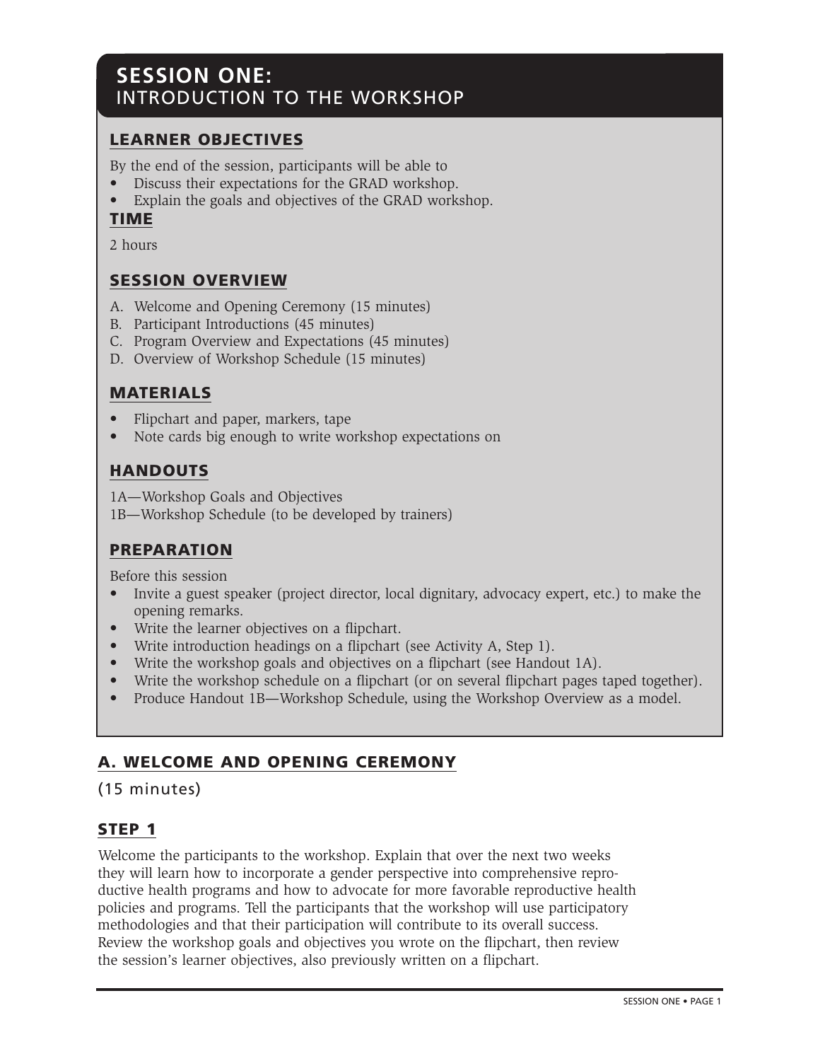# SESSION ONE: INTRODUCTION TO THE WORKSHOP

## LEARNER OBJECTIVES

By the end of the session, participants will be able to

- Discuss their expectations for the GRAD workshop.
- Explain the goals and objectives of the GRAD workshop.

## TIME

2 hours

## SESSION OVERVIEW

A. Welcome and Opening Ceremony (15 minutes)
B. Participant Introductions (45 minutes)
C. Program Overview and Expectations (45 minutes)
D. Overview of Workshop Schedule (15 minutes)

## MATERIALS

- Flipchart and paper, markers, tape
- Note cards big enough to write workshop expectations on

## HANDOUTS

1A—Workshop Goals and Objectives
1B—Workshop Schedule (to be developed by trainers)

## PREPARATION

Before this session

- Invite a guest speaker (project director, local dignitary, advocacy expert, etc.) to make the opening remarks.
- Write the learner objectives on a flipchart.
- Write introduction headings on a flipchart (see Activity A, Step 1).
- Write the workshop goals and objectives on a flipchart (see Handout 1A).
- Write the workshop schedule on a flipchart (or on several flipchart pages taped together).
- Produce Handout 1B—Workshop Schedule, using the Workshop Overview as a model.

## A. WELCOME AND OPENING CEREMONY

(15 minutes)

### STEP 1

Welcome the participants to the workshop. Explain that over the next two weeks they will learn how to incorporate a gender perspective into comprehensive reproductive health programs and how to advocate for more favorable reproductive health policies and programs. Tell the participants that the workshop will use participatory methodologies and that their participation will contribute to its overall success. Review the workshop goals and objectives you wrote on the flipchart, then review the session's learner objectives, also previously written on a flipchart.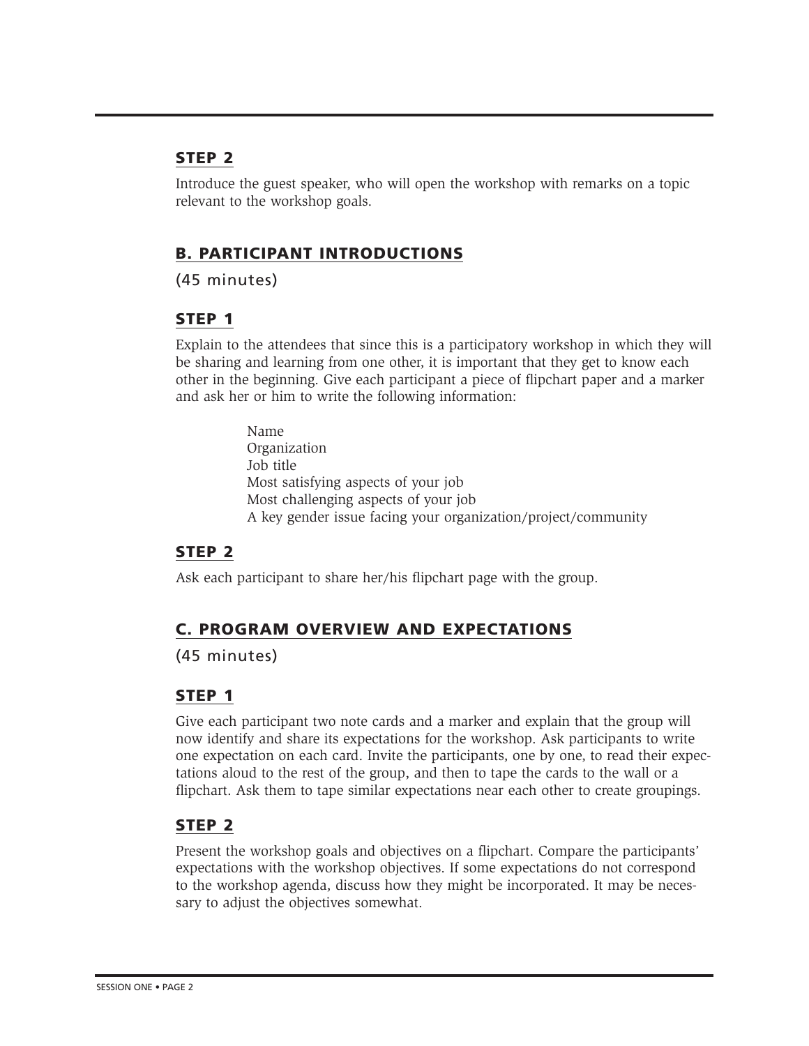### STEP 2

Introduce the guest speaker, who will open the workshop with remarks on a topic relevant to the workshop goals.

## B. PARTICIPANT INTRODUCTIONS

(45 minutes)

### STEP 1

Explain to the attendees that since this is a participatory workshop in which they will be sharing and learning from one other, it is important that they get to know each other in the beginning. Give each participant a piece of flipchart paper and a marker and ask her or him to write the following information:

> Name
> Organization
> Job title
> Most satisfying aspects of your job
> Most challenging aspects of your job
> A key gender issue facing your organization/project/community

### STEP 2

Ask each participant to share her/his flipchart page with the group.

## C. PROGRAM OVERVIEW AND EXPECTATIONS

(45 minutes)

### STEP 1

Give each participant two note cards and a marker and explain that the group will now identify and share its expectations for the workshop. Ask participants to write one expectation on each card. Invite the participants, one by one, to read their expectations aloud to the rest of the group, and then to tape the cards to the wall or a flipchart. Ask them to tape similar expectations near each other to create groupings.

### STEP 2

Present the workshop goals and objectives on a flipchart. Compare the participants' expectations with the workshop objectives. If some expectations do not correspond to the workshop agenda, discuss how they might be incorporated. It may be necessary to adjust the objectives somewhat.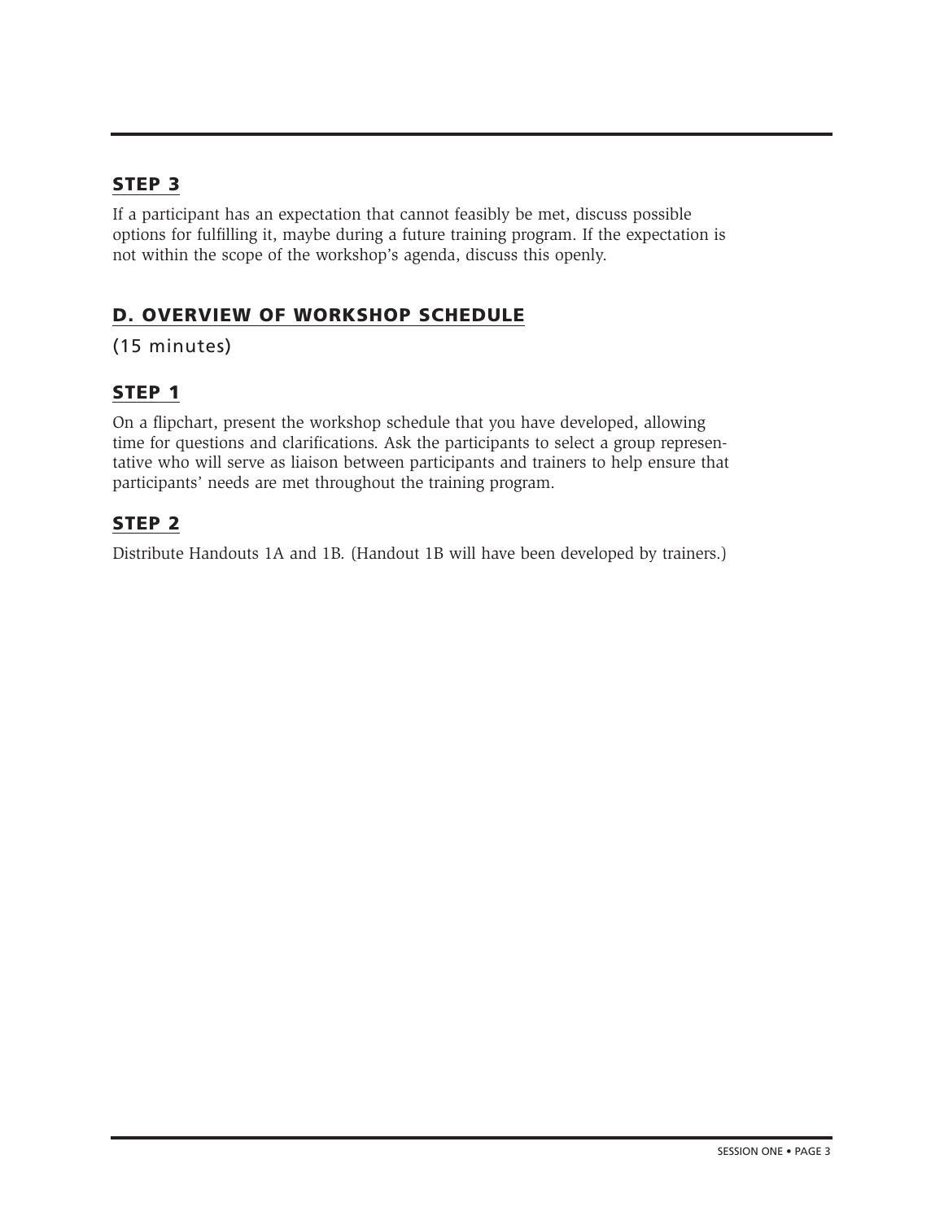## STEP 3

If a participant has an expectation that cannot feasibly be met, discuss possible options for fulfilling it, maybe during a future training program. If the expectation is not within the scope of the workshop's agenda, discuss this openly.

## D. OVERVIEW OF WORKSHOP SCHEDULE

(15 minutes)

## STEP 1

On a flipchart, present the workshop schedule that you have developed, allowing time for questions and clarifications. Ask the participants to select a group representative who will serve as liaison between participants and trainers to help ensure that participants' needs are met throughout the training program.

## STEP 2

Distribute Handouts 1A and 1B. (Handout 1B will have been developed by trainers.)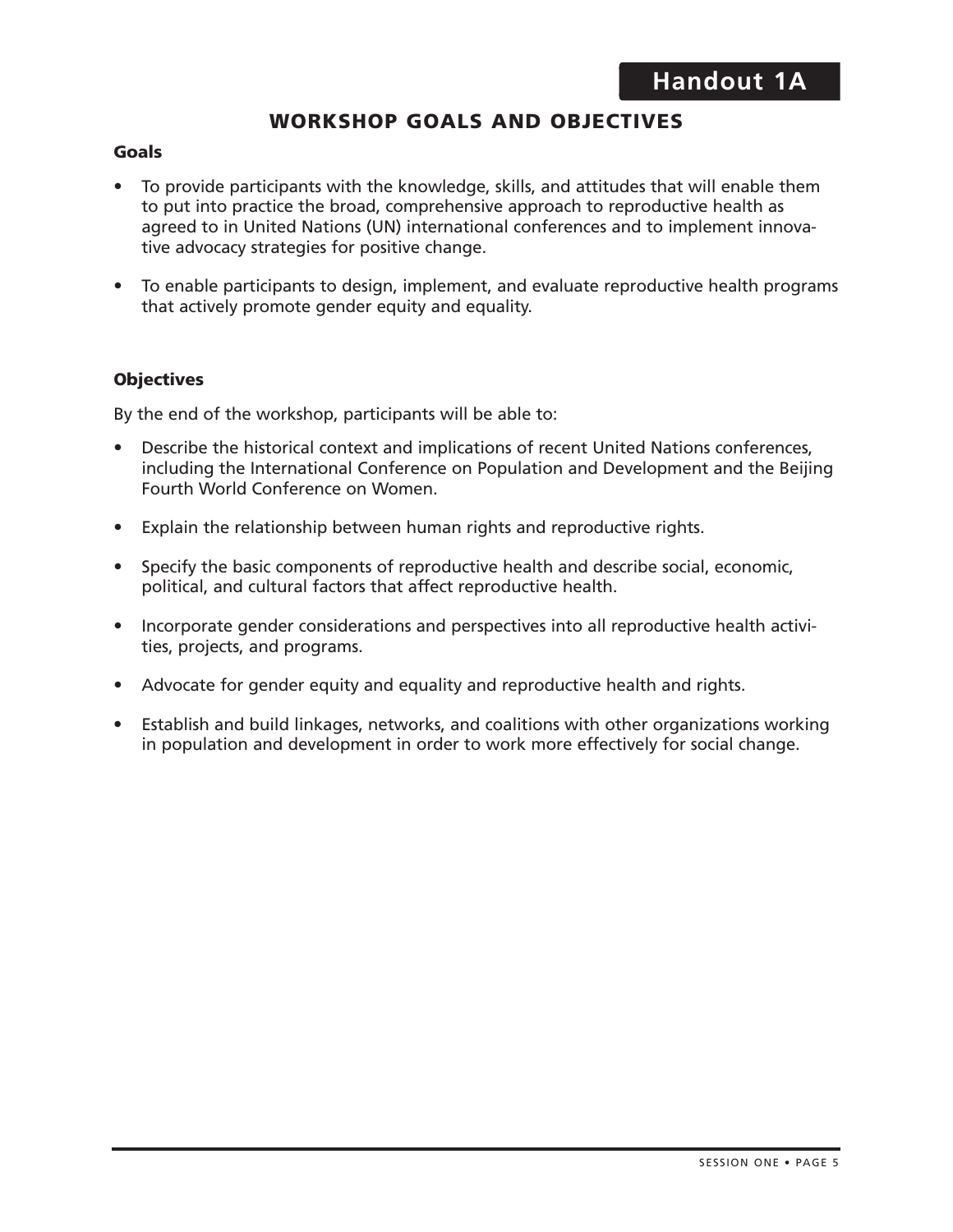# Handout 1A

## WORKSHOP GOALS AND OBJECTIVES

### Goals

- To provide participants with the knowledge, skills, and attitudes that will enable them to put into practice the broad, comprehensive approach to reproductive health as agreed to in United Nations (UN) international conferences and to implement innovative advocacy strategies for positive change.
- To enable participants to design, implement, and evaluate reproductive health programs that actively promote gender equity and equality.

### Objectives

By the end of the workshop, participants will be able to:

- Describe the historical context and implications of recent United Nations conferences, including the International Conference on Population and Development and the Beijing Fourth World Conference on Women.
- Explain the relationship between human rights and reproductive rights.
- Specify the basic components of reproductive health and describe social, economic, political, and cultural factors that affect reproductive health.
- Incorporate gender considerations and perspectives into all reproductive health activities, projects, and programs.
- Advocate for gender equity and equality and reproductive health and rights.
- Establish and build linkages, networks, and coalitions with other organizations working in population and development in order to work more effectively for social change.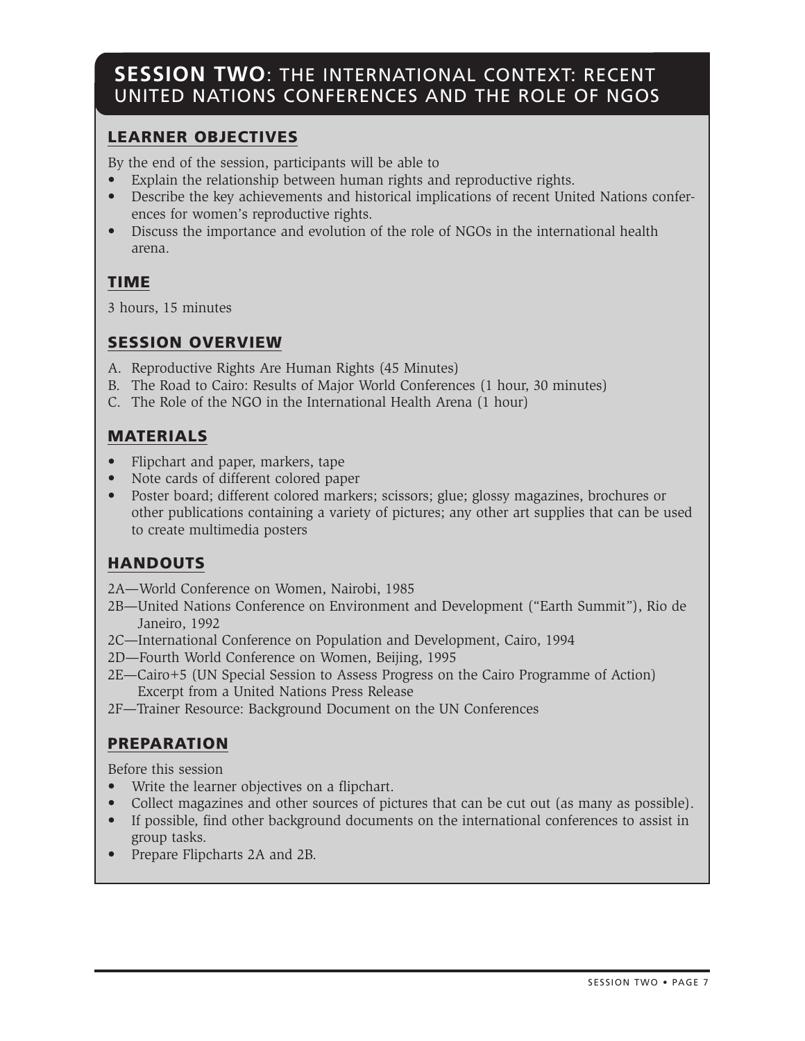# SESSION TWO: THE INTERNATIONAL CONTEXT: RECENT UNITED NATIONS CONFERENCES AND THE ROLE OF NGOS

## LEARNER OBJECTIVES

By the end of the session, participants will be able to

- Explain the relationship between human rights and reproductive rights.
- Describe the key achievements and historical implications of recent United Nations conferences for women's reproductive rights.
- Discuss the importance and evolution of the role of NGOs in the international health arena.

## TIME

3 hours, 15 minutes

## SESSION OVERVIEW

A. Reproductive Rights Are Human Rights (45 Minutes)
B. The Road to Cairo: Results of Major World Conferences (1 hour, 30 minutes)
C. The Role of the NGO in the International Health Arena (1 hour)

## MATERIALS

- Flipchart and paper, markers, tape
- Note cards of different colored paper
- Poster board; different colored markers; scissors; glue; glossy magazines, brochures or other publications containing a variety of pictures; any other art supplies that can be used to create multimedia posters

## HANDOUTS

2A—World Conference on Women, Nairobi, 1985
2B—United Nations Conference on Environment and Development ("Earth Summit"), Rio de Janeiro, 1992
2C—International Conference on Population and Development, Cairo, 1994
2D—Fourth World Conference on Women, Beijing, 1995
2E—Cairo+5 (UN Special Session to Assess Progress on the Cairo Programme of Action) Excerpt from a United Nations Press Release
2F—Trainer Resource: Background Document on the UN Conferences

## PREPARATION

Before this session

- Write the learner objectives on a flipchart.
- Collect magazines and other sources of pictures that can be cut out (as many as possible).
- If possible, find other background documents on the international conferences to assist in group tasks.
- Prepare Flipcharts 2A and 2B.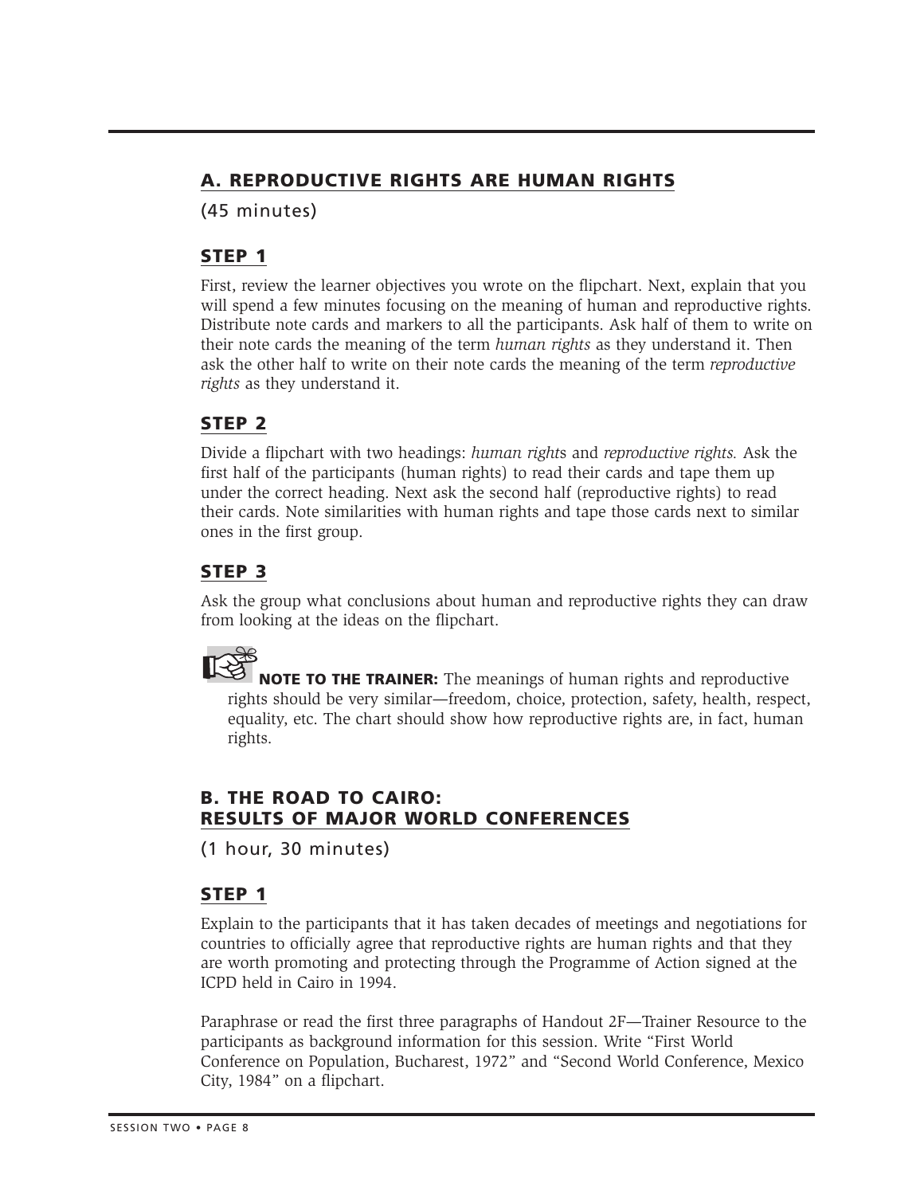## A. REPRODUCTIVE RIGHTS ARE HUMAN RIGHTS

(45 minutes)

### STEP 1

First, review the learner objectives you wrote on the flipchart. Next, explain that you will spend a few minutes focusing on the meaning of human and reproductive rights. Distribute note cards and markers to all the participants. Ask half of them to write on their note cards the meaning of the term *human rights* as they understand it. Then ask the other half to write on their note cards the meaning of the term *reproductive rights* as they understand it.

### STEP 2

Divide a flipchart with two headings: *human right*s and *reproductive rights.* Ask the first half of the participants (human rights) to read their cards and tape them up under the correct heading. Next ask the second half (reproductive rights) to read their cards. Note similarities with human rights and tape those cards next to similar ones in the first group.

### STEP 3

Ask the group what conclusions about human and reproductive rights they can draw from looking at the ideas on the flipchart.

> **NOTE TO THE TRAINER:** The meanings of human rights and reproductive rights should be very similar—freedom, choice, protection, safety, health, respect, equality, etc. The chart should show how reproductive rights are, in fact, human rights.

## B. THE ROAD TO CAIRO: RESULTS OF MAJOR WORLD CONFERENCES

(1 hour, 30 minutes)

### STEP 1

Explain to the participants that it has taken decades of meetings and negotiations for countries to officially agree that reproductive rights are human rights and that they are worth promoting and protecting through the Programme of Action signed at the ICPD held in Cairo in 1994.

Paraphrase or read the first three paragraphs of Handout 2F—Trainer Resource to the participants as background information for this session. Write "First World Conference on Population, Bucharest, 1972" and "Second World Conference, Mexico City, 1984" on a flipchart.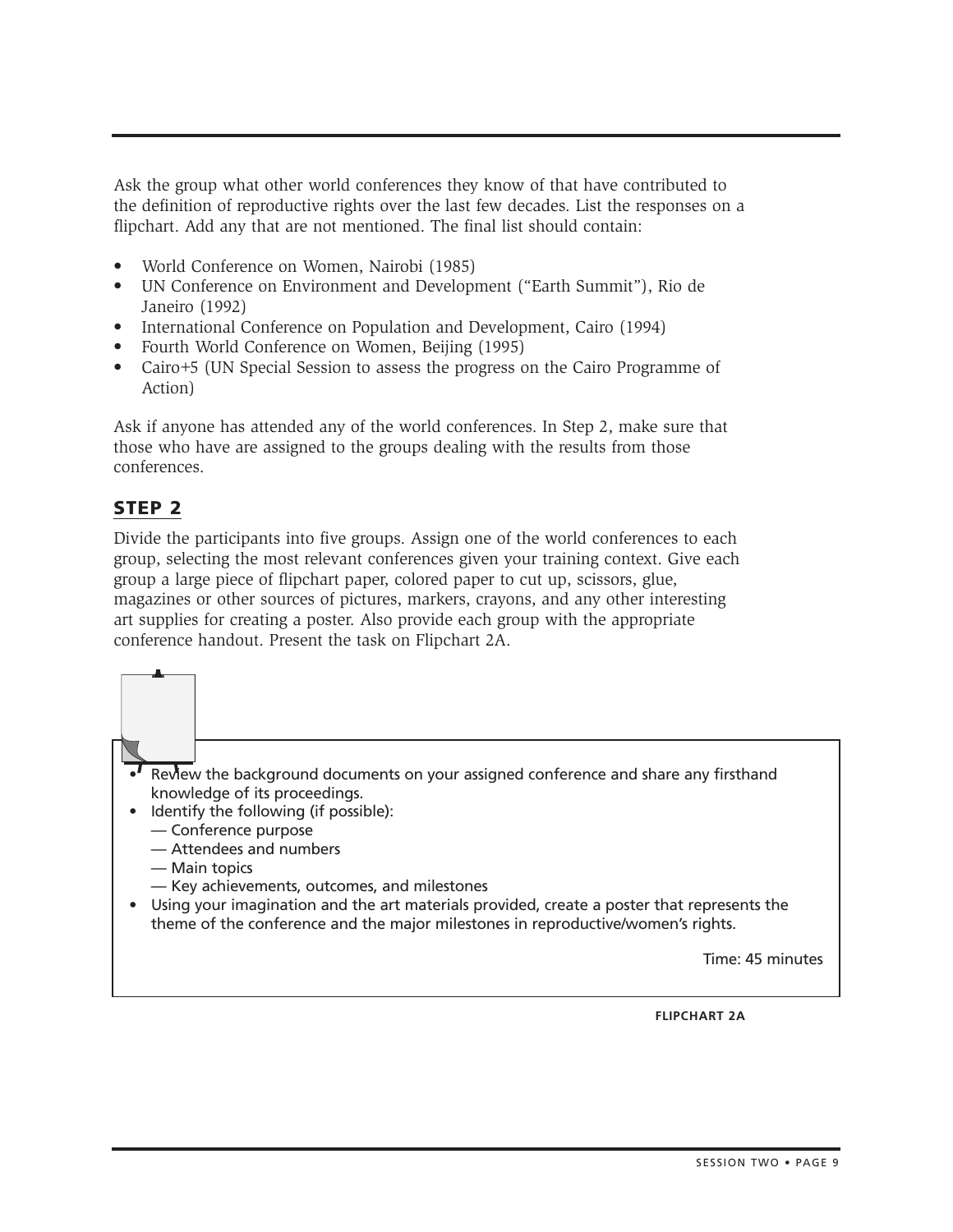Ask the group what other world conferences they know of that have contributed to the definition of reproductive rights over the last few decades. List the responses on a flipchart. Add any that are not mentioned. The final list should contain:

- World Conference on Women, Nairobi (1985)
- UN Conference on Environment and Development ("Earth Summit"), Rio de Janeiro (1992)
- International Conference on Population and Development, Cairo (1994)
- Fourth World Conference on Women, Beijing (1995)
- Cairo+5 (UN Special Session to assess the progress on the Cairo Programme of Action)

Ask if anyone has attended any of the world conferences. In Step 2, make sure that those who have are assigned to the groups dealing with the results from those conferences.

## STEP 2

Divide the participants into five groups. Assign one of the world conferences to each group, selecting the most relevant conferences given your training context. Give each group a large piece of flipchart paper, colored paper to cut up, scissors, glue, magazines or other sources of pictures, markers, crayons, and any other interesting art supplies for creating a poster. Also provide each group with the appropriate conference handout. Present the task on Flipchart 2A.

- Review the background documents on your assigned conference and share any firsthand knowledge of its proceedings.
- Identify the following (if possible):
  - — Conference purpose
  - — Attendees and numbers
  - — Main topics
  - — Key achievements, outcomes, and milestones
- Using your imagination and the art materials provided, create a poster that represents the theme of the conference and the major milestones in reproductive/women's rights.

Time: 45 minutes

**FLIPCHART 2A**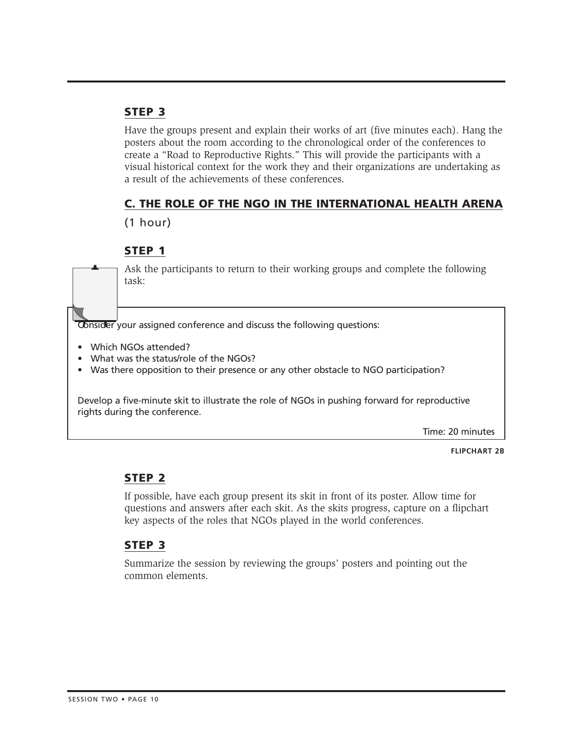## STEP 3

Have the groups present and explain their works of art (five minutes each). Hang the posters about the room according to the chronological order of the conferences to create a "Road to Reproductive Rights." This will provide the participants with a visual historical context for the work they and their organizations are undertaking as a result of the achievements of these conferences.

## C. THE ROLE OF THE NGO IN THE INTERNATIONAL HEALTH ARENA

(1 hour)

## STEP 1

Ask the participants to return to their working groups and complete the following task:

> Consider your assigned conference and discuss the following questions:
>
> - Which NGOs attended?
> - What was the status/role of the NGOs?
> - Was there opposition to their presence or any other obstacle to NGO participation?
>
> Develop a five-minute skit to illustrate the role of NGOs in pushing forward for reproductive rights during the conference.
>
> Time: 20 minutes

**FLIPCHART 2B**

## STEP 2

If possible, have each group present its skit in front of its poster. Allow time for questions and answers after each skit. As the skits progress, capture on a flipchart key aspects of the roles that NGOs played in the world conferences.

## STEP 3

Summarize the session by reviewing the groups' posters and pointing out the common elements.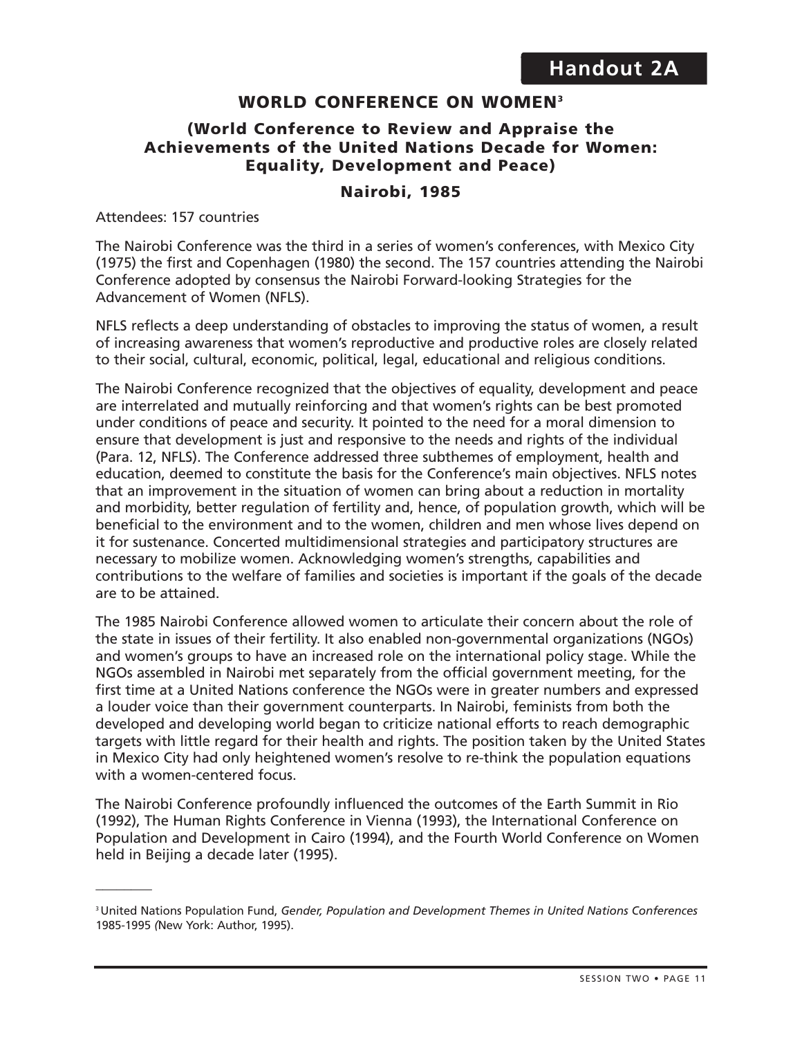# Handout 2A

## WORLD CONFERENCE ON WOMEN[3]

### (World Conference to Review and Appraise the Achievements of the United Nations Decade for Women: Equality, Development and Peace)

### Nairobi, 1985

Attendees: 157 countries

The Nairobi Conference was the third in a series of women's conferences, with Mexico City (1975) the first and Copenhagen (1980) the second. The 157 countries attending the Nairobi Conference adopted by consensus the Nairobi Forward-looking Strategies for the Advancement of Women (NFLS).

NFLS reflects a deep understanding of obstacles to improving the status of women, a result of increasing awareness that women's reproductive and productive roles are closely related to their social, cultural, economic, political, legal, educational and religious conditions.

The Nairobi Conference recognized that the objectives of equality, development and peace are interrelated and mutually reinforcing and that women's rights can be best promoted under conditions of peace and security. It pointed to the need for a moral dimension to ensure that development is just and responsive to the needs and rights of the individual (Para. 12, NFLS). The Conference addressed three subthemes of employment, health and education, deemed to constitute the basis for the Conference's main objectives. NFLS notes that an improvement in the situation of women can bring about a reduction in mortality and morbidity, better regulation of fertility and, hence, of population growth, which will be beneficial to the environment and to the women, children and men whose lives depend on it for sustenance. Concerted multidimensional strategies and participatory structures are necessary to mobilize women. Acknowledging women's strengths, capabilities and contributions to the welfare of families and societies is important if the goals of the decade are to be attained.

The 1985 Nairobi Conference allowed women to articulate their concern about the role of the state in issues of their fertility. It also enabled non-governmental organizations (NGOs) and women's groups to have an increased role on the international policy stage. While the NGOs assembled in Nairobi met separately from the official government meeting, for the first time at a United Nations conference the NGOs were in greater numbers and expressed a louder voice than their government counterparts. In Nairobi, feminists from both the developed and developing world began to criticize national efforts to reach demographic targets with little regard for their health and rights. The position taken by the United States in Mexico City had only heightened women's resolve to re-think the population equations with a women-centered focus.

The Nairobi Conference profoundly influenced the outcomes of the Earth Summit in Rio (1992), The Human Rights Conference in Vienna (1993), the International Conference on Population and Development in Cairo (1994), and the Fourth World Conference on Women held in Beijing a decade later (1995).

---

[3] United Nations Population Fund, *Gender, Population and Development Themes in United Nations Conferences* 1985-1995 (New York: Author, 1995).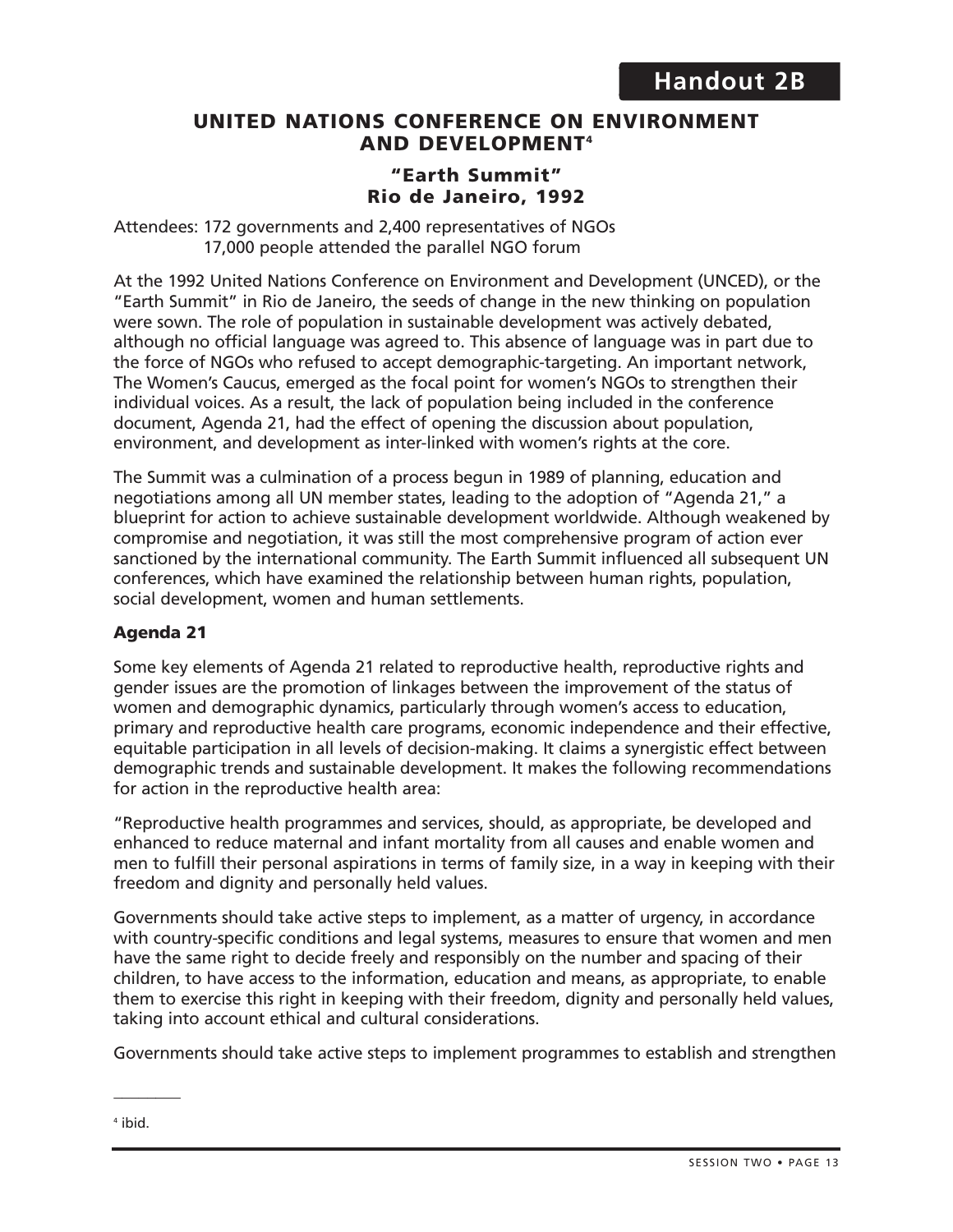**Handout 2B**

## UNITED NATIONS CONFERENCE ON ENVIRONMENT AND DEVELOPMENT[4]

### "Earth Summit"
### Rio de Janeiro, 1992

Attendees: 172 governments and 2,400 representatives of NGOs
17,000 people attended the parallel NGO forum

At the 1992 United Nations Conference on Environment and Development (UNCED), or the "Earth Summit" in Rio de Janeiro, the seeds of change in the new thinking on population were sown. The role of population in sustainable development was actively debated, although no official language was agreed to. This absence of language was in part due to the force of NGOs who refused to accept demographic-targeting. An important network, The Women's Caucus, emerged as the focal point for women's NGOs to strengthen their individual voices. As a result, the lack of population being included in the conference document, Agenda 21, had the effect of opening the discussion about population, environment, and development as inter-linked with women's rights at the core.

The Summit was a culmination of a process begun in 1989 of planning, education and negotiations among all UN member states, leading to the adoption of "Agenda 21," a blueprint for action to achieve sustainable development worldwide. Although weakened by compromise and negotiation, it was still the most comprehensive program of action ever sanctioned by the international community. The Earth Summit influenced all subsequent UN conferences, which have examined the relationship between human rights, population, social development, women and human settlements.

### Agenda 21

Some key elements of Agenda 21 related to reproductive health, reproductive rights and gender issues are the promotion of linkages between the improvement of the status of women and demographic dynamics, particularly through women's access to education, primary and reproductive health care programs, economic independence and their effective, equitable participation in all levels of decision-making. It claims a synergistic effect between demographic trends and sustainable development. It makes the following recommendations for action in the reproductive health area:

"Reproductive health programmes and services, should, as appropriate, be developed and enhanced to reduce maternal and infant mortality from all causes and enable women and men to fulfill their personal aspirations in terms of family size, in a way in keeping with their freedom and dignity and personally held values.

Governments should take active steps to implement, as a matter of urgency, in accordance with country-specific conditions and legal systems, measures to ensure that women and men have the same right to decide freely and responsibly on the number and spacing of their children, to have access to the information, education and means, as appropriate, to enable them to exercise this right in keeping with their freedom, dignity and personally held values, taking into account ethical and cultural considerations.

Governments should take active steps to implement programmes to establish and strengthen

---

[4] ibid.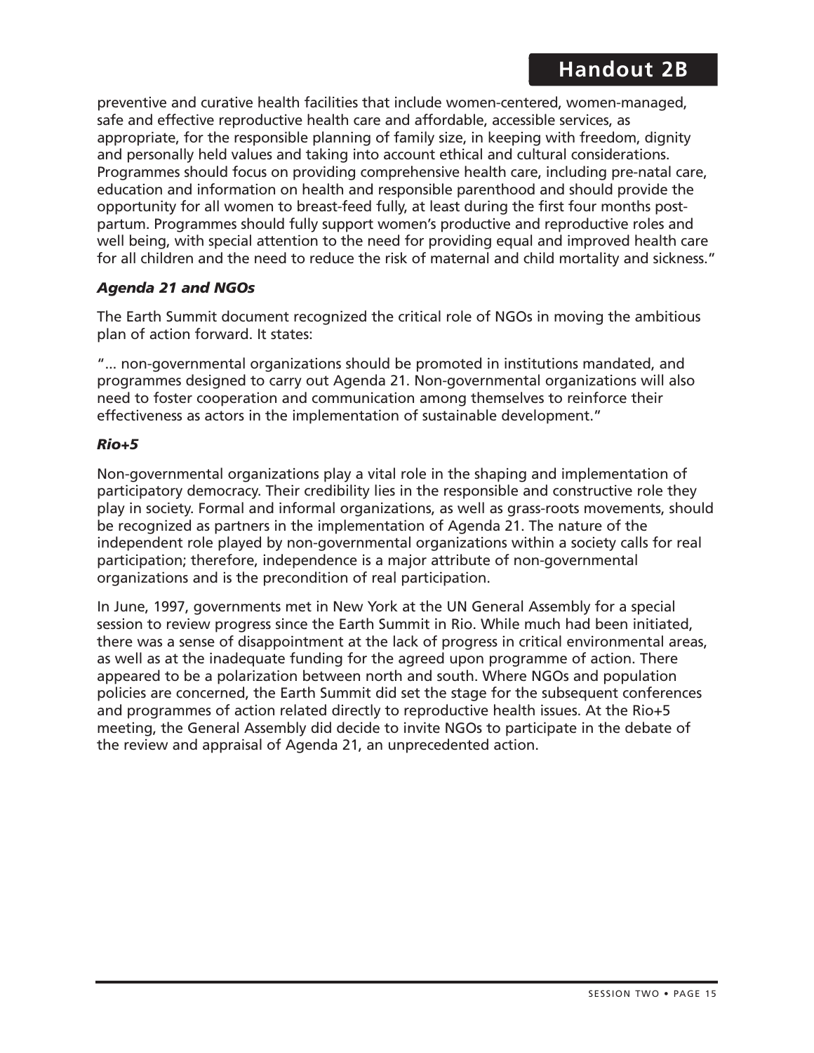preventive and curative health facilities that include women-centered, women-managed, safe and effective reproductive health care and affordable, accessible services, as appropriate, for the responsible planning of family size, in keeping with freedom, dignity and personally held values and taking into account ethical and cultural considerations. Programmes should focus on providing comprehensive health care, including pre-natal care, education and information on health and responsible parenthood and should provide the opportunity for all women to breast-feed fully, at least during the first four months post-partum. Programmes should fully support women's productive and reproductive roles and well being, with special attention to the need for providing equal and improved health care for all children and the need to reduce the risk of maternal and child mortality and sickness."

### *Agenda 21 and NGOs*

The Earth Summit document recognized the critical role of NGOs in moving the ambitious plan of action forward. It states:

"... non-governmental organizations should be promoted in institutions mandated, and programmes designed to carry out Agenda 21. Non-governmental organizations will also need to foster cooperation and communication among themselves to reinforce their effectiveness as actors in the implementation of sustainable development."

### *Rio+5*

Non-governmental organizations play a vital role in the shaping and implementation of participatory democracy. Their credibility lies in the responsible and constructive role they play in society. Formal and informal organizations, as well as grass-roots movements, should be recognized as partners in the implementation of Agenda 21. The nature of the independent role played by non-governmental organizations within a society calls for real participation; therefore, independence is a major attribute of non-governmental organizations and is the precondition of real participation.

In June, 1997, governments met in New York at the UN General Assembly for a special session to review progress since the Earth Summit in Rio. While much had been initiated, there was a sense of disappointment at the lack of progress in critical environmental areas, as well as at the inadequate funding for the agreed upon programme of action. There appeared to be a polarization between north and south. Where NGOs and population policies are concerned, the Earth Summit did set the stage for the subsequent conferences and programmes of action related directly to reproductive health issues. At the Rio+5 meeting, the General Assembly did decide to invite NGOs to participate in the debate of the review and appraisal of Agenda 21, an unprecedented action.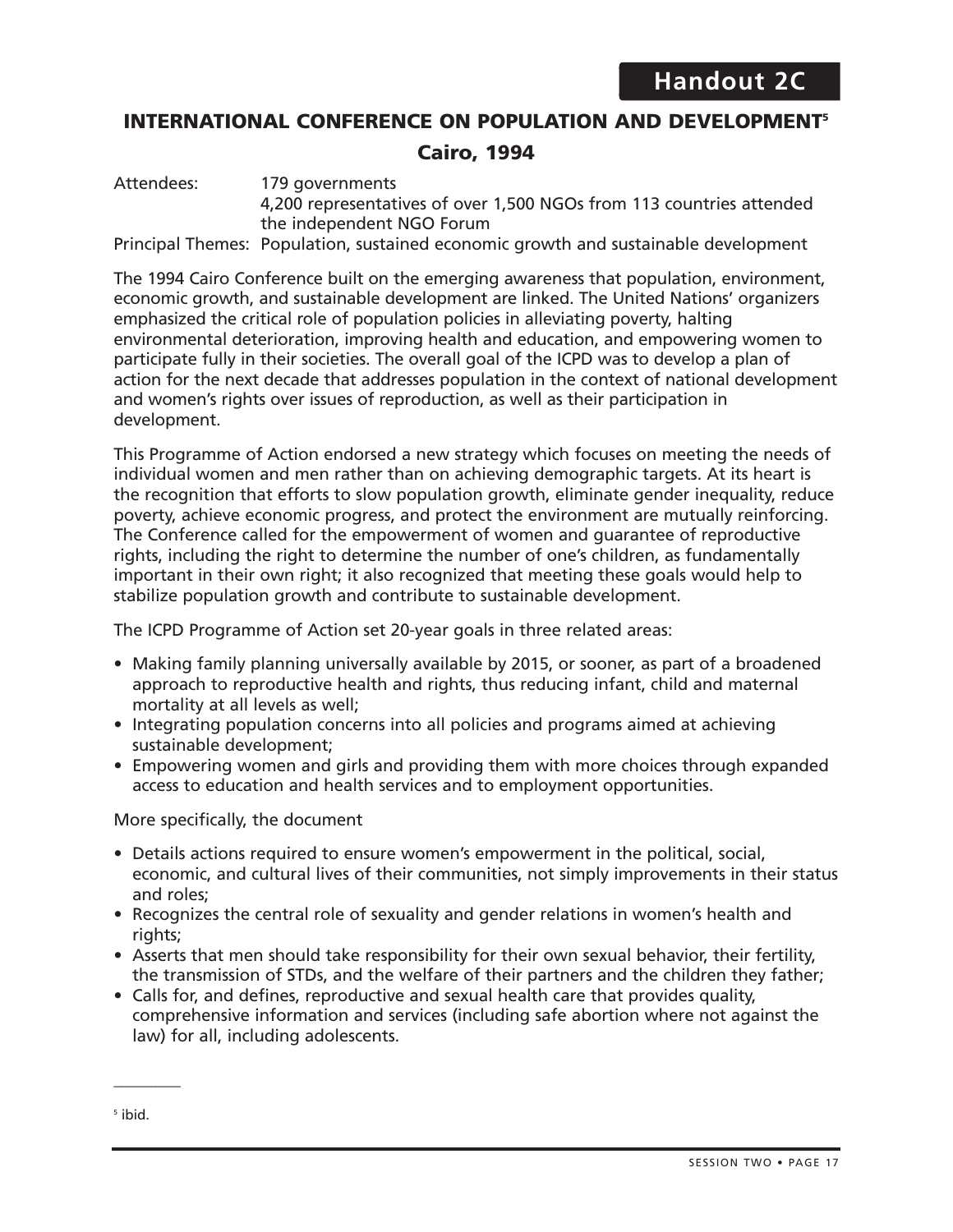# Handout 2C

## INTERNATIONAL CONFERENCE ON POPULATION AND DEVELOPMENT[5]

### Cairo, 1994

Attendees: 179 governments
4,200 representatives of over 1,500 NGOs from 113 countries attended the independent NGO Forum

Principal Themes: Population, sustained economic growth and sustainable development

The 1994 Cairo Conference built on the emerging awareness that population, environment, economic growth, and sustainable development are linked. The United Nations' organizers emphasized the critical role of population policies in alleviating poverty, halting environmental deterioration, improving health and education, and empowering women to participate fully in their societies. The overall goal of the ICPD was to develop a plan of action for the next decade that addresses population in the context of national development and women's rights over issues of reproduction, as well as their participation in development.

This Programme of Action endorsed a new strategy which focuses on meeting the needs of individual women and men rather than on achieving demographic targets. At its heart is the recognition that efforts to slow population growth, eliminate gender inequality, reduce poverty, achieve economic progress, and protect the environment are mutually reinforcing. The Conference called for the empowerment of women and guarantee of reproductive rights, including the right to determine the number of one's children, as fundamentally important in their own right; it also recognized that meeting these goals would help to stabilize population growth and contribute to sustainable development.

The ICPD Programme of Action set 20-year goals in three related areas:

- Making family planning universally available by 2015, or sooner, as part of a broadened approach to reproductive health and rights, thus reducing infant, child and maternal mortality at all levels as well;
- Integrating population concerns into all policies and programs aimed at achieving sustainable development;
- Empowering women and girls and providing them with more choices through expanded access to education and health services and to employment opportunities.

More specifically, the document

- Details actions required to ensure women's empowerment in the political, social, economic, and cultural lives of their communities, not simply improvements in their status and roles;
- Recognizes the central role of sexuality and gender relations in women's health and rights;
- Asserts that men should take responsibility for their own sexual behavior, their fertility, the transmission of STDs, and the welfare of their partners and the children they father;
- Calls for, and defines, reproductive and sexual health care that provides quality, comprehensive information and services (including safe abortion where not against the law) for all, including adolescents.

---

[5] ibid.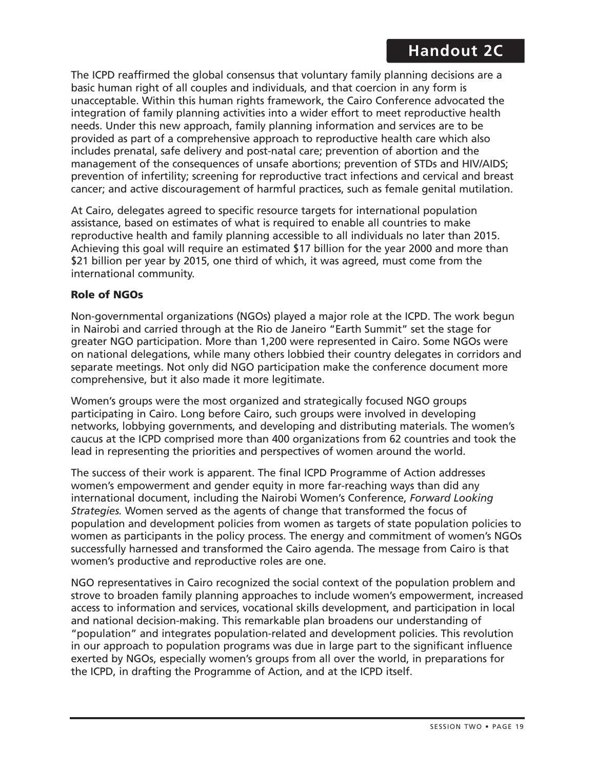The ICPD reaffirmed the global consensus that voluntary family planning decisions are a basic human right of all couples and individuals, and that coercion in any form is unacceptable. Within this human rights framework, the Cairo Conference advocated the integration of family planning activities into a wider effort to meet reproductive health needs. Under this new approach, family planning information and services are to be provided as part of a comprehensive approach to reproductive health care which also includes prenatal, safe delivery and post-natal care; prevention of abortion and the management of the consequences of unsafe abortions; prevention of STDs and HIV/AIDS; prevention of infertility; screening for reproductive tract infections and cervical and breast cancer; and active discouragement of harmful practices, such as female genital mutilation.

At Cairo, delegates agreed to specific resource targets for international population assistance, based on estimates of what is required to enable all countries to make reproductive health and family planning accessible to all individuals no later than 2015. Achieving this goal will require an estimated $17 billion for the year 2000 and more than $21 billion per year by 2015, one third of which, it was agreed, must come from the international community.

**Role of NGOs**

Non-governmental organizations (NGOs) played a major role at the ICPD. The work begun in Nairobi and carried through at the Rio de Janeiro "Earth Summit" set the stage for greater NGO participation. More than 1,200 were represented in Cairo. Some NGOs were on national delegations, while many others lobbied their country delegates in corridors and separate meetings. Not only did NGO participation make the conference document more comprehensive, but it also made it more legitimate.

Women's groups were the most organized and strategically focused NGO groups participating in Cairo. Long before Cairo, such groups were involved in developing networks, lobbying governments, and developing and distributing materials. The women's caucus at the ICPD comprised more than 400 organizations from 62 countries and took the lead in representing the priorities and perspectives of women around the world.

The success of their work is apparent. The final ICPD Programme of Action addresses women's empowerment and gender equity in more far-reaching ways than did any international document, including the Nairobi Women's Conference, *Forward Looking Strategies.* Women served as the agents of change that transformed the focus of population and development policies from women as targets of state population policies to women as participants in the policy process. The energy and commitment of women's NGOs successfully harnessed and transformed the Cairo agenda. The message from Cairo is that women's productive and reproductive roles are one.

NGO representatives in Cairo recognized the social context of the population problem and strove to broaden family planning approaches to include women's empowerment, increased access to information and services, vocational skills development, and participation in local and national decision-making. This remarkable plan broadens our understanding of "population" and integrates population-related and development policies. This revolution in our approach to population programs was due in large part to the significant influence exerted by NGOs, especially women's groups from all over the world, in preparations for the ICPD, in drafting the Programme of Action, and at the ICPD itself.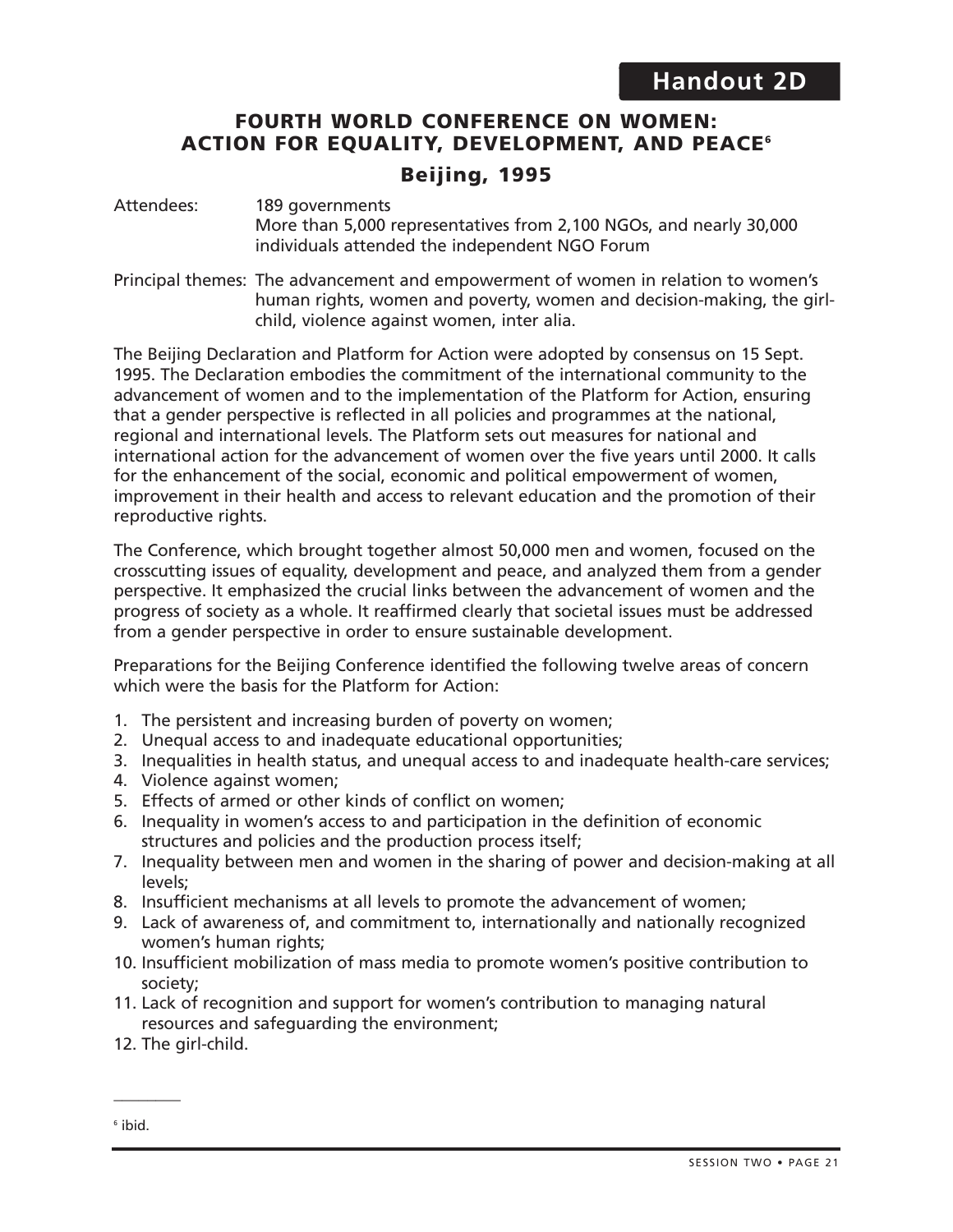## Handout 2D

# FOURTH WORLD CONFERENCE ON WOMEN: ACTION FOR EQUALITY, DEVELOPMENT, AND PEACE[6]

## Beijing, 1995

Attendees: 189 governments
More than 5,000 representatives from 2,100 NGOs, and nearly 30,000 individuals attended the independent NGO Forum

Principal themes: The advancement and empowerment of women in relation to women's human rights, women and poverty, women and decision-making, the girl-child, violence against women, inter alia.

The Beijing Declaration and Platform for Action were adopted by consensus on 15 Sept. 1995. The Declaration embodies the commitment of the international community to the advancement of women and to the implementation of the Platform for Action, ensuring that a gender perspective is reflected in all policies and programmes at the national, regional and international levels. The Platform sets out measures for national and international action for the advancement of women over the five years until 2000. It calls for the enhancement of the social, economic and political empowerment of women, improvement in their health and access to relevant education and the promotion of their reproductive rights.

The Conference, which brought together almost 50,000 men and women, focused on the crosscutting issues of equality, development and peace, and analyzed them from a gender perspective. It emphasized the crucial links between the advancement of women and the progress of society as a whole. It reaffirmed clearly that societal issues must be addressed from a gender perspective in order to ensure sustainable development.

Preparations for the Beijing Conference identified the following twelve areas of concern which were the basis for the Platform for Action:

1. The persistent and increasing burden of poverty on women;
2. Unequal access to and inadequate educational opportunities;
3. Inequalities in health status, and unequal access to and inadequate health-care services;
4. Violence against women;
5. Effects of armed or other kinds of conflict on women;
6. Inequality in women's access to and participation in the definition of economic structures and policies and the production process itself;
7. Inequality between men and women in the sharing of power and decision-making at all levels;
8. Insufficient mechanisms at all levels to promote the advancement of women;
9. Lack of awareness of, and commitment to, internationally and nationally recognized women's human rights;
10. Insufficient mobilization of mass media to promote women's positive contribution to society;
11. Lack of recognition and support for women's contribution to managing natural resources and safeguarding the environment;
12. The girl-child.

---

[6] ibid.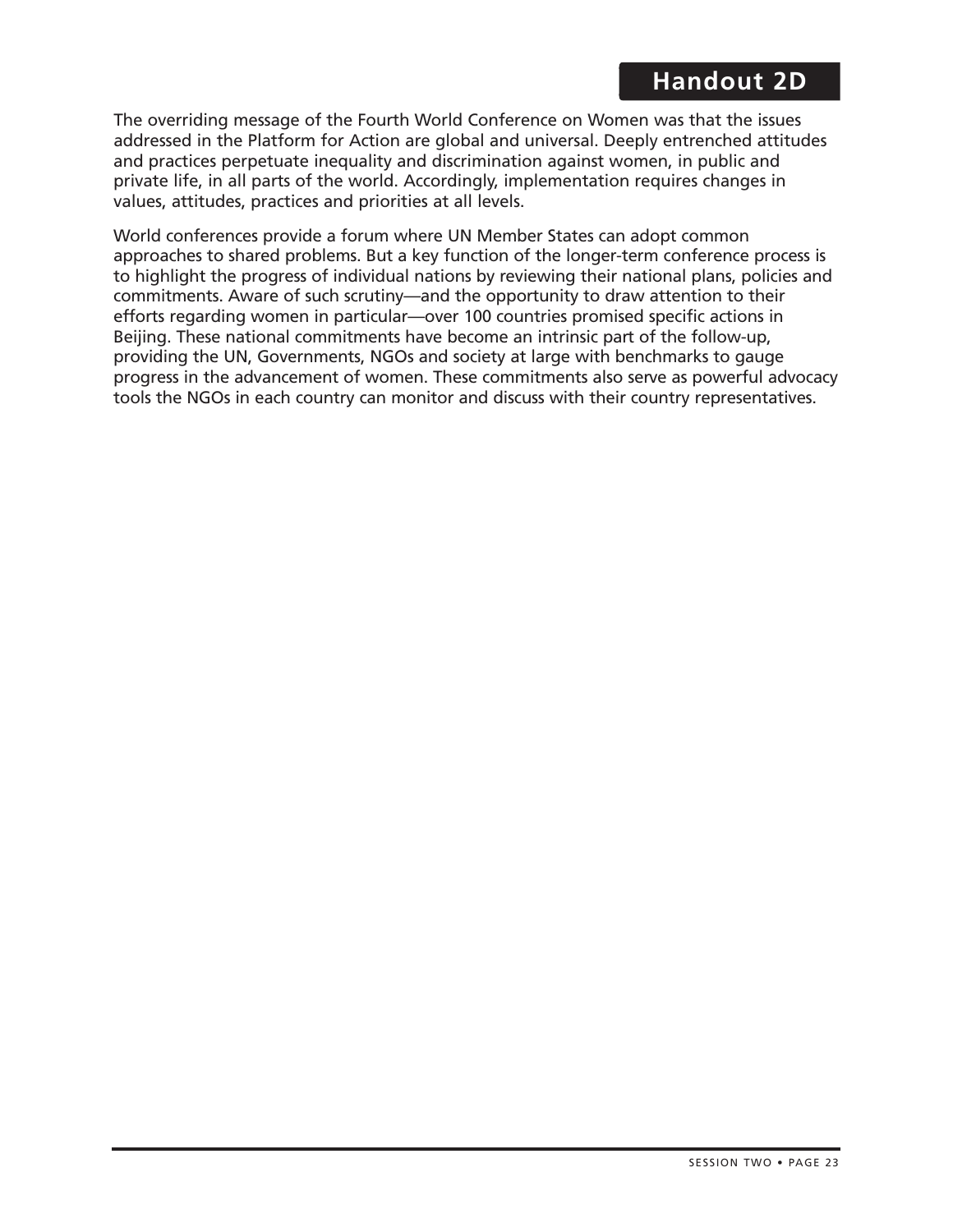## Handout 2D

The overriding message of the Fourth World Conference on Women was that the issues addressed in the Platform for Action are global and universal. Deeply entrenched attitudes and practices perpetuate inequality and discrimination against women, in public and private life, in all parts of the world. Accordingly, implementation requires changes in values, attitudes, practices and priorities at all levels.

World conferences provide a forum where UN Member States can adopt common approaches to shared problems. But a key function of the longer-term conference process is to highlight the progress of individual nations by reviewing their national plans, policies and commitments. Aware of such scrutiny—and the opportunity to draw attention to their efforts regarding women in particular—over 100 countries promised specific actions in Beijing. These national commitments have become an intrinsic part of the follow-up, providing the UN, Governments, NGOs and society at large with benchmarks to gauge progress in the advancement of women. These commitments also serve as powerful advocacy tools the NGOs in each country can monitor and discuss with their country representatives.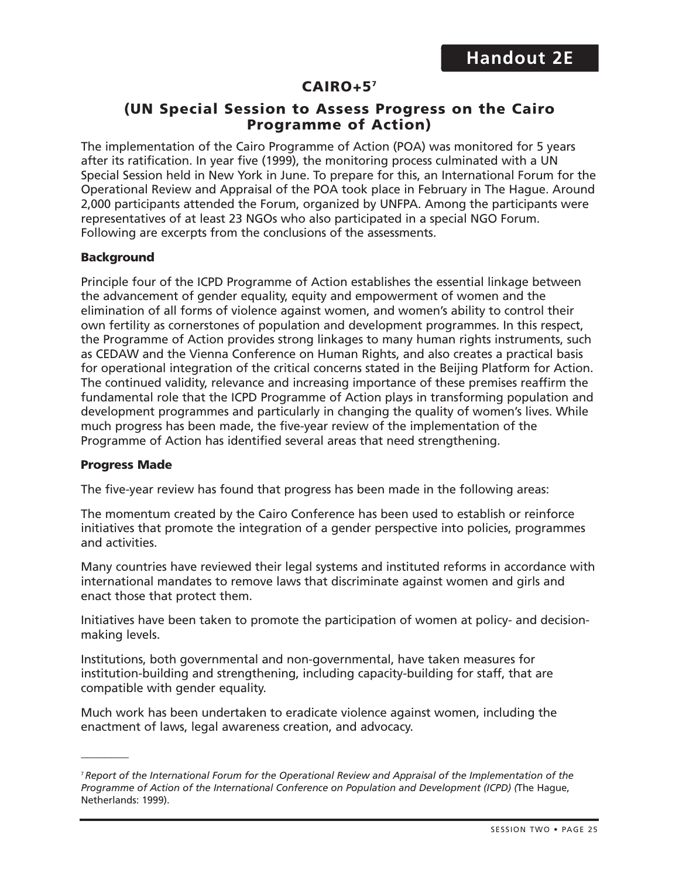**Handout 2E**

# CAIRO+5[7]

## (UN Special Session to Assess Progress on the Cairo Programme of Action)

The implementation of the Cairo Programme of Action (POA) was monitored for 5 years after its ratification. In year five (1999), the monitoring process culminated with a UN Special Session held in New York in June. To prepare for this, an International Forum for the Operational Review and Appraisal of the POA took place in February in The Hague. Around 2,000 participants attended the Forum, organized by UNFPA. Among the participants were representatives of at least 23 NGOs who also participated in a special NGO Forum. Following are excerpts from the conclusions of the assessments.

### Background

Principle four of the ICPD Programme of Action establishes the essential linkage between the advancement of gender equality, equity and empowerment of women and the elimination of all forms of violence against women, and women's ability to control their own fertility as cornerstones of population and development programmes. In this respect, the Programme of Action provides strong linkages to many human rights instruments, such as CEDAW and the Vienna Conference on Human Rights, and also creates a practical basis for operational integration of the critical concerns stated in the Beijing Platform for Action. The continued validity, relevance and increasing importance of these premises reaffirm the fundamental role that the ICPD Programme of Action plays in transforming population and development programmes and particularly in changing the quality of women's lives. While much progress has been made, the five-year review of the implementation of the Programme of Action has identified several areas that need strengthening.

### Progress Made

The five-year review has found that progress has been made in the following areas:

The momentum created by the Cairo Conference has been used to establish or reinforce initiatives that promote the integration of a gender perspective into policies, programmes and activities.

Many countries have reviewed their legal systems and instituted reforms in accordance with international mandates to remove laws that discriminate against women and girls and enact those that protect them.

Initiatives have been taken to promote the participation of women at policy- and decision-making levels.

Institutions, both governmental and non-governmental, have taken measures for institution-building and strengthening, including capacity-building for staff, that are compatible with gender equality.

Much work has been undertaken to eradicate violence against women, including the enactment of laws, legal awareness creation, and advocacy.

---

[7] *Report of the International Forum for the Operational Review and Appraisal of the Implementation of the Programme of Action of the International Conference on Population and Development (ICPD) (*The Hague, Netherlands: 1999).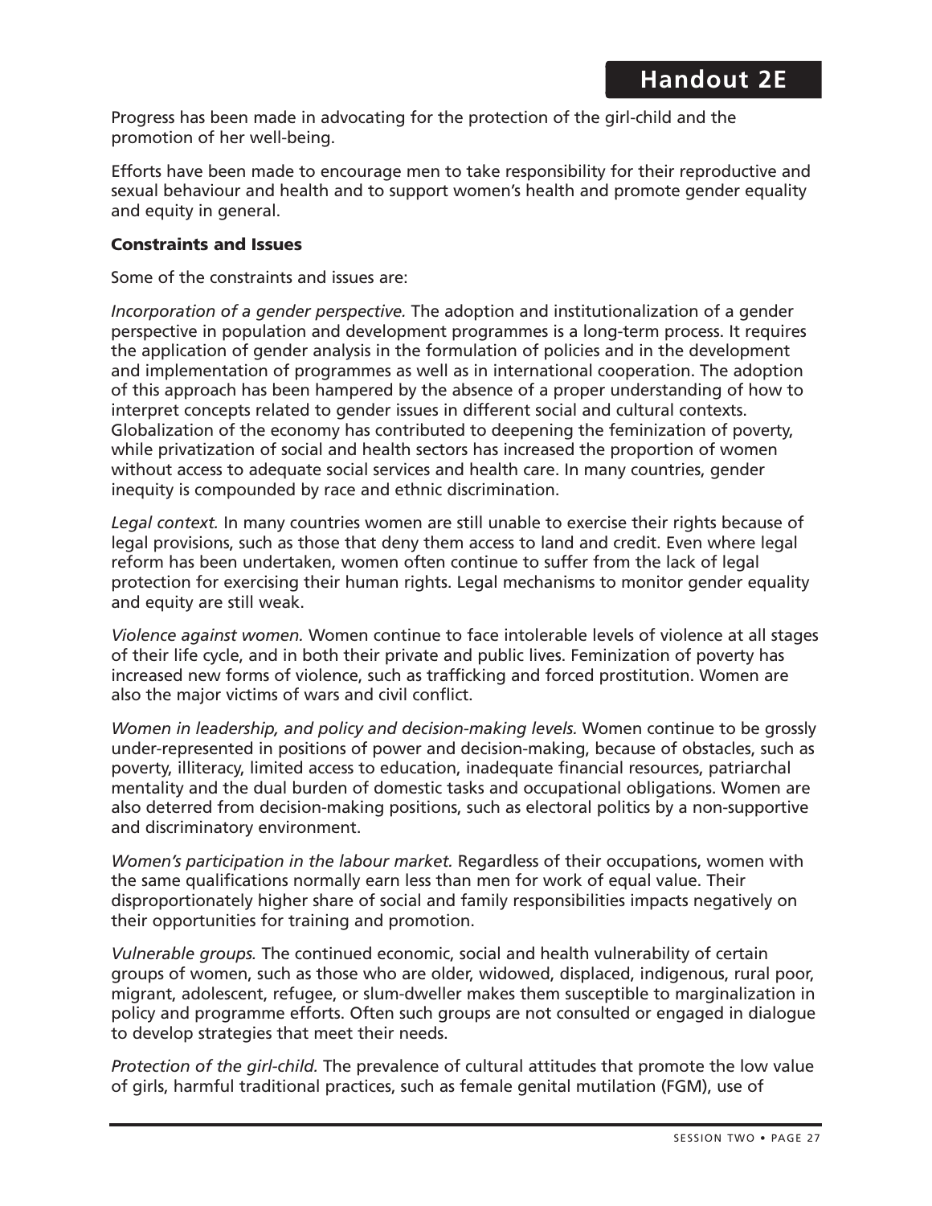# Handout 2E

Progress has been made in advocating for the protection of the girl-child and the promotion of her well-being.

Efforts have been made to encourage men to take responsibility for their reproductive and sexual behaviour and health and to support women's health and promote gender equality and equity in general.

**Constraints and Issues**

Some of the constraints and issues are:

*Incorporation of a gender perspective.* The adoption and institutionalization of a gender perspective in population and development programmes is a long-term process. It requires the application of gender analysis in the formulation of policies and in the development and implementation of programmes as well as in international cooperation. The adoption of this approach has been hampered by the absence of a proper understanding of how to interpret concepts related to gender issues in different social and cultural contexts. Globalization of the economy has contributed to deepening the feminization of poverty, while privatization of social and health sectors has increased the proportion of women without access to adequate social services and health care. In many countries, gender inequity is compounded by race and ethnic discrimination.

*Legal context.* In many countries women are still unable to exercise their rights because of legal provisions, such as those that deny them access to land and credit. Even where legal reform has been undertaken, women often continue to suffer from the lack of legal protection for exercising their human rights. Legal mechanisms to monitor gender equality and equity are still weak.

*Violence against women.* Women continue to face intolerable levels of violence at all stages of their life cycle, and in both their private and public lives. Feminization of poverty has increased new forms of violence, such as trafficking and forced prostitution. Women are also the major victims of wars and civil conflict.

*Women in leadership, and policy and decision-making levels.* Women continue to be grossly under-represented in positions of power and decision-making, because of obstacles, such as poverty, illiteracy, limited access to education, inadequate financial resources, patriarchal mentality and the dual burden of domestic tasks and occupational obligations. Women are also deterred from decision-making positions, such as electoral politics by a non-supportive and discriminatory environment.

*Women's participation in the labour market.* Regardless of their occupations, women with the same qualifications normally earn less than men for work of equal value. Their disproportionately higher share of social and family responsibilities impacts negatively on their opportunities for training and promotion.

*Vulnerable groups.* The continued economic, social and health vulnerability of certain groups of women, such as those who are older, widowed, displaced, indigenous, rural poor, migrant, adolescent, refugee, or slum-dweller makes them susceptible to marginalization in policy and programme efforts. Often such groups are not consulted or engaged in dialogue to develop strategies that meet their needs.

*Protection of the girl-child.* The prevalence of cultural attitudes that promote the low value of girls, harmful traditional practices, such as female genital mutilation (FGM), use of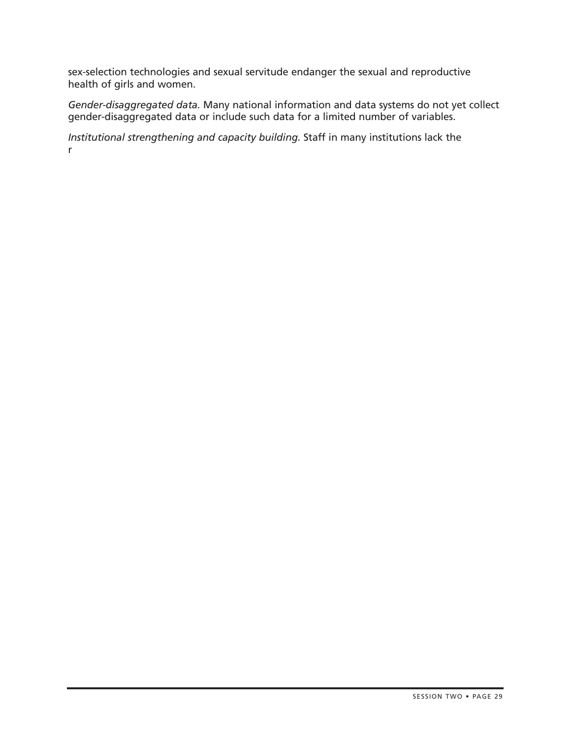sex-selection technologies and sexual servitude endanger the sexual and reproductive health of girls and women.

*Gender-disaggregated data.* Many national information and data systems do not yet collect gender-disaggregated data or include such data for a limited number of variables.

*Institutional strengthening and capacity building.* Staff in many institutions lack the r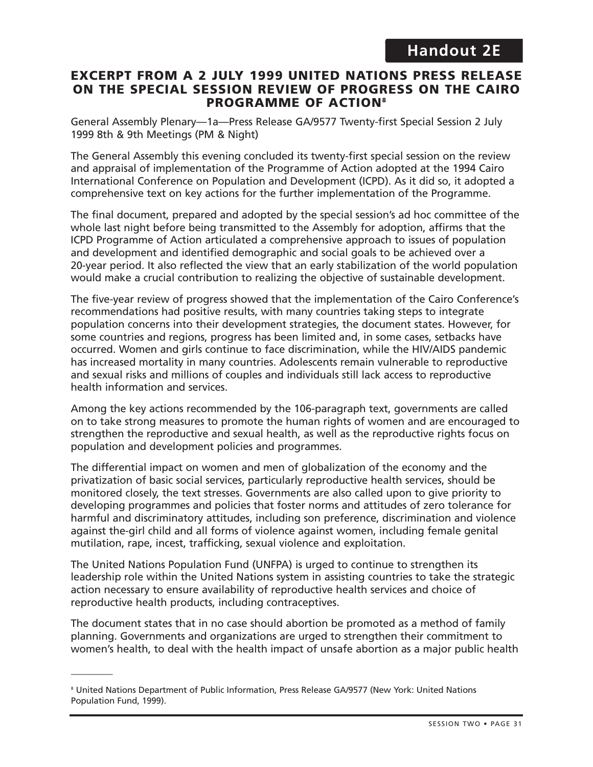Handout 2E

## EXCERPT FROM A 2 JULY 1999 UNITED NATIONS PRESS RELEASE ON THE SPECIAL SESSION REVIEW OF PROGRESS ON THE CAIRO PROGRAMME OF ACTION[8]

General Assembly Plenary—1a—Press Release GA/9577 Twenty-first Special Session 2 July 1999 8th & 9th Meetings (PM & Night)

The General Assembly this evening concluded its twenty-first special session on the review and appraisal of implementation of the Programme of Action adopted at the 1994 Cairo International Conference on Population and Development (ICPD). As it did so, it adopted a comprehensive text on key actions for the further implementation of the Programme.

The final document, prepared and adopted by the special session's ad hoc committee of the whole last night before being transmitted to the Assembly for adoption, affirms that the ICPD Programme of Action articulated a comprehensive approach to issues of population and development and identified demographic and social goals to be achieved over a 20-year period. It also reflected the view that an early stabilization of the world population would make a crucial contribution to realizing the objective of sustainable development.

The five-year review of progress showed that the implementation of the Cairo Conference's recommendations had positive results, with many countries taking steps to integrate population concerns into their development strategies, the document states. However, for some countries and regions, progress has been limited and, in some cases, setbacks have occurred. Women and girls continue to face discrimination, while the HIV/AIDS pandemic has increased mortality in many countries. Adolescents remain vulnerable to reproductive and sexual risks and millions of couples and individuals still lack access to reproductive health information and services.

Among the key actions recommended by the 106-paragraph text, governments are called on to take strong measures to promote the human rights of women and are encouraged to strengthen the reproductive and sexual health, as well as the reproductive rights focus on population and development policies and programmes.

The differential impact on women and men of globalization of the economy and the privatization of basic social services, particularly reproductive health services, should be monitored closely, the text stresses. Governments are also called upon to give priority to developing programmes and policies that foster norms and attitudes of zero tolerance for harmful and discriminatory attitudes, including son preference, discrimination and violence against the-girl child and all forms of violence against women, including female genital mutilation, rape, incest, trafficking, sexual violence and exploitation.

The United Nations Population Fund (UNFPA) is urged to continue to strengthen its leadership role within the United Nations system in assisting countries to take the strategic action necessary to ensure availability of reproductive health services and choice of reproductive health products, including contraceptives.

The document states that in no case should abortion be promoted as a method of family planning. Governments and organizations are urged to strengthen their commitment to women's health, to deal with the health impact of unsafe abortion as a major public health

---

[8] United Nations Department of Public Information, Press Release GA/9577 (New York: United Nations Population Fund, 1999).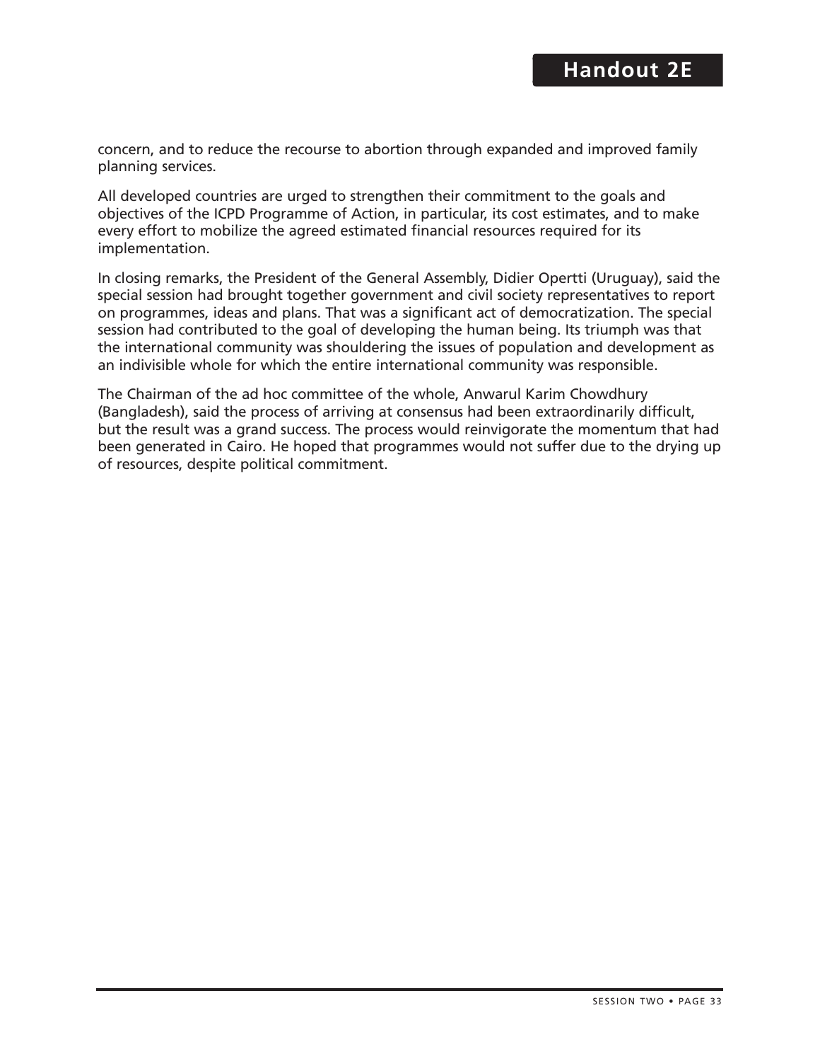# Handout 2E

concern, and to reduce the recourse to abortion through expanded and improved family planning services.

All developed countries are urged to strengthen their commitment to the goals and objectives of the ICPD Programme of Action, in particular, its cost estimates, and to make every effort to mobilize the agreed estimated financial resources required for its implementation.

In closing remarks, the President of the General Assembly, Didier Opertti (Uruguay), said the special session had brought together government and civil society representatives to report on programmes, ideas and plans. That was a significant act of democratization. The special session had contributed to the goal of developing the human being. Its triumph was that the international community was shouldering the issues of population and development as an indivisible whole for which the entire international community was responsible.

The Chairman of the ad hoc committee of the whole, Anwarul Karim Chowdhury (Bangladesh), said the process of arriving at consensus had been extraordinarily difficult, but the result was a grand success. The process would reinvigorate the momentum that had been generated in Cairo. He hoped that programmes would not suffer due to the drying up of resources, despite political commitment.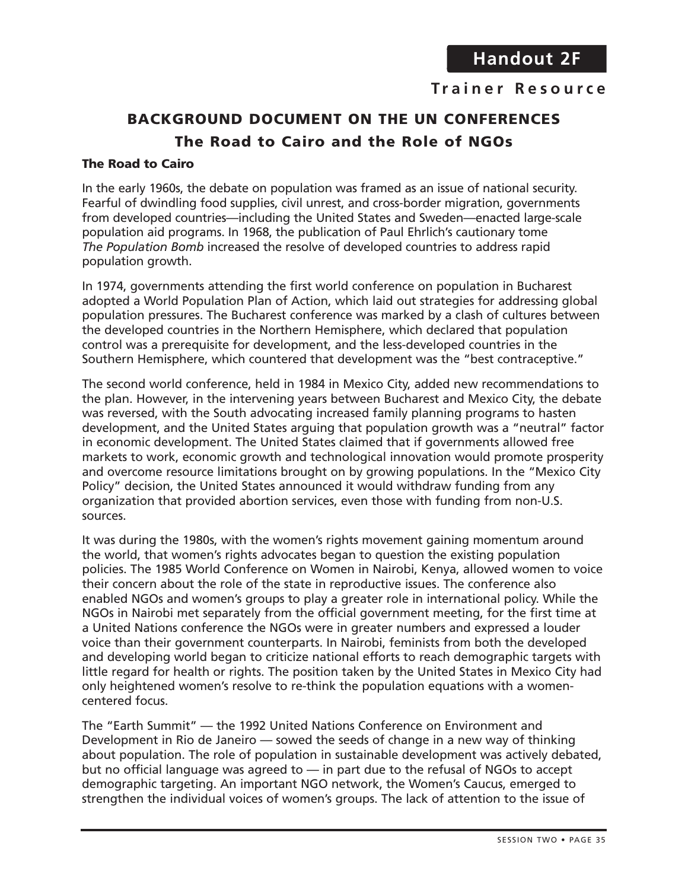# Handout 2F

**Trainer Resource**

## BACKGROUND DOCUMENT ON THE UN CONFERENCES

### The Road to Cairo and the Role of NGOs

**The Road to Cairo**

In the early 1960s, the debate on population was framed as an issue of national security. Fearful of dwindling food supplies, civil unrest, and cross-border migration, governments from developed countries—including the United States and Sweden—enacted large-scale population aid programs. In 1968, the publication of Paul Ehrlich's cautionary tome *The Population Bomb* increased the resolve of developed countries to address rapid population growth.

In 1974, governments attending the first world conference on population in Bucharest adopted a World Population Plan of Action, which laid out strategies for addressing global population pressures. The Bucharest conference was marked by a clash of cultures between the developed countries in the Northern Hemisphere, which declared that population control was a prerequisite for development, and the less-developed countries in the Southern Hemisphere, which countered that development was the "best contraceptive."

The second world conference, held in 1984 in Mexico City, added new recommendations to the plan. However, in the intervening years between Bucharest and Mexico City, the debate was reversed, with the South advocating increased family planning programs to hasten development, and the United States arguing that population growth was a "neutral" factor in economic development. The United States claimed that if governments allowed free markets to work, economic growth and technological innovation would promote prosperity and overcome resource limitations brought on by growing populations. In the "Mexico City Policy" decision, the United States announced it would withdraw funding from any organization that provided abortion services, even those with funding from non-U.S. sources.

It was during the 1980s, with the women's rights movement gaining momentum around the world, that women's rights advocates began to question the existing population policies. The 1985 World Conference on Women in Nairobi, Kenya, allowed women to voice their concern about the role of the state in reproductive issues. The conference also enabled NGOs and women's groups to play a greater role in international policy. While the NGOs in Nairobi met separately from the official government meeting, for the first time at a United Nations conference the NGOs were in greater numbers and expressed a louder voice than their government counterparts. In Nairobi, feminists from both the developed and developing world began to criticize national efforts to reach demographic targets with little regard for health or rights. The position taken by the United States in Mexico City had only heightened women's resolve to re-think the population equations with a women-centered focus.

The "Earth Summit" — the 1992 United Nations Conference on Environment and Development in Rio de Janeiro — sowed the seeds of change in a new way of thinking about population. The role of population in sustainable development was actively debated, but no official language was agreed to — in part due to the refusal of NGOs to accept demographic targeting. An important NGO network, the Women's Caucus, emerged to strengthen the individual voices of women's groups. The lack of attention to the issue of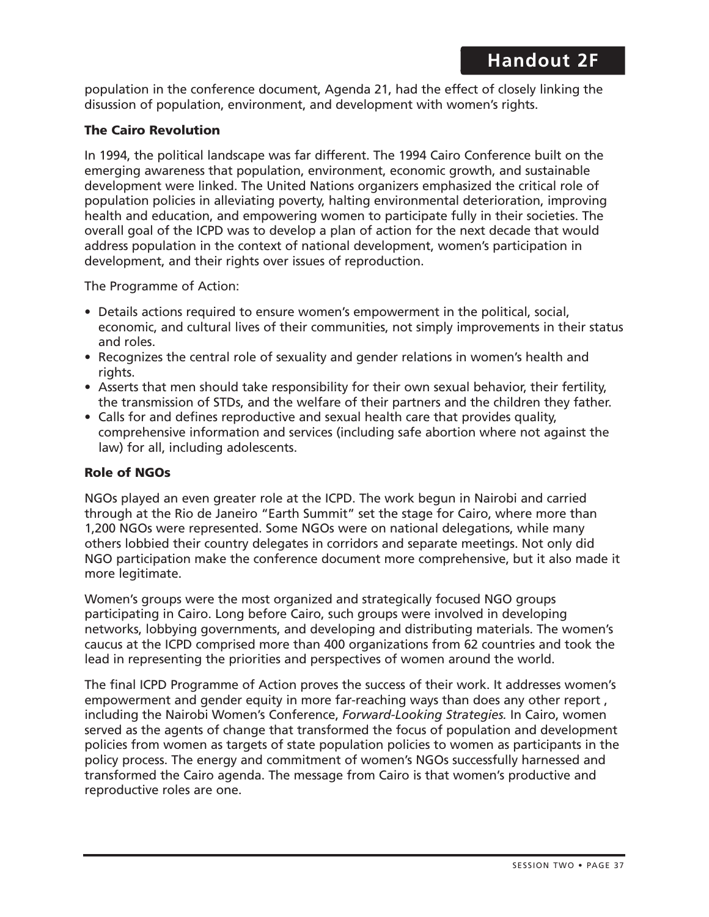population in the conference document, Agenda 21, had the effect of closely linking the disussion of population, environment, and development with women's rights.

### The Cairo Revolution

In 1994, the political landscape was far different. The 1994 Cairo Conference built on the emerging awareness that population, environment, economic growth, and sustainable development were linked. The United Nations organizers emphasized the critical role of population policies in alleviating poverty, halting environmental deterioration, improving health and education, and empowering women to participate fully in their societies. The overall goal of the ICPD was to develop a plan of action for the next decade that would address population in the context of national development, women's participation in development, and their rights over issues of reproduction.

The Programme of Action:

- Details actions required to ensure women's empowerment in the political, social, economic, and cultural lives of their communities, not simply improvements in their status and roles.
- Recognizes the central role of sexuality and gender relations in women's health and rights.
- Asserts that men should take responsibility for their own sexual behavior, their fertility, the transmission of STDs, and the welfare of their partners and the children they father.
- Calls for and defines reproductive and sexual health care that provides quality, comprehensive information and services (including safe abortion where not against the law) for all, including adolescents.

### Role of NGOs

NGOs played an even greater role at the ICPD. The work begun in Nairobi and carried through at the Rio de Janeiro "Earth Summit" set the stage for Cairo, where more than 1,200 NGOs were represented. Some NGOs were on national delegations, while many others lobbied their country delegates in corridors and separate meetings. Not only did NGO participation make the conference document more comprehensive, but it also made it more legitimate.

Women's groups were the most organized and strategically focused NGO groups participating in Cairo. Long before Cairo, such groups were involved in developing networks, lobbying governments, and developing and distributing materials. The women's caucus at the ICPD comprised more than 400 organizations from 62 countries and took the lead in representing the priorities and perspectives of women around the world.

The final ICPD Programme of Action proves the success of their work. It addresses women's empowerment and gender equity in more far-reaching ways than does any other report , including the Nairobi Women's Conference, *Forward-Looking Strategies.* In Cairo, women served as the agents of change that transformed the focus of population and development policies from women as targets of state population policies to women as participants in the policy process. The energy and commitment of women's NGOs successfully harnessed and transformed the Cairo agenda. The message from Cairo is that women's productive and reproductive roles are one.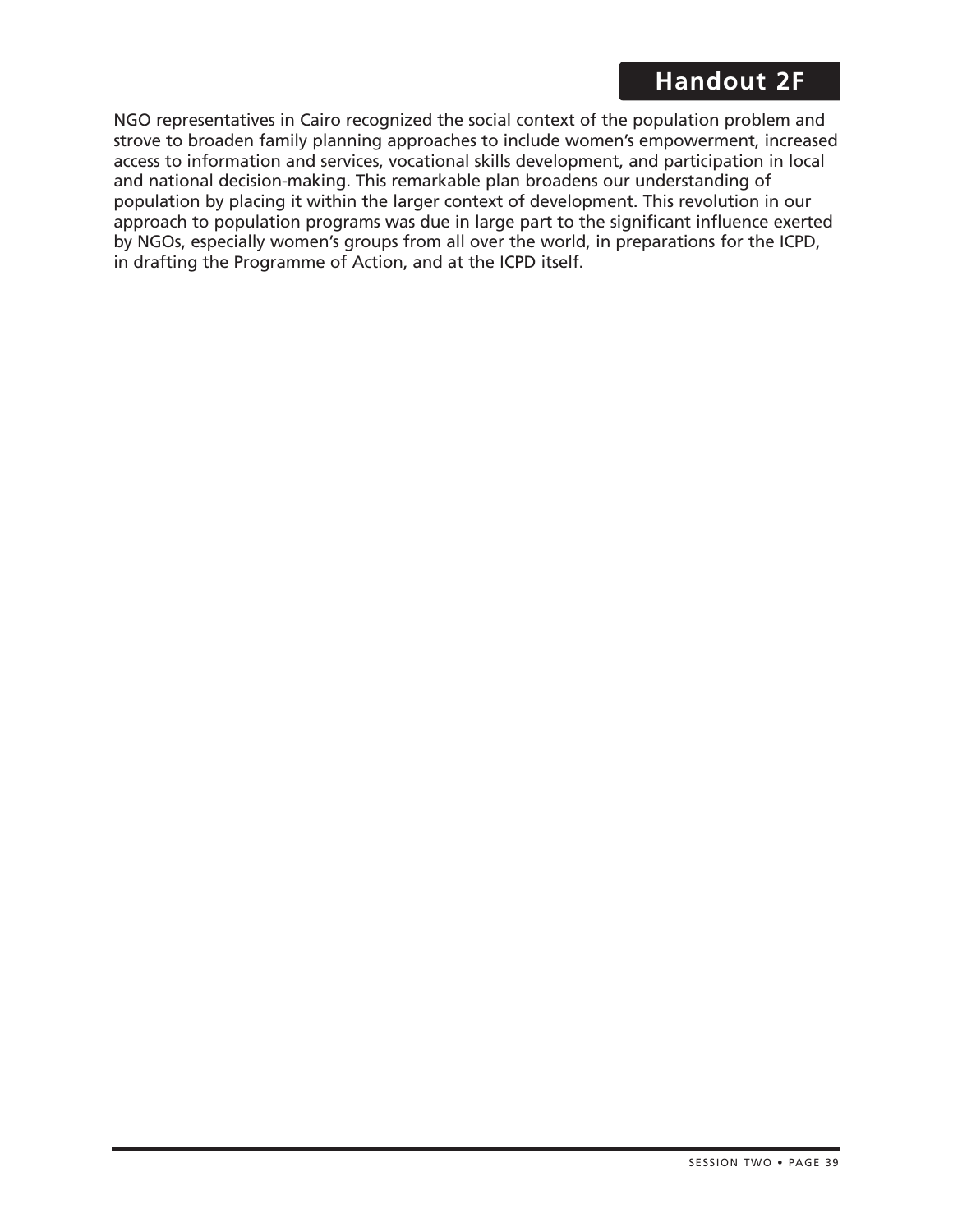## Handout 2F

NGO representatives in Cairo recognized the social context of the population problem and strove to broaden family planning approaches to include women's empowerment, increased access to information and services, vocational skills development, and participation in local and national decision-making. This remarkable plan broadens our understanding of population by placing it within the larger context of development. This revolution in our approach to population programs was due in large part to the significant influence exerted by NGOs, especially women's groups from all over the world, in preparations for the ICPD, in drafting the Programme of Action, and at the ICPD itself.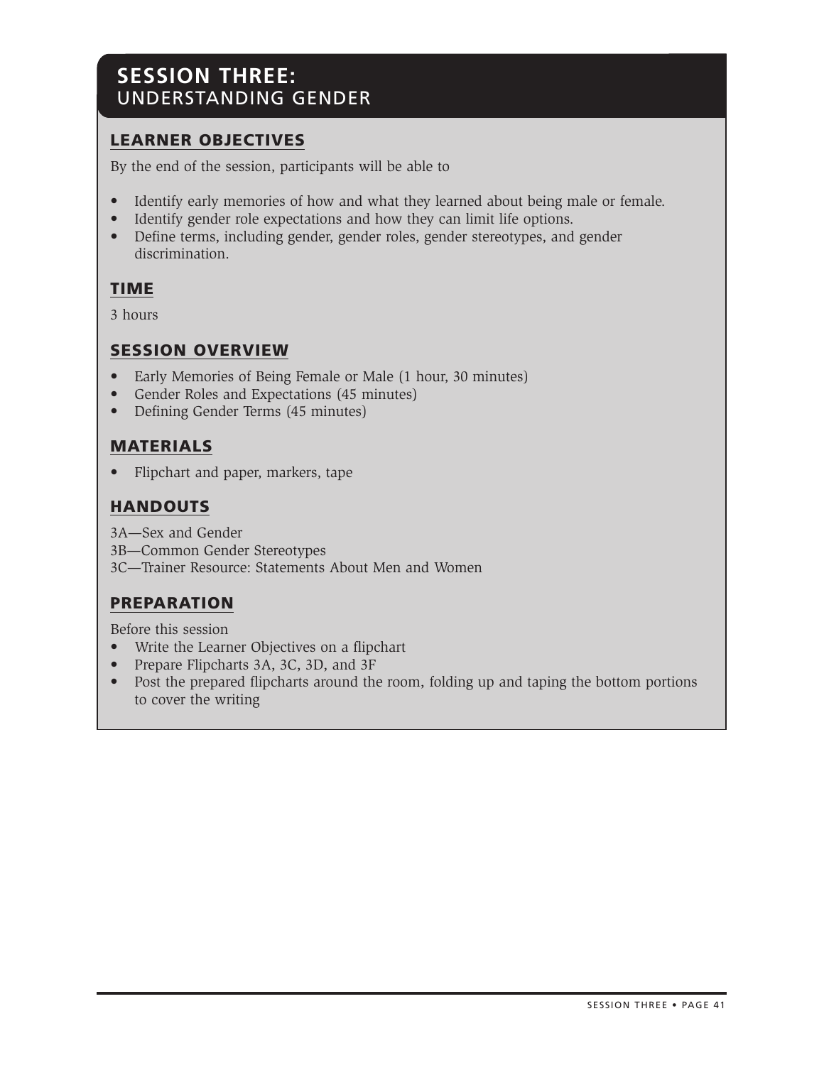# SESSION THREE: UNDERSTANDING GENDER

## LEARNER OBJECTIVES

By the end of the session, participants will be able to

- Identify early memories of how and what they learned about being male or female.
- Identify gender role expectations and how they can limit life options.
- Define terms, including gender, gender roles, gender stereotypes, and gender discrimination.

## TIME

3 hours

## SESSION OVERVIEW

- Early Memories of Being Female or Male (1 hour, 30 minutes)
- Gender Roles and Expectations (45 minutes)
- Defining Gender Terms (45 minutes)

## MATERIALS

- Flipchart and paper, markers, tape

## HANDOUTS

3A—Sex and Gender
3B—Common Gender Stereotypes
3C—Trainer Resource: Statements About Men and Women

## PREPARATION

Before this session

- Write the Learner Objectives on a flipchart
- Prepare Flipcharts 3A, 3C, 3D, and 3F
- Post the prepared flipcharts around the room, folding up and taping the bottom portions to cover the writing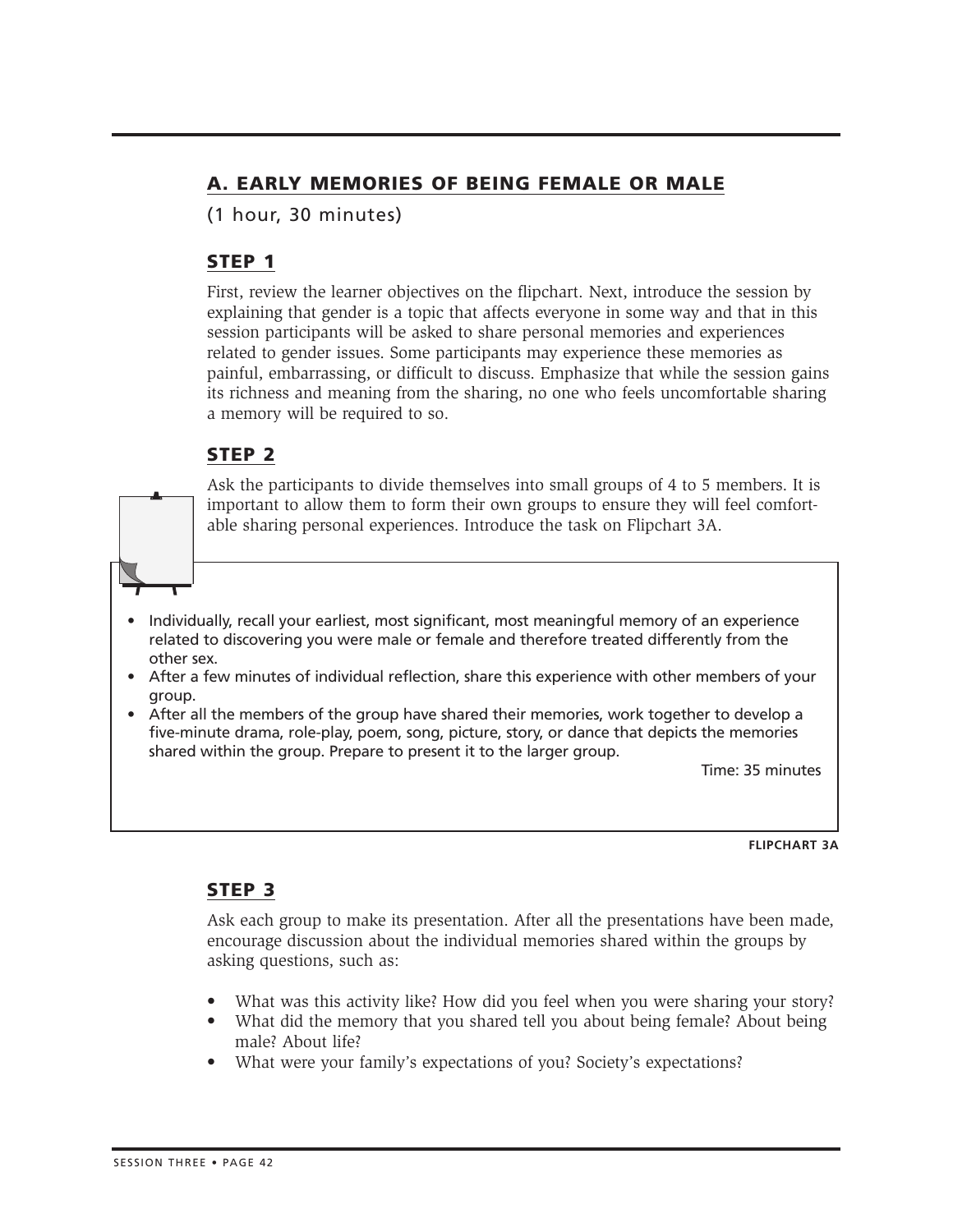## A. EARLY MEMORIES OF BEING FEMALE OR MALE

(1 hour, 30 minutes)

### STEP 1

First, review the learner objectives on the flipchart. Next, introduce the session by explaining that gender is a topic that affects everyone in some way and that in this session participants will be asked to share personal memories and experiences related to gender issues. Some participants may experience these memories as painful, embarrassing, or difficult to discuss. Emphasize that while the session gains its richness and meaning from the sharing, no one who feels uncomfortable sharing a memory will be required to so.

### STEP 2

Ask the participants to divide themselves into small groups of 4 to 5 members. It is important to allow them to form their own groups to ensure they will feel comfortable sharing personal experiences. Introduce the task on Flipchart 3A.

- Individually, recall your earliest, most significant, most meaningful memory of an experience related to discovering you were male or female and therefore treated differently from the other sex.
- After a few minutes of individual reflection, share this experience with other members of your group.
- After all the members of the group have shared their memories, work together to develop a five-minute drama, role-play, poem, song, picture, story, or dance that depicts the memories shared within the group. Prepare to present it to the larger group.

Time: 35 minutes

**FLIPCHART 3A**

### STEP 3

Ask each group to make its presentation. After all the presentations have been made, encourage discussion about the individual memories shared within the groups by asking questions, such as:

- What was this activity like? How did you feel when you were sharing your story?
- What did the memory that you shared tell you about being female? About being male? About life?
- What were your family's expectations of you? Society's expectations?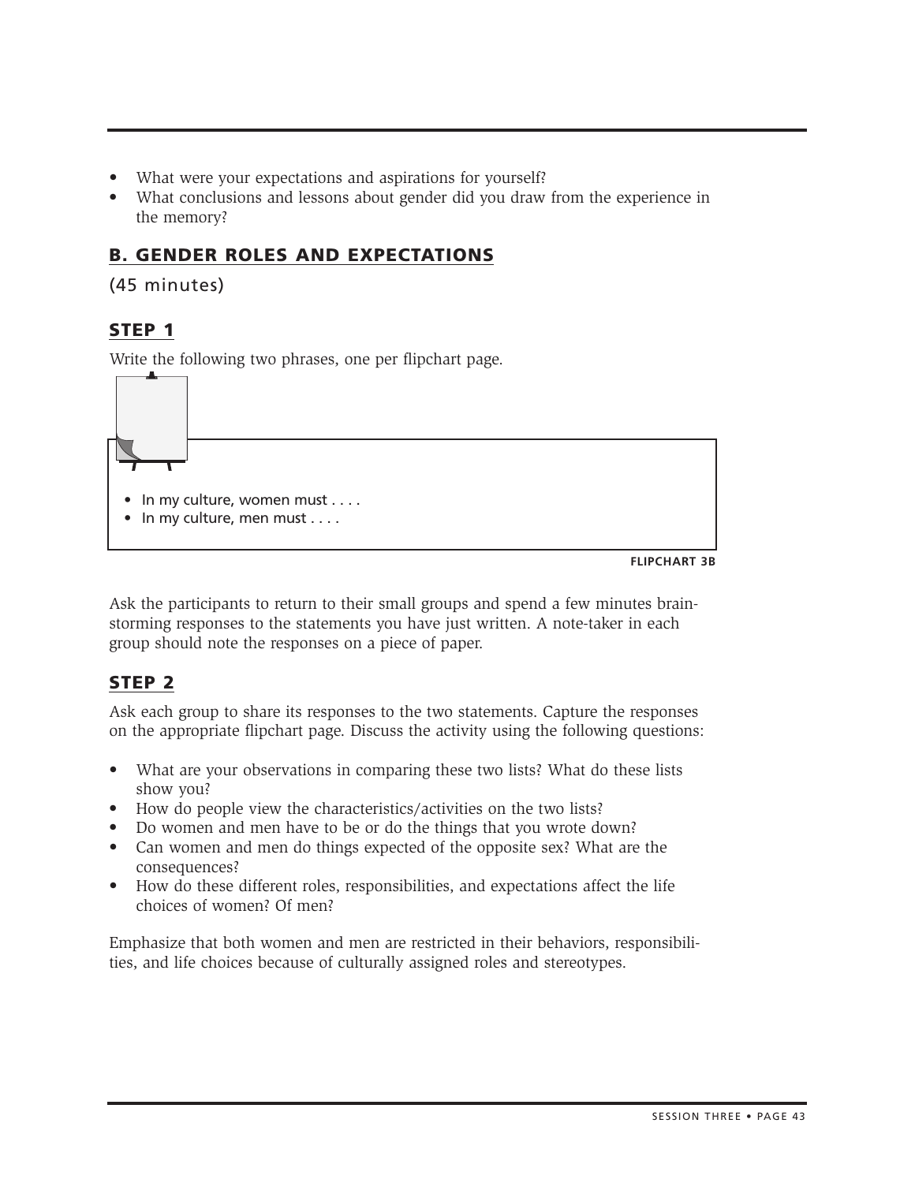- What were your expectations and aspirations for yourself?
- What conclusions and lessons about gender did you draw from the experience in the memory?

## B. GENDER ROLES AND EXPECTATIONS

(45 minutes)

### STEP 1

Write the following two phrases, one per flipchart page.

- In my culture, women must . . . .
- In my culture, men must . . . .

FLIPCHART 3B

Ask the participants to return to their small groups and spend a few minutes brainstorming responses to the statements you have just written. A note-taker in each group should note the responses on a piece of paper.

### STEP 2

Ask each group to share its responses to the two statements. Capture the responses on the appropriate flipchart page. Discuss the activity using the following questions:

- What are your observations in comparing these two lists? What do these lists show you?
- How do people view the characteristics/activities on the two lists?
- Do women and men have to be or do the things that you wrote down?
- Can women and men do things expected of the opposite sex? What are the consequences?
- How do these different roles, responsibilities, and expectations affect the life choices of women? Of men?

Emphasize that both women and men are restricted in their behaviors, responsibilities, and life choices because of culturally assigned roles and stereotypes.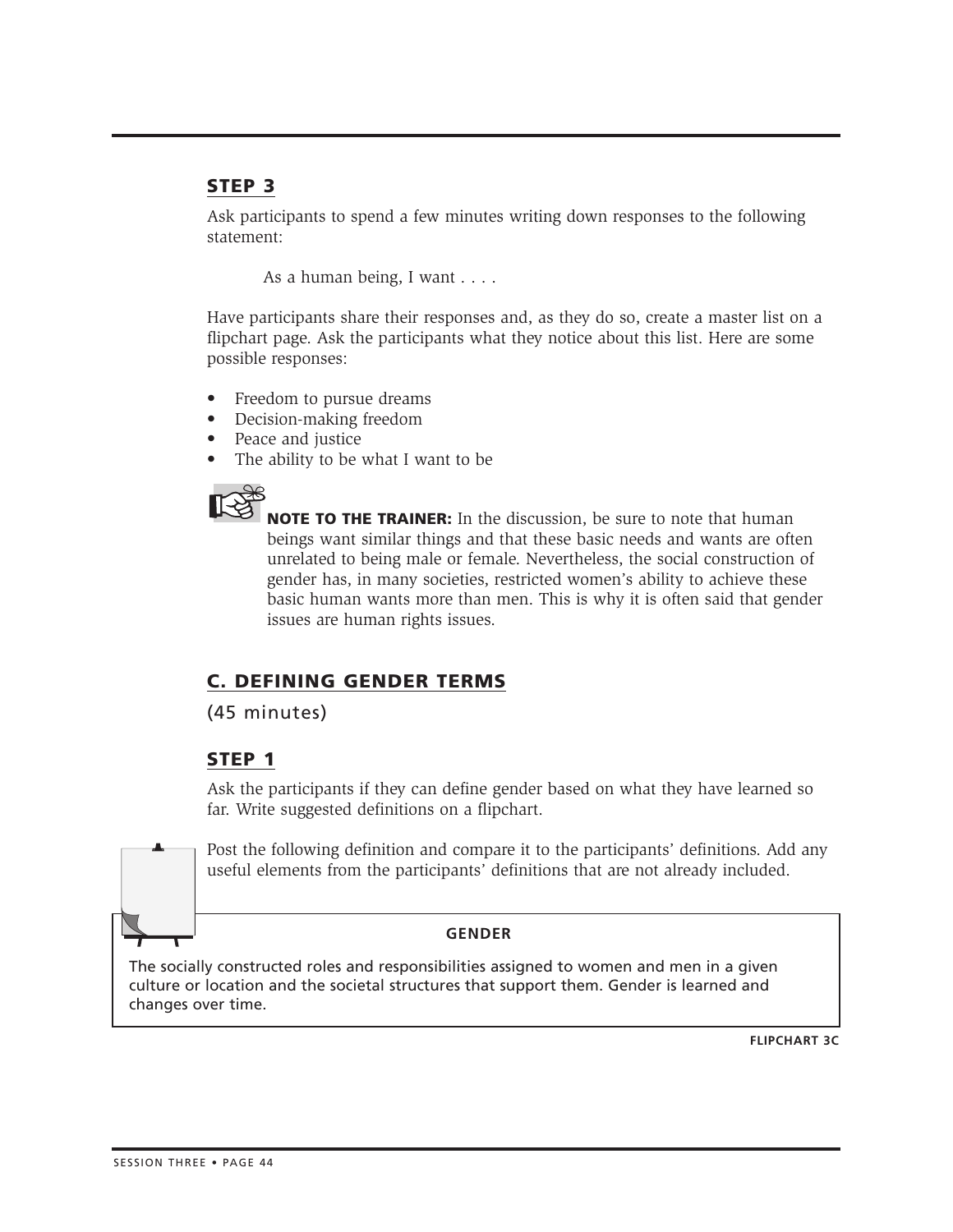## STEP 3

Ask participants to spend a few minutes writing down responses to the following statement:

> As a human being, I want . . . .

Have participants share their responses and, as they do so, create a master list on a flipchart page. Ask the participants what they notice about this list. Here are some possible responses:

- Freedom to pursue dreams
- Decision-making freedom
- Peace and justice
- The ability to be what I want to be

**NOTE TO THE TRAINER:** In the discussion, be sure to note that human beings want similar things and that these basic needs and wants are often unrelated to being male or female. Nevertheless, the social construction of gender has, in many societies, restricted women's ability to achieve these basic human wants more than men. This is why it is often said that gender issues are human rights issues.

## C. DEFINING GENDER TERMS

(45 minutes)

## STEP 1

Ask the participants if they can define gender based on what they have learned so far. Write suggested definitions on a flipchart.

Post the following definition and compare it to the participants' definitions. Add any useful elements from the participants' definitions that are not already included.

**GENDER**

The socially constructed roles and responsibilities assigned to women and men in a given culture or location and the societal structures that support them. Gender is learned and changes over time.

**FLIPCHART 3C**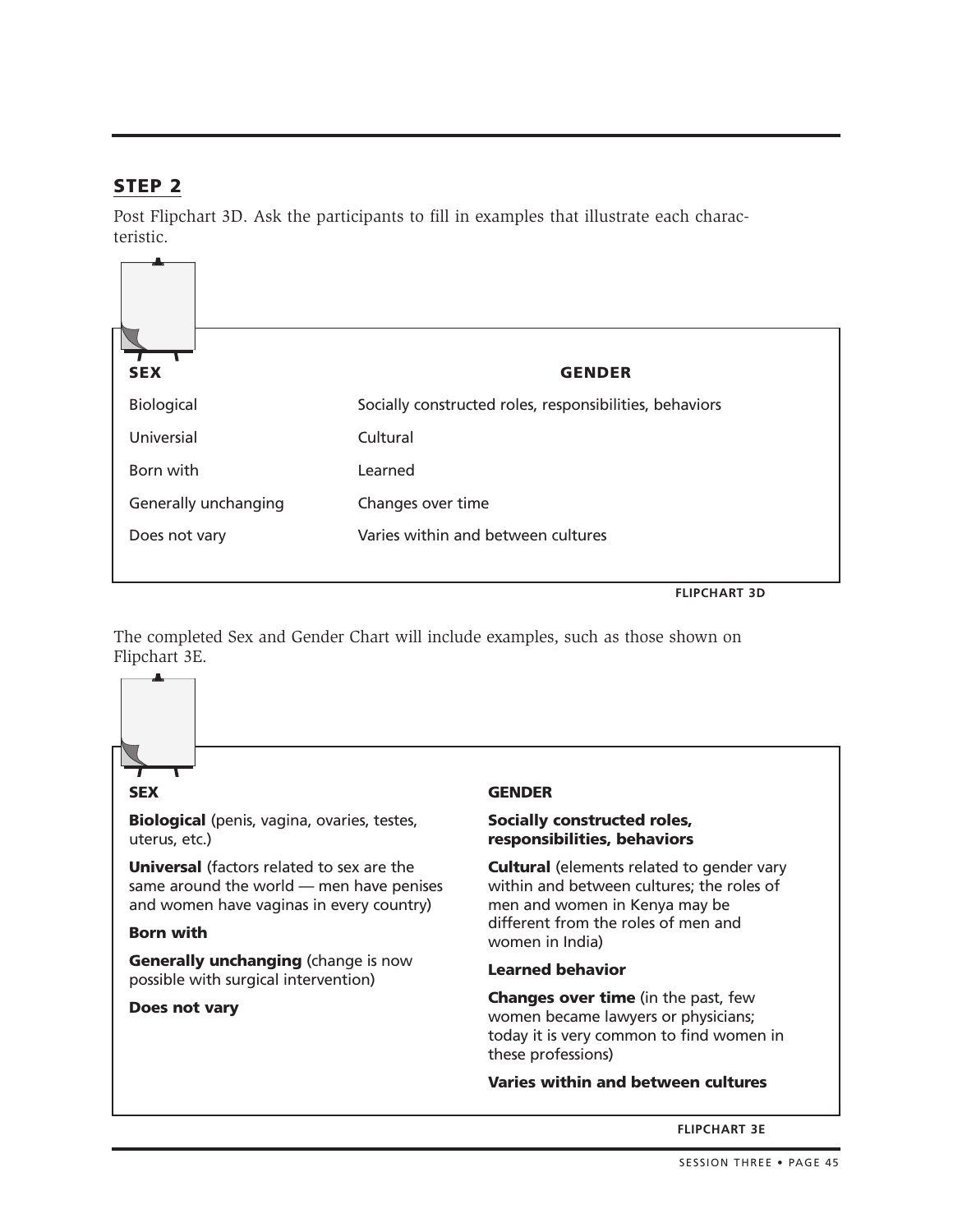## STEP 2

Post Flipchart 3D. Ask the participants to fill in examples that illustrate each characteristic.

| SEX | GENDER |
|---|---|
| Biological | Socially constructed roles, responsibilities, behaviors |
| Universial | Cultural |
| Born with | Learned |
| Generally unchanging | Changes over time |
| Does not vary | Varies within and between cultures |

FLIPCHART 3D

The completed Sex and Gender Chart will include examples, such as those shown on Flipchart 3E.

**SEX**

**Biological** (penis, vagina, ovaries, testes, uterus, etc.)

**Universal** (factors related to sex are the same around the world — men have penises and women have vaginas in every country)

**Born with**

**Generally unchanging** (change is now possible with surgical intervention)

**Does not vary**

**GENDER**

**Socially constructed roles, responsibilities, behaviors**

**Cultural** (elements related to gender vary within and between cultures; the roles of men and women in Kenya may be different from the roles of men and women in India)

**Learned behavior**

**Changes over time** (in the past, few women became lawyers or physicians; today it is very common to find women in these professions)

**Varies within and between cultures**

FLIPCHART 3E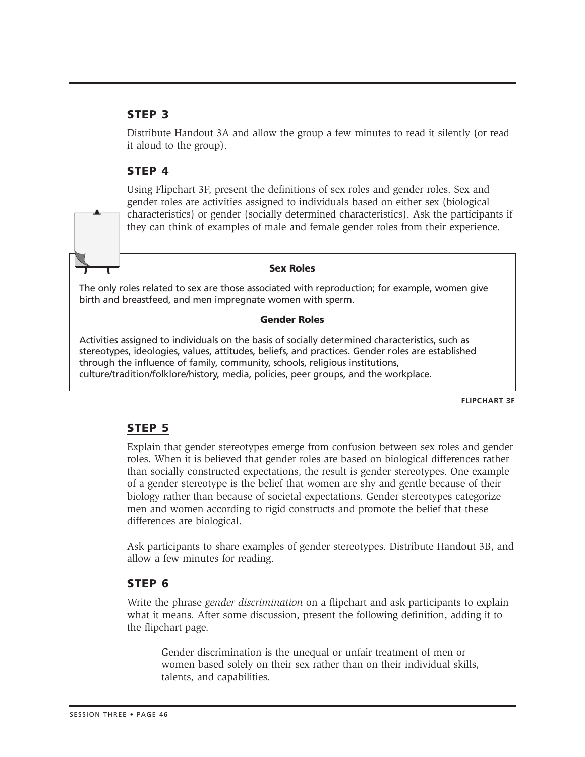## STEP 3

Distribute Handout 3A and allow the group a few minutes to read it silently (or read it aloud to the group).

## STEP 4

Using Flipchart 3F, present the definitions of sex roles and gender roles. Sex and gender roles are activities assigned to individuals based on either sex (biological characteristics) or gender (socially determined characteristics). Ask the participants if they can think of examples of male and female gender roles from their experience.

> **Sex Roles**
>
> The only roles related to sex are those associated with reproduction; for example, women give birth and breastfeed, and men impregnate women with sperm.
>
> **Gender Roles**
>
> Activities assigned to individuals on the basis of socially determined characteristics, such as stereotypes, ideologies, values, attitudes, beliefs, and practices. Gender roles are established through the influence of family, community, schools, religious institutions, culture/tradition/folklore/history, media, policies, peer groups, and the workplace.

**FLIPCHART 3F**

## STEP 5

Explain that gender stereotypes emerge from confusion between sex roles and gender roles. When it is believed that gender roles are based on biological differences rather than socially constructed expectations, the result is gender stereotypes. One example of a gender stereotype is the belief that women are shy and gentle because of their biology rather than because of societal expectations. Gender stereotypes categorize men and women according to rigid constructs and promote the belief that these differences are biological.

Ask participants to share examples of gender stereotypes. Distribute Handout 3B, and allow a few minutes for reading.

## STEP 6

Write the phrase *gender discrimination* on a flipchart and ask participants to explain what it means. After some discussion, present the following definition, adding it to the flipchart page.

> Gender discrimination is the unequal or unfair treatment of men or women based solely on their sex rather than on their individual skills, talents, and capabilities.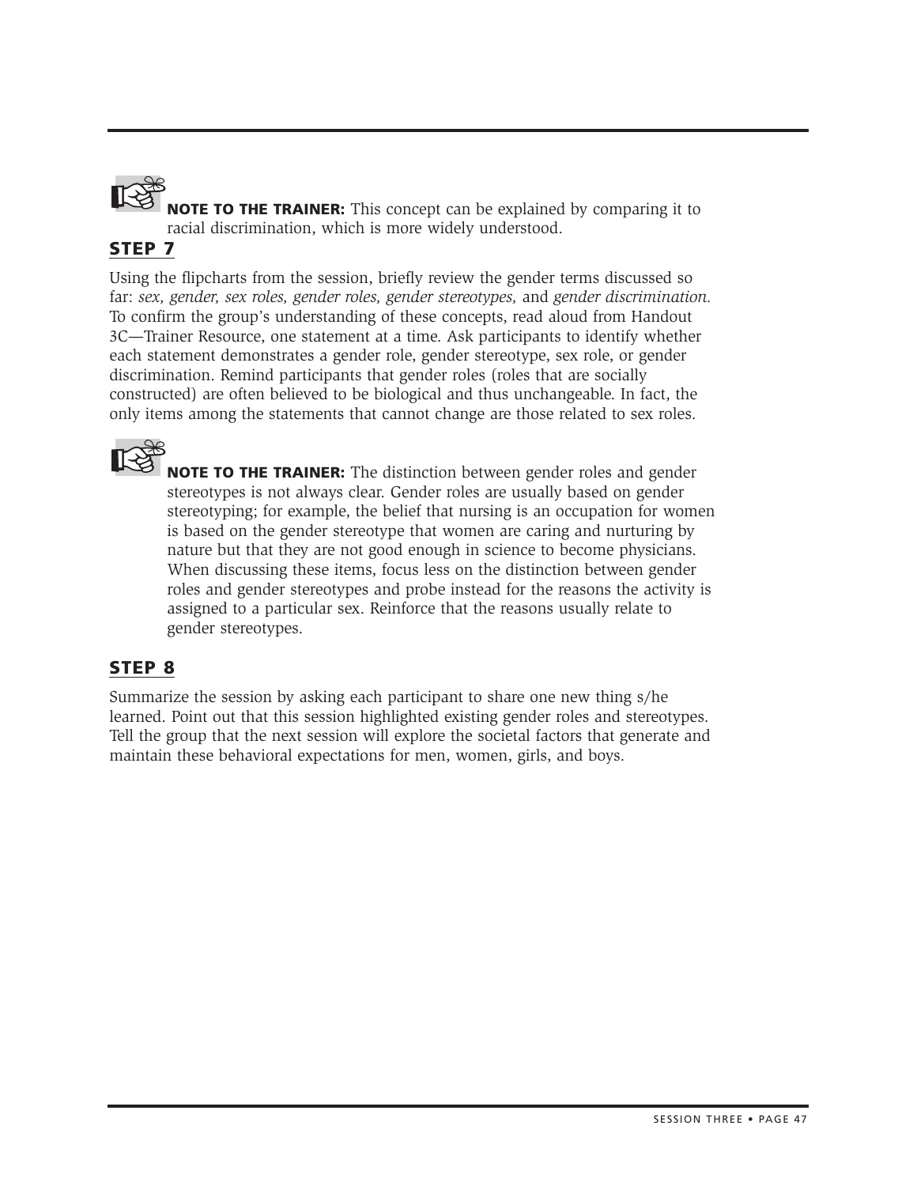**NOTE TO THE TRAINER:** This concept can be explained by comparing it to racial discrimination, which is more widely understood.

## STEP 7

Using the flipcharts from the session, briefly review the gender terms discussed so far: *sex, gender, sex roles, gender roles, gender stereotypes,* and *gender discrimination.* To confirm the group's understanding of these concepts, read aloud from Handout 3C—Trainer Resource, one statement at a time. Ask participants to identify whether each statement demonstrates a gender role, gender stereotype, sex role, or gender discrimination. Remind participants that gender roles (roles that are socially constructed) are often believed to be biological and thus unchangeable. In fact, the only items among the statements that cannot change are those related to sex roles.

**NOTE TO THE TRAINER:** The distinction between gender roles and gender stereotypes is not always clear. Gender roles are usually based on gender stereotyping; for example, the belief that nursing is an occupation for women is based on the gender stereotype that women are caring and nurturing by nature but that they are not good enough in science to become physicians. When discussing these items, focus less on the distinction between gender roles and gender stereotypes and probe instead for the reasons the activity is assigned to a particular sex. Reinforce that the reasons usually relate to gender stereotypes.

## STEP 8

Summarize the session by asking each participant to share one new thing s/he learned. Point out that this session highlighted existing gender roles and stereotypes. Tell the group that the next session will explore the societal factors that generate and maintain these behavioral expectations for men, women, girls, and boys.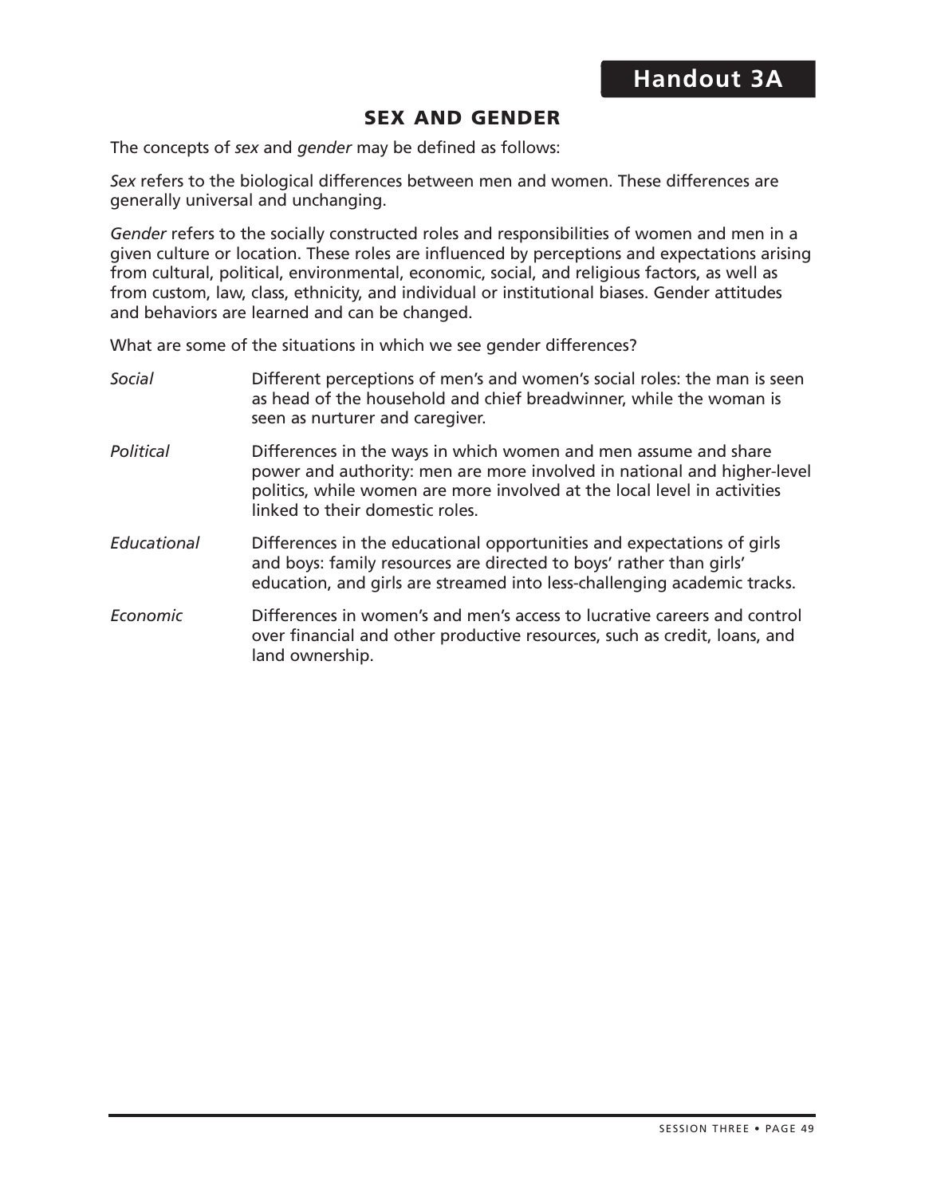## Handout 3A

### SEX AND GENDER

The concepts of *sex* and *gender* may be defined as follows:

*Sex* refers to the biological differences between men and women. These differences are generally universal and unchanging.

*Gender* refers to the socially constructed roles and responsibilities of women and men in a given culture or location. These roles are influenced by perceptions and expectations arising from cultural, political, environmental, economic, social, and religious factors, as well as from custom, law, class, ethnicity, and individual or institutional biases. Gender attitudes and behaviors are learned and can be changed.

What are some of the situations in which we see gender differences?

*Social* — Different perceptions of men's and women's social roles: the man is seen as head of the household and chief breadwinner, while the woman is seen as nurturer and caregiver.

*Political* — Differences in the ways in which women and men assume and share power and authority: men are more involved in national and higher-level politics, while women are more involved at the local level in activities linked to their domestic roles.

*Educational* — Differences in the educational opportunities and expectations of girls and boys: family resources are directed to boys' rather than girls' education, and girls are streamed into less-challenging academic tracks.

*Economic* — Differences in women's and men's access to lucrative careers and control over financial and other productive resources, such as credit, loans, and land ownership.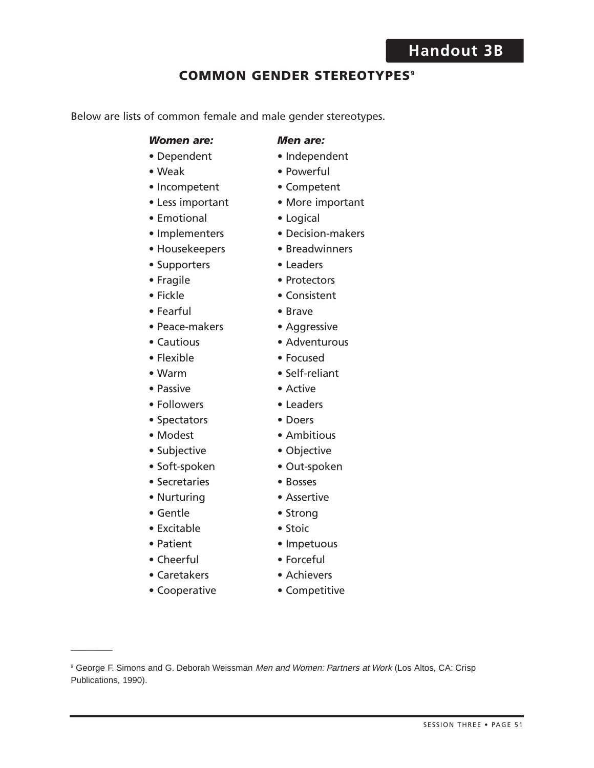**Handout 3B**

# COMMON GENDER STEREOTYPES[9]

Below are lists of common female and male gender stereotypes.

| ***Women are:*** | ***Men are:*** |
| --- | --- |
| • Dependent | • Independent |
| • Weak | • Powerful |
| • Incompetent | • Competent |
| • Less important | • More important |
| • Emotional | • Logical |
| • Implementers | • Decision-makers |
| • Housekeepers | • Breadwinners |
| • Supporters | • Leaders |
| • Fragile | • Protectors |
| • Fickle | • Consistent |
| • Fearful | • Brave |
| • Peace-makers | • Aggressive |
| • Cautious | • Adventurous |
| • Flexible | • Focused |
| • Warm | • Self-reliant |
| • Passive | • Active |
| • Followers | • Leaders |
| • Spectators | • Doers |
| • Modest | • Ambitious |
| • Subjective | • Objective |
| • Soft-spoken | • Out-spoken |
| • Secretaries | • Bosses |
| • Nurturing | • Assertive |
| • Gentle | • Strong |
| • Excitable | • Stoic |
| • Patient | • Impetuous |
| • Cheerful | • Forceful |
| • Caretakers | • Achievers |
| • Cooperative | • Competitive |

---

[9] George F. Simons and G. Deborah Weissman *Men and Women: Partners at Work* (Los Altos, CA: Crisp Publications, 1990).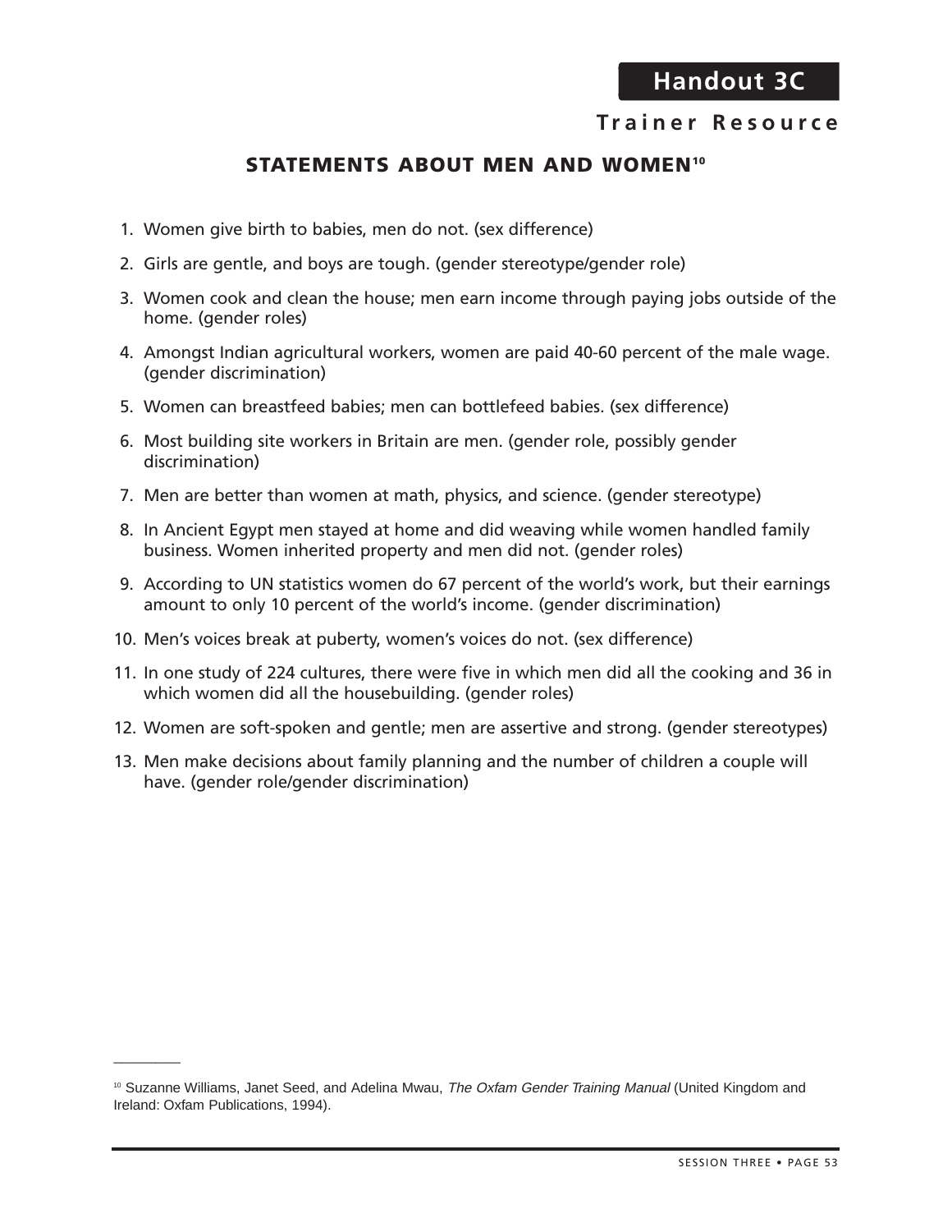# Handout 3C

**Trainer Resource**

## STATEMENTS ABOUT MEN AND WOMEN[10]

1. Women give birth to babies, men do not. (sex difference)
2. Girls are gentle, and boys are tough. (gender stereotype/gender role)
3. Women cook and clean the house; men earn income through paying jobs outside of the home. (gender roles)
4. Amongst Indian agricultural workers, women are paid 40-60 percent of the male wage. (gender discrimination)
5. Women can breastfeed babies; men can bottlefeed babies. (sex difference)
6. Most building site workers in Britain are men. (gender role, possibly gender discrimination)
7. Men are better than women at math, physics, and science. (gender stereotype)
8. In Ancient Egypt men stayed at home and did weaving while women handled family business. Women inherited property and men did not. (gender roles)
9. According to UN statistics women do 67 percent of the world's work, but their earnings amount to only 10 percent of the world's income. (gender discrimination)
10. Men's voices break at puberty, women's voices do not. (sex difference)
11. In one study of 224 cultures, there were five in which men did all the cooking and 36 in which women did all the housebuilding. (gender roles)
12. Women are soft-spoken and gentle; men are assertive and strong. (gender stereotypes)
13. Men make decisions about family planning and the number of children a couple will have. (gender role/gender discrimination)

---

[10] Suzanne Williams, Janet Seed, and Adelina Mwau, *The Oxfam Gender Training Manual* (United Kingdom and Ireland: Oxfam Publications, 1994).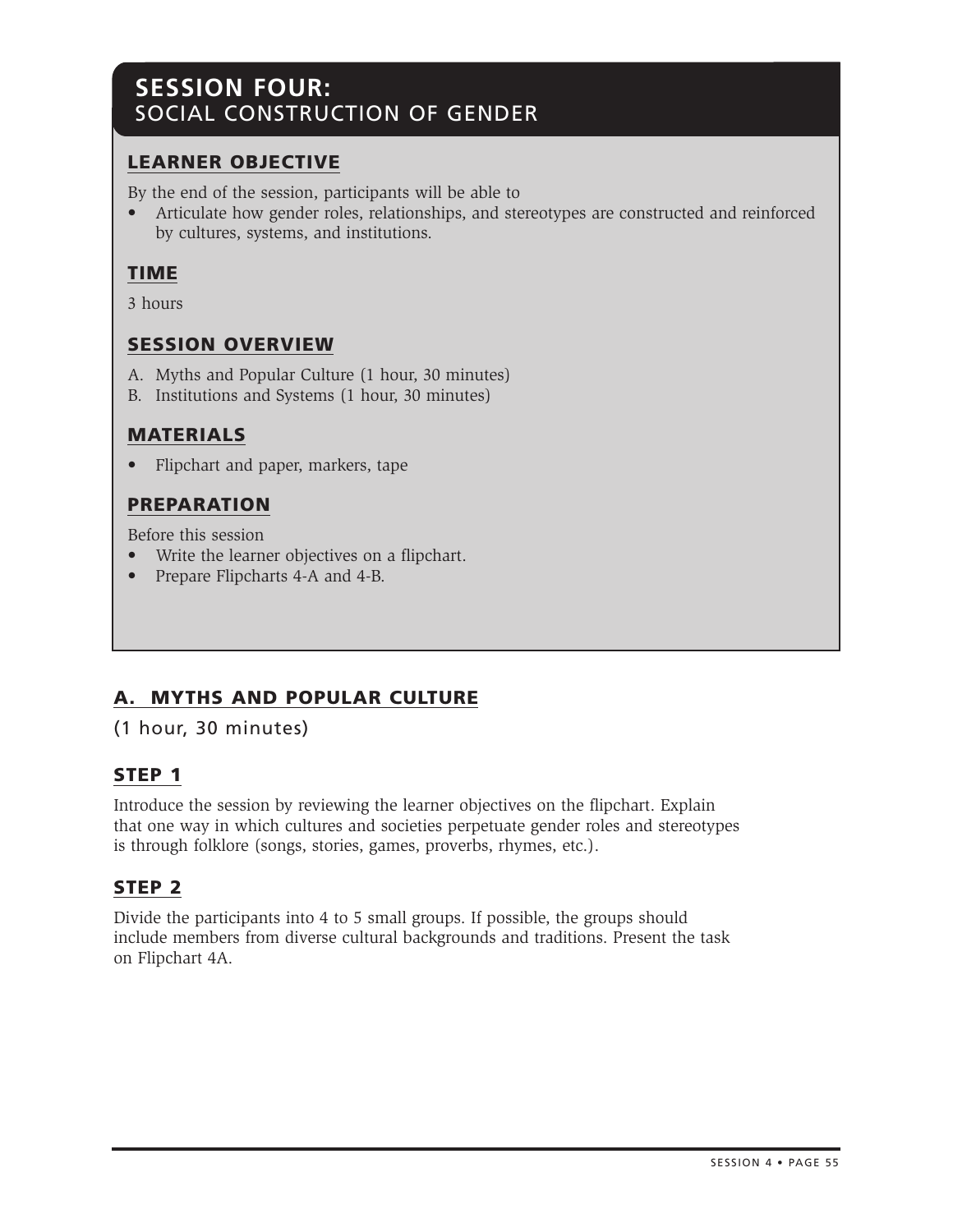# SESSION FOUR: SOCIAL CONSTRUCTION OF GENDER

## LEARNER OBJECTIVE

By the end of the session, participants will be able to

- Articulate how gender roles, relationships, and stereotypes are constructed and reinforced by cultures, systems, and institutions.

## TIME

3 hours

## SESSION OVERVIEW

A. Myths and Popular Culture (1 hour, 30 minutes)
B. Institutions and Systems (1 hour, 30 minutes)

## MATERIALS

- Flipchart and paper, markers, tape

## PREPARATION

Before this session

- Write the learner objectives on a flipchart.
- Prepare Flipcharts 4-A and 4-B.

## A. MYTHS AND POPULAR CULTURE

(1 hour, 30 minutes)

### STEP 1

Introduce the session by reviewing the learner objectives on the flipchart. Explain that one way in which cultures and societies perpetuate gender roles and stereotypes is through folklore (songs, stories, games, proverbs, rhymes, etc.).

### STEP 2

Divide the participants into 4 to 5 small groups. If possible, the groups should include members from diverse cultural backgrounds and traditions. Present the task on Flipchart 4A.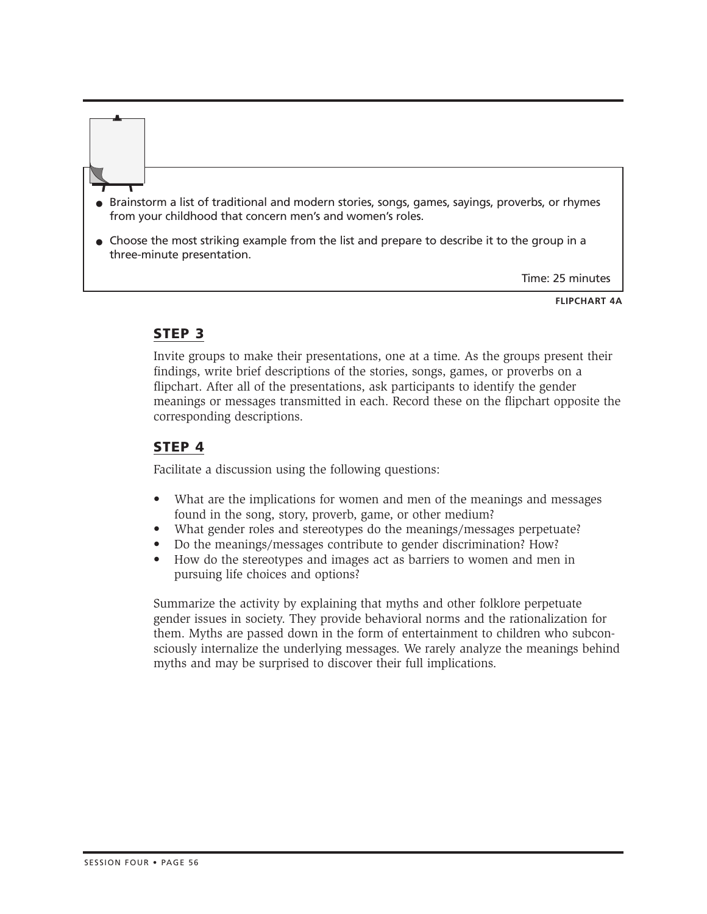- Brainstorm a list of traditional and modern stories, songs, games, sayings, proverbs, or rhymes from your childhood that concern men's and women's roles.
- Choose the most striking example from the list and prepare to describe it to the group in a three-minute presentation.

Time: 25 minutes

**FLIPCHART 4A**

## STEP 3

Invite groups to make their presentations, one at a time. As the groups present their findings, write brief descriptions of the stories, songs, games, or proverbs on a flipchart. After all of the presentations, ask participants to identify the gender meanings or messages transmitted in each. Record these on the flipchart opposite the corresponding descriptions.

## STEP 4

Facilitate a discussion using the following questions:

- What are the implications for women and men of the meanings and messages found in the song, story, proverb, game, or other medium?
- What gender roles and stereotypes do the meanings/messages perpetuate?
- Do the meanings/messages contribute to gender discrimination? How?
- How do the stereotypes and images act as barriers to women and men in pursuing life choices and options?

Summarize the activity by explaining that myths and other folklore perpetuate gender issues in society. They provide behavioral norms and the rationalization for them. Myths are passed down in the form of entertainment to children who subconsciously internalize the underlying messages. We rarely analyze the meanings behind myths and may be surprised to discover their full implications.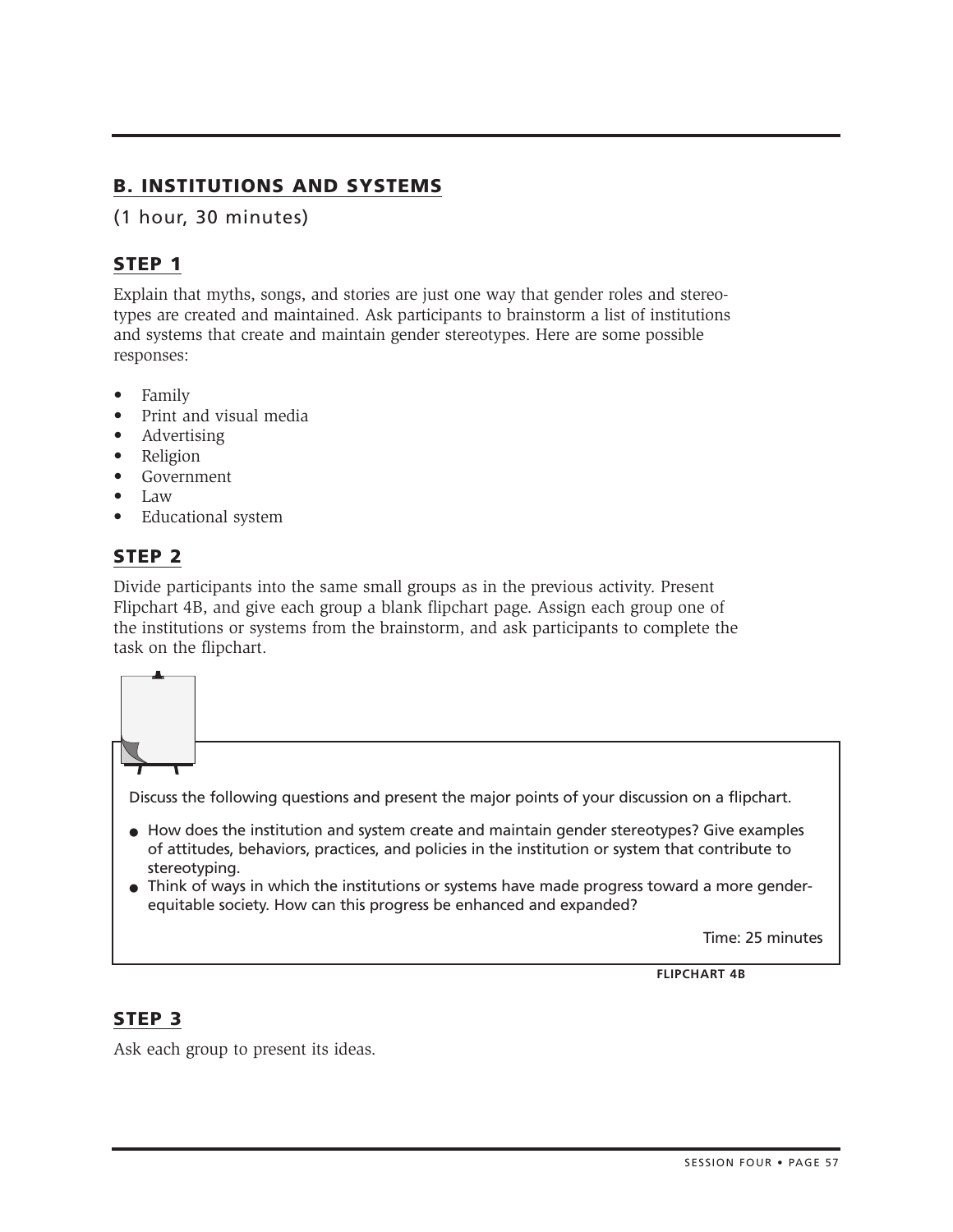## B. INSTITUTIONS AND SYSTEMS

(1 hour, 30 minutes)

### STEP 1

Explain that myths, songs, and stories are just one way that gender roles and stereotypes are created and maintained. Ask participants to brainstorm a list of institutions and systems that create and maintain gender stereotypes. Here are some possible responses:

- Family
- Print and visual media
- Advertising
- Religion
- Government
- Law
- Educational system

### STEP 2

Divide participants into the same small groups as in the previous activity. Present Flipchart 4B, and give each group a blank flipchart page. Assign each group one of the institutions or systems from the brainstorm, and ask participants to complete the task on the flipchart.

Discuss the following questions and present the major points of your discussion on a flipchart.

- How does the institution and system create and maintain gender stereotypes? Give examples of attitudes, behaviors, practices, and policies in the institution or system that contribute to stereotyping.
- Think of ways in which the institutions or systems have made progress toward a more gender-equitable society. How can this progress be enhanced and expanded?

Time: 25 minutes

**FLIPCHART 4B**

### STEP 3

Ask each group to present its ideas.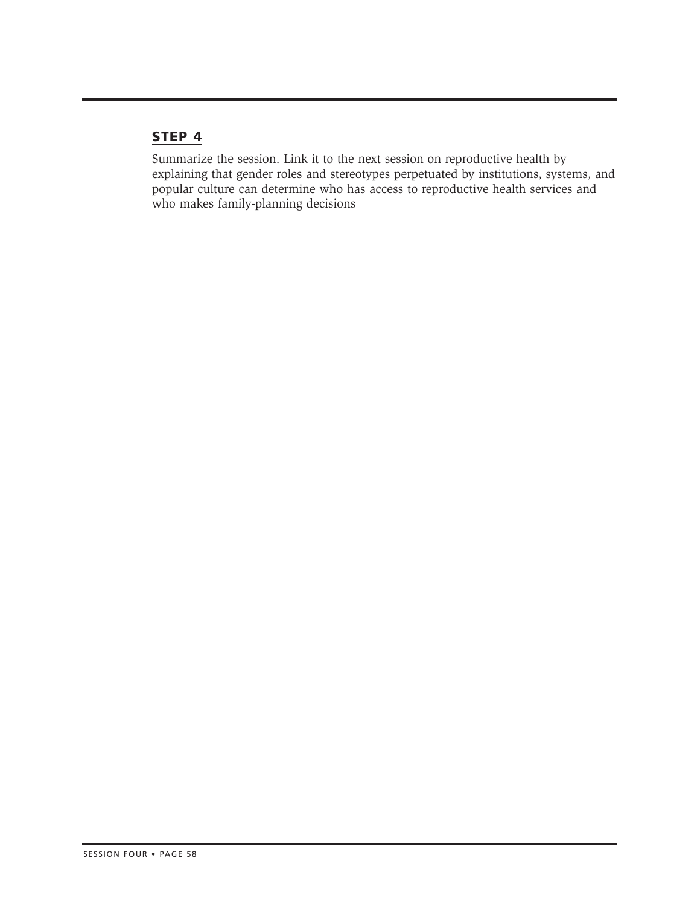## STEP 4

Summarize the session. Link it to the next session on reproductive health by explaining that gender roles and stereotypes perpetuated by institutions, systems, and popular culture can determine who has access to reproductive health services and who makes family-planning decisions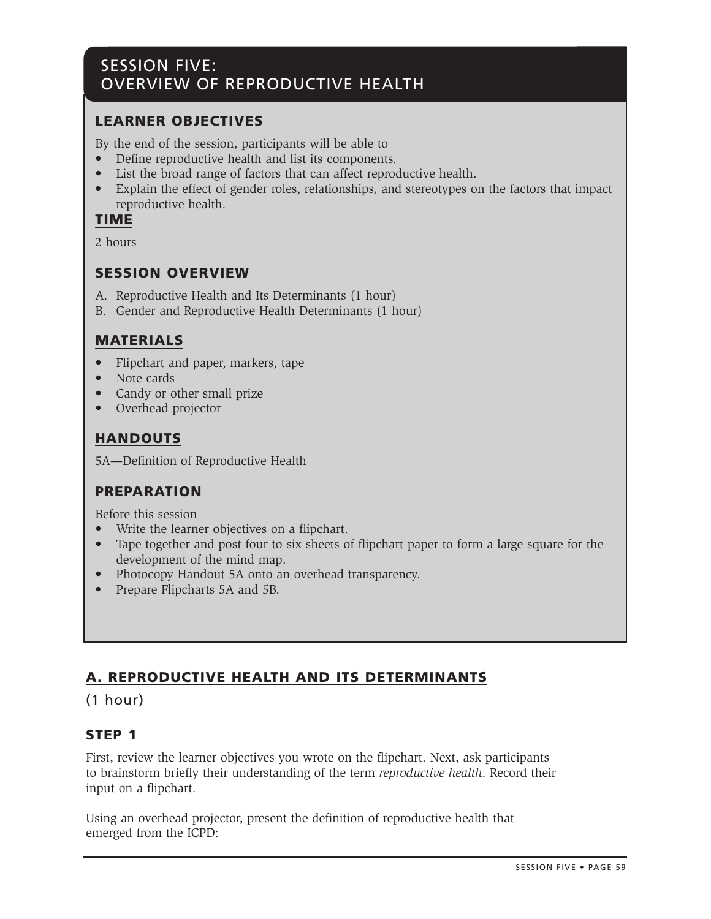# SESSION FIVE: OVERVIEW OF REPRODUCTIVE HEALTH

## LEARNER OBJECTIVES

By the end of the session, participants will be able to

- Define reproductive health and list its components.
- List the broad range of factors that can affect reproductive health.
- Explain the effect of gender roles, relationships, and stereotypes on the factors that impact reproductive health.

## TIME

2 hours

## SESSION OVERVIEW

A. Reproductive Health and Its Determinants (1 hour)
B. Gender and Reproductive Health Determinants (1 hour)

## MATERIALS

- Flipchart and paper, markers, tape
- Note cards
- Candy or other small prize
- Overhead projector

## HANDOUTS

5A—Definition of Reproductive Health

## PREPARATION

Before this session

- Write the learner objectives on a flipchart.
- Tape together and post four to six sheets of flipchart paper to form a large square for the development of the mind map.
- Photocopy Handout 5A onto an overhead transparency.
- Prepare Flipcharts 5A and 5B.

## A. REPRODUCTIVE HEALTH AND ITS DETERMINANTS

(1 hour)

### STEP 1

First, review the learner objectives you wrote on the flipchart. Next, ask participants to brainstorm briefly their understanding of the term *reproductive health*. Record their input on a flipchart.

Using an overhead projector, present the definition of reproductive health that emerged from the ICPD: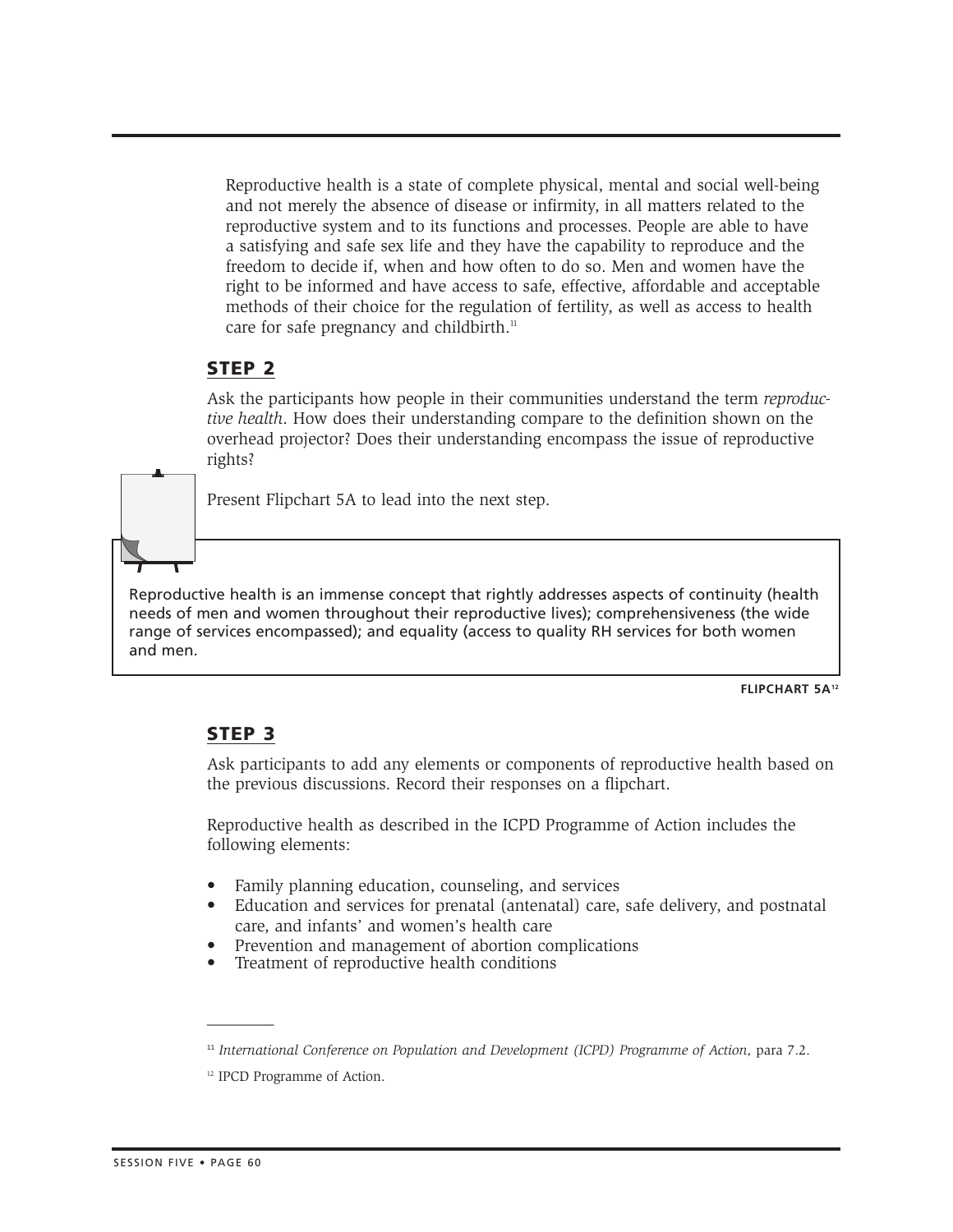Reproductive health is a state of complete physical, mental and social well-being and not merely the absence of disease or infirmity, in all matters related to the reproductive system and to its functions and processes. People are able to have a satisfying and safe sex life and they have the capability to reproduce and the freedom to decide if, when and how often to do so. Men and women have the right to be informed and have access to safe, effective, affordable and acceptable methods of their choice for the regulation of fertility, as well as access to health care for safe pregnancy and childbirth.[11]

## STEP 2

Ask the participants how people in their communities understand the term *reproductive health*. How does their understanding compare to the definition shown on the overhead projector? Does their understanding encompass the issue of reproductive rights?

Present Flipchart 5A to lead into the next step.

> Reproductive health is an immense concept that rightly addresses aspects of continuity (health needs of men and women throughout their reproductive lives); comprehensiveness (the wide range of services encompassed); and equality (access to quality RH services for both women and men.

**FLIPCHART 5A**[12]

## STEP 3

Ask participants to add any elements or components of reproductive health based on the previous discussions. Record their responses on a flipchart.

Reproductive health as described in the ICPD Programme of Action includes the following elements:

- Family planning education, counseling, and services
- Education and services for prenatal (antenatal) care, safe delivery, and postnatal care, and infants' and women's health care
- Prevention and management of abortion complications
- Treatment of reproductive health conditions

---

[11] *International Conference on Population and Development (ICPD) Programme of Action,* para 7.2.

[12] IPCD Programme of Action.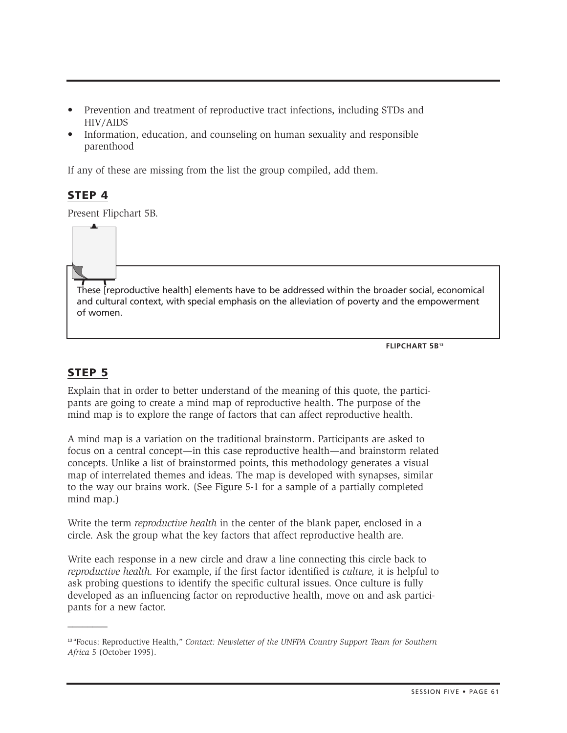- Prevention and treatment of reproductive tract infections, including STDs and HIV/AIDS
- Information, education, and counseling on human sexuality and responsible parenthood

If any of these are missing from the list the group compiled, add them.

## STEP 4

Present Flipchart 5B.

> These [reproductive health] elements have to be addressed within the broader social, economical and cultural context, with special emphasis on the alleviation of poverty and the empowerment of women.

**FLIPCHART 5B**[13]

## STEP 5

Explain that in order to better understand of the meaning of this quote, the participants are going to create a mind map of reproductive health. The purpose of the mind map is to explore the range of factors that can affect reproductive health.

A mind map is a variation on the traditional brainstorm. Participants are asked to focus on a central concept—in this case reproductive health—and brainstorm related concepts. Unlike a list of brainstormed points, this methodology generates a visual map of interrelated themes and ideas. The map is developed with synapses, similar to the way our brains work. (See Figure 5-1 for a sample of a partially completed mind map.)

Write the term *reproductive health* in the center of the blank paper, enclosed in a circle. Ask the group what the key factors that affect reproductive health are.

Write each response in a new circle and draw a line connecting this circle back to *reproductive health.* For example, if the first factor identified is *culture,* it is helpful to ask probing questions to identify the specific cultural issues. Once culture is fully developed as an influencing factor on reproductive health, move on and ask participants for a new factor.

---

[13] "Focus: Reproductive Health," *Contact: Newsletter of the UNFPA Country Support Team for Southern Africa* 5 (October 1995).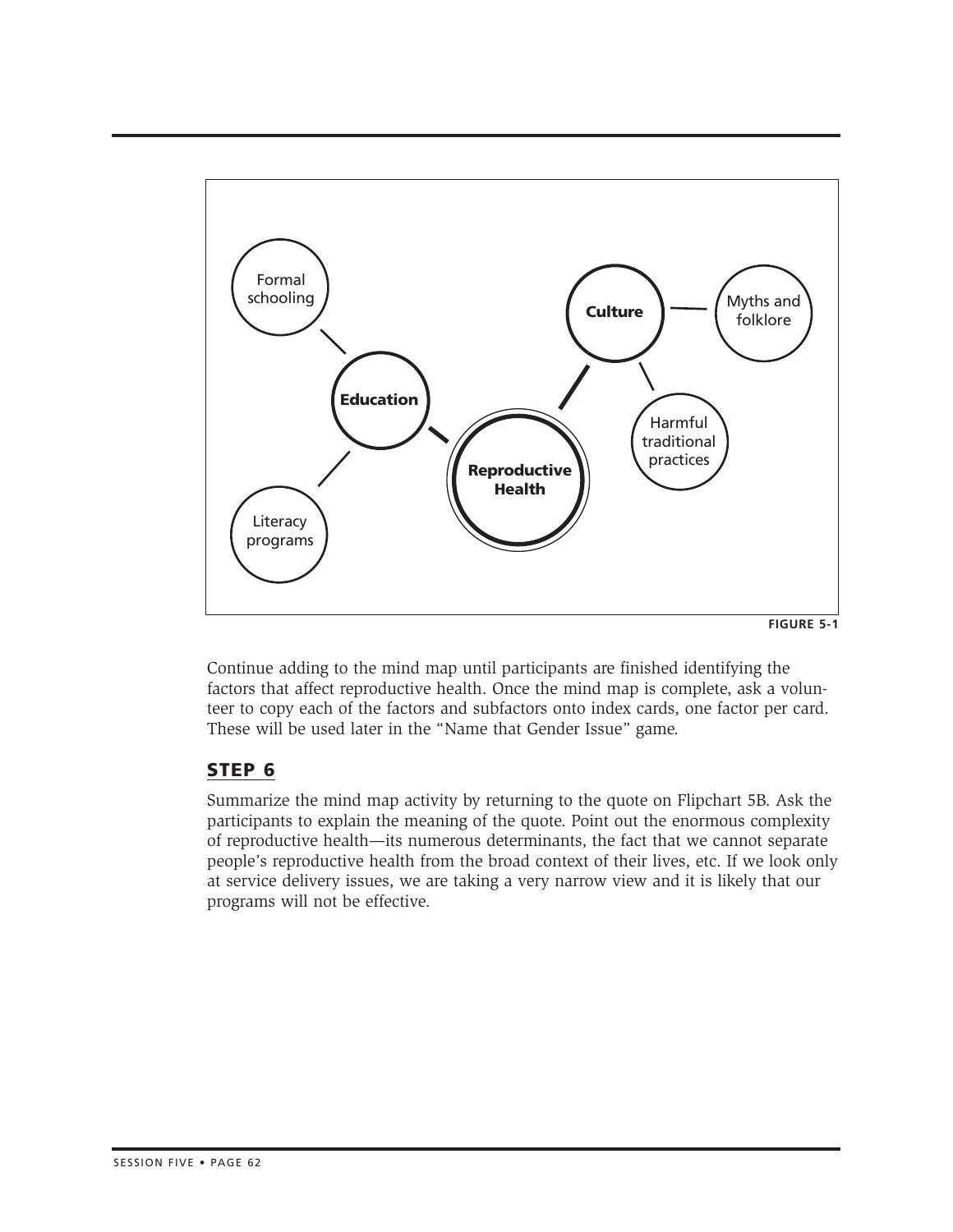Formal schooling

Education

Literacy programs

Reproductive Health

Culture

Myths and folklore

Harmful traditional practices

FIGURE 5-1

Continue adding to the mind map until participants are finished identifying the factors that affect reproductive health. Once the mind map is complete, ask a volunteer to copy each of the factors and subfactors onto index cards, one factor per card. These will be used later in the "Name that Gender Issue" game.

## STEP 6

Summarize the mind map activity by returning to the quote on Flipchart 5B. Ask the participants to explain the meaning of the quote. Point out the enormous complexity of reproductive health—its numerous determinants, the fact that we cannot separate people's reproductive health from the broad context of their lives, etc. If we look only at service delivery issues, we are taking a very narrow view and it is likely that our programs will not be effective.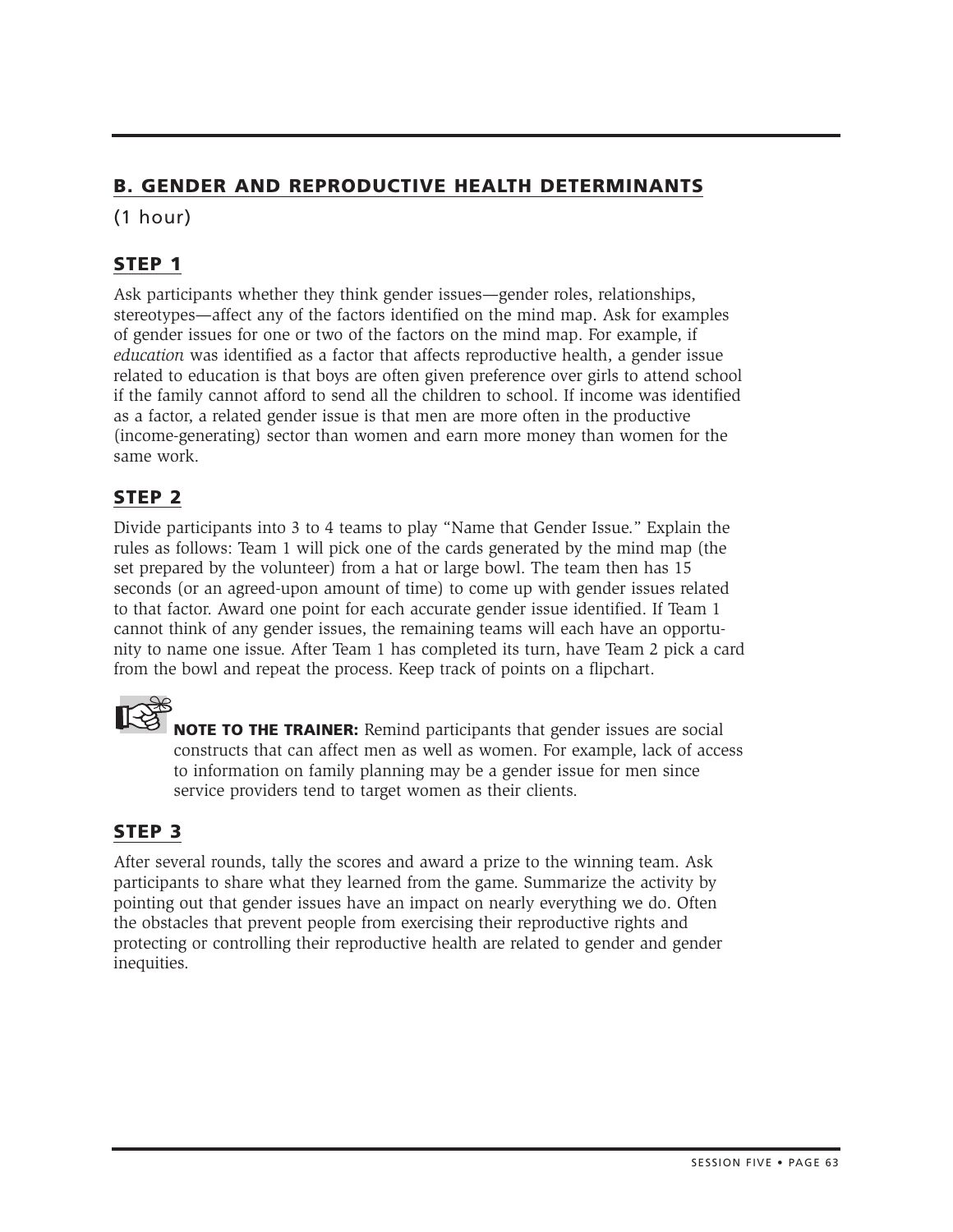## B. GENDER AND REPRODUCTIVE HEALTH DETERMINANTS

(1 hour)

### STEP 1

Ask participants whether they think gender issues—gender roles, relationships, stereotypes—affect any of the factors identified on the mind map. Ask for examples of gender issues for one or two of the factors on the mind map. For example, if *education* was identified as a factor that affects reproductive health, a gender issue related to education is that boys are often given preference over girls to attend school if the family cannot afford to send all the children to school. If income was identified as a factor, a related gender issue is that men are more often in the productive (income-generating) sector than women and earn more money than women for the same work.

### STEP 2

Divide participants into 3 to 4 teams to play "Name that Gender Issue." Explain the rules as follows: Team 1 will pick one of the cards generated by the mind map (the set prepared by the volunteer) from a hat or large bowl. The team then has 15 seconds (or an agreed-upon amount of time) to come up with gender issues related to that factor. Award one point for each accurate gender issue identified. If Team 1 cannot think of any gender issues, the remaining teams will each have an opportunity to name one issue. After Team 1 has completed its turn, have Team 2 pick a card from the bowl and repeat the process. Keep track of points on a flipchart.

**NOTE TO THE TRAINER:** Remind participants that gender issues are social constructs that can affect men as well as women. For example, lack of access to information on family planning may be a gender issue for men since service providers tend to target women as their clients.

### STEP 3

After several rounds, tally the scores and award a prize to the winning team. Ask participants to share what they learned from the game. Summarize the activity by pointing out that gender issues have an impact on nearly everything we do. Often the obstacles that prevent people from exercising their reproductive rights and protecting or controlling their reproductive health are related to gender and gender inequities.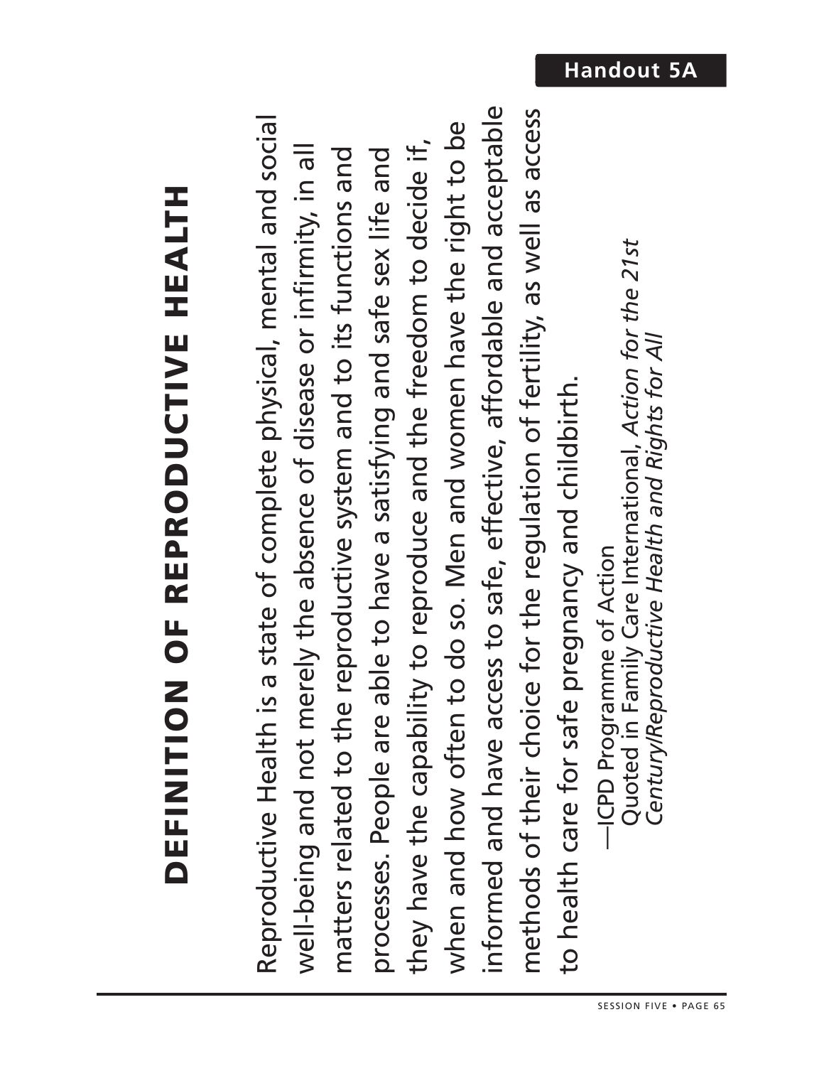**Handout 5A**

# DEFINITION OF REPRODUCTIVE HEALTH

Reproductive Health is a state of complete physical, mental and social well-being and not merely the absence of disease or infirmity, in all matters related to the reproductive system and to its functions and processes. People are able to have a satisfying and safe sex life and they have the capability to reproduce and the freedom to decide if, when and how often to do so. Men and women have the right to be informed and have access to safe, effective, affordable and acceptable methods of their choice for the regulation of fertility, as well as access to health care for safe pregnancy and childbirth.

—ICPD Programme of Action
Quoted in Family Care International, *Action for the 21st Century/Reproductive Health and Rights for All*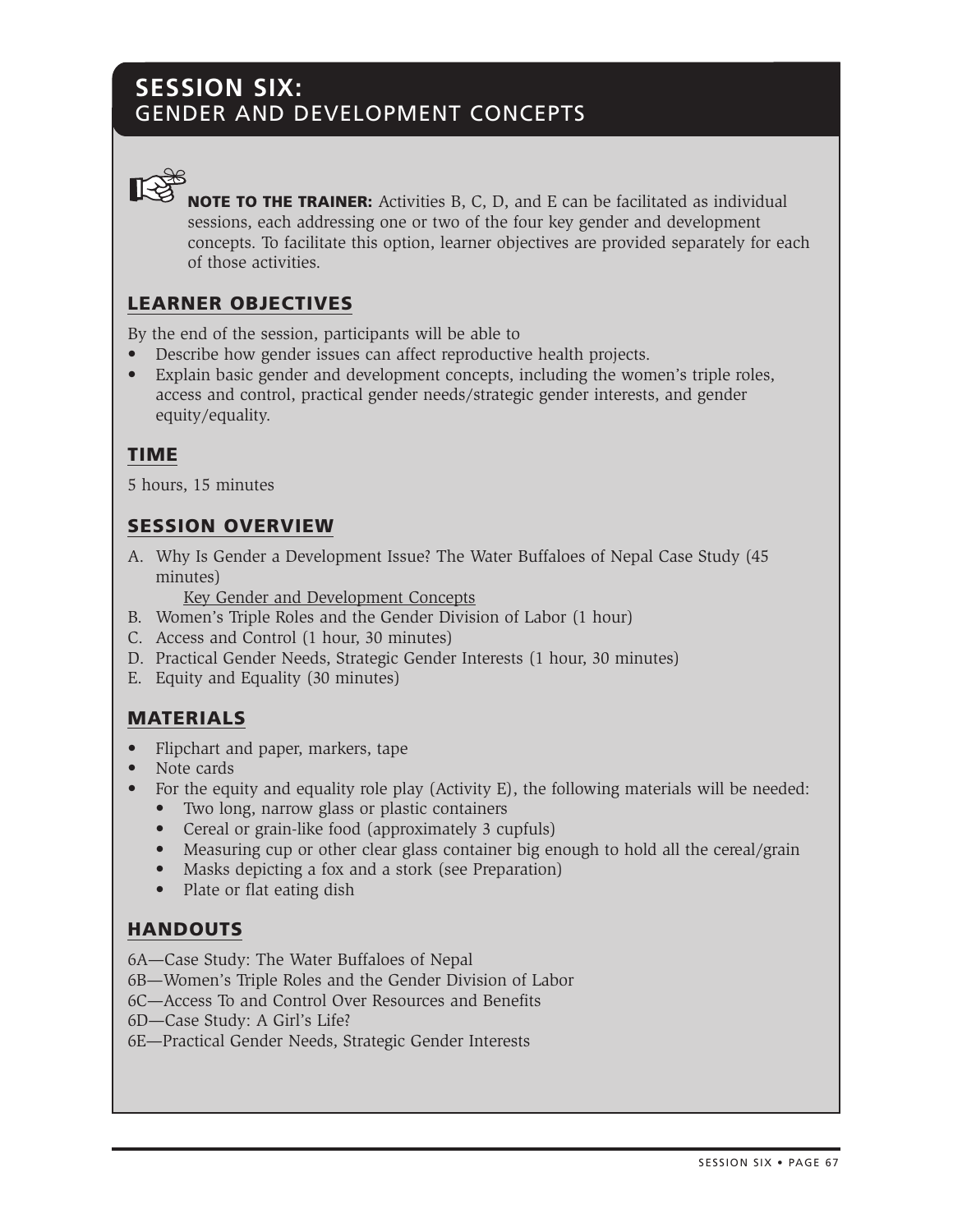# SESSION SIX: GENDER AND DEVELOPMENT CONCEPTS

**NOTE TO THE TRAINER:** Activities B, C, D, and E can be facilitated as individual sessions, each addressing one or two of the four key gender and development concepts. To facilitate this option, learner objectives are provided separately for each of those activities.

## LEARNER OBJECTIVES

By the end of the session, participants will be able to

- Describe how gender issues can affect reproductive health projects.
- Explain basic gender and development concepts, including the women's triple roles, access and control, practical gender needs/strategic gender interests, and gender equity/equality.

## TIME

5 hours, 15 minutes

## SESSION OVERVIEW

A. Why Is Gender a Development Issue? The Water Buffaloes of Nepal Case Study (45 minutes)

Key Gender and Development Concepts

B. Women's Triple Roles and the Gender Division of Labor (1 hour)
C. Access and Control (1 hour, 30 minutes)
D. Practical Gender Needs, Strategic Gender Interests (1 hour, 30 minutes)
E. Equity and Equality (30 minutes)

## MATERIALS

- Flipchart and paper, markers, tape
- Note cards
- For the equity and equality role play (Activity E), the following materials will be needed:
  - Two long, narrow glass or plastic containers
  - Cereal or grain-like food (approximately 3 cupfuls)
  - Measuring cup or other clear glass container big enough to hold all the cereal/grain
  - Masks depicting a fox and a stork (see Preparation)
  - Plate or flat eating dish

## HANDOUTS

6A—Case Study: The Water Buffaloes of Nepal
6B—Women's Triple Roles and the Gender Division of Labor
6C—Access To and Control Over Resources and Benefits
6D—Case Study: A Girl's Life?
6E—Practical Gender Needs, Strategic Gender Interests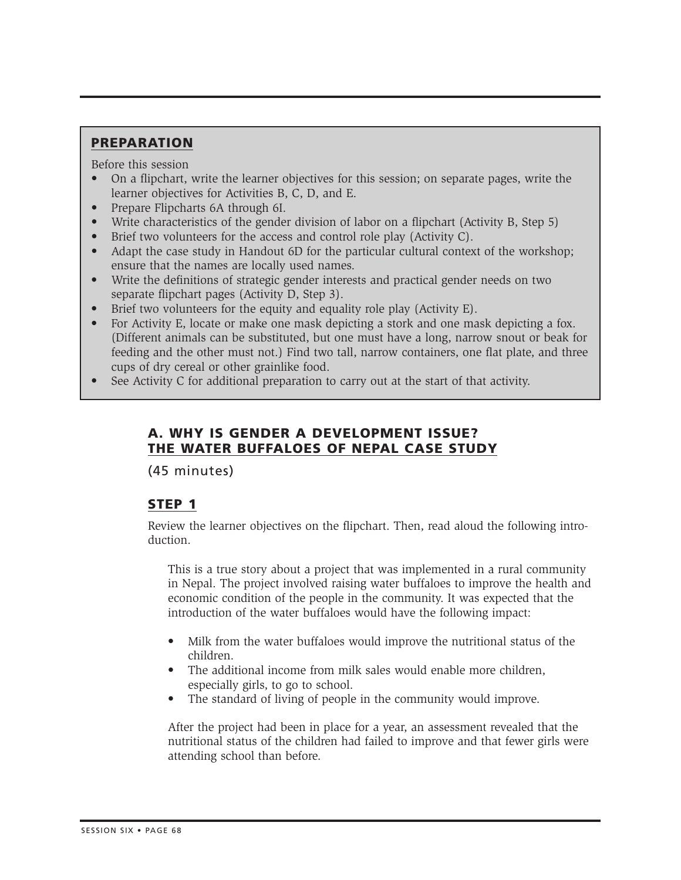## PREPARATION

Before this session

- On a flipchart, write the learner objectives for this session; on separate pages, write the learner objectives for Activities B, C, D, and E.
- Prepare Flipcharts 6A through 6I.
- Write characteristics of the gender division of labor on a flipchart (Activity B, Step 5)
- Brief two volunteers for the access and control role play (Activity C).
- Adapt the case study in Handout 6D for the particular cultural context of the workshop; ensure that the names are locally used names.
- Write the definitions of strategic gender interests and practical gender needs on two separate flipchart pages (Activity D, Step 3).
- Brief two volunteers for the equity and equality role play (Activity E).
- For Activity E, locate or make one mask depicting a stork and one mask depicting a fox. (Different animals can be substituted, but one must have a long, narrow snout or beak for feeding and the other must not.) Find two tall, narrow containers, one flat plate, and three cups of dry cereal or other grainlike food.
- See Activity C for additional preparation to carry out at the start of that activity.

## A. WHY IS GENDER A DEVELOPMENT ISSUE? THE WATER BUFFALOES OF NEPAL CASE STUDY

(45 minutes)

### STEP 1

Review the learner objectives on the flipchart. Then, read aloud the following introduction.

> This is a true story about a project that was implemented in a rural community in Nepal. The project involved raising water buffaloes to improve the health and economic condition of the people in the community. It was expected that the introduction of the water buffaloes would have the following impact:
>
> - Milk from the water buffaloes would improve the nutritional status of the children.
> - The additional income from milk sales would enable more children, especially girls, to go to school.
> - The standard of living of people in the community would improve.
>
> After the project had been in place for a year, an assessment revealed that the nutritional status of the children had failed to improve and that fewer girls were attending school than before.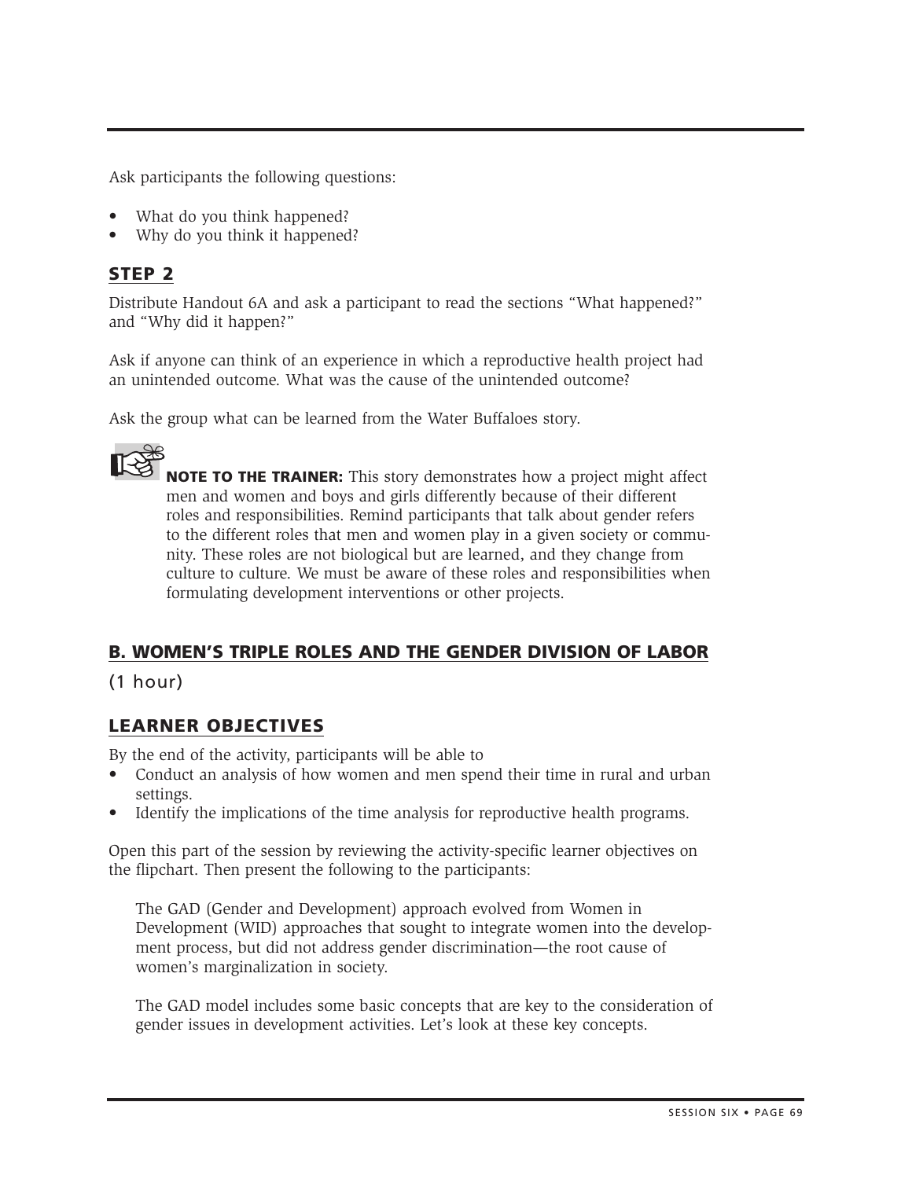Ask participants the following questions:

- What do you think happened?
- Why do you think it happened?

## STEP 2

Distribute Handout 6A and ask a participant to read the sections "What happened?" and "Why did it happen?"

Ask if anyone can think of an experience in which a reproductive health project had an unintended outcome. What was the cause of the unintended outcome?

Ask the group what can be learned from the Water Buffaloes story.

**NOTE TO THE TRAINER:** This story demonstrates how a project might affect men and women and boys and girls differently because of their different roles and responsibilities. Remind participants that talk about gender refers to the different roles that men and women play in a given society or community. These roles are not biological but are learned, and they change from culture to culture. We must be aware of these roles and responsibilities when formulating development interventions or other projects.

## B. WOMEN'S TRIPLE ROLES AND THE GENDER DIVISION OF LABOR

(1 hour)

## LEARNER OBJECTIVES

By the end of the activity, participants will be able to

- Conduct an analysis of how women and men spend their time in rural and urban settings.
- Identify the implications of the time analysis for reproductive health programs.

Open this part of the session by reviewing the activity-specific learner objectives on the flipchart. Then present the following to the participants:

> The GAD (Gender and Development) approach evolved from Women in Development (WID) approaches that sought to integrate women into the development process, but did not address gender discrimination—the root cause of women's marginalization in society.
>
> The GAD model includes some basic concepts that are key to the consideration of gender issues in development activities. Let's look at these key concepts.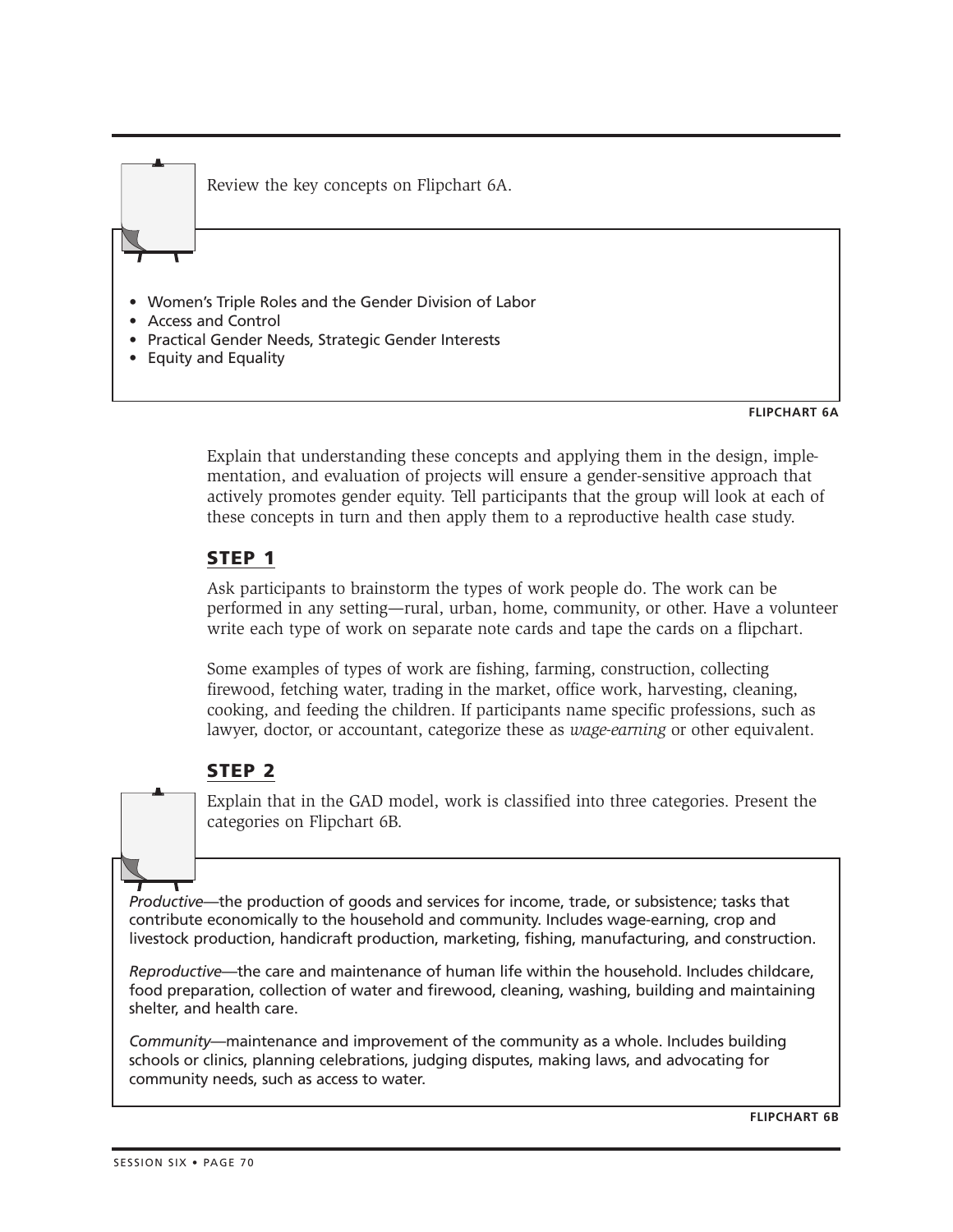Review the key concepts on Flipchart 6A.

- Women's Triple Roles and the Gender Division of Labor
- Access and Control
- Practical Gender Needs, Strategic Gender Interests
- Equity and Equality

**FLIPCHART 6A**

Explain that understanding these concepts and applying them in the design, implementation, and evaluation of projects will ensure a gender-sensitive approach that actively promotes gender equity. Tell participants that the group will look at each of these concepts in turn and then apply them to a reproductive health case study.

## STEP 1

Ask participants to brainstorm the types of work people do. The work can be performed in any setting—rural, urban, home, community, or other. Have a volunteer write each type of work on separate note cards and tape the cards on a flipchart.

Some examples of types of work are fishing, farming, construction, collecting firewood, fetching water, trading in the market, office work, harvesting, cleaning, cooking, and feeding the children. If participants name specific professions, such as lawyer, doctor, or accountant, categorize these as *wage-earning* or other equivalent.

## STEP 2

Explain that in the GAD model, work is classified into three categories. Present the categories on Flipchart 6B.

*Productive*—the production of goods and services for income, trade, or subsistence; tasks that contribute economically to the household and community. Includes wage-earning, crop and livestock production, handicraft production, marketing, fishing, manufacturing, and construction.

*Reproductive*—the care and maintenance of human life within the household. Includes childcare, food preparation, collection of water and firewood, cleaning, washing, building and maintaining shelter, and health care.

*Community*—maintenance and improvement of the community as a whole. Includes building schools or clinics, planning celebrations, judging disputes, making laws, and advocating for community needs, such as access to water.

**FLIPCHART 6B**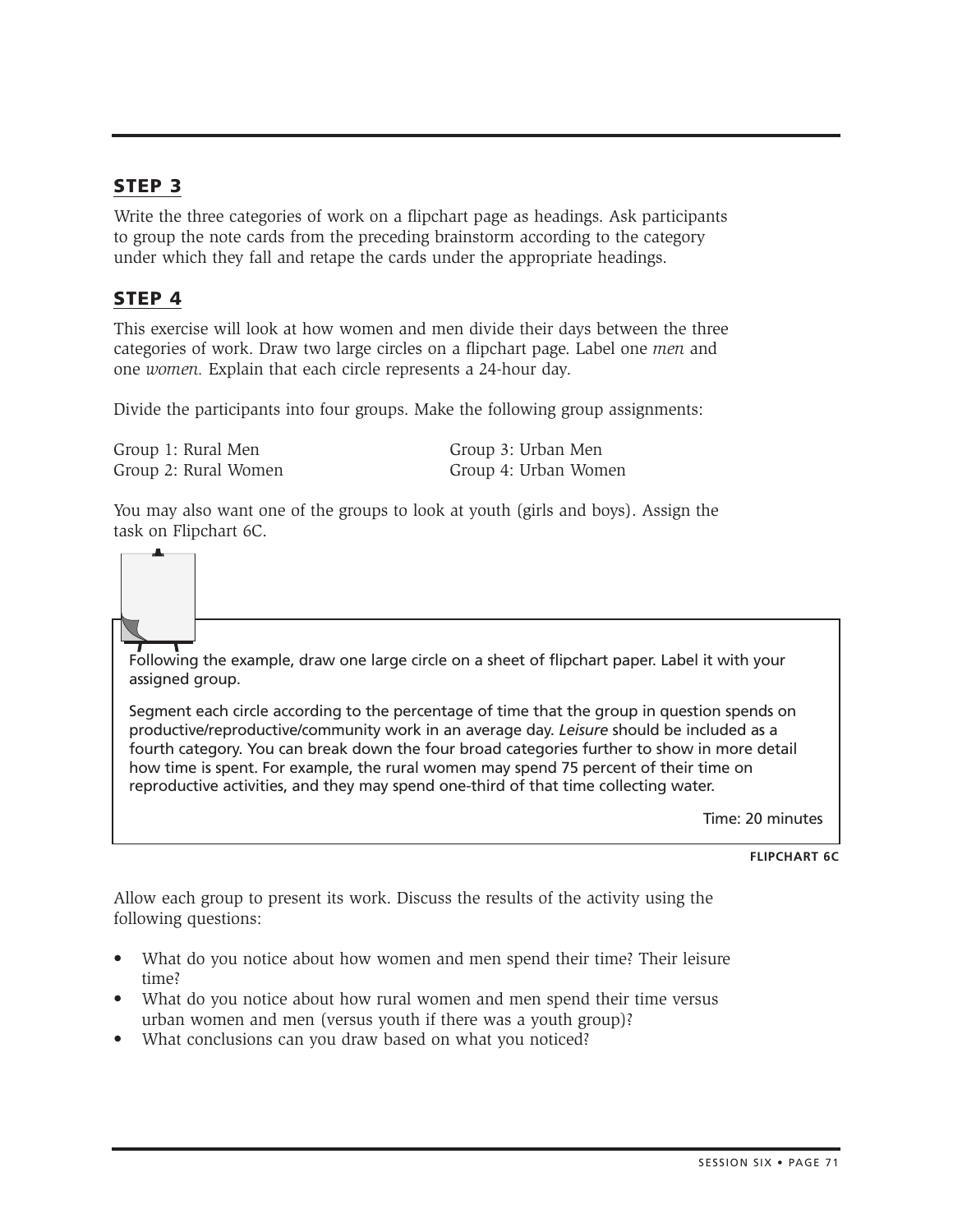## STEP 3

Write the three categories of work on a flipchart page as headings. Ask participants to group the note cards from the preceding brainstorm according to the category under which they fall and retape the cards under the appropriate headings.

## STEP 4

This exercise will look at how women and men divide their days between the three categories of work. Draw two large circles on a flipchart page. Label one *men* and one *women.* Explain that each circle represents a 24-hour day.

Divide the participants into four groups. Make the following group assignments:

Group 1: Rural Men
Group 2: Rural Women
Group 3: Urban Men
Group 4: Urban Women

You may also want one of the groups to look at youth (girls and boys). Assign the task on Flipchart 6C.

> Following the example, draw one large circle on a sheet of flipchart paper. Label it with your assigned group.
>
> Segment each circle according to the percentage of time that the group in question spends on productive/reproductive/community work in an average day. *Leisure* should be included as a fourth category. You can break down the four broad categories further to show in more detail how time is spent. For example, the rural women may spend 75 percent of their time on reproductive activities, and they may spend one-third of that time collecting water.
>
> Time: 20 minutes

**FLIPCHART 6C**

Allow each group to present its work. Discuss the results of the activity using the following questions:

- What do you notice about how women and men spend their time? Their leisure time?
- What do you notice about how rural women and men spend their time versus urban women and men (versus youth if there was a youth group)?
- What conclusions can you draw based on what you noticed?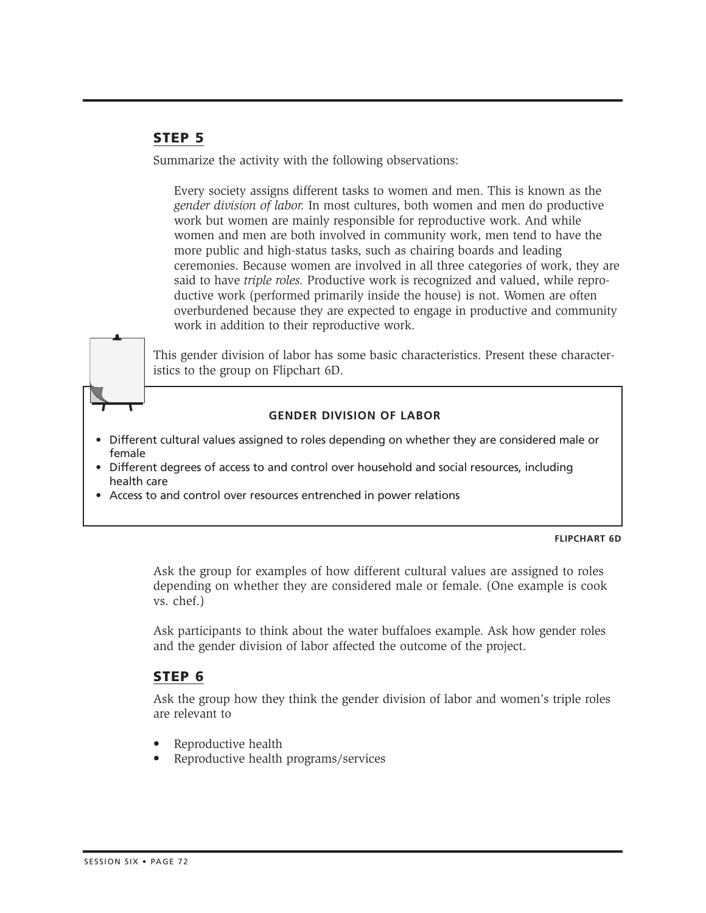## STEP 5

Summarize the activity with the following observations:

> Every society assigns different tasks to women and men. This is known as the *gender division of labor.* In most cultures, both women and men do productive work but women are mainly responsible for reproductive work. And while women and men are both involved in community work, men tend to have the more public and high-status tasks, such as chairing boards and leading ceremonies. Because women are involved in all three categories of work, they are said to have *triple roles.* Productive work is recognized and valued, while reproductive work (performed primarily inside the house) is not. Women are often overburdened because they are expected to engage in productive and community work in addition to their reproductive work.

This gender division of labor has some basic characteristics. Present these characteristics to the group on Flipchart 6D.

**GENDER DIVISION OF LABOR**

- Different cultural values assigned to roles depending on whether they are considered male or female
- Different degrees of access to and control over household and social resources, including health care
- Access to and control over resources entrenched in power relations

**FLIPCHART 6D**

Ask the group for examples of how different cultural values are assigned to roles depending on whether they are considered male or female. (One example is cook vs. chef.)

Ask participants to think about the water buffaloes example. Ask how gender roles and the gender division of labor affected the outcome of the project.

## STEP 6

Ask the group how they think the gender division of labor and women's triple roles are relevant to

- Reproductive health
- Reproductive health programs/services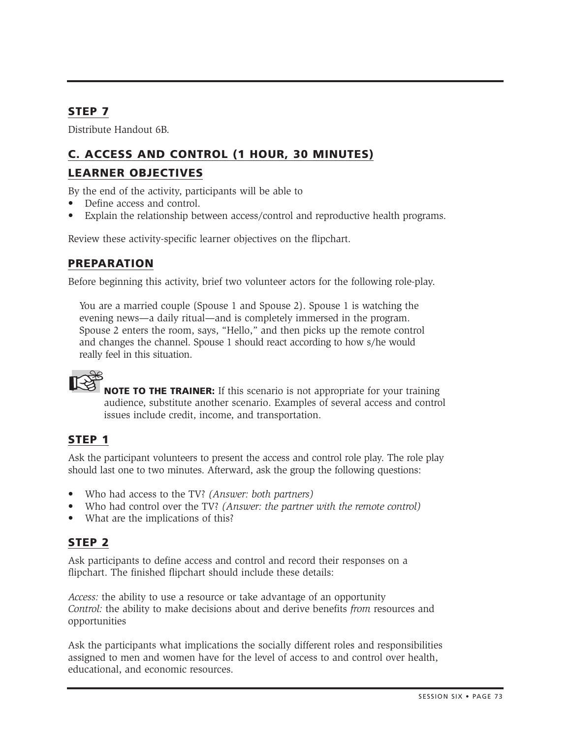### STEP 7

Distribute Handout 6B.

## C. ACCESS AND CONTROL (1 HOUR, 30 MINUTES)

### LEARNER OBJECTIVES

By the end of the activity, participants will be able to

- Define access and control.
- Explain the relationship between access/control and reproductive health programs.

Review these activity-specific learner objectives on the flipchart.

### PREPARATION

Before beginning this activity, brief two volunteer actors for the following role-play.

> You are a married couple (Spouse 1 and Spouse 2). Spouse 1 is watching the evening news—a daily ritual—and is completely immersed in the program. Spouse 2 enters the room, says, "Hello," and then picks up the remote control and changes the channel. Spouse 1 should react according to how s/he would really feel in this situation.

**NOTE TO THE TRAINER:** If this scenario is not appropriate for your training audience, substitute another scenario. Examples of several access and control issues include credit, income, and transportation.

### STEP 1

Ask the participant volunteers to present the access and control role play. The role play should last one to two minutes. Afterward, ask the group the following questions:

- Who had access to the TV? *(Answer: both partners)*
- Who had control over the TV? *(Answer: the partner with the remote control)*
- What are the implications of this?

### STEP 2

Ask participants to define access and control and record their responses on a flipchart. The finished flipchart should include these details:

*Access:* the ability to use a resource or take advantage of an opportunity
*Control:* the ability to make decisions about and derive benefits *from* resources and opportunities

Ask the participants what implications the socially different roles and responsibilities assigned to men and women have for the level of access to and control over health, educational, and economic resources.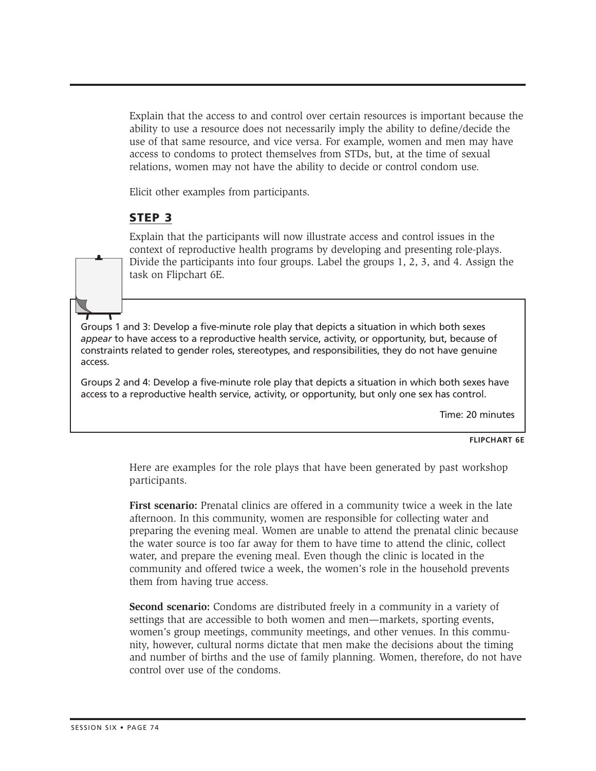Explain that the access to and control over certain resources is important because the ability to use a resource does not necessarily imply the ability to define/decide the use of that same resource, and vice versa. For example, women and men may have access to condoms to protect themselves from STDs, but, at the time of sexual relations, women may not have the ability to decide or control condom use.

Elicit other examples from participants.

## STEP 3

Explain that the participants will now illustrate access and control issues in the context of reproductive health programs by developing and presenting role-plays. Divide the participants into four groups. Label the groups 1, 2, 3, and 4. Assign the task on Flipchart 6E.

> Groups 1 and 3: Develop a five-minute role play that depicts a situation in which both sexes *appear* to have access to a reproductive health service, activity, or opportunity, but, because of constraints related to gender roles, stereotypes, and responsibilities, they do not have genuine access.
>
> Groups 2 and 4: Develop a five-minute role play that depicts a situation in which both sexes have access to a reproductive health service, activity, or opportunity, but only one sex has control.
>
> Time: 20 minutes

**FLIPCHART 6E**

Here are examples for the role plays that have been generated by past workshop participants.

**First scenario:** Prenatal clinics are offered in a community twice a week in the late afternoon. In this community, women are responsible for collecting water and preparing the evening meal. Women are unable to attend the prenatal clinic because the water source is too far away for them to have time to attend the clinic, collect water, and prepare the evening meal. Even though the clinic is located in the community and offered twice a week, the women's role in the household prevents them from having true access.

**Second scenario:** Condoms are distributed freely in a community in a variety of settings that are accessible to both women and men—markets, sporting events, women's group meetings, community meetings, and other venues. In this community, however, cultural norms dictate that men make the decisions about the timing and number of births and the use of family planning. Women, therefore, do not have control over use of the condoms.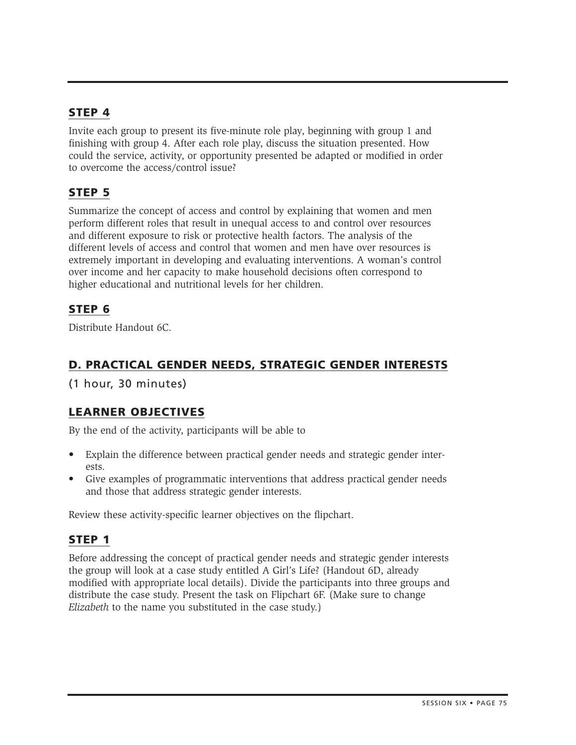## STEP 4

Invite each group to present its five-minute role play, beginning with group 1 and finishing with group 4. After each role play, discuss the situation presented. How could the service, activity, or opportunity presented be adapted or modified in order to overcome the access/control issue?

## STEP 5

Summarize the concept of access and control by explaining that women and men perform different roles that result in unequal access to and control over resources and different exposure to risk or protective health factors. The analysis of the different levels of access and control that women and men have over resources is extremely important in developing and evaluating interventions. A woman's control over income and her capacity to make household decisions often correspond to higher educational and nutritional levels for her children.

## STEP 6

Distribute Handout 6C.

# D. PRACTICAL GENDER NEEDS, STRATEGIC GENDER INTERESTS

(1 hour, 30 minutes)

## LEARNER OBJECTIVES

By the end of the activity, participants will be able to

- Explain the difference between practical gender needs and strategic gender interests.
- Give examples of programmatic interventions that address practical gender needs and those that address strategic gender interests.

Review these activity-specific learner objectives on the flipchart.

## STEP 1

Before addressing the concept of practical gender needs and strategic gender interests the group will look at a case study entitled A Girl's Life? (Handout 6D, already modified with appropriate local details). Divide the participants into three groups and distribute the case study. Present the task on Flipchart 6F. (Make sure to change *Elizabeth* to the name you substituted in the case study.)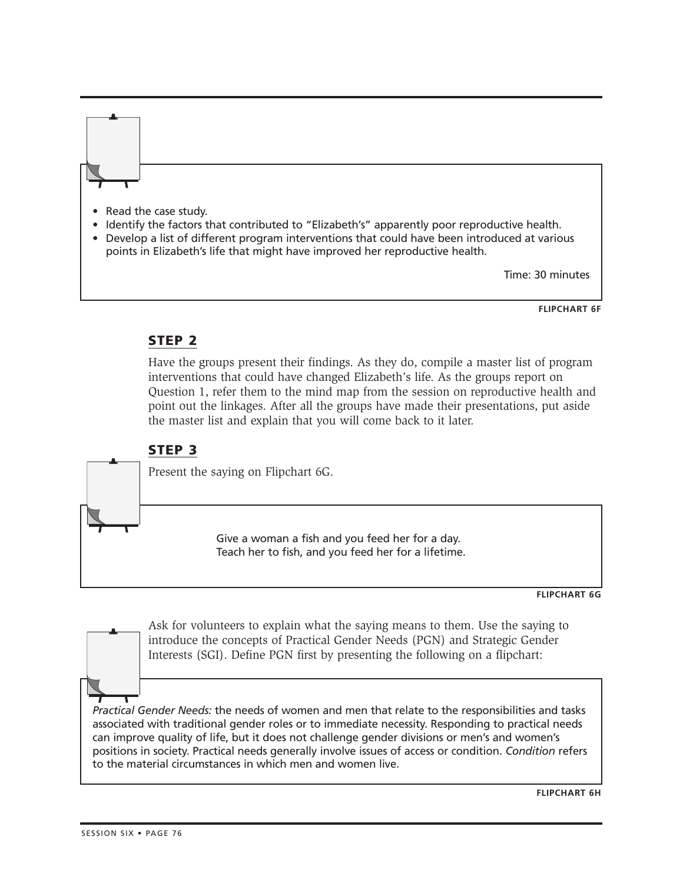- Read the case study.
- Identify the factors that contributed to "Elizabeth's" apparently poor reproductive health.
- Develop a list of different program interventions that could have been introduced at various points in Elizabeth's life that might have improved her reproductive health.

Time: 30 minutes

**FLIPCHART 6F**

## STEP 2

Have the groups present their findings. As they do, compile a master list of program interventions that could have changed Elizabeth's life. As the groups report on Question 1, refer them to the mind map from the session on reproductive health and point out the linkages. After all the groups have made their presentations, put aside the master list and explain that you will come back to it later.

## STEP 3

Present the saying on Flipchart 6G.

Give a woman a fish and you feed her for a day.
Teach her to fish, and you feed her for a lifetime.

**FLIPCHART 6G**

Ask for volunteers to explain what the saying means to them. Use the saying to introduce the concepts of Practical Gender Needs (PGN) and Strategic Gender Interests (SGI). Define PGN first by presenting the following on a flipchart:

*Practical Gender Needs:* the needs of women and men that relate to the responsibilities and tasks associated with traditional gender roles or to immediate necessity. Responding to practical needs can improve quality of life, but it does not challenge gender divisions or men's and women's positions in society. Practical needs generally involve issues of access or condition. *Condition* refers to the material circumstances in which men and women live.

**FLIPCHART 6H**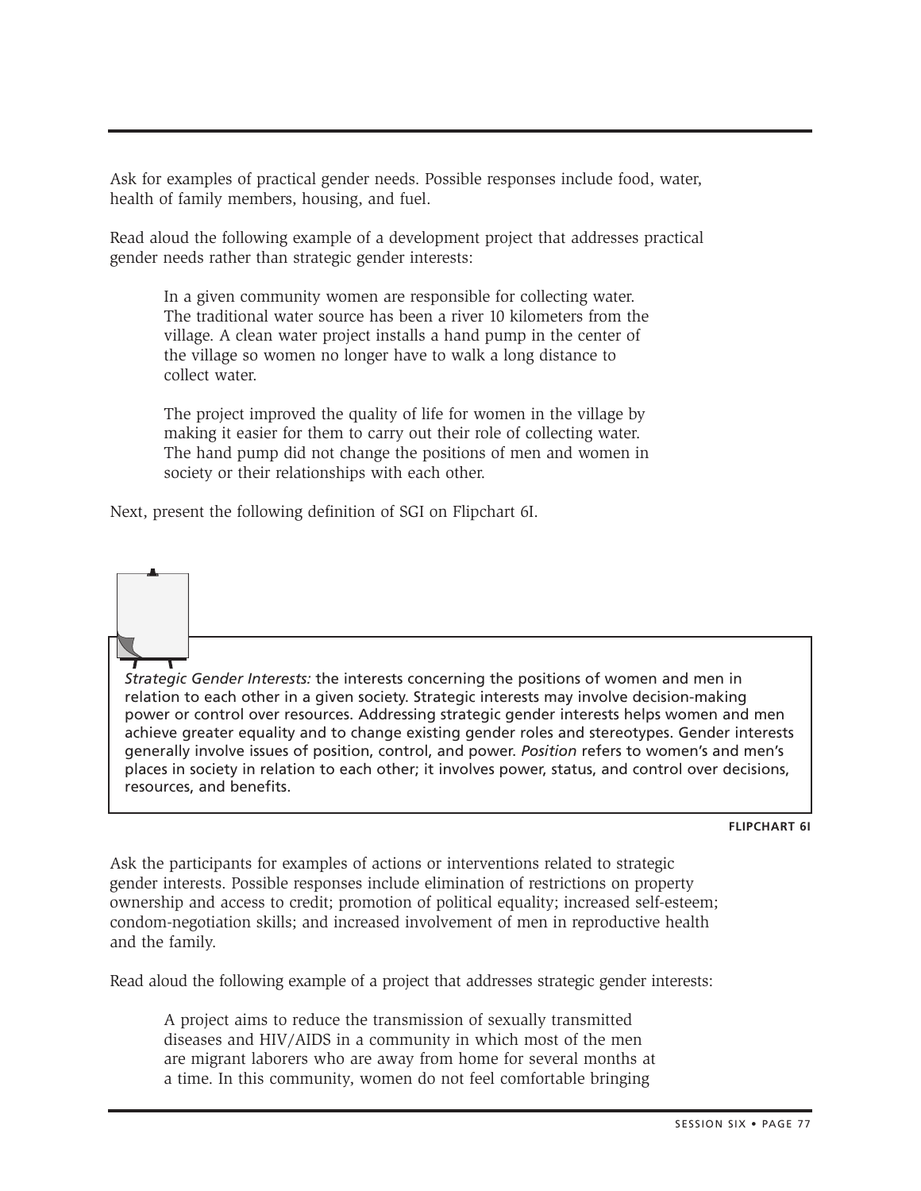Ask for examples of practical gender needs. Possible responses include food, water, health of family members, housing, and fuel.

Read aloud the following example of a development project that addresses practical gender needs rather than strategic gender interests:

> In a given community women are responsible for collecting water. The traditional water source has been a river 10 kilometers from the village. A clean water project installs a hand pump in the center of the village so women no longer have to walk a long distance to collect water.
>
> The project improved the quality of life for women in the village by making it easier for them to carry out their role of collecting water. The hand pump did not change the positions of men and women in society or their relationships with each other.

Next, present the following definition of SGI on Flipchart 6I.

> *Strategic Gender Interests:* the interests concerning the positions of women and men in relation to each other in a given society. Strategic interests may involve decision-making power or control over resources. Addressing strategic gender interests helps women and men achieve greater equality and to change existing gender roles and stereotypes. Gender interests generally involve issues of position, control, and power. *Position* refers to women's and men's places in society in relation to each other; it involves power, status, and control over decisions, resources, and benefits.

**FLIPCHART 6I**

Ask the participants for examples of actions or interventions related to strategic gender interests. Possible responses include elimination of restrictions on property ownership and access to credit; promotion of political equality; increased self-esteem; condom-negotiation skills; and increased involvement of men in reproductive health and the family.

Read aloud the following example of a project that addresses strategic gender interests:

> A project aims to reduce the transmission of sexually transmitted diseases and HIV/AIDS in a community in which most of the men are migrant laborers who are away from home for several months at a time. In this community, women do not feel comfortable bringing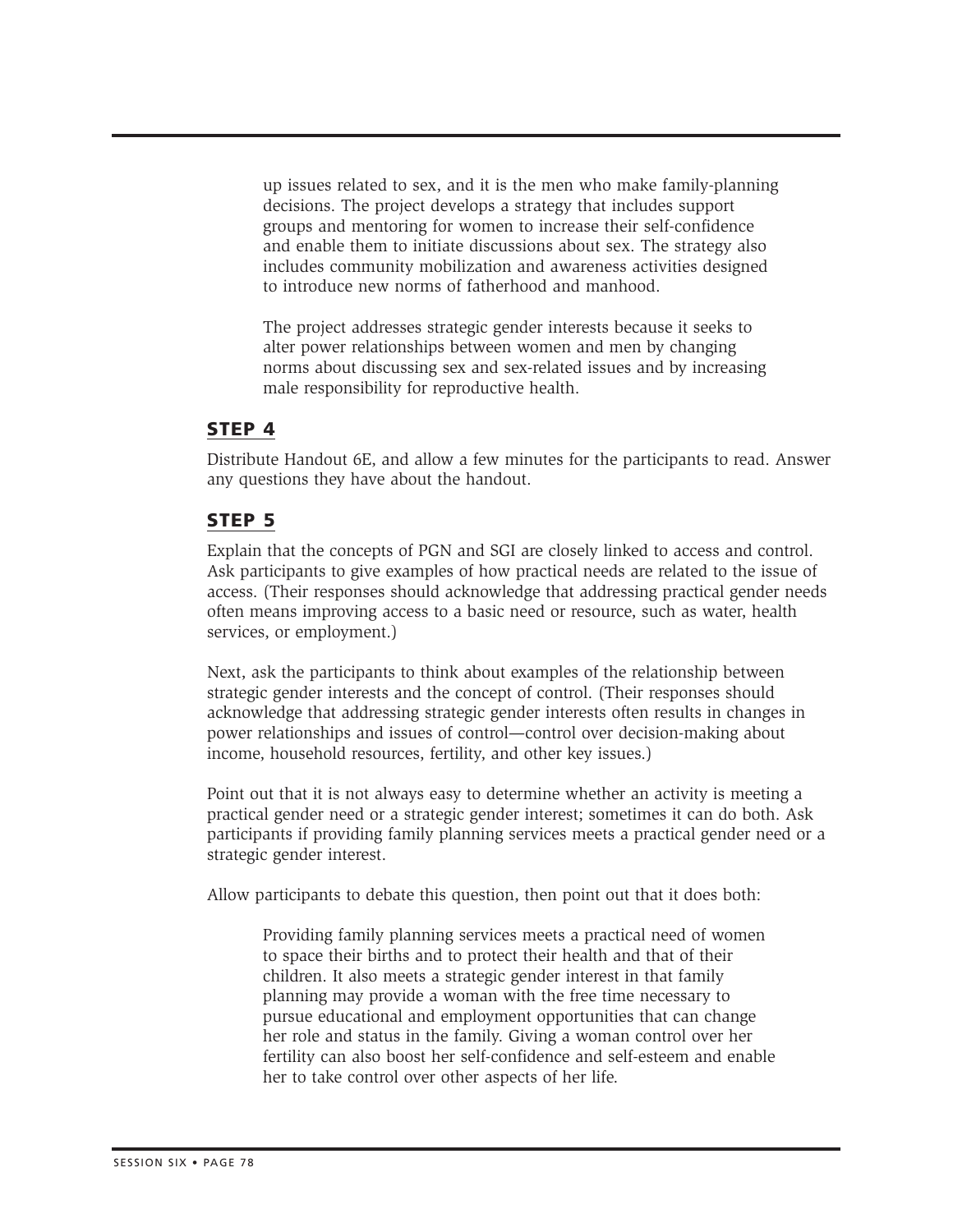up issues related to sex, and it is the men who make family-planning decisions. The project develops a strategy that includes support groups and mentoring for women to increase their self-confidence and enable them to initiate discussions about sex. The strategy also includes community mobilization and awareness activities designed to introduce new norms of fatherhood and manhood.

The project addresses strategic gender interests because it seeks to alter power relationships between women and men by changing norms about discussing sex and sex-related issues and by increasing male responsibility for reproductive health.

## STEP 4

Distribute Handout 6E, and allow a few minutes for the participants to read. Answer any questions they have about the handout.

## STEP 5

Explain that the concepts of PGN and SGI are closely linked to access and control. Ask participants to give examples of how practical needs are related to the issue of access. (Their responses should acknowledge that addressing practical gender needs often means improving access to a basic need or resource, such as water, health services, or employment.)

Next, ask the participants to think about examples of the relationship between strategic gender interests and the concept of control. (Their responses should acknowledge that addressing strategic gender interests often results in changes in power relationships and issues of control—control over decision-making about income, household resources, fertility, and other key issues.)

Point out that it is not always easy to determine whether an activity is meeting a practical gender need or a strategic gender interest; sometimes it can do both. Ask participants if providing family planning services meets a practical gender need or a strategic gender interest.

Allow participants to debate this question, then point out that it does both:

> Providing family planning services meets a practical need of women to space their births and to protect their health and that of their children. It also meets a strategic gender interest in that family planning may provide a woman with the free time necessary to pursue educational and employment opportunities that can change her role and status in the family. Giving a woman control over her fertility can also boost her self-confidence and self-esteem and enable her to take control over other aspects of her life.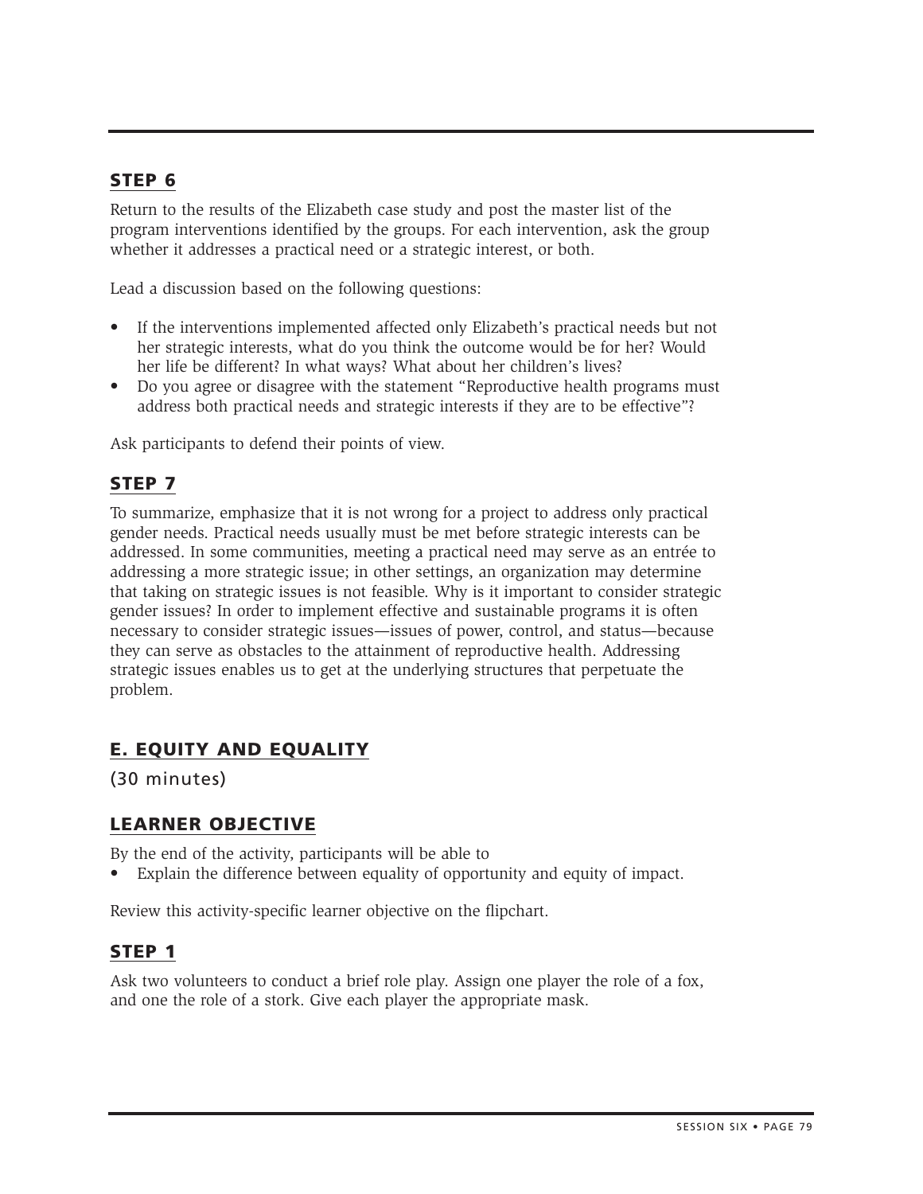### STEP 6

Return to the results of the Elizabeth case study and post the master list of the program interventions identified by the groups. For each intervention, ask the group whether it addresses a practical need or a strategic interest, or both.

Lead a discussion based on the following questions:

- If the interventions implemented affected only Elizabeth's practical needs but not her strategic interests, what do you think the outcome would be for her? Would her life be different? In what ways? What about her children's lives?
- Do you agree or disagree with the statement "Reproductive health programs must address both practical needs and strategic interests if they are to be effective"?

Ask participants to defend their points of view.

### STEP 7

To summarize, emphasize that it is not wrong for a project to address only practical gender needs. Practical needs usually must be met before strategic interests can be addressed. In some communities, meeting a practical need may serve as an entrée to addressing a more strategic issue; in other settings, an organization may determine that taking on strategic issues is not feasible. Why is it important to consider strategic gender issues? In order to implement effective and sustainable programs it is often necessary to consider strategic issues—issues of power, control, and status—because they can serve as obstacles to the attainment of reproductive health. Addressing strategic issues enables us to get at the underlying structures that perpetuate the problem.

## E. EQUITY AND EQUALITY

(30 minutes)

### LEARNER OBJECTIVE

By the end of the activity, participants will be able to

- Explain the difference between equality of opportunity and equity of impact.

Review this activity-specific learner objective on the flipchart.

### STEP 1

Ask two volunteers to conduct a brief role play. Assign one player the role of a fox, and one the role of a stork. Give each player the appropriate mask.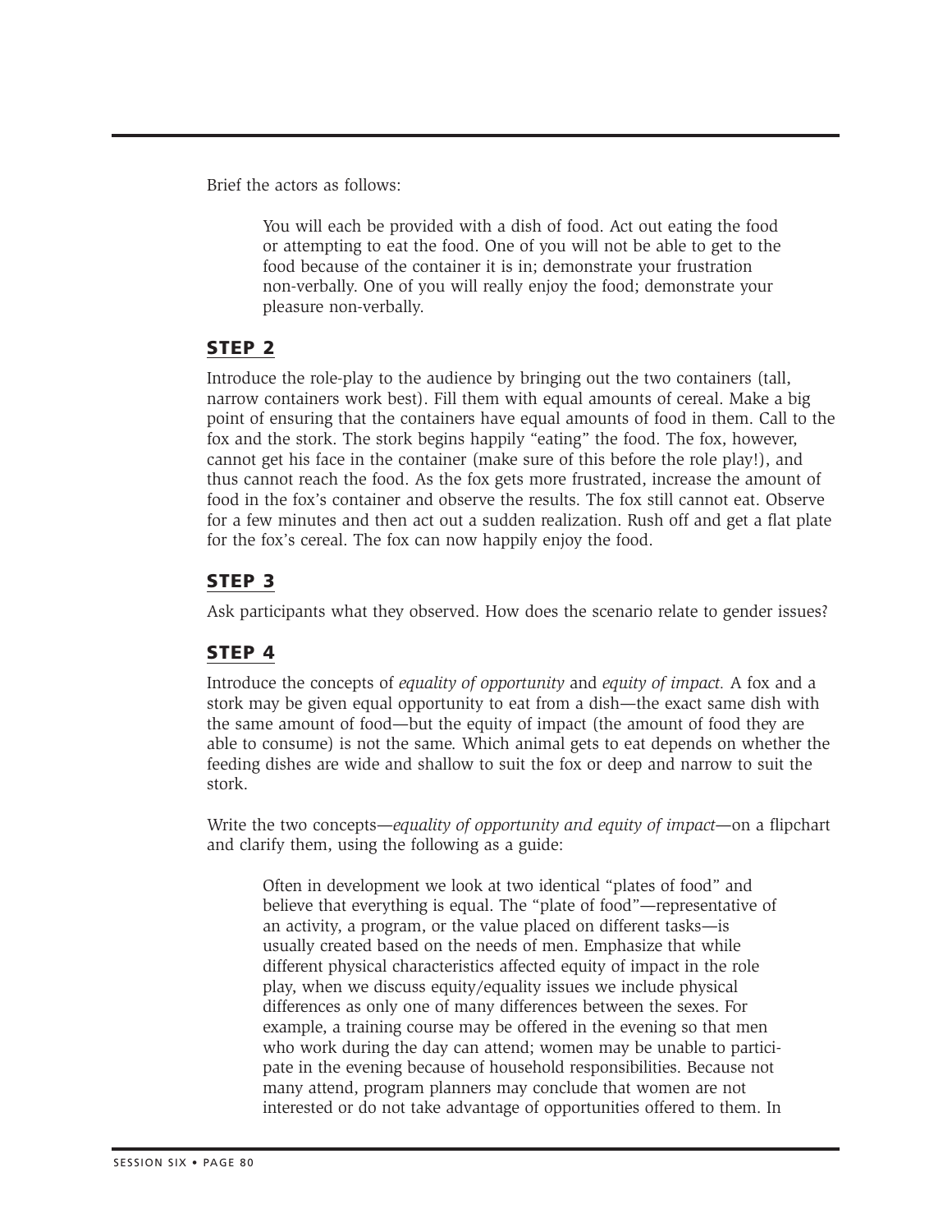Brief the actors as follows:

> You will each be provided with a dish of food. Act out eating the food or attempting to eat the food. One of you will not be able to get to the food because of the container it is in; demonstrate your frustration non-verbally. One of you will really enjoy the food; demonstrate your pleasure non-verbally.

## STEP 2

Introduce the role-play to the audience by bringing out the two containers (tall, narrow containers work best). Fill them with equal amounts of cereal. Make a big point of ensuring that the containers have equal amounts of food in them. Call to the fox and the stork. The stork begins happily "eating" the food. The fox, however, cannot get his face in the container (make sure of this before the role play!), and thus cannot reach the food. As the fox gets more frustrated, increase the amount of food in the fox's container and observe the results. The fox still cannot eat. Observe for a few minutes and then act out a sudden realization. Rush off and get a flat plate for the fox's cereal. The fox can now happily enjoy the food.

## STEP 3

Ask participants what they observed. How does the scenario relate to gender issues?

## STEP 4

Introduce the concepts of *equality of opportunity* and *equity of impact.* A fox and a stork may be given equal opportunity to eat from a dish—the exact same dish with the same amount of food—but the equity of impact (the amount of food they are able to consume) is not the same. Which animal gets to eat depends on whether the feeding dishes are wide and shallow to suit the fox or deep and narrow to suit the stork.

Write the two concepts—*equality of opportunity and equity of impact*—on a flipchart and clarify them, using the following as a guide:

> Often in development we look at two identical "plates of food" and believe that everything is equal. The "plate of food"—representative of an activity, a program, or the value placed on different tasks—is usually created based on the needs of men. Emphasize that while different physical characteristics affected equity of impact in the role play, when we discuss equity/equality issues we include physical differences as only one of many differences between the sexes. For example, a training course may be offered in the evening so that men who work during the day can attend; women may be unable to participate in the evening because of household responsibilities. Because not many attend, program planners may conclude that women are not interested or do not take advantage of opportunities offered to them. In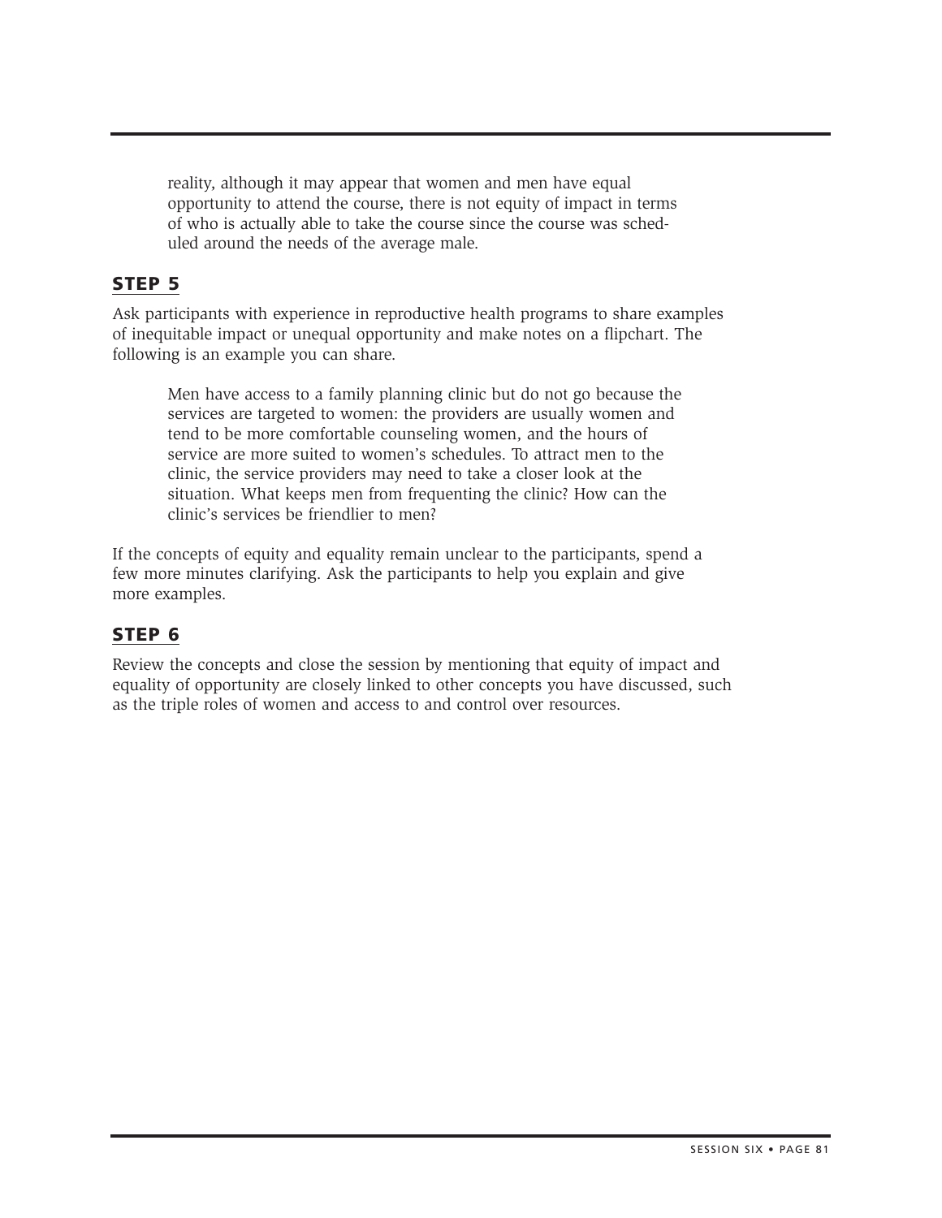> reality, although it may appear that women and men have equal opportunity to attend the course, there is not equity of impact in terms of who is actually able to take the course since the course was scheduled around the needs of the average male.

## STEP 5

Ask participants with experience in reproductive health programs to share examples of inequitable impact or unequal opportunity and make notes on a flipchart. The following is an example you can share.

> Men have access to a family planning clinic but do not go because the services are targeted to women: the providers are usually women and tend to be more comfortable counseling women, and the hours of service are more suited to women's schedules. To attract men to the clinic, the service providers may need to take a closer look at the situation. What keeps men from frequenting the clinic? How can the clinic's services be friendlier to men?

If the concepts of equity and equality remain unclear to the participants, spend a few more minutes clarifying. Ask the participants to help you explain and give more examples.

## STEP 6

Review the concepts and close the session by mentioning that equity of impact and equality of opportunity are closely linked to other concepts you have discussed, such as the triple roles of women and access to and control over resources.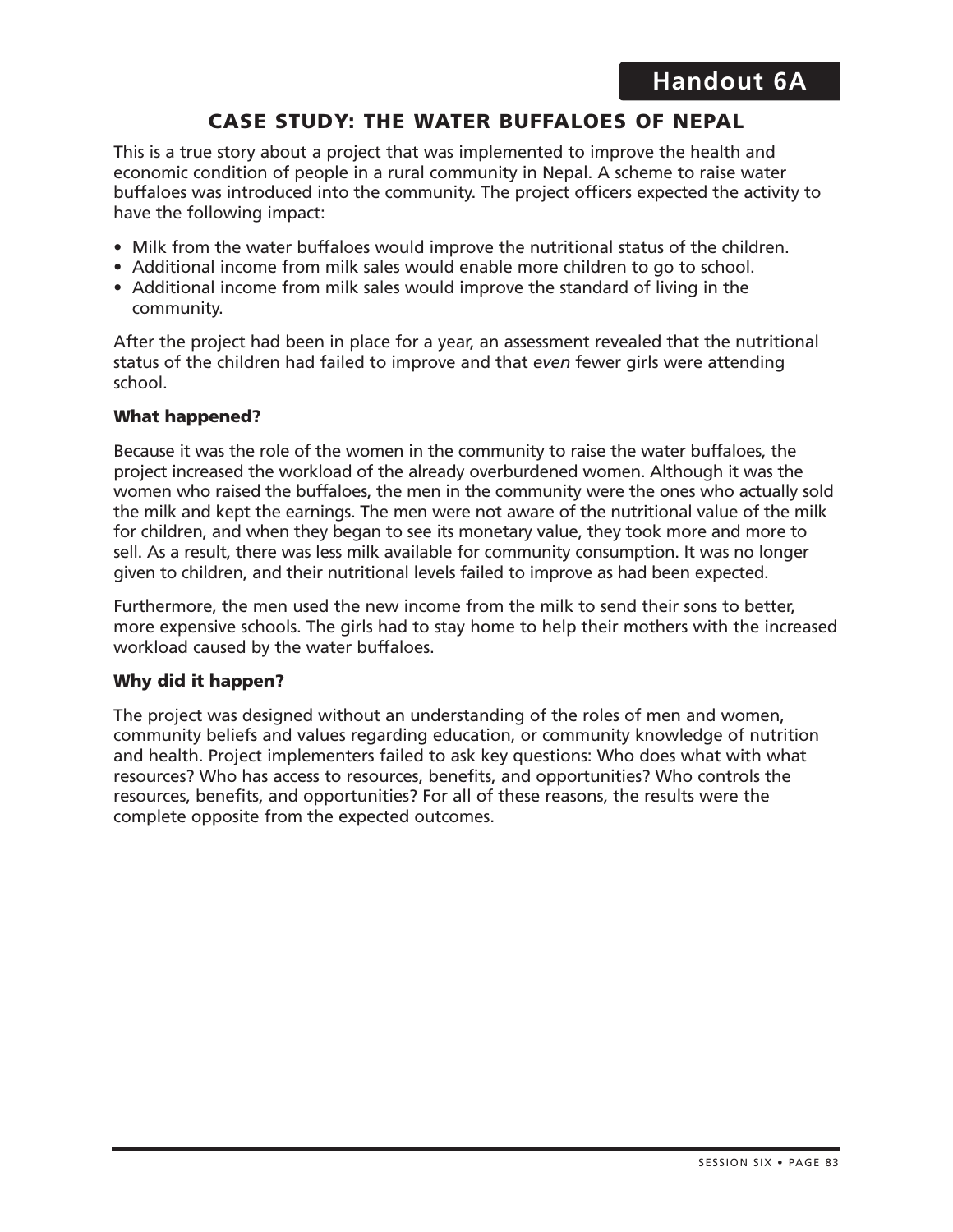# Handout 6A

## CASE STUDY: THE WATER BUFFALOES OF NEPAL

This is a true story about a project that was implemented to improve the health and economic condition of people in a rural community in Nepal. A scheme to raise water buffaloes was introduced into the community. The project officers expected the activity to have the following impact:

- Milk from the water buffaloes would improve the nutritional status of the children.
- Additional income from milk sales would enable more children to go to school.
- Additional income from milk sales would improve the standard of living in the community.

After the project had been in place for a year, an assessment revealed that the nutritional status of the children had failed to improve and that *even* fewer girls were attending school.

**What happened?**

Because it was the role of the women in the community to raise the water buffaloes, the project increased the workload of the already overburdened women. Although it was the women who raised the buffaloes, the men in the community were the ones who actually sold the milk and kept the earnings. The men were not aware of the nutritional value of the milk for children, and when they began to see its monetary value, they took more and more to sell. As a result, there was less milk available for community consumption. It was no longer given to children, and their nutritional levels failed to improve as had been expected.

Furthermore, the men used the new income from the milk to send their sons to better, more expensive schools. The girls had to stay home to help their mothers with the increased workload caused by the water buffaloes.

**Why did it happen?**

The project was designed without an understanding of the roles of men and women, community beliefs and values regarding education, or community knowledge of nutrition and health. Project implementers failed to ask key questions: Who does what with what resources? Who has access to resources, benefits, and opportunities? Who controls the resources, benefits, and opportunities? For all of these reasons, the results were the complete opposite from the expected outcomes.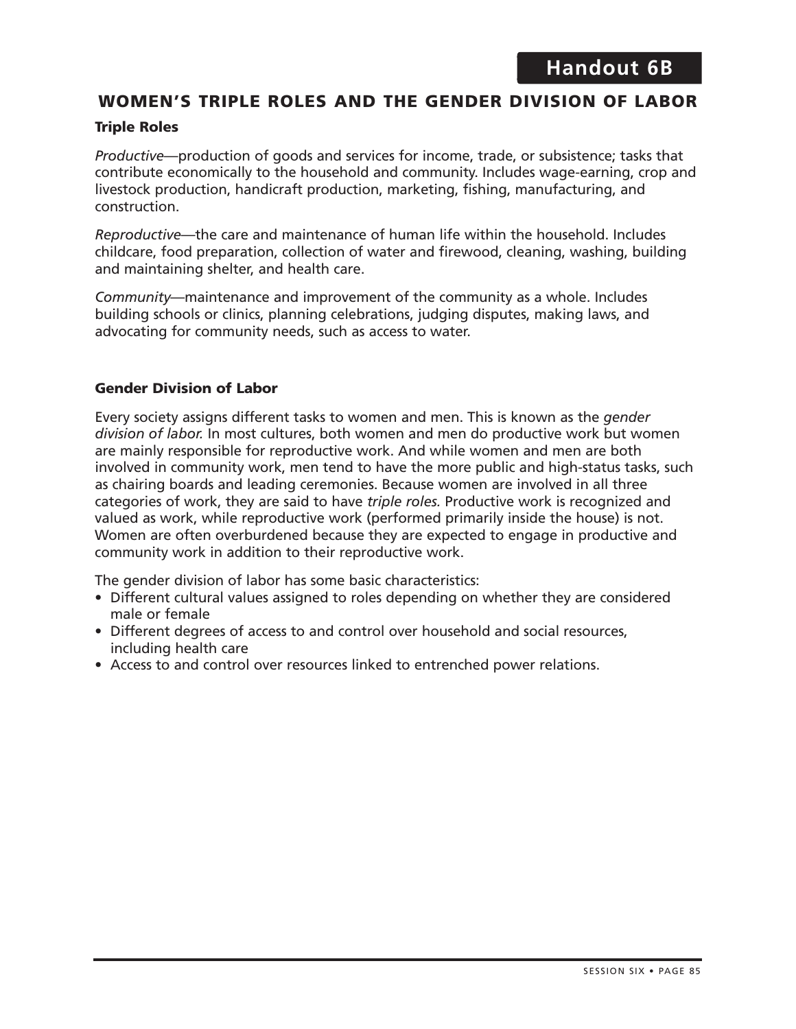Handout 6B

## WOMEN'S TRIPLE ROLES AND THE GENDER DIVISION OF LABOR

### Triple Roles

*Productive*—production of goods and services for income, trade, or subsistence; tasks that contribute economically to the household and community. Includes wage-earning, crop and livestock production, handicraft production, marketing, fishing, manufacturing, and construction.

*Reproductive*—the care and maintenance of human life within the household. Includes childcare, food preparation, collection of water and firewood, cleaning, washing, building and maintaining shelter, and health care.

*Community*—maintenance and improvement of the community as a whole. Includes building schools or clinics, planning celebrations, judging disputes, making laws, and advocating for community needs, such as access to water.

### Gender Division of Labor

Every society assigns different tasks to women and men. This is known as the *gender division of labor.* In most cultures, both women and men do productive work but women are mainly responsible for reproductive work. And while women and men are both involved in community work, men tend to have the more public and high-status tasks, such as chairing boards and leading ceremonies. Because women are involved in all three categories of work, they are said to have *triple roles.* Productive work is recognized and valued as work, while reproductive work (performed primarily inside the house) is not. Women are often overburdened because they are expected to engage in productive and community work in addition to their reproductive work.

The gender division of labor has some basic characteristics:

- Different cultural values assigned to roles depending on whether they are considered male or female
- Different degrees of access to and control over household and social resources, including health care
- Access to and control over resources linked to entrenched power relations.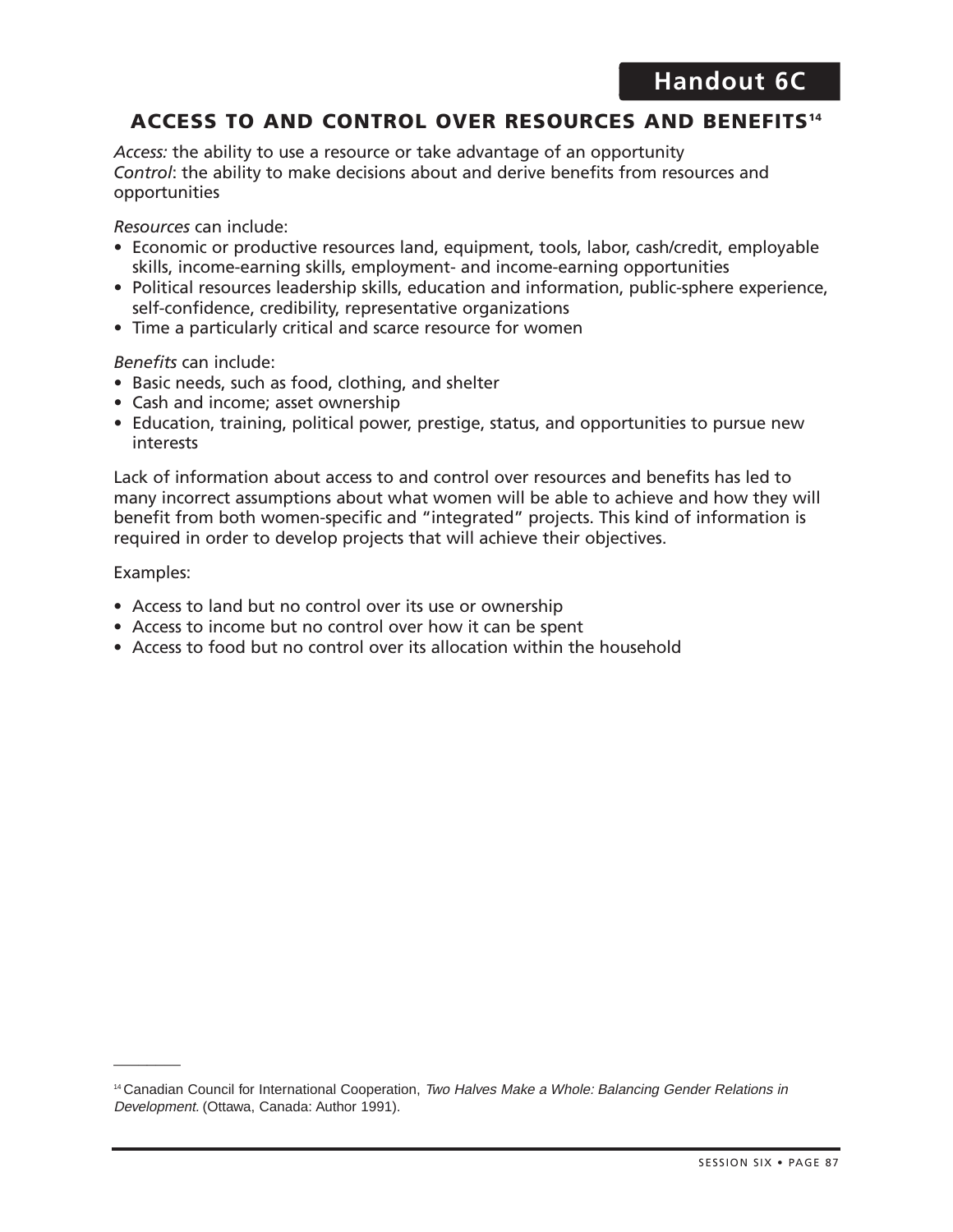Handout 6C

## ACCESS TO AND CONTROL OVER RESOURCES AND BENEFITS[14]

*Access:* the ability to use a resource or take advantage of an opportunity
*Control*: the ability to make decisions about and derive benefits from resources and opportunities

*Resources* can include:

- Economic or productive resources land, equipment, tools, labor, cash/credit, employable skills, income-earning skills, employment- and income-earning opportunities
- Political resources leadership skills, education and information, public-sphere experience, self-confidence, credibility, representative organizations
- Time a particularly critical and scarce resource for women

*Benefits* can include:

- Basic needs, such as food, clothing, and shelter
- Cash and income; asset ownership
- Education, training, political power, prestige, status, and opportunities to pursue new interests

Lack of information about access to and control over resources and benefits has led to many incorrect assumptions about what women will be able to achieve and how they will benefit from both women-specific and "integrated" projects. This kind of information is required in order to develop projects that will achieve their objectives.

Examples:

- Access to land but no control over its use or ownership
- Access to income but no control over how it can be spent
- Access to food but no control over its allocation within the household

---

[14] Canadian Council for International Cooperation, *Two Halves Make a Whole: Balancing Gender Relations in Development.* (Ottawa, Canada: Author 1991).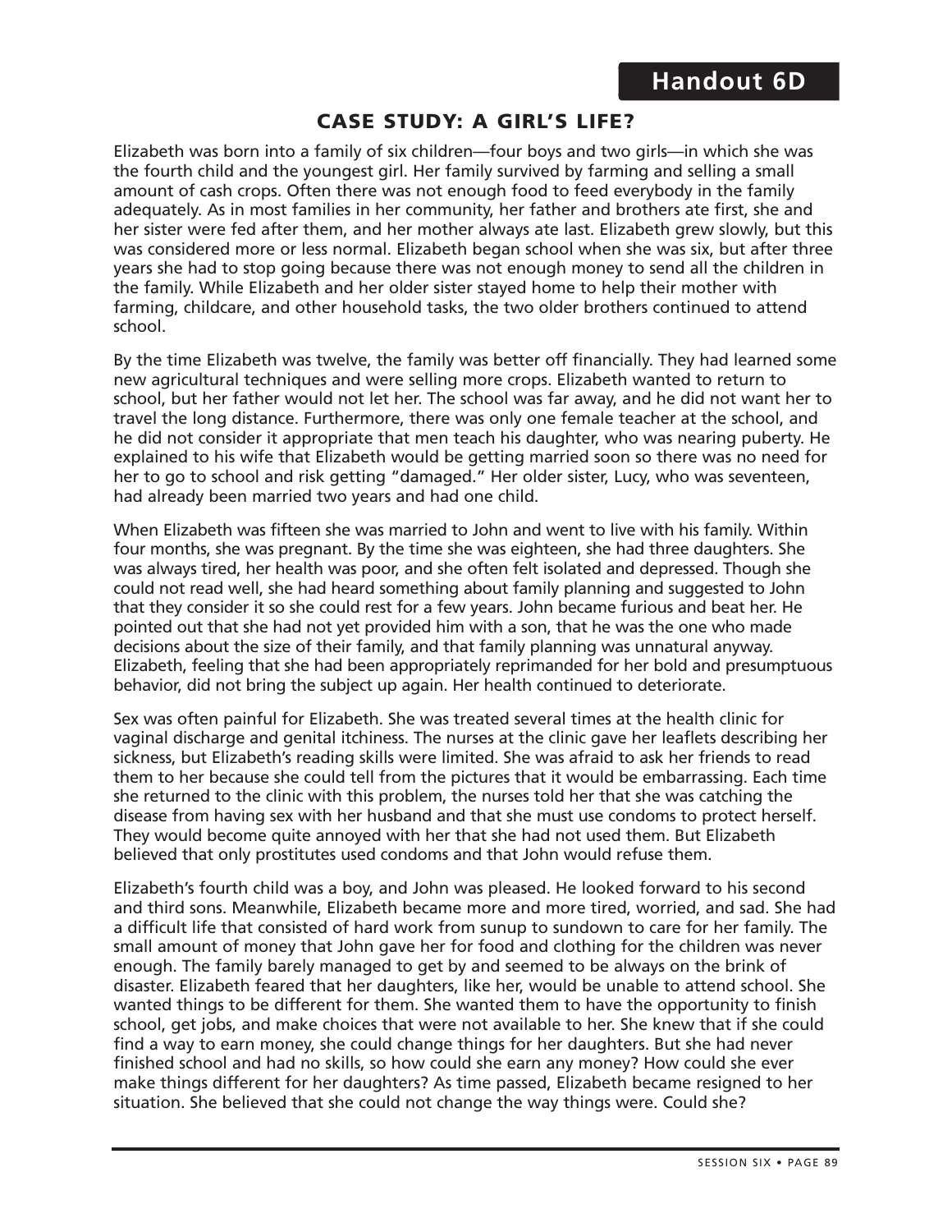Handout 6D

## CASE STUDY: A GIRL'S LIFE?

Elizabeth was born into a family of six children—four boys and two girls—in which she was the fourth child and the youngest girl. Her family survived by farming and selling a small amount of cash crops. Often there was not enough food to feed everybody in the family adequately. As in most families in her community, her father and brothers ate first, she and her sister were fed after them, and her mother always ate last. Elizabeth grew slowly, but this was considered more or less normal. Elizabeth began school when she was six, but after three years she had to stop going because there was not enough money to send all the children in the family. While Elizabeth and her older sister stayed home to help their mother with farming, childcare, and other household tasks, the two older brothers continued to attend school.

By the time Elizabeth was twelve, the family was better off financially. They had learned some new agricultural techniques and were selling more crops. Elizabeth wanted to return to school, but her father would not let her. The school was far away, and he did not want her to travel the long distance. Furthermore, there was only one female teacher at the school, and he did not consider it appropriate that men teach his daughter, who was nearing puberty. He explained to his wife that Elizabeth would be getting married soon so there was no need for her to go to school and risk getting "damaged." Her older sister, Lucy, who was seventeen, had already been married two years and had one child.

When Elizabeth was fifteen she was married to John and went to live with his family. Within four months, she was pregnant. By the time she was eighteen, she had three daughters. She was always tired, her health was poor, and she often felt isolated and depressed. Though she could not read well, she had heard something about family planning and suggested to John that they consider it so she could rest for a few years. John became furious and beat her. He pointed out that she had not yet provided him with a son, that he was the one who made decisions about the size of their family, and that family planning was unnatural anyway. Elizabeth, feeling that she had been appropriately reprimanded for her bold and presumptuous behavior, did not bring the subject up again. Her health continued to deteriorate.

Sex was often painful for Elizabeth. She was treated several times at the health clinic for vaginal discharge and genital itchiness. The nurses at the clinic gave her leaflets describing her sickness, but Elizabeth's reading skills were limited. She was afraid to ask her friends to read them to her because she could tell from the pictures that it would be embarrassing. Each time she returned to the clinic with this problem, the nurses told her that she was catching the disease from having sex with her husband and that she must use condoms to protect herself. They would become quite annoyed with her that she had not used them. But Elizabeth believed that only prostitutes used condoms and that John would refuse them.

Elizabeth's fourth child was a boy, and John was pleased. He looked forward to his second and third sons. Meanwhile, Elizabeth became more and more tired, worried, and sad. She had a difficult life that consisted of hard work from sunup to sundown to care for her family. The small amount of money that John gave her for food and clothing for the children was never enough. The family barely managed to get by and seemed to be always on the brink of disaster. Elizabeth feared that her daughters, like her, would be unable to attend school. She wanted things to be different for them. She wanted them to have the opportunity to finish school, get jobs, and make choices that were not available to her. She knew that if she could find a way to earn money, she could change things for her daughters. But she had never finished school and had no skills, so how could she earn any money? How could she ever make things different for her daughters? As time passed, Elizabeth became resigned to her situation. She believed that she could not change the way things were. Could she?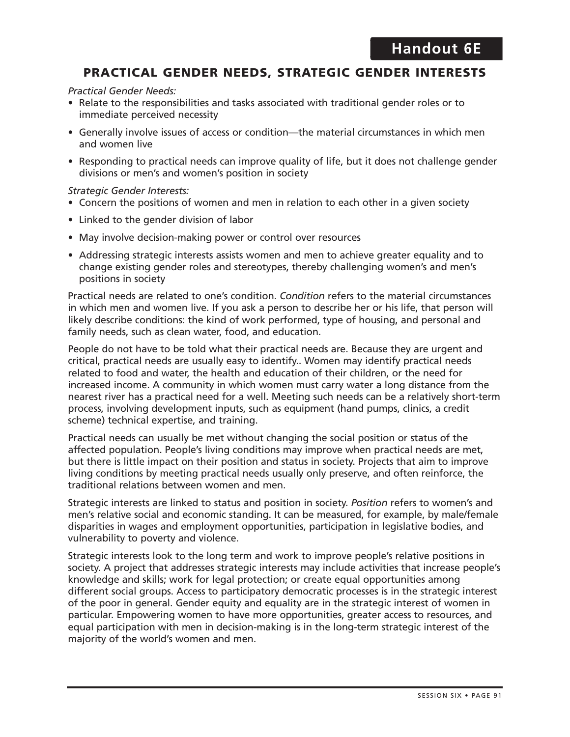# Handout 6E

## PRACTICAL GENDER NEEDS, STRATEGIC GENDER INTERESTS

*Practical Gender Needs:*

- Relate to the responsibilities and tasks associated with traditional gender roles or to immediate perceived necessity
- Generally involve issues of access or condition—the material circumstances in which men and women live
- Responding to practical needs can improve quality of life, but it does not challenge gender divisions or men's and women's position in society

*Strategic Gender Interests:*

- Concern the positions of women and men in relation to each other in a given society
- Linked to the gender division of labor
- May involve decision-making power or control over resources
- Addressing strategic interests assists women and men to achieve greater equality and to change existing gender roles and stereotypes, thereby challenging women's and men's positions in society

Practical needs are related to one's condition. *Condition* refers to the material circumstances in which men and women live. If you ask a person to describe her or his life, that person will likely describe conditions: the kind of work performed, type of housing, and personal and family needs, such as clean water, food, and education.

People do not have to be told what their practical needs are. Because they are urgent and critical, practical needs are usually easy to identify.. Women may identify practical needs related to food and water, the health and education of their children, or the need for increased income. A community in which women must carry water a long distance from the nearest river has a practical need for a well. Meeting such needs can be a relatively short-term process, involving development inputs, such as equipment (hand pumps, clinics, a credit scheme) technical expertise, and training.

Practical needs can usually be met without changing the social position or status of the affected population. People's living conditions may improve when practical needs are met, but there is little impact on their position and status in society. Projects that aim to improve living conditions by meeting practical needs usually only preserve, and often reinforce, the traditional relations between women and men.

Strategic interests are linked to status and position in society. *Position* refers to women's and men's relative social and economic standing. It can be measured, for example, by male/female disparities in wages and employment opportunities, participation in legislative bodies, and vulnerability to poverty and violence.

Strategic interests look to the long term and work to improve people's relative positions in society. A project that addresses strategic interests may include activities that increase people's knowledge and skills; work for legal protection; or create equal opportunities among different social groups. Access to participatory democratic processes is in the strategic interest of the poor in general. Gender equity and equality are in the strategic interest of women in particular. Empowering women to have more opportunities, greater access to resources, and equal participation with men in decision-making is in the long-term strategic interest of the majority of the world's women and men.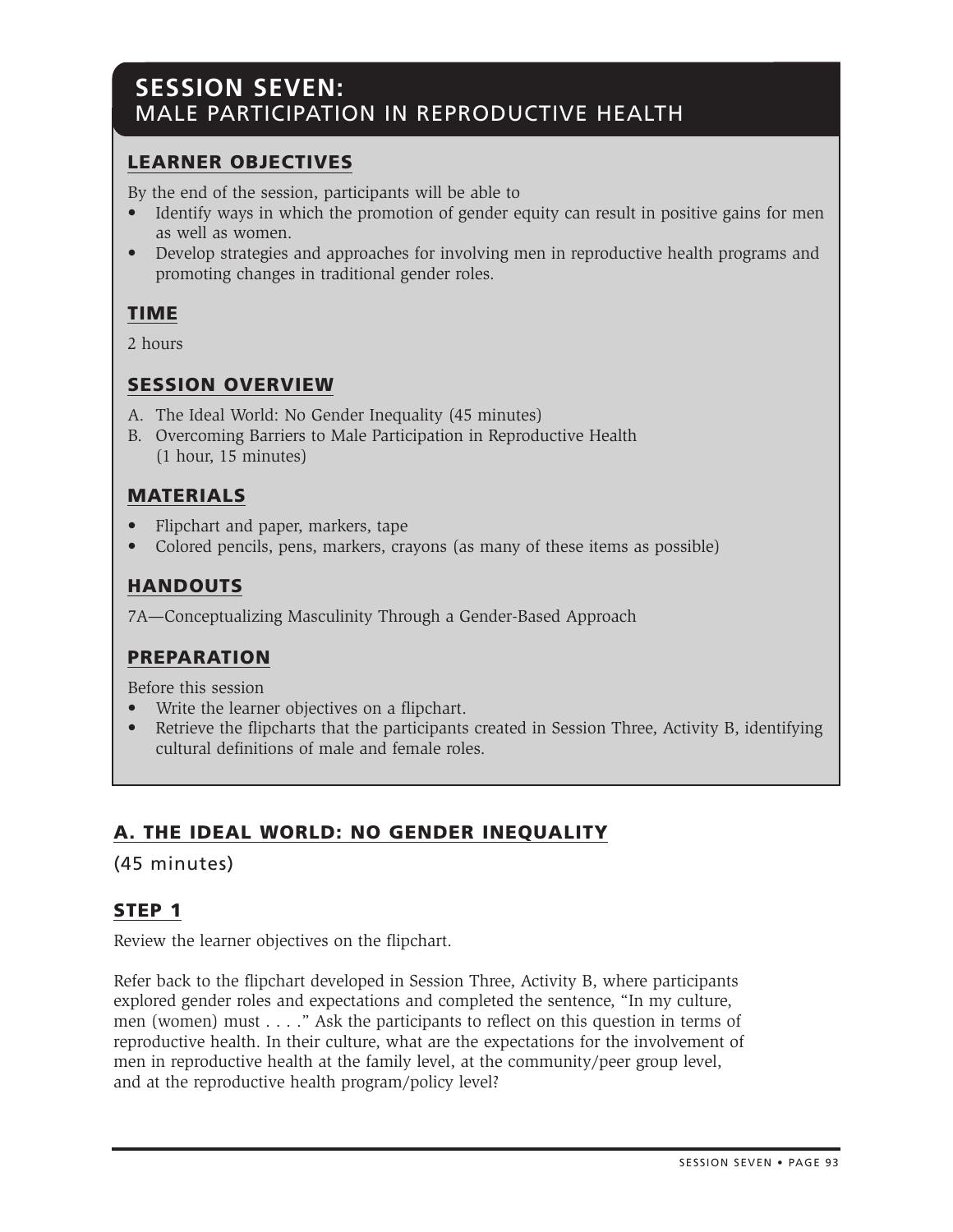# SESSION SEVEN:
MALE PARTICIPATION IN REPRODUCTIVE HEALTH

## LEARNER OBJECTIVES

By the end of the session, participants will be able to

- Identify ways in which the promotion of gender equity can result in positive gains for men as well as women.
- Develop strategies and approaches for involving men in reproductive health programs and promoting changes in traditional gender roles.

## TIME

2 hours

## SESSION OVERVIEW

A. The Ideal World: No Gender Inequality (45 minutes)
B. Overcoming Barriers to Male Participation in Reproductive Health (1 hour, 15 minutes)

## MATERIALS

- Flipchart and paper, markers, tape
- Colored pencils, pens, markers, crayons (as many of these items as possible)

## HANDOUTS

7A—Conceptualizing Masculinity Through a Gender-Based Approach

## PREPARATION

Before this session

- Write the learner objectives on a flipchart.
- Retrieve the flipcharts that the participants created in Session Three, Activity B, identifying cultural definitions of male and female roles.

## A. THE IDEAL WORLD: NO GENDER INEQUALITY

(45 minutes)

### STEP 1

Review the learner objectives on the flipchart.

Refer back to the flipchart developed in Session Three, Activity B, where participants explored gender roles and expectations and completed the sentence, "In my culture, men (women) must . . . ." Ask the participants to reflect on this question in terms of reproductive health. In their culture, what are the expectations for the involvement of men in reproductive health at the family level, at the community/peer group level, and at the reproductive health program/policy level?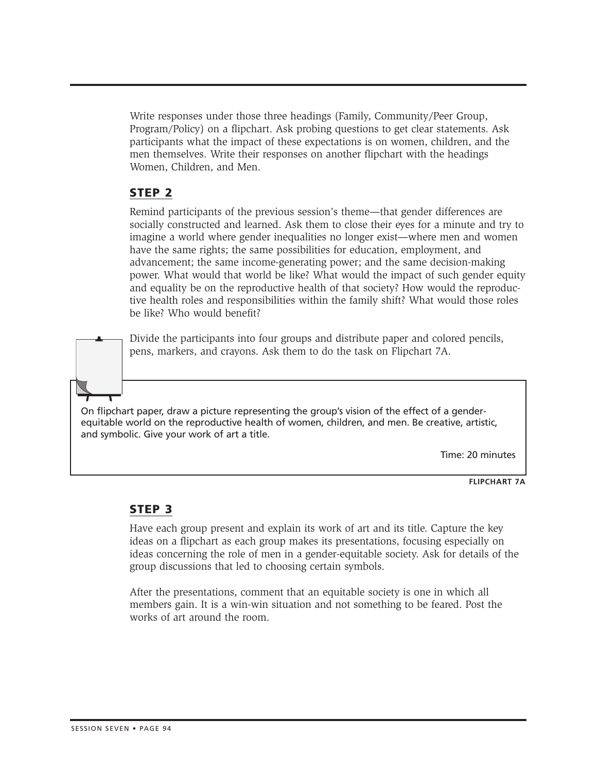Write responses under those three headings (Family, Community/Peer Group, Program/Policy) on a flipchart. Ask probing questions to get clear statements. Ask participants what the impact of these expectations is on women, children, and the men themselves. Write their responses on another flipchart with the headings Women, Children, and Men.

## STEP 2

Remind participants of the previous session's theme—that gender differences are socially constructed and learned. Ask them to close their eyes for a minute and try to imagine a world where gender inequalities no longer exist—where men and women have the same rights; the same possibilities for education, employment, and advancement; the same income-generating power; and the same decision-making power. What would that world be like? What would the impact of such gender equity and equality be on the reproductive health of that society? How would the reproductive health roles and responsibilities within the family shift? What would those roles be like? Who would benefit?

Divide the participants into four groups and distribute paper and colored pencils, pens, markers, and crayons. Ask them to do the task on Flipchart 7A.

> On flipchart paper, draw a picture representing the group's vision of the effect of a gender-equitable world on the reproductive health of women, children, and men. Be creative, artistic, and symbolic. Give your work of art a title.
>
> Time: 20 minutes

**FLIPCHART 7A**

## STEP 3

Have each group present and explain its work of art and its title. Capture the key ideas on a flipchart as each group makes its presentations, focusing especially on ideas concerning the role of men in a gender-equitable society. Ask for details of the group discussions that led to choosing certain symbols.

After the presentations, comment that an equitable society is one in which all members gain. It is a win-win situation and not something to be feared. Post the works of art around the room.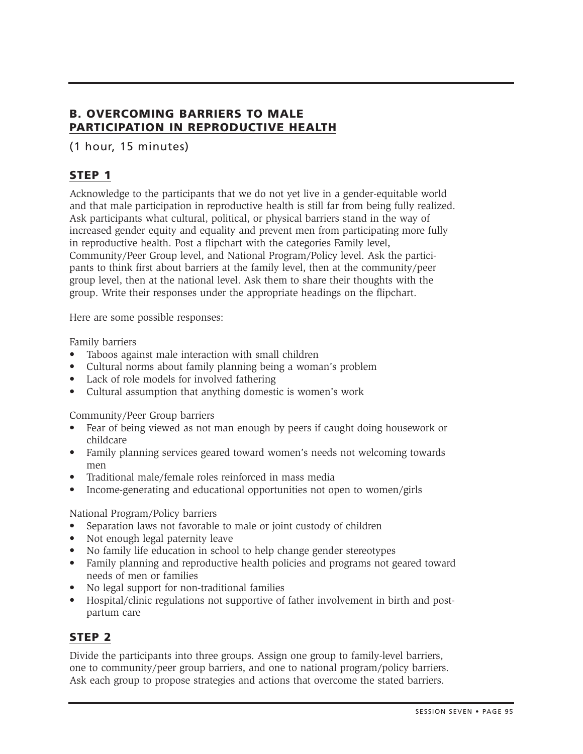## B. OVERCOMING BARRIERS TO MALE PARTICIPATION IN REPRODUCTIVE HEALTH

(1 hour, 15 minutes)

### STEP 1

Acknowledge to the participants that we do not yet live in a gender-equitable world and that male participation in reproductive health is still far from being fully realized. Ask participants what cultural, political, or physical barriers stand in the way of increased gender equity and equality and prevent men from participating more fully in reproductive health. Post a flipchart with the categories Family level, Community/Peer Group level, and National Program/Policy level. Ask the participants to think first about barriers at the family level, then at the community/peer group level, then at the national level. Ask them to share their thoughts with the group. Write their responses under the appropriate headings on the flipchart.

Here are some possible responses:

Family barriers

- Taboos against male interaction with small children
- Cultural norms about family planning being a woman's problem
- Lack of role models for involved fathering
- Cultural assumption that anything domestic is women's work

Community/Peer Group barriers

- Fear of being viewed as not man enough by peers if caught doing housework or childcare
- Family planning services geared toward women's needs not welcoming towards men
- Traditional male/female roles reinforced in mass media
- Income-generating and educational opportunities not open to women/girls

National Program/Policy barriers

- Separation laws not favorable to male or joint custody of children
- Not enough legal paternity leave
- No family life education in school to help change gender stereotypes
- Family planning and reproductive health policies and programs not geared toward needs of men or families
- No legal support for non-traditional families
- Hospital/clinic regulations not supportive of father involvement in birth and post-partum care

### STEP 2

Divide the participants into three groups. Assign one group to family-level barriers, one to community/peer group barriers, and one to national program/policy barriers. Ask each group to propose strategies and actions that overcome the stated barriers.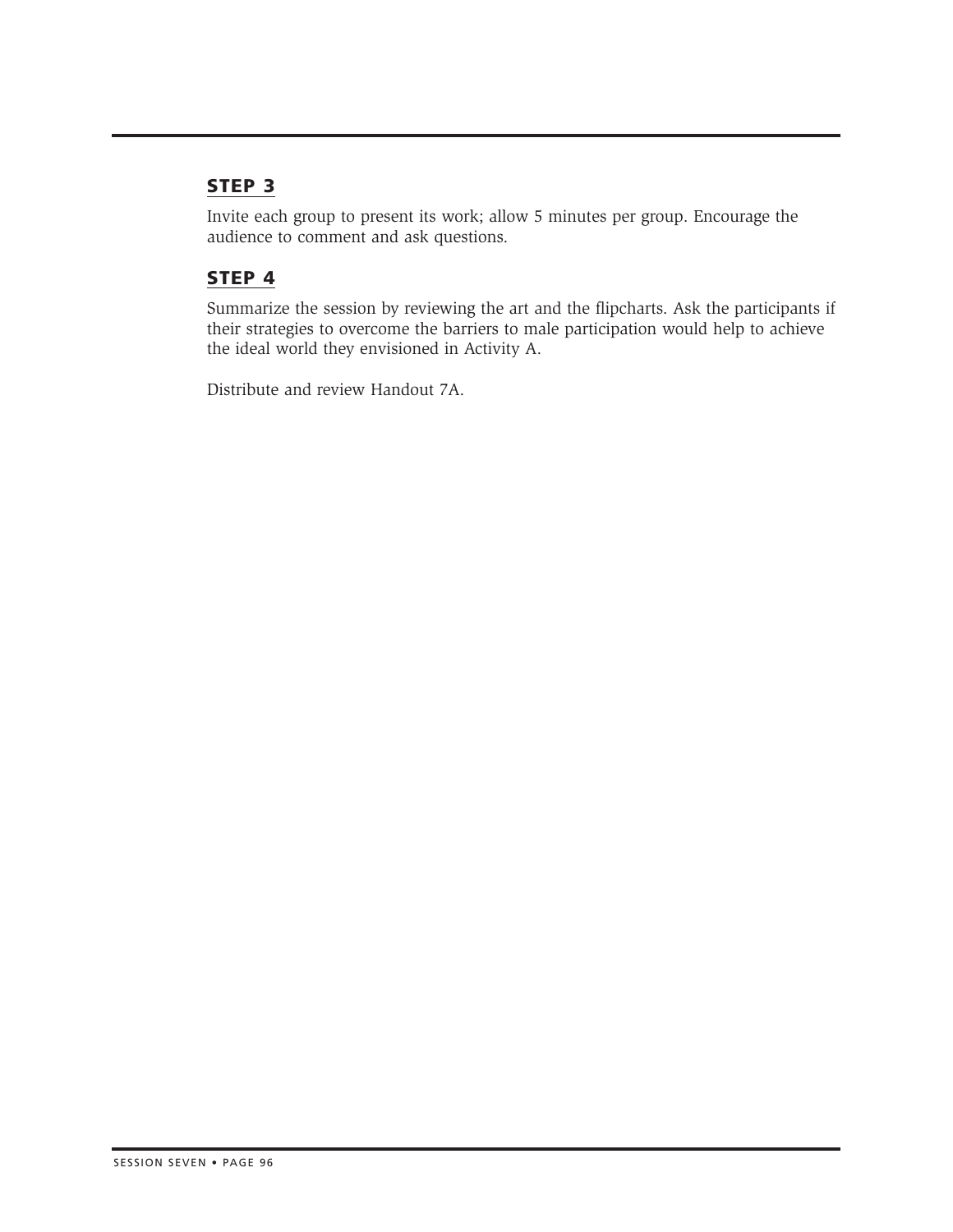### STEP 3

Invite each group to present its work; allow 5 minutes per group. Encourage the audience to comment and ask questions.

### STEP 4

Summarize the session by reviewing the art and the flipcharts. Ask the participants if their strategies to overcome the barriers to male participation would help to achieve the ideal world they envisioned in Activity A.

Distribute and review Handout 7A.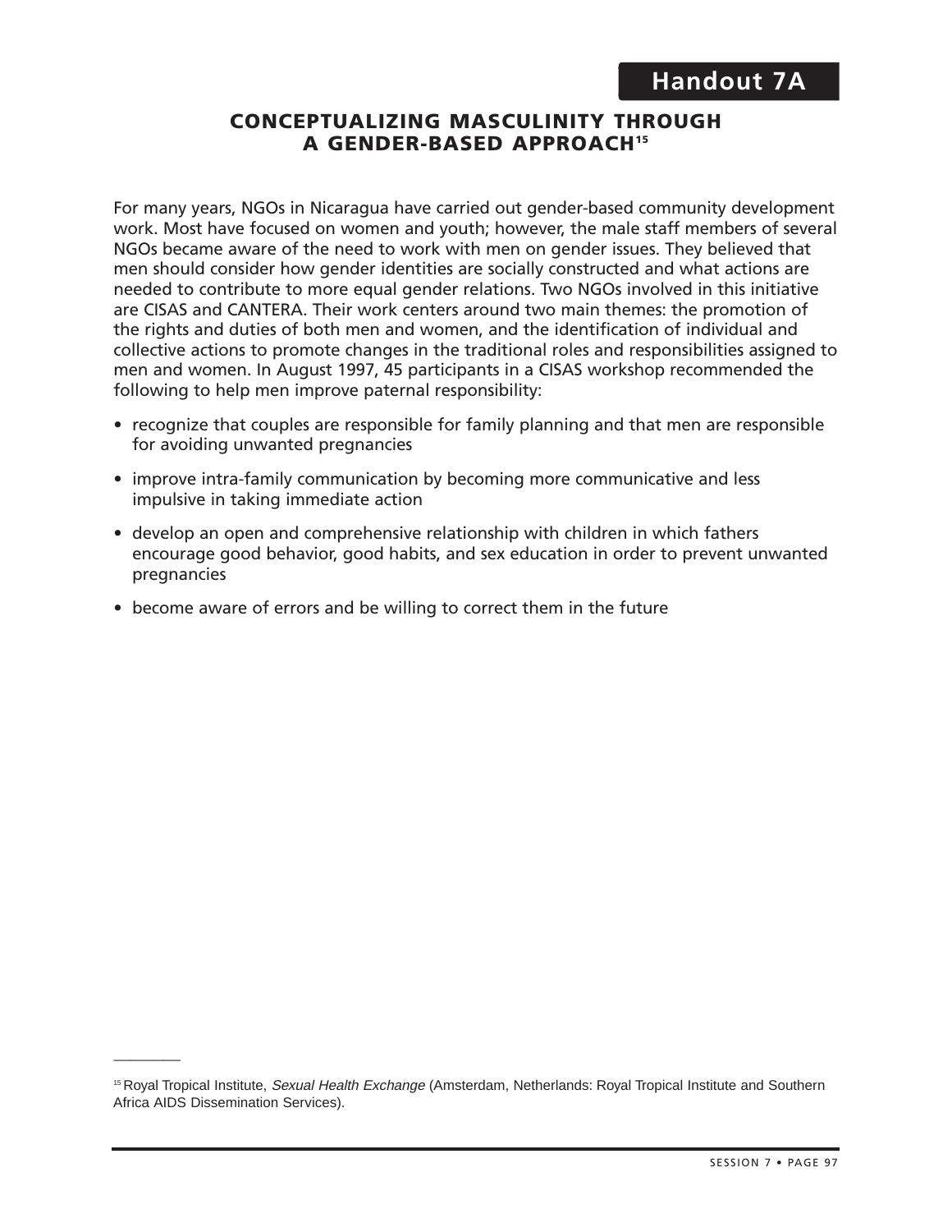## Handout 7A

# CONCEPTUALIZING MASCULINITY THROUGH A GENDER-BASED APPROACH[15]

For many years, NGOs in Nicaragua have carried out gender-based community development work. Most have focused on women and youth; however, the male staff members of several NGOs became aware of the need to work with men on gender issues. They believed that men should consider how gender identities are socially constructed and what actions are needed to contribute to more equal gender relations. Two NGOs involved in this initiative are CISAS and CANTERA. Their work centers around two main themes: the promotion of the rights and duties of both men and women, and the identification of individual and collective actions to promote changes in the traditional roles and responsibilities assigned to men and women. In August 1997, 45 participants in a CISAS workshop recommended the following to help men improve paternal responsibility:

- recognize that couples are responsible for family planning and that men are responsible for avoiding unwanted pregnancies
- improve intra-family communication by becoming more communicative and less impulsive in taking immediate action
- develop an open and comprehensive relationship with children in which fathers encourage good behavior, good habits, and sex education in order to prevent unwanted pregnancies
- become aware of errors and be willing to correct them in the future

---

[15] Royal Tropical Institute, *Sexual Health Exchange* (Amsterdam, Netherlands: Royal Tropical Institute and Southern Africa AIDS Dissemination Services).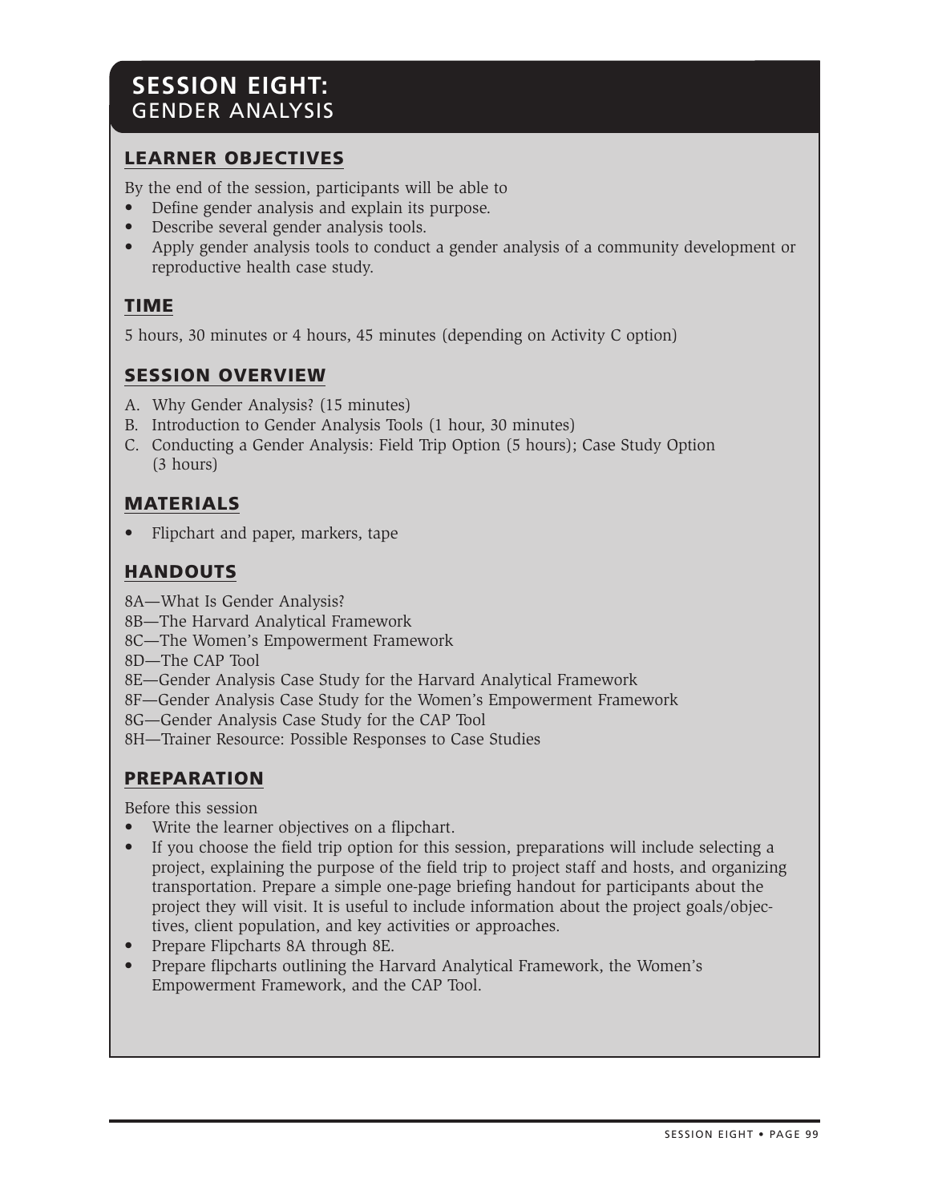# SESSION EIGHT: GENDER ANALYSIS

## LEARNER OBJECTIVES

By the end of the session, participants will be able to

- Define gender analysis and explain its purpose.
- Describe several gender analysis tools.
- Apply gender analysis tools to conduct a gender analysis of a community development or reproductive health case study.

## TIME

5 hours, 30 minutes or 4 hours, 45 minutes (depending on Activity C option)

## SESSION OVERVIEW

A. Why Gender Analysis? (15 minutes)
B. Introduction to Gender Analysis Tools (1 hour, 30 minutes)
C. Conducting a Gender Analysis: Field Trip Option (5 hours); Case Study Option (3 hours)

## MATERIALS

- Flipchart and paper, markers, tape

## HANDOUTS

8A—What Is Gender Analysis?
8B—The Harvard Analytical Framework
8C—The Women's Empowerment Framework
8D—The CAP Tool
8E—Gender Analysis Case Study for the Harvard Analytical Framework
8F—Gender Analysis Case Study for the Women's Empowerment Framework
8G—Gender Analysis Case Study for the CAP Tool
8H—Trainer Resource: Possible Responses to Case Studies

## PREPARATION

Before this session

- Write the learner objectives on a flipchart.
- If you choose the field trip option for this session, preparations will include selecting a project, explaining the purpose of the field trip to project staff and hosts, and organizing transportation. Prepare a simple one-page briefing handout for participants about the project they will visit. It is useful to include information about the project goals/objectives, client population, and key activities or approaches.
- Prepare Flipcharts 8A through 8E.
- Prepare flipcharts outlining the Harvard Analytical Framework, the Women's Empowerment Framework, and the CAP Tool.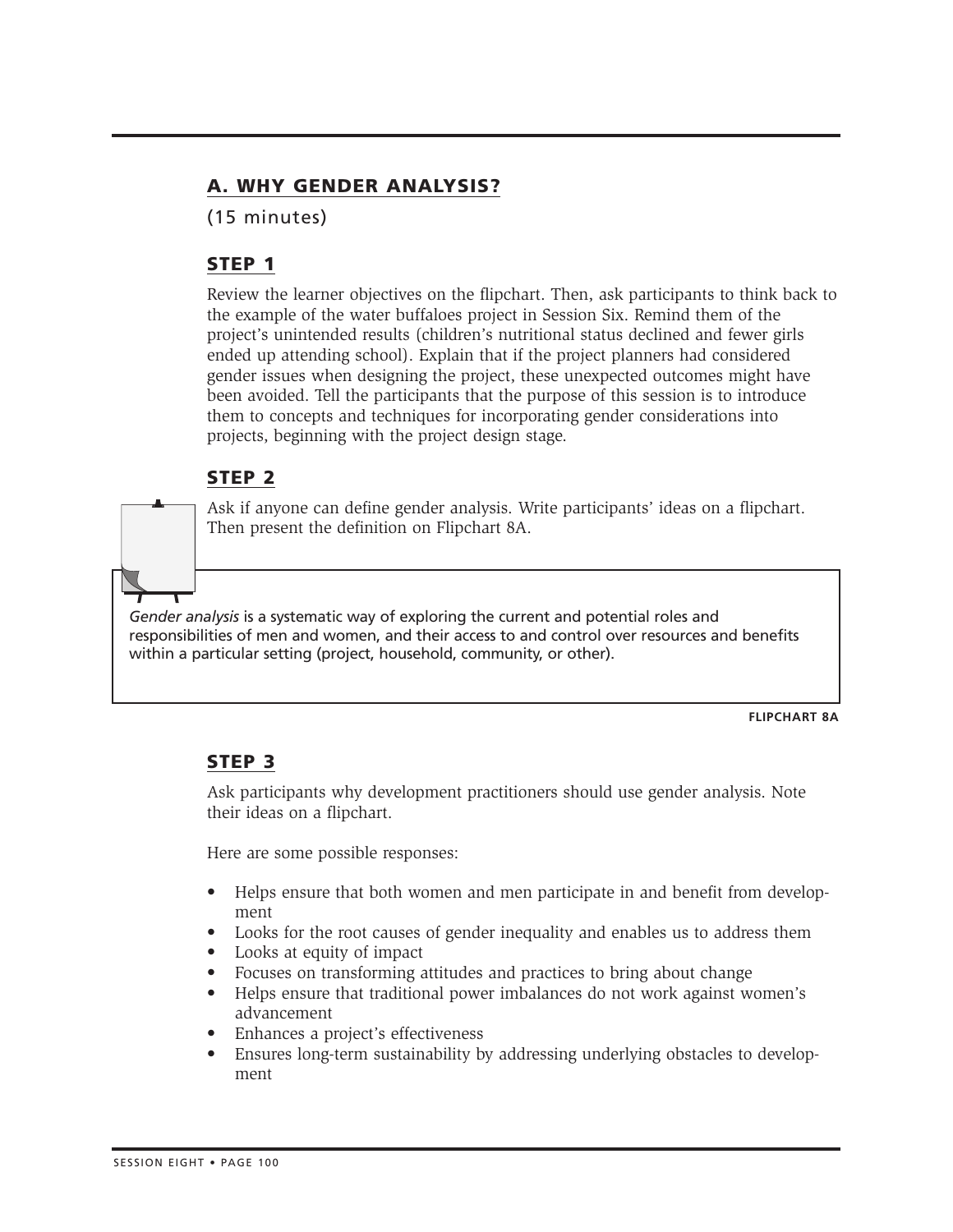## A. WHY GENDER ANALYSIS?

(15 minutes)

### STEP 1

Review the learner objectives on the flipchart. Then, ask participants to think back to the example of the water buffaloes project in Session Six. Remind them of the project's unintended results (children's nutritional status declined and fewer girls ended up attending school). Explain that if the project planners had considered gender issues when designing the project, these unexpected outcomes might have been avoided. Tell the participants that the purpose of this session is to introduce them to concepts and techniques for incorporating gender considerations into projects, beginning with the project design stage.

### STEP 2

Ask if anyone can define gender analysis. Write participants' ideas on a flipchart. Then present the definition on Flipchart 8A.

> *Gender analysis* is a systematic way of exploring the current and potential roles and responsibilities of men and women, and their access to and control over resources and benefits within a particular setting (project, household, community, or other).

**FLIPCHART 8A**

### STEP 3

Ask participants why development practitioners should use gender analysis. Note their ideas on a flipchart.

Here are some possible responses:

- Helps ensure that both women and men participate in and benefit from development
- Looks for the root causes of gender inequality and enables us to address them
- Looks at equity of impact
- Focuses on transforming attitudes and practices to bring about change
- Helps ensure that traditional power imbalances do not work against women's advancement
- Enhances a project's effectiveness
- Ensures long-term sustainability by addressing underlying obstacles to development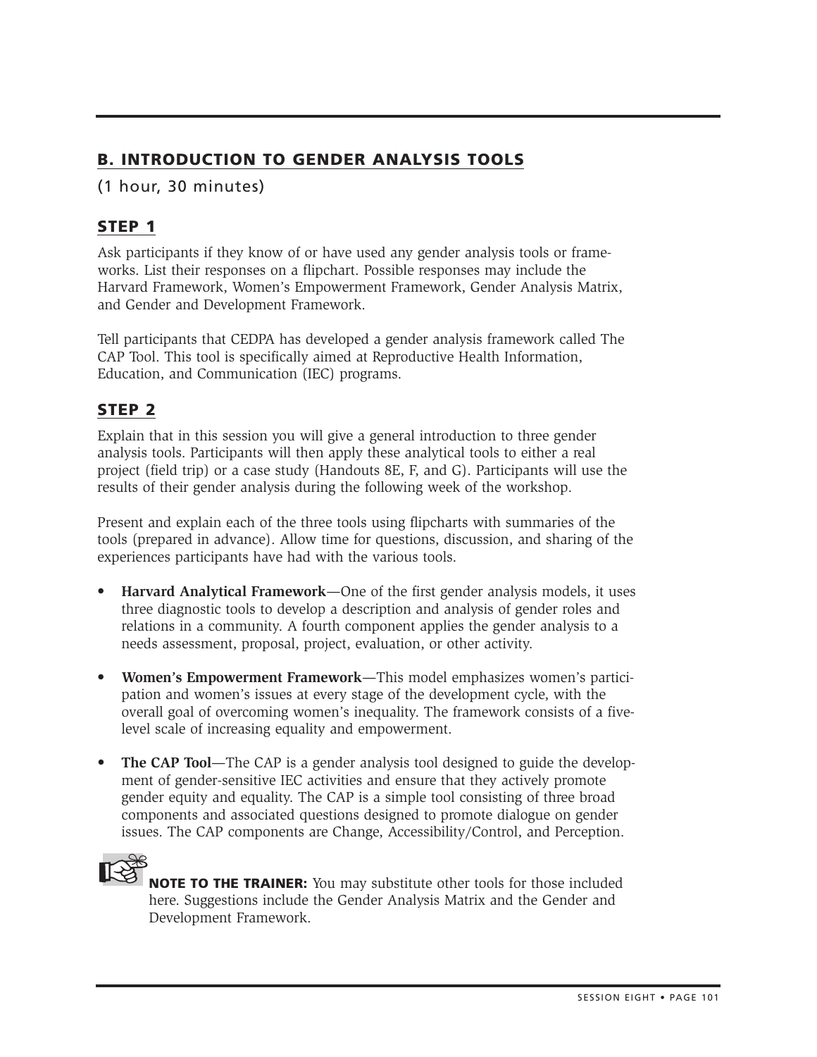## B. INTRODUCTION TO GENDER ANALYSIS TOOLS

(1 hour, 30 minutes)

### STEP 1

Ask participants if they know of or have used any gender analysis tools or frameworks. List their responses on a flipchart. Possible responses may include the Harvard Framework, Women's Empowerment Framework, Gender Analysis Matrix, and Gender and Development Framework.

Tell participants that CEDPA has developed a gender analysis framework called The CAP Tool. This tool is specifically aimed at Reproductive Health Information, Education, and Communication (IEC) programs.

### STEP 2

Explain that in this session you will give a general introduction to three gender analysis tools. Participants will then apply these analytical tools to either a real project (field trip) or a case study (Handouts 8E, F, and G). Participants will use the results of their gender analysis during the following week of the workshop.

Present and explain each of the three tools using flipcharts with summaries of the tools (prepared in advance). Allow time for questions, discussion, and sharing of the experiences participants have had with the various tools.

- **Harvard Analytical Framework**—One of the first gender analysis models, it uses three diagnostic tools to develop a description and analysis of gender roles and relations in a community. A fourth component applies the gender analysis to a needs assessment, proposal, project, evaluation, or other activity.
- **Women's Empowerment Framework**—This model emphasizes women's participation and women's issues at every stage of the development cycle, with the overall goal of overcoming women's inequality. The framework consists of a five-level scale of increasing equality and empowerment.
- **The CAP Tool**—The CAP is a gender analysis tool designed to guide the development of gender-sensitive IEC activities and ensure that they actively promote gender equity and equality. The CAP is a simple tool consisting of three broad components and associated questions designed to promote dialogue on gender issues. The CAP components are Change, Accessibility/Control, and Perception.

**NOTE TO THE TRAINER:** You may substitute other tools for those included here. Suggestions include the Gender Analysis Matrix and the Gender and Development Framework.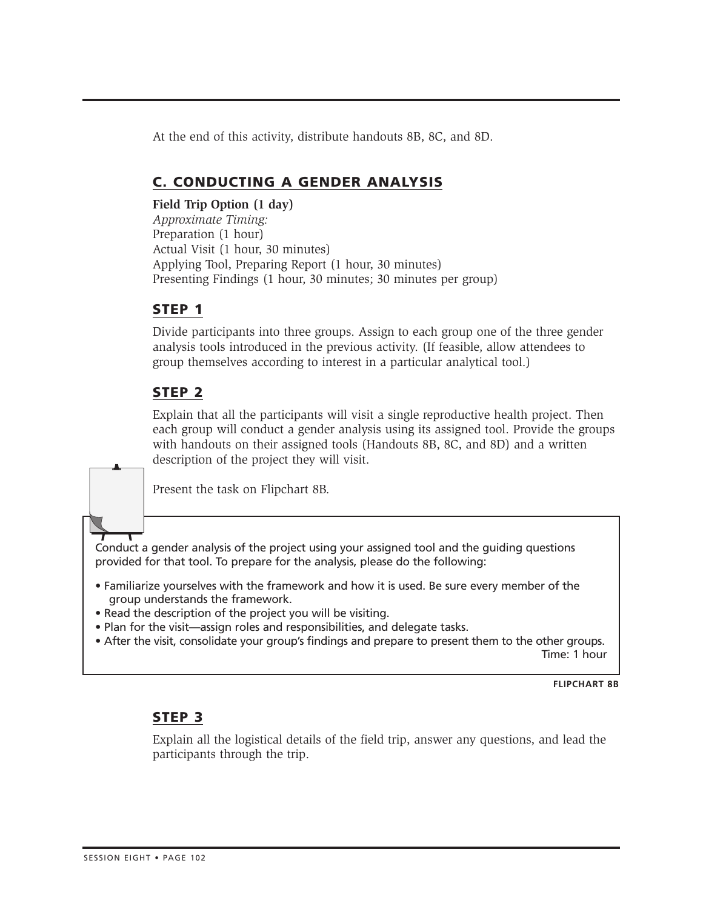At the end of this activity, distribute handouts 8B, 8C, and 8D.

## C. CONDUCTING A GENDER ANALYSIS

**Field Trip Option (1 day)**
*Approximate Timing:*
Preparation (1 hour)
Actual Visit (1 hour, 30 minutes)
Applying Tool, Preparing Report (1 hour, 30 minutes)
Presenting Findings (1 hour, 30 minutes; 30 minutes per group)

### STEP 1

Divide participants into three groups. Assign to each group one of the three gender analysis tools introduced in the previous activity. (If feasible, allow attendees to group themselves according to interest in a particular analytical tool.)

### STEP 2

Explain that all the participants will visit a single reproductive health project. Then each group will conduct a gender analysis using its assigned tool. Provide the groups with handouts on their assigned tools (Handouts 8B, 8C, and 8D) and a written description of the project they will visit.

Present the task on Flipchart 8B.

Conduct a gender analysis of the project using your assigned tool and the guiding questions provided for that tool. To prepare for the analysis, please do the following:

- Familiarize yourselves with the framework and how it is used. Be sure every member of the group understands the framework.
- Read the description of the project you will be visiting.
- Plan for the visit—assign roles and responsibilities, and delegate tasks.
- After the visit, consolidate your group's findings and prepare to present them to the other groups.

Time: 1 hour

**FLIPCHART 8B**

### STEP 3

Explain all the logistical details of the field trip, answer any questions, and lead the participants through the trip.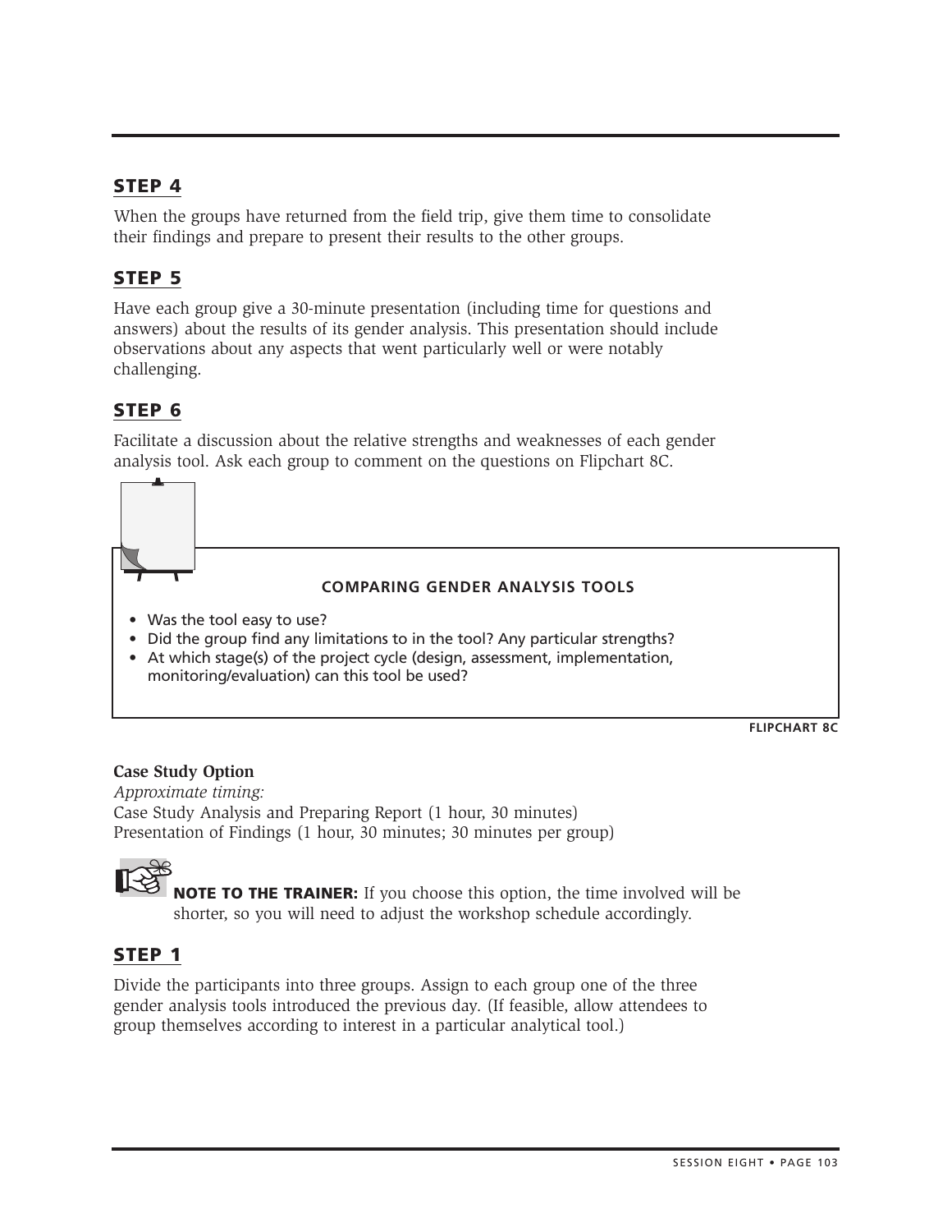## STEP 4

When the groups have returned from the field trip, give them time to consolidate their findings and prepare to present their results to the other groups.

## STEP 5

Have each group give a 30-minute presentation (including time for questions and answers) about the results of its gender analysis. This presentation should include observations about any aspects that went particularly well or were notably challenging.

## STEP 6

Facilitate a discussion about the relative strengths and weaknesses of each gender analysis tool. Ask each group to comment on the questions on Flipchart 8C.

**COMPARING GENDER ANALYSIS TOOLS**

- Was the tool easy to use?
- Did the group find any limitations to in the tool? Any particular strengths?
- At which stage(s) of the project cycle (design, assessment, implementation, monitoring/evaluation) can this tool be used?

**FLIPCHART 8C**

**Case Study Option**

*Approximate timing:*

Case Study Analysis and Preparing Report (1 hour, 30 minutes)

Presentation of Findings (1 hour, 30 minutes; 30 minutes per group)

**NOTE TO THE TRAINER:** If you choose this option, the time involved will be shorter, so you will need to adjust the workshop schedule accordingly.

## STEP 1

Divide the participants into three groups. Assign to each group one of the three gender analysis tools introduced the previous day. (If feasible, allow attendees to group themselves according to interest in a particular analytical tool.)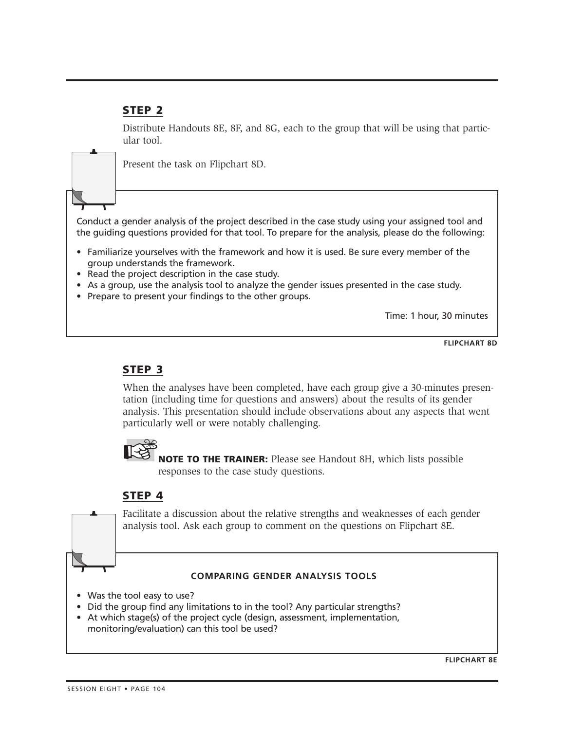## STEP 2

Distribute Handouts 8E, 8F, and 8G, each to the group that will be using that particular tool.

Present the task on Flipchart 8D.

> Conduct a gender analysis of the project described in the case study using your assigned tool and the guiding questions provided for that tool. To prepare for the analysis, please do the following:
>
> - Familiarize yourselves with the framework and how it is used. Be sure every member of the group understands the framework.
> - Read the project description in the case study.
> - As a group, use the analysis tool to analyze the gender issues presented in the case study.
> - Prepare to present your findings to the other groups.
>
> Time: 1 hour, 30 minutes

**FLIPCHART 8D**

## STEP 3

When the analyses have been completed, have each group give a 30-minutes presentation (including time for questions and answers) about the results of its gender analysis. This presentation should include observations about any aspects that went particularly well or were notably challenging.

**NOTE TO THE TRAINER:** Please see Handout 8H, which lists possible responses to the case study questions.

## STEP 4

Facilitate a discussion about the relative strengths and weaknesses of each gender analysis tool. Ask each group to comment on the questions on Flipchart 8E.

> **COMPARING GENDER ANALYSIS TOOLS**
>
> - Was the tool easy to use?
> - Did the group find any limitations to in the tool? Any particular strengths?
> - At which stage(s) of the project cycle (design, assessment, implementation, monitoring/evaluation) can this tool be used?

**FLIPCHART 8E**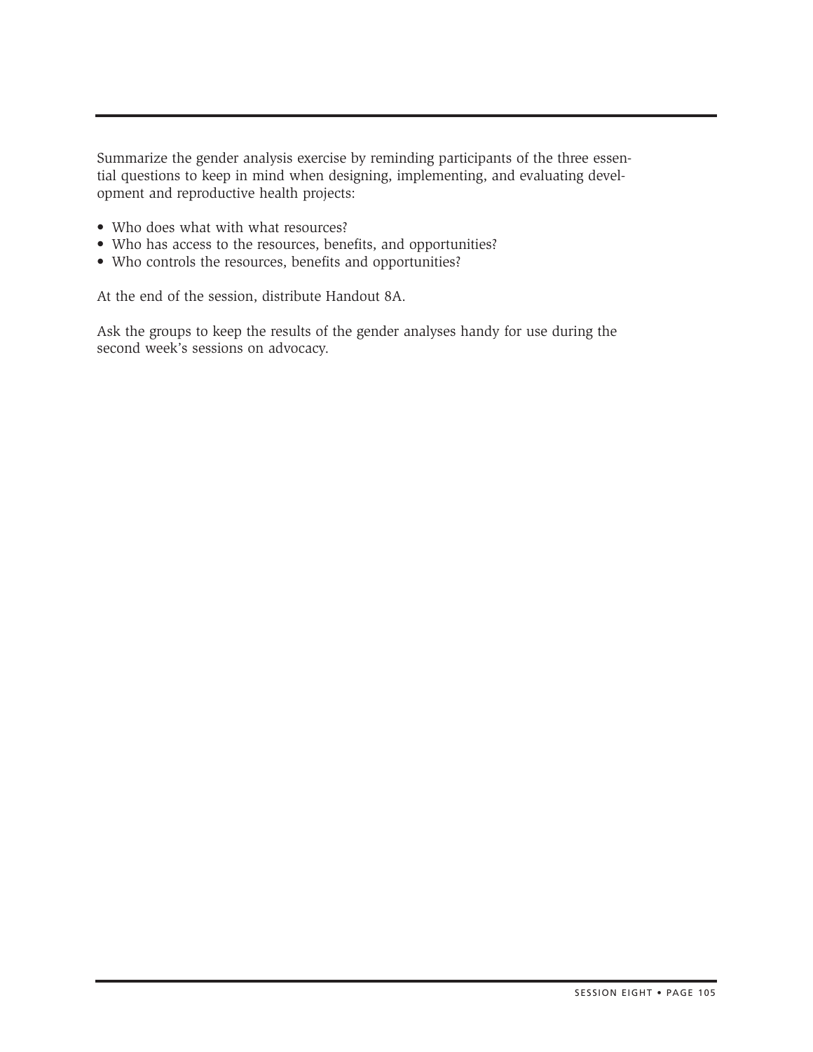Summarize the gender analysis exercise by reminding participants of the three essential questions to keep in mind when designing, implementing, and evaluating development and reproductive health projects:

- Who does what with what resources?
- Who has access to the resources, benefits, and opportunities?
- Who controls the resources, benefits and opportunities?

At the end of the session, distribute Handout 8A.

Ask the groups to keep the results of the gender analyses handy for use during the second week's sessions on advocacy.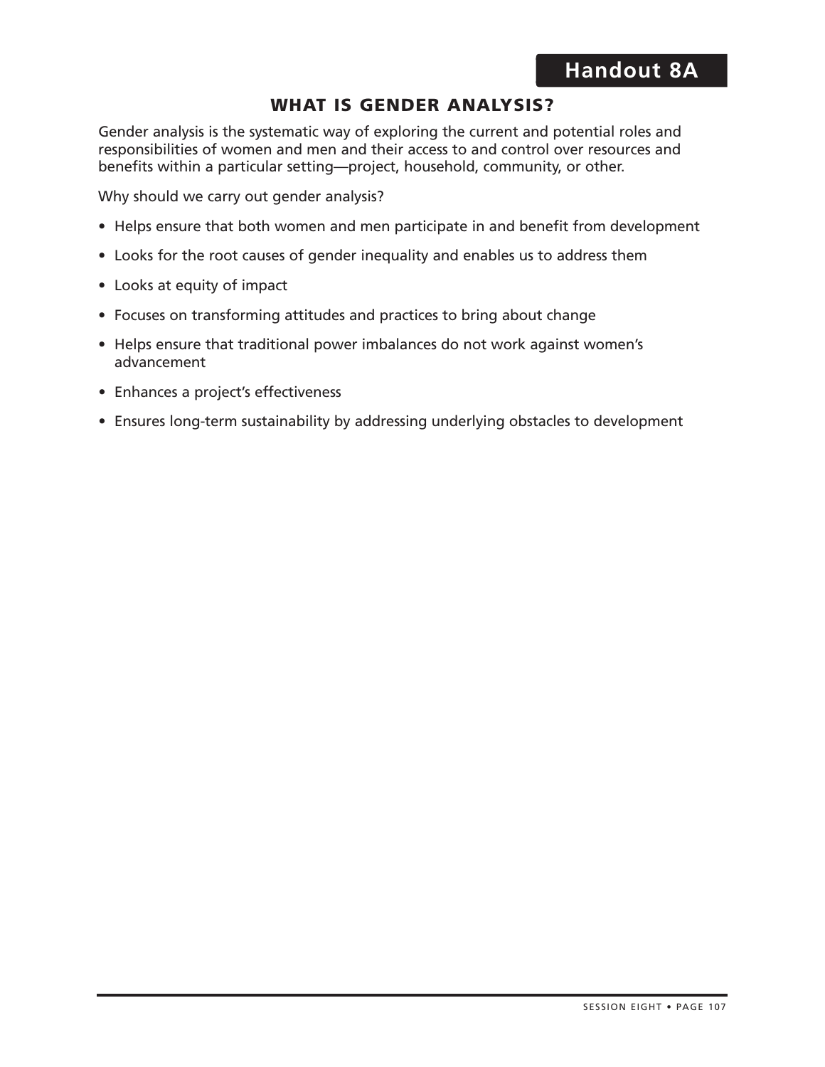# Handout 8A

## WHAT IS GENDER ANALYSIS?

Gender analysis is the systematic way of exploring the current and potential roles and responsibilities of women and men and their access to and control over resources and benefits within a particular setting—project, household, community, or other.

Why should we carry out gender analysis?

- Helps ensure that both women and men participate in and benefit from development
- Looks for the root causes of gender inequality and enables us to address them
- Looks at equity of impact
- Focuses on transforming attitudes and practices to bring about change
- Helps ensure that traditional power imbalances do not work against women's advancement
- Enhances a project's effectiveness
- Ensures long-term sustainability by addressing underlying obstacles to development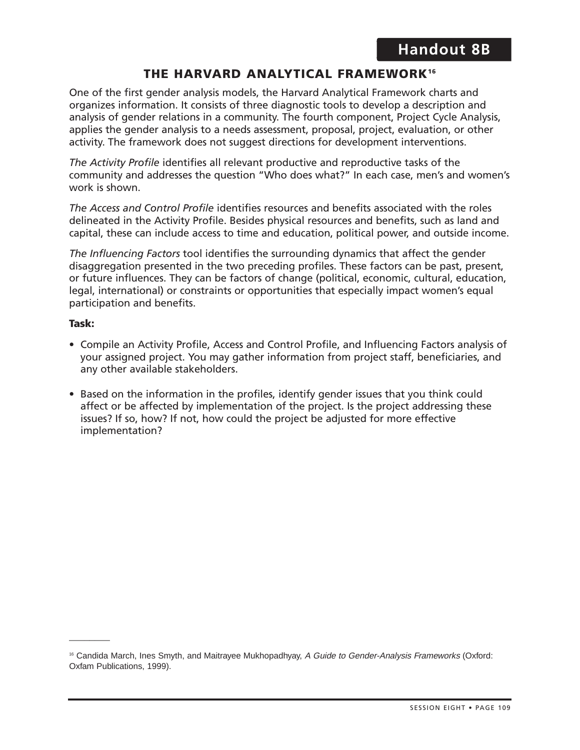# Handout 8B

## THE HARVARD ANALYTICAL FRAMEWORK[16]

One of the first gender analysis models, the Harvard Analytical Framework charts and organizes information. It consists of three diagnostic tools to develop a description and analysis of gender relations in a community. The fourth component, Project Cycle Analysis, applies the gender analysis to a needs assessment, proposal, project, evaluation, or other activity. The framework does not suggest directions for development interventions.

*The Activity Profile* identifies all relevant productive and reproductive tasks of the community and addresses the question "Who does what?" In each case, men's and women's work is shown.

*The Access and Control Profile* identifies resources and benefits associated with the roles delineated in the Activity Profile. Besides physical resources and benefits, such as land and capital, these can include access to time and education, political power, and outside income.

*The Influencing Factors* tool identifies the surrounding dynamics that affect the gender disaggregation presented in the two preceding profiles. These factors can be past, present, or future influences. They can be factors of change (political, economic, cultural, education, legal, international) or constraints or opportunities that especially impact women's equal participation and benefits.

**Task:**

- Compile an Activity Profile, Access and Control Profile, and Influencing Factors analysis of your assigned project. You may gather information from project staff, beneficiaries, and any other available stakeholders.

- Based on the information in the profiles, identify gender issues that you think could affect or be affected by implementation of the project. Is the project addressing these issues? If so, how? If not, how could the project be adjusted for more effective implementation?

---

[16] Candida March, Ines Smyth, and Maitrayee Mukhopadhyay, *A Guide to Gender-Analysis Frameworks* (Oxford: Oxfam Publications, 1999).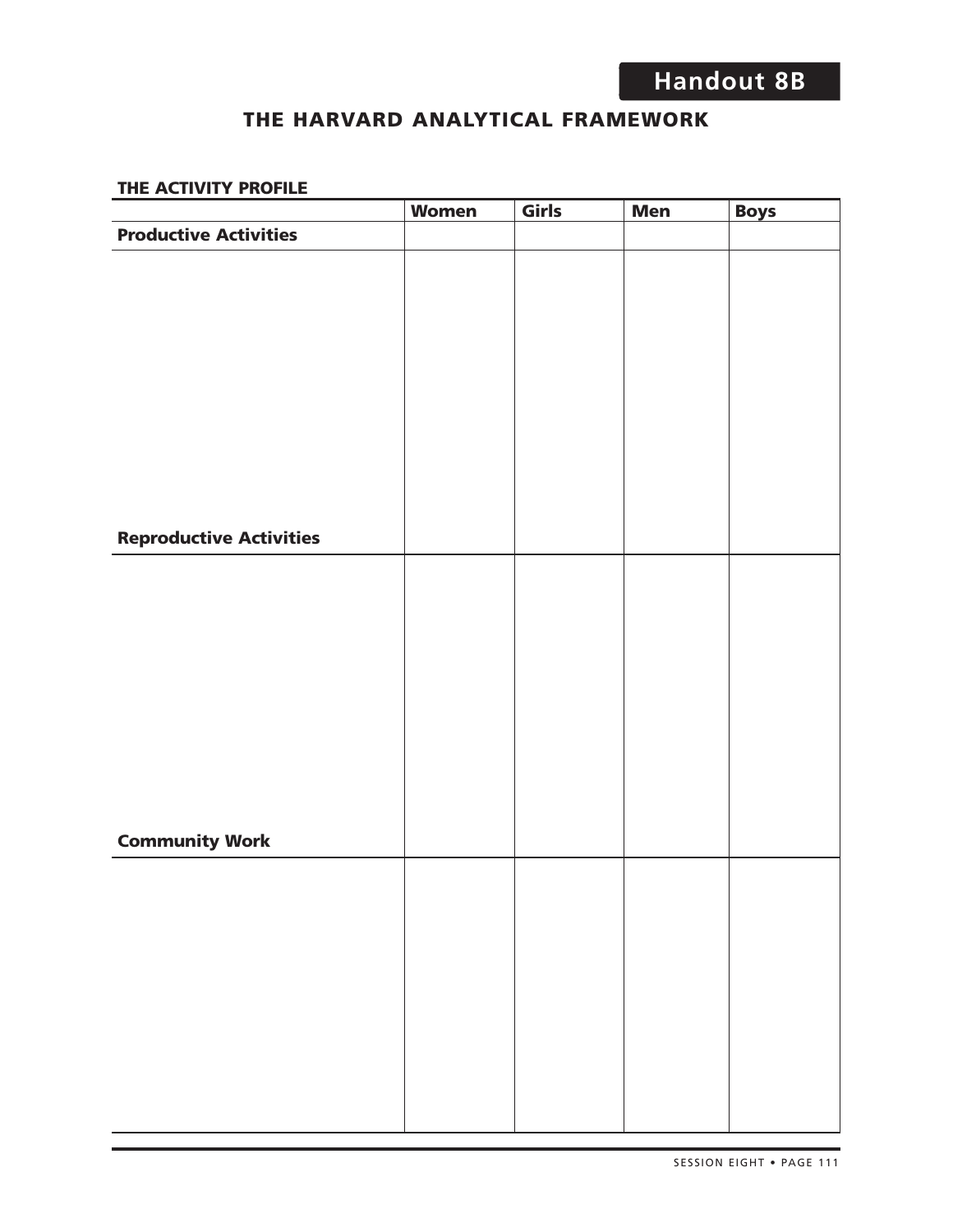**Handout 8B**

## THE HARVARD ANALYTICAL FRAMEWORK

### THE ACTIVITY PROFILE

| | Women | Girls | Men | Boys |
|---|---|---|---|---|
| **Productive Activities** | | | | |
| | | | | |
| **Reproductive Activities** | | | | |
| | | | | |
| **Community Work** | | | | |
| | | | | |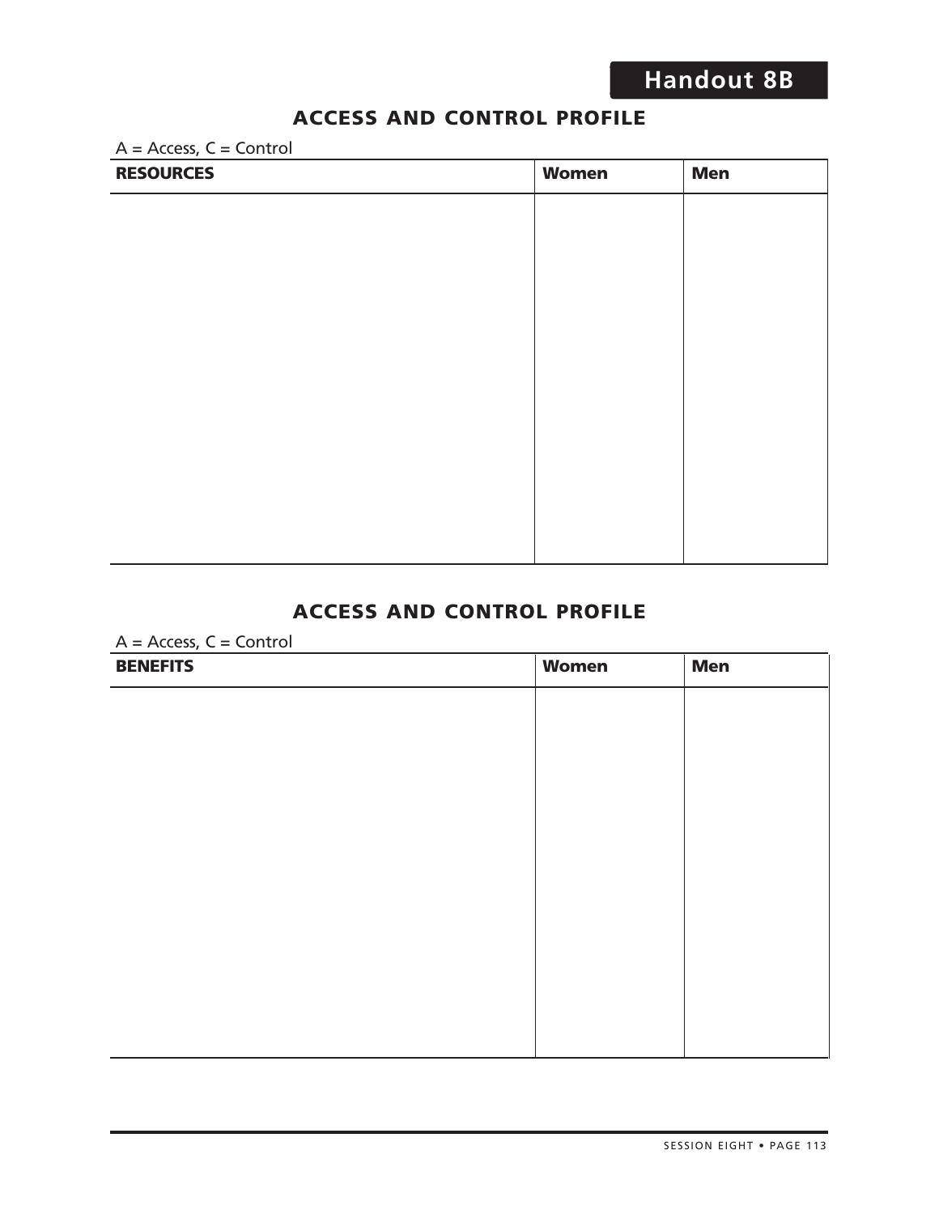# Handout 8B

## ACCESS AND CONTROL PROFILE

A = Access, C = Control

| RESOURCES | Women | Men |
|---|---|---|
| | | |

## ACCESS AND CONTROL PROFILE

A = Access, C = Control

| BENEFITS | Women | Men |
|---|---|---|
| | | |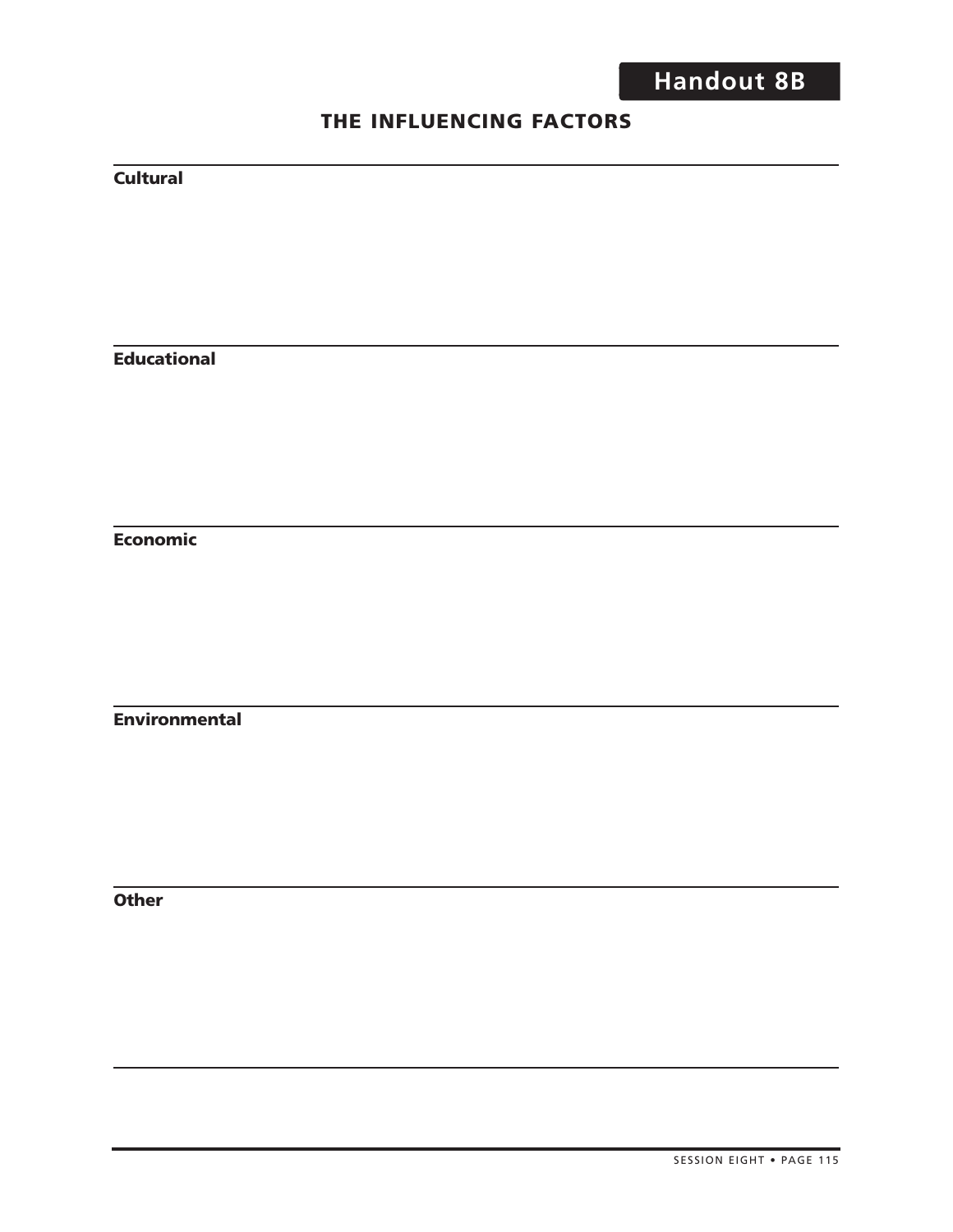# Handout 8B

## THE INFLUENCING FACTORS

---

**Cultural**

---

**Educational**

---

**Economic**

---

**Environmental**

---

**Other**

---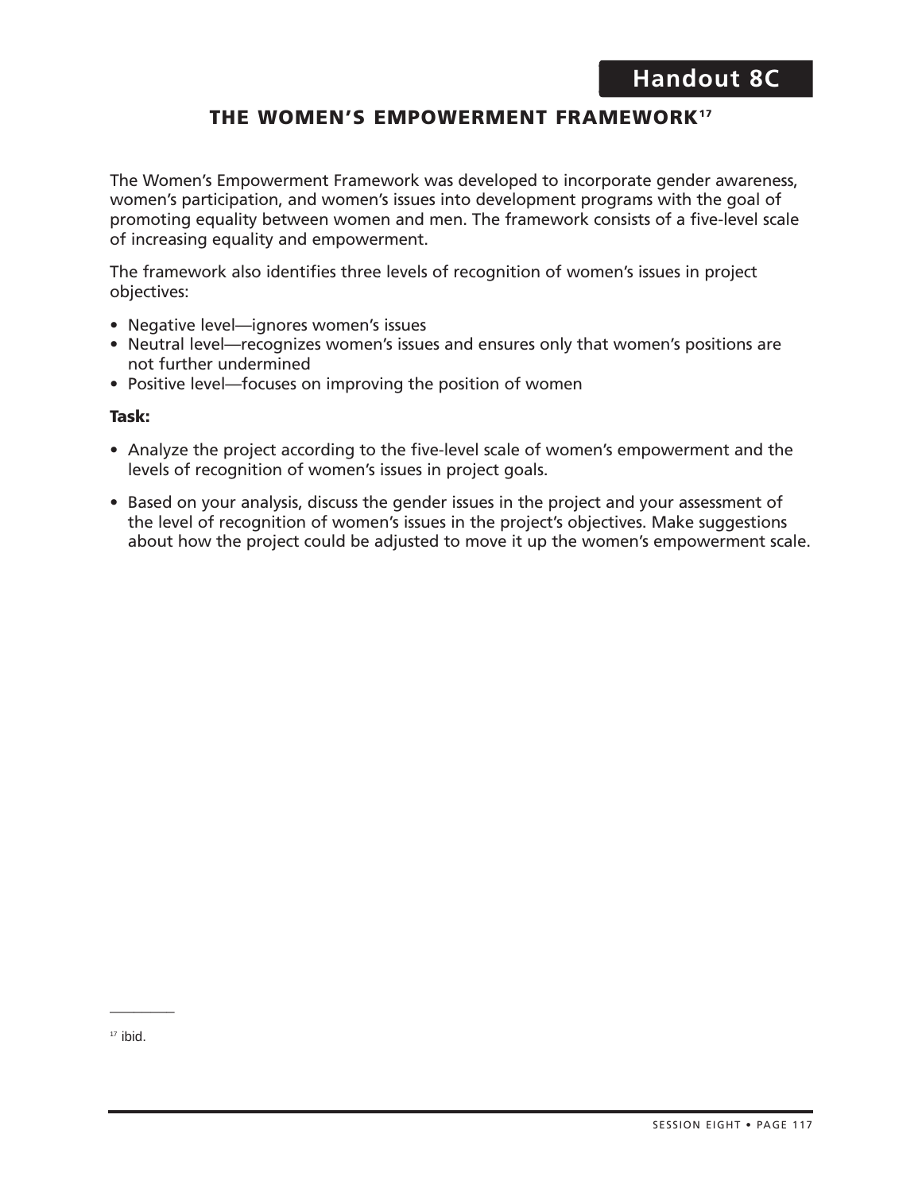Handout 8C

## THE WOMEN'S EMPOWERMENT FRAMEWORK[17]

The Women's Empowerment Framework was developed to incorporate gender awareness, women's participation, and women's issues into development programs with the goal of promoting equality between women and men. The framework consists of a five-level scale of increasing equality and empowerment.

The framework also identifies three levels of recognition of women's issues in project objectives:

- Negative level—ignores women's issues
- Neutral level—recognizes women's issues and ensures only that women's positions are not further undermined
- Positive level—focuses on improving the position of women

**Task:**

- Analyze the project according to the five-level scale of women's empowerment and the levels of recognition of women's issues in project goals.
- Based on your analysis, discuss the gender issues in the project and your assessment of the level of recognition of women's issues in the project's objectives. Make suggestions about how the project could be adjusted to move it up the women's empowerment scale.

---

[17] ibid.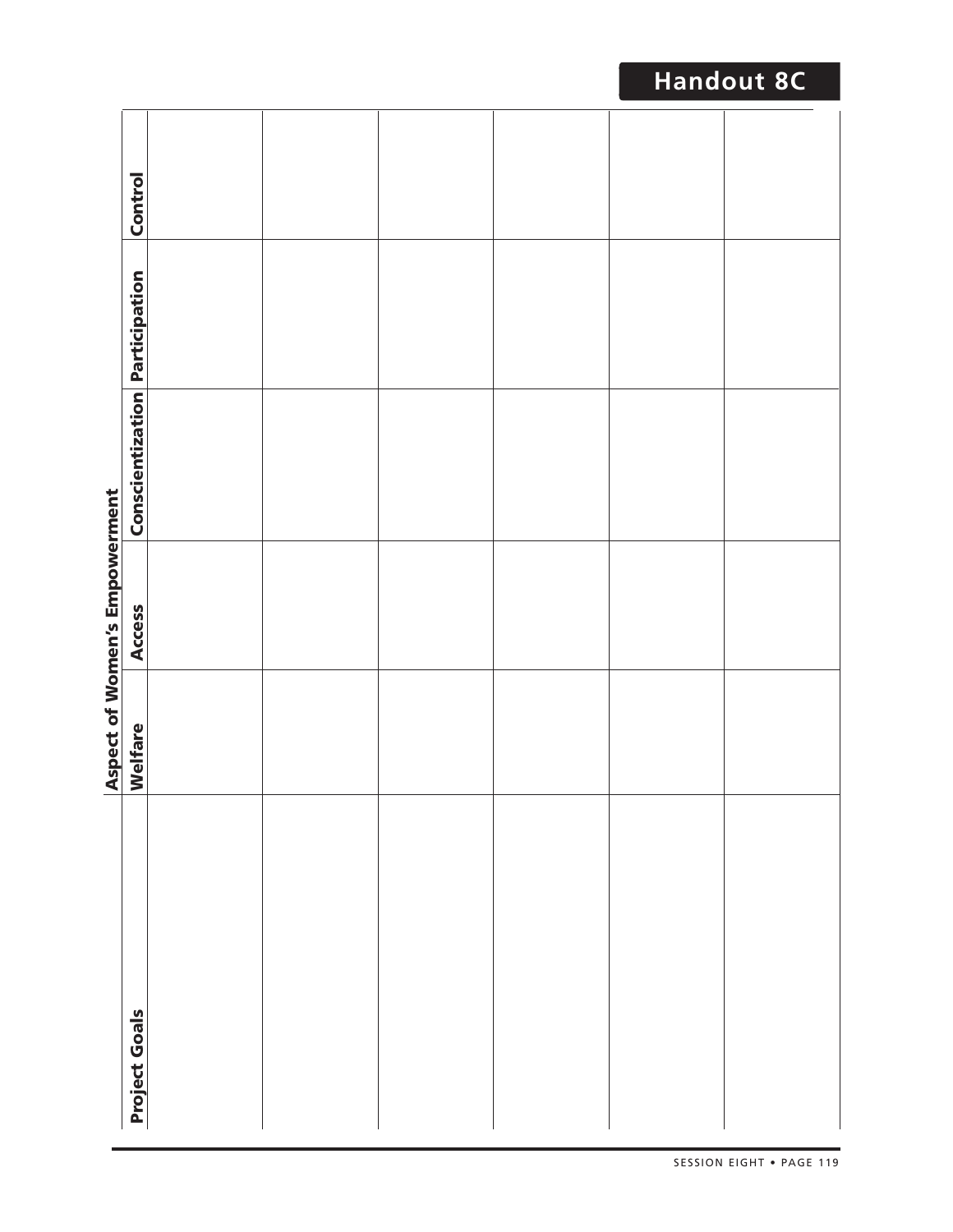# Handout 8C

| Project Goals | Aspect of Women's Empowerment | | | | |
|---|---|---|---|---|---|
| | Welfare | Access | Conscientization | Participation | Control |
| | | | | | |
| | | | | | |
| | | | | | |
| | | | | | |
| | | | | | |
| | | | | | |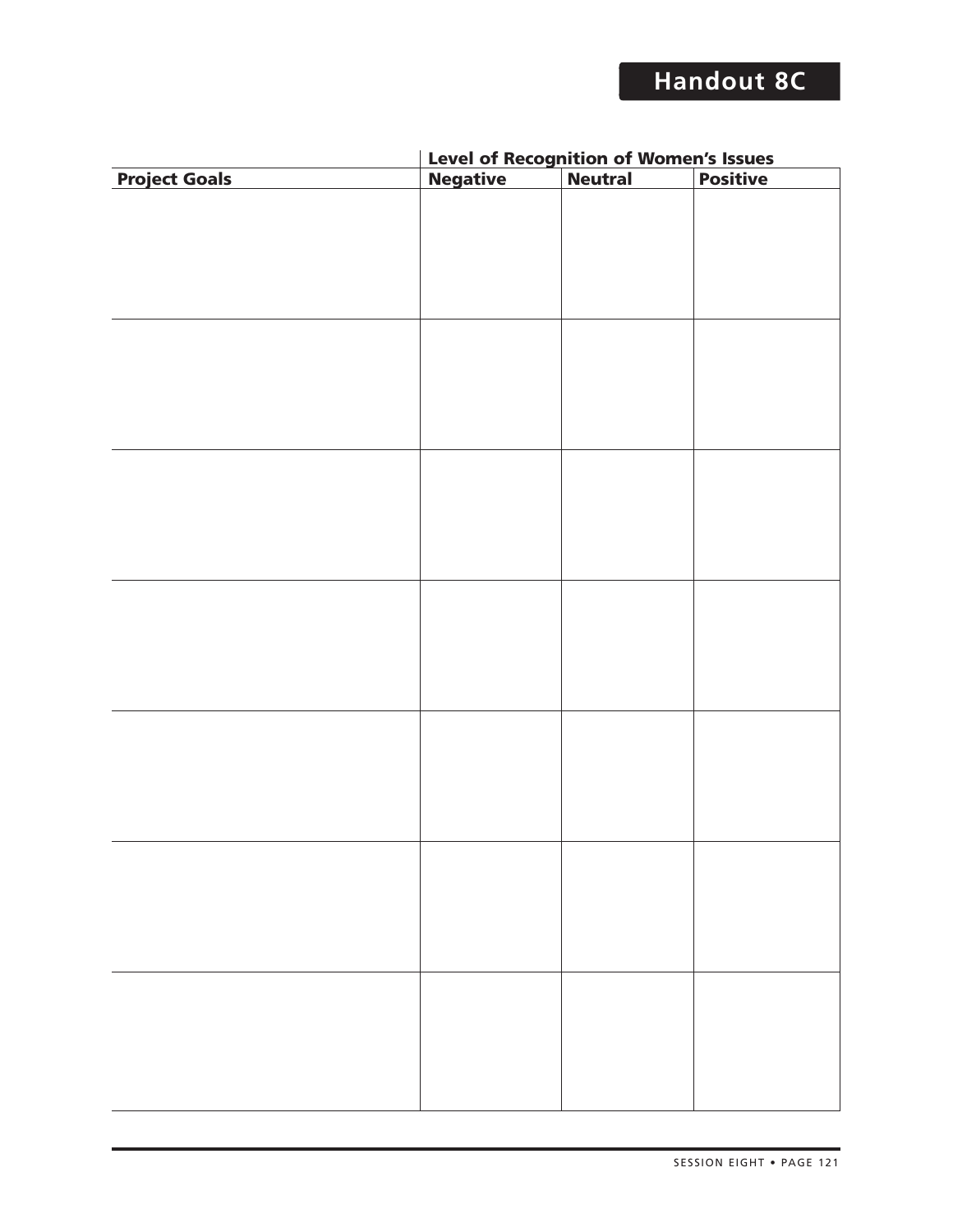# Handout 8C

| | Level of Recognition of Women's Issues | | |
|---|---|---|---|
| **Project Goals** | **Negative** | **Neutral** | **Positive** |
| | | | |
| | | | |
| | | | |
| | | | |
| | | | |
| | | | |
| | | | |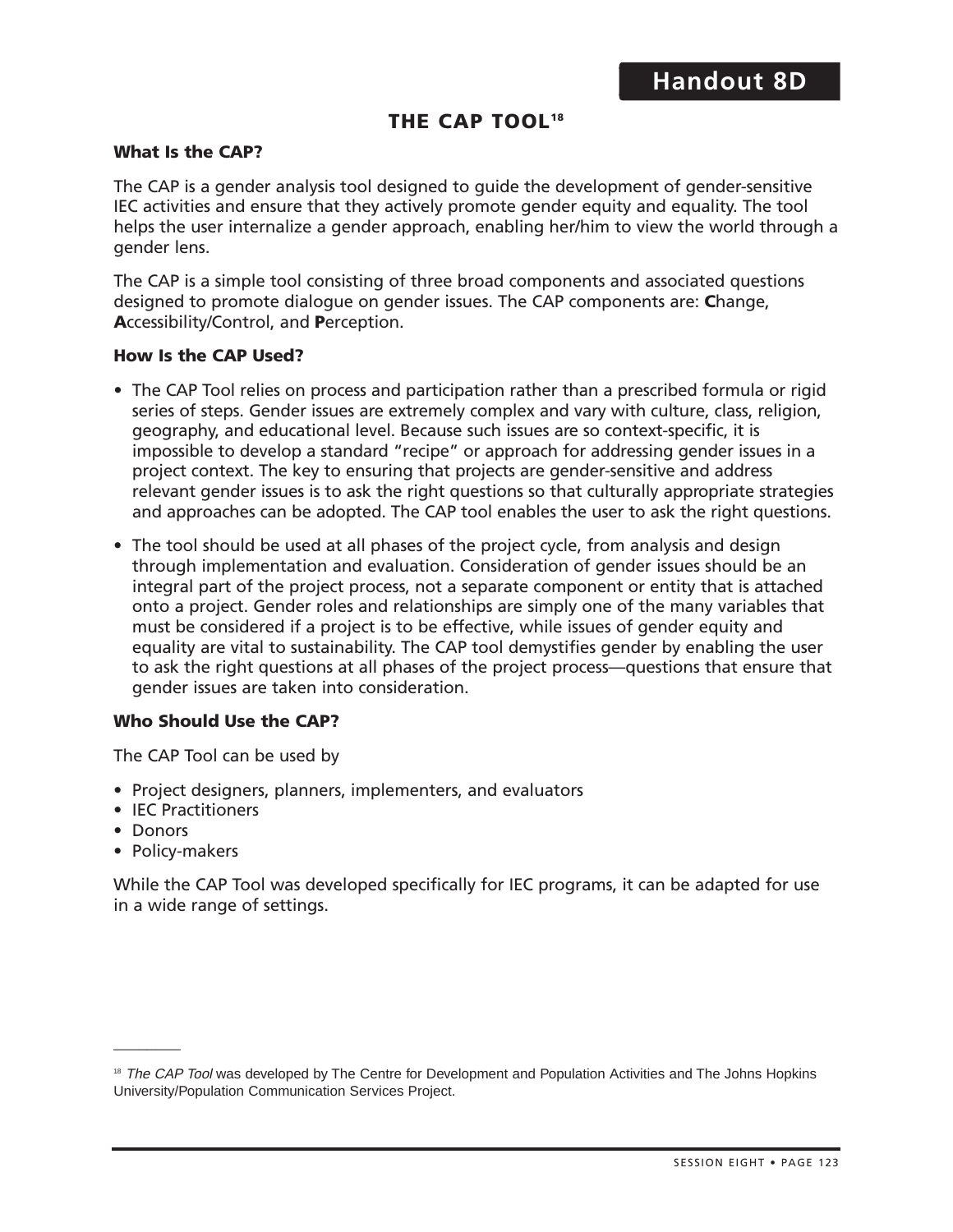Handout 8D

# THE CAP TOOL[18]

### What Is the CAP?

The CAP is a gender analysis tool designed to guide the development of gender-sensitive IEC activities and ensure that they actively promote gender equity and equality. The tool helps the user internalize a gender approach, enabling her/him to view the world through a gender lens.

The CAP is a simple tool consisting of three broad components and associated questions designed to promote dialogue on gender issues. The CAP components are: **C**hange, **A**ccessibility/Control, and **P**erception.

### How Is the CAP Used?

- The CAP Tool relies on process and participation rather than a prescribed formula or rigid series of steps. Gender issues are extremely complex and vary with culture, class, religion, geography, and educational level. Because such issues are so context-specific, it is impossible to develop a standard "recipe" or approach for addressing gender issues in a project context. The key to ensuring that projects are gender-sensitive and address relevant gender issues is to ask the right questions so that culturally appropriate strategies and approaches can be adopted. The CAP tool enables the user to ask the right questions.
- The tool should be used at all phases of the project cycle, from analysis and design through implementation and evaluation. Consideration of gender issues should be an integral part of the project process, not a separate component or entity that is attached onto a project. Gender roles and relationships are simply one of the many variables that must be considered if a project is to be effective, while issues of gender equity and equality are vital to sustainability. The CAP tool demystifies gender by enabling the user to ask the right questions at all phases of the project process—questions that ensure that gender issues are taken into consideration.

### Who Should Use the CAP?

The CAP Tool can be used by

- Project designers, planners, implementers, and evaluators
- IEC Practitioners
- Donors
- Policy-makers

While the CAP Tool was developed specifically for IEC programs, it can be adapted for use in a wide range of settings.

---

[18] *The CAP Tool* was developed by The Centre for Development and Population Activities and The Johns Hopkins University/Population Communication Services Project.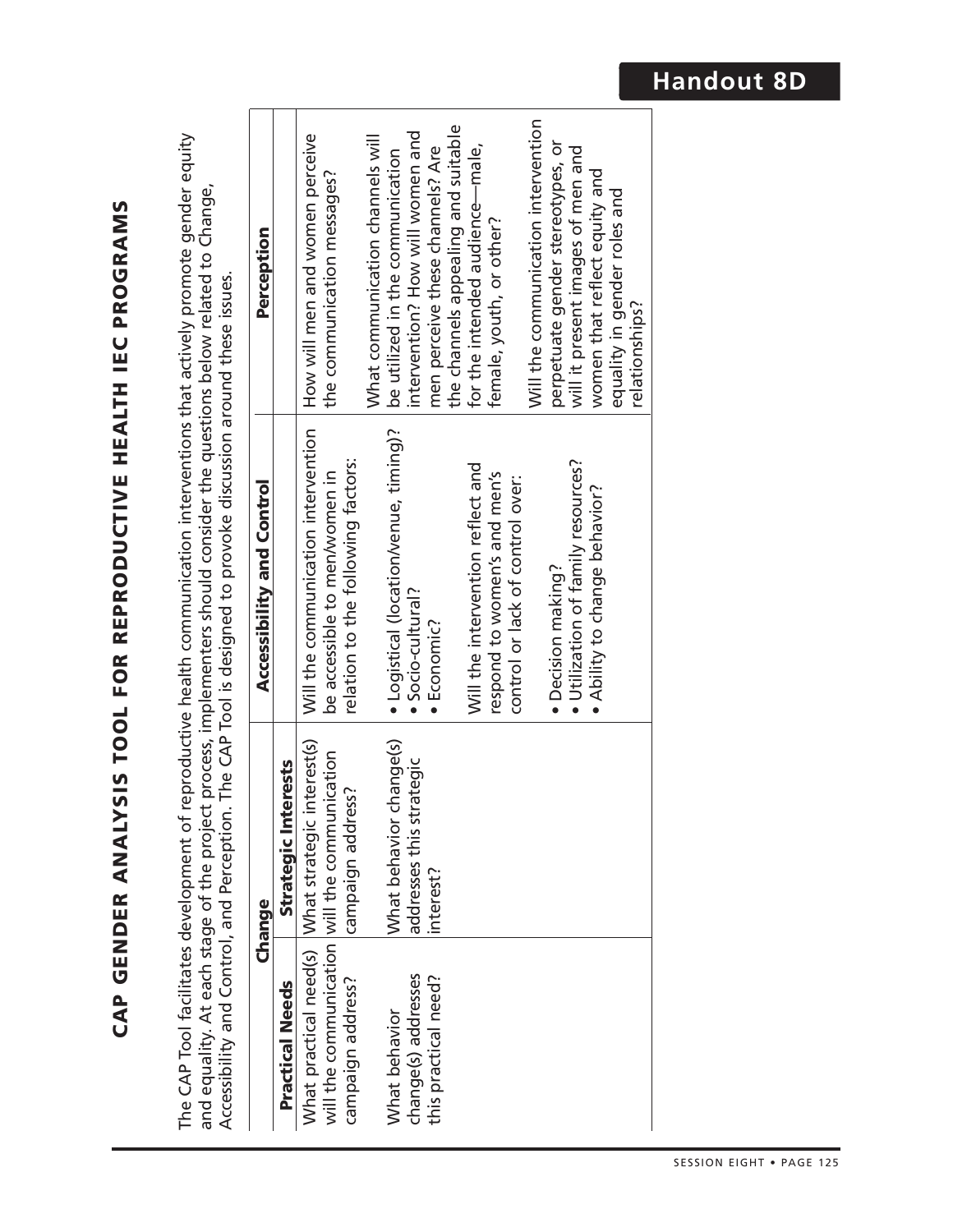# Handout 8D

## CAP GENDER ANALYSIS TOOL FOR REPRODUCTIVE HEALTH IEC PROGRAMS

The CAP Tool facilitates development of reproductive health communication interventions that actively promote gender equity and equality. At each stage of the project process, implementers should consider the questions below related to Change, Accessibility and Control, and Perception. The CAP Tool is designed to provoke discussion around these issues.

| Change | | Accessibility and Control | Perception |
|---|---|---|---|
| **Practical Needs** | **Strategic Interests** | | |
| What practical need(s) will the communication campaign address?<br><br>What behavior change(s) addresses this practical need? | What strategic interest(s) will the communication campaign address?<br><br>What behavior change(s) addresses this strategic interest? | Will the communication intervention be accessible to men/women in relation to the following factors:<br><br>• Logistical (location/venue, timing)?<br>• Socio-cultural?<br>• Economic?<br><br>Will the intervention reflect and respond to women's and men's control or lack of control over:<br><br>• Decision making?<br>• Utilization of family resources?<br>• Ability to change behavior? | How will men and women perceive the communication messages?<br><br>What communication channels will be utilized in the communication intervention? How will women and men perceive these channels? Are the channels appealing and suitable for the intended audience—male, female, youth, or other?<br><br>Will the communication intervention perpetuate gender stereotypes, or will it present images of men and women that reflect equity and equality in gender roles and relationships? |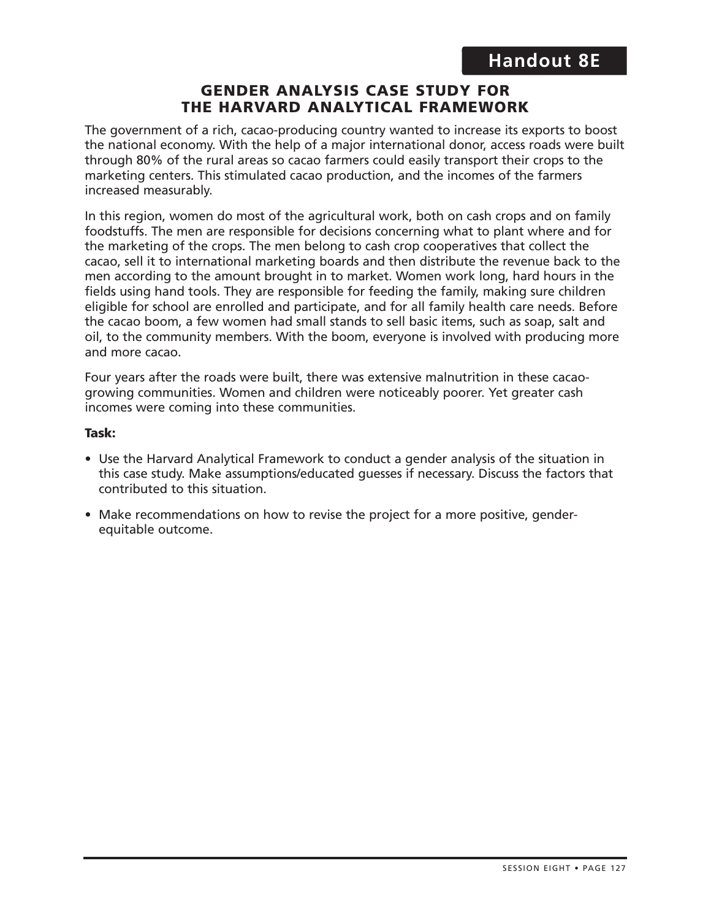# Handout 8E

## GENDER ANALYSIS CASE STUDY FOR THE HARVARD ANALYTICAL FRAMEWORK

The government of a rich, cacao-producing country wanted to increase its exports to boost the national economy. With the help of a major international donor, access roads were built through 80% of the rural areas so cacao farmers could easily transport their crops to the marketing centers. This stimulated cacao production, and the incomes of the farmers increased measurably.

In this region, women do most of the agricultural work, both on cash crops and on family foodstuffs. The men are responsible for decisions concerning what to plant where and for the marketing of the crops. The men belong to cash crop cooperatives that collect the cacao, sell it to international marketing boards and then distribute the revenue back to the men according to the amount brought in to market. Women work long, hard hours in the fields using hand tools. They are responsible for feeding the family, making sure children eligible for school are enrolled and participate, and for all family health care needs. Before the cacao boom, a few women had small stands to sell basic items, such as soap, salt and oil, to the community members. With the boom, everyone is involved with producing more and more cacao.

Four years after the roads were built, there was extensive malnutrition in these cacao-growing communities. Women and children were noticeably poorer. Yet greater cash incomes were coming into these communities.

**Task:**

- Use the Harvard Analytical Framework to conduct a gender analysis of the situation in this case study. Make assumptions/educated guesses if necessary. Discuss the factors that contributed to this situation.
- Make recommendations on how to revise the project for a more positive, gender-equitable outcome.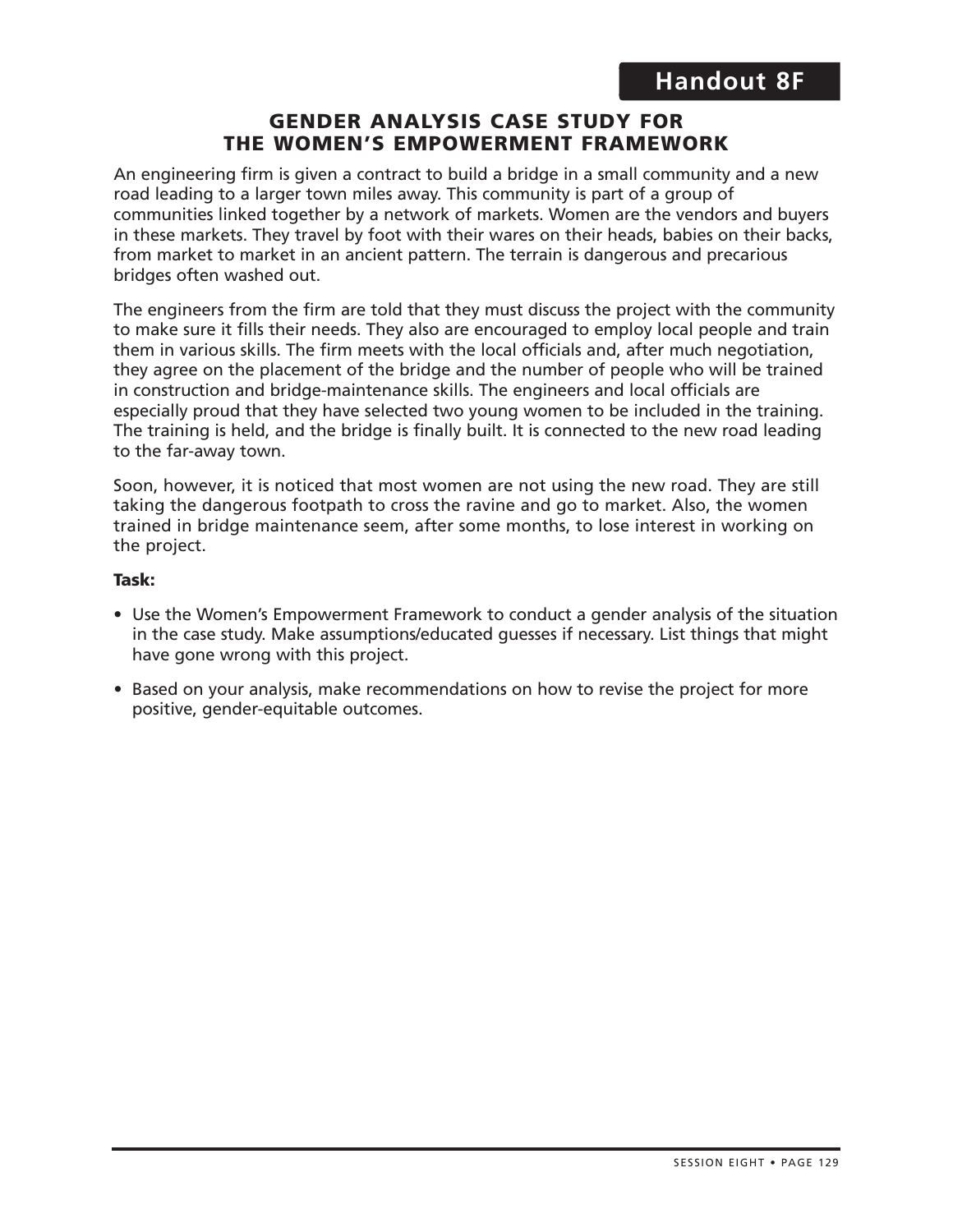# Handout 8F

## GENDER ANALYSIS CASE STUDY FOR THE WOMEN'S EMPOWERMENT FRAMEWORK

An engineering firm is given a contract to build a bridge in a small community and a new road leading to a larger town miles away. This community is part of a group of communities linked together by a network of markets. Women are the vendors and buyers in these markets. They travel by foot with their wares on their heads, babies on their backs, from market to market in an ancient pattern. The terrain is dangerous and precarious bridges often washed out.

The engineers from the firm are told that they must discuss the project with the community to make sure it fills their needs. They also are encouraged to employ local people and train them in various skills. The firm meets with the local officials and, after much negotiation, they agree on the placement of the bridge and the number of people who will be trained in construction and bridge-maintenance skills. The engineers and local officials are especially proud that they have selected two young women to be included in the training. The training is held, and the bridge is finally built. It is connected to the new road leading to the far-away town.

Soon, however, it is noticed that most women are not using the new road. They are still taking the dangerous footpath to cross the ravine and go to market. Also, the women trained in bridge maintenance seem, after some months, to lose interest in working on the project.

**Task:**

- Use the Women's Empowerment Framework to conduct a gender analysis of the situation in the case study. Make assumptions/educated guesses if necessary. List things that might have gone wrong with this project.
- Based on your analysis, make recommendations on how to revise the project for more positive, gender-equitable outcomes.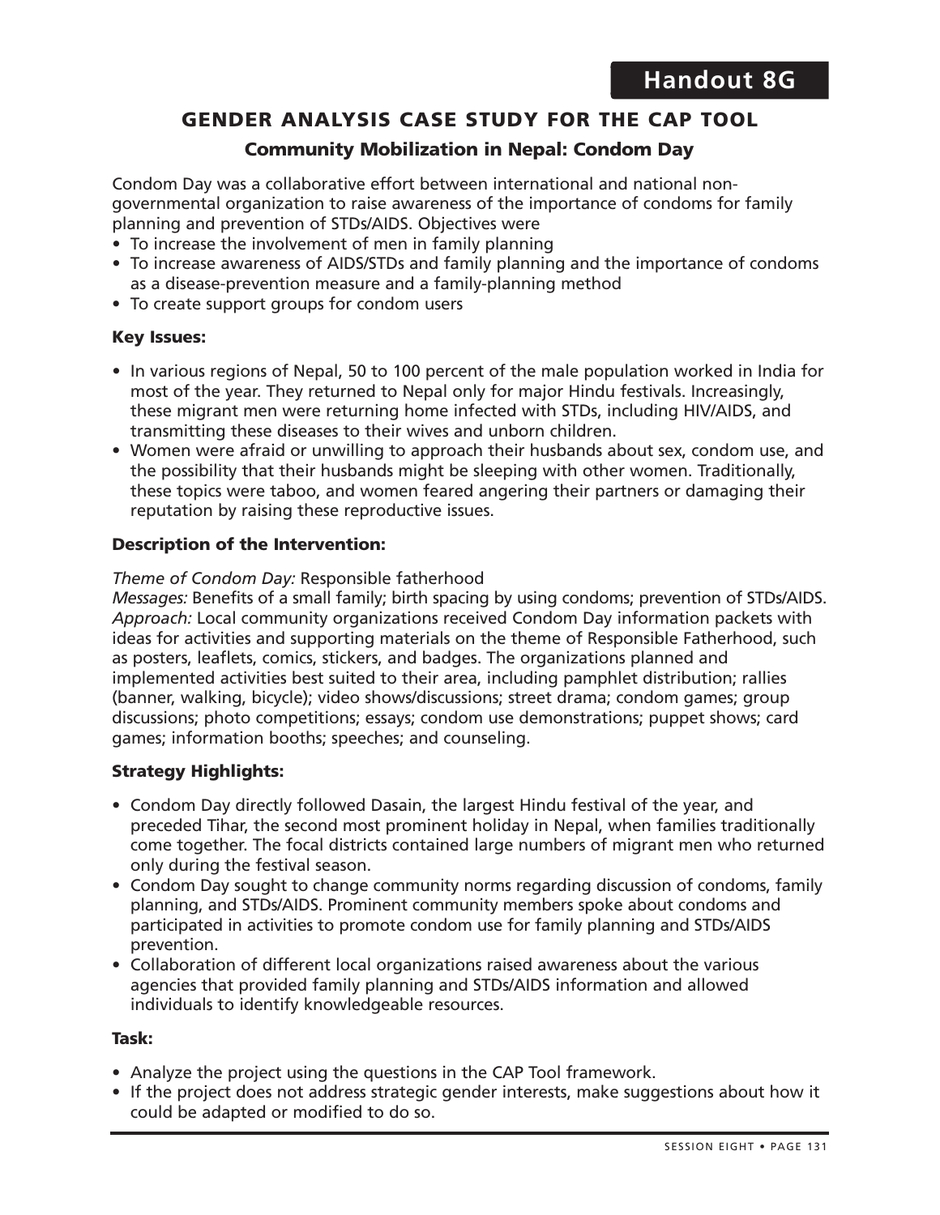# Handout 8G

## GENDER ANALYSIS CASE STUDY FOR THE CAP TOOL

### Community Mobilization in Nepal: Condom Day

Condom Day was a collaborative effort between international and national non-governmental organization to raise awareness of the importance of condoms for family planning and prevention of STDs/AIDS. Objectives were

- To increase the involvement of men in family planning
- To increase awareness of AIDS/STDs and family planning and the importance of condoms as a disease-prevention measure and a family-planning method
- To create support groups for condom users

**Key Issues:**

- In various regions of Nepal, 50 to 100 percent of the male population worked in India for most of the year. They returned to Nepal only for major Hindu festivals. Increasingly, these migrant men were returning home infected with STDs, including HIV/AIDS, and transmitting these diseases to their wives and unborn children.
- Women were afraid or unwilling to approach their husbands about sex, condom use, and the possibility that their husbands might be sleeping with other women. Traditionally, these topics were taboo, and women feared angering their partners or damaging their reputation by raising these reproductive issues.

**Description of the Intervention:**

*Theme of Condom Day:* Responsible fatherhood
*Messages:* Benefits of a small family; birth spacing by using condoms; prevention of STDs/AIDS.
*Approach:* Local community organizations received Condom Day information packets with ideas for activities and supporting materials on the theme of Responsible Fatherhood, such as posters, leaflets, comics, stickers, and badges. The organizations planned and implemented activities best suited to their area, including pamphlet distribution; rallies (banner, walking, bicycle); video shows/discussions; street drama; condom games; group discussions; photo competitions; essays; condom use demonstrations; puppet shows; card games; information booths; speeches; and counseling.

**Strategy Highlights:**

- Condom Day directly followed Dasain, the largest Hindu festival of the year, and preceded Tihar, the second most prominent holiday in Nepal, when families traditionally come together. The focal districts contained large numbers of migrant men who returned only during the festival season.
- Condom Day sought to change community norms regarding discussion of condoms, family planning, and STDs/AIDS. Prominent community members spoke about condoms and participated in activities to promote condom use for family planning and STDs/AIDS prevention.
- Collaboration of different local organizations raised awareness about the various agencies that provided family planning and STDs/AIDS information and allowed individuals to identify knowledgeable resources.

**Task:**

- Analyze the project using the questions in the CAP Tool framework.
- If the project does not address strategic gender interests, make suggestions about how it could be adapted or modified to do so.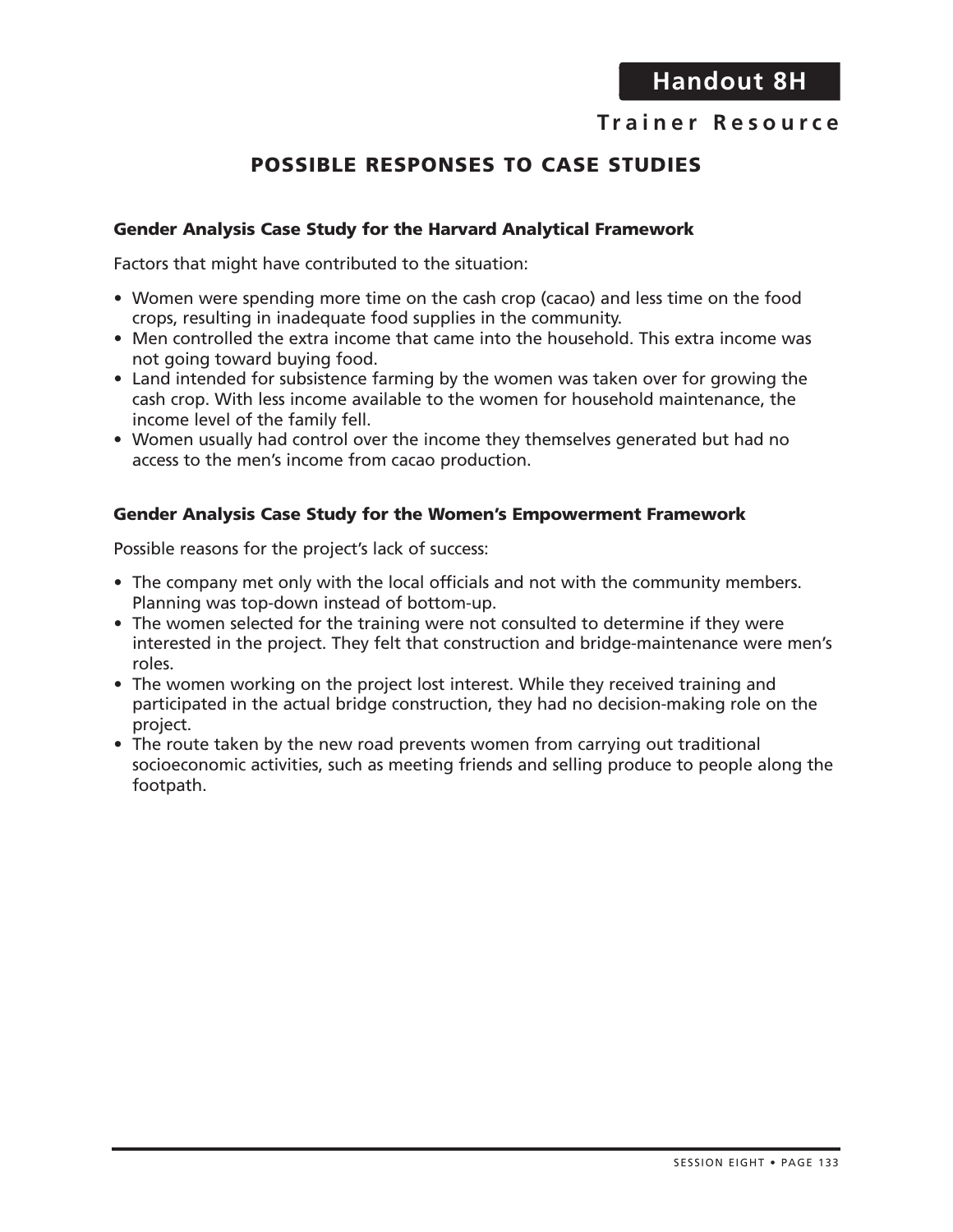# Handout 8H

**Trainer Resource**

## POSSIBLE RESPONSES TO CASE STUDIES

### Gender Analysis Case Study for the Harvard Analytical Framework

Factors that might have contributed to the situation:

- Women were spending more time on the cash crop (cacao) and less time on the food crops, resulting in inadequate food supplies in the community.
- Men controlled the extra income that came into the household. This extra income was not going toward buying food.
- Land intended for subsistence farming by the women was taken over for growing the cash crop. With less income available to the women for household maintenance, the income level of the family fell.
- Women usually had control over the income they themselves generated but had no access to the men's income from cacao production.

### Gender Analysis Case Study for the Women's Empowerment Framework

Possible reasons for the project's lack of success:

- The company met only with the local officials and not with the community members. Planning was top-down instead of bottom-up.
- The women selected for the training were not consulted to determine if they were interested in the project. They felt that construction and bridge-maintenance were men's roles.
- The women working on the project lost interest. While they received training and participated in the actual bridge construction, they had no decision-making role on the project.
- The route taken by the new road prevents women from carrying out traditional socioeconomic activities, such as meeting friends and selling produce to people along the footpath.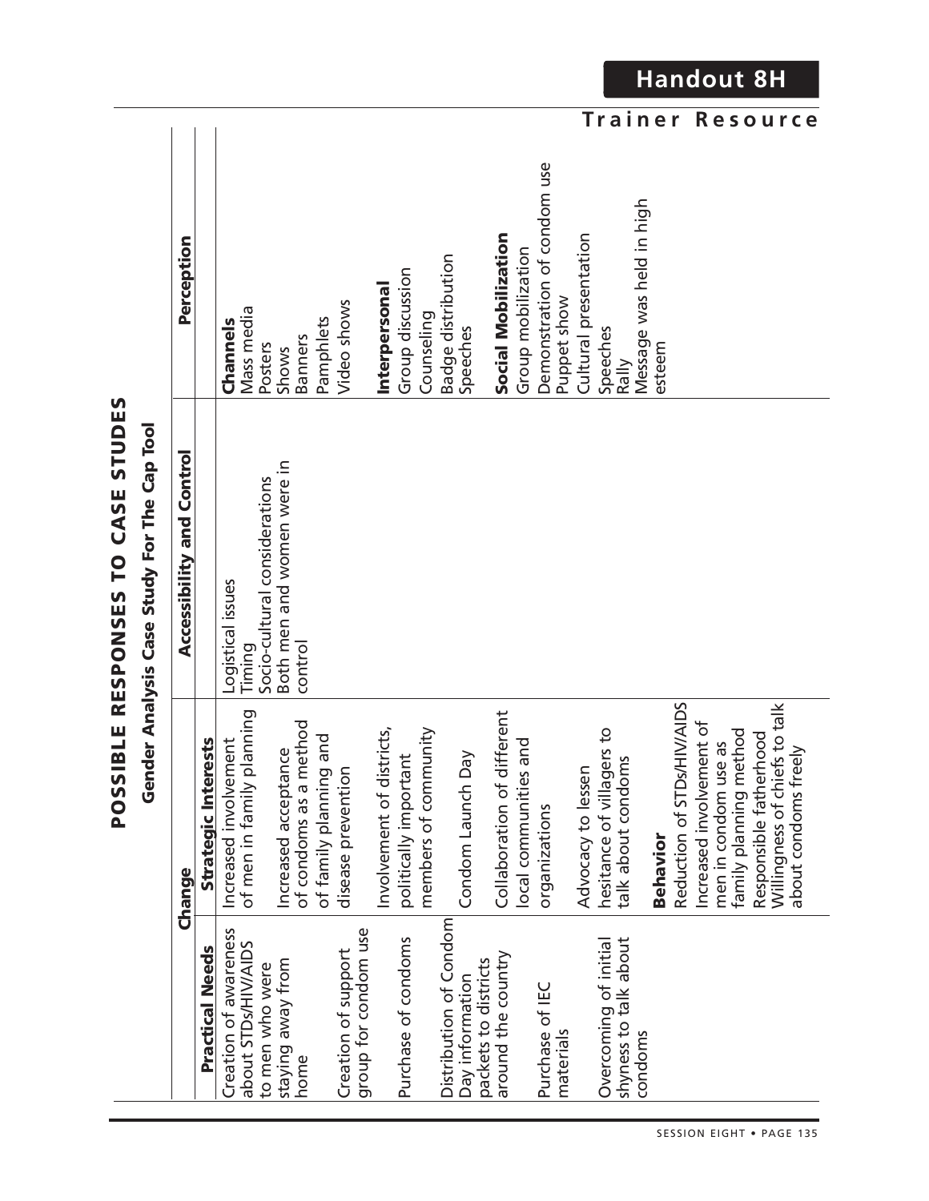# POSSIBLE RESPONSES TO CASE STUDIES

## Gender Analysis Case Study For The Cap Tool

| Change | | Accessibility and Control | Perception |
|---|---|---|---|
| **Practical Needs** | **Strategic Interests** | | |
| Creation of awareness about STDs/HIV/AIDS to men who were staying away from home<br><br>Creation of support group for condom use<br><br>Purchase of condoms<br><br>Distribution of Condom Day information packets to districts around the country<br><br>Purchase of IEC materials<br><br>Overcoming of initial shyness to talk about condoms | Increased involvement of men in family planning<br><br>Increased acceptance of condoms as a method of family planning and disease prevention<br><br>Involvement of districts, politically important members of community<br><br>Condom Launch Day<br><br>Collaboration of different local communities and organizations<br><br>Advocacy to lessen hesitance of villagers to talk about condoms<br><br>**Behavior**<br>Reduction of STDs/HIV/AIDS<br>Increased involvement of men in condom use as family planning method<br>Responsible fatherhood<br>Willingness of chiefs to talk about condoms freely | Logistical issues<br>Timing<br>Socio-cultural considerations<br>Both men and women were in control | **Channels**<br>Mass media<br>Posters<br>Shows<br>Banners<br>Pamphlets<br>Video shows<br><br>**Interpersonal**<br>Group discussion<br>Counseling<br>Badge distribution<br>Speeches<br><br>**Social Mobilization**<br>Group mobilization<br>Demonstration of condom use<br>Puppet show<br>Cultural presentation<br>Speeches<br>Rally<br>Message was held in high esteem |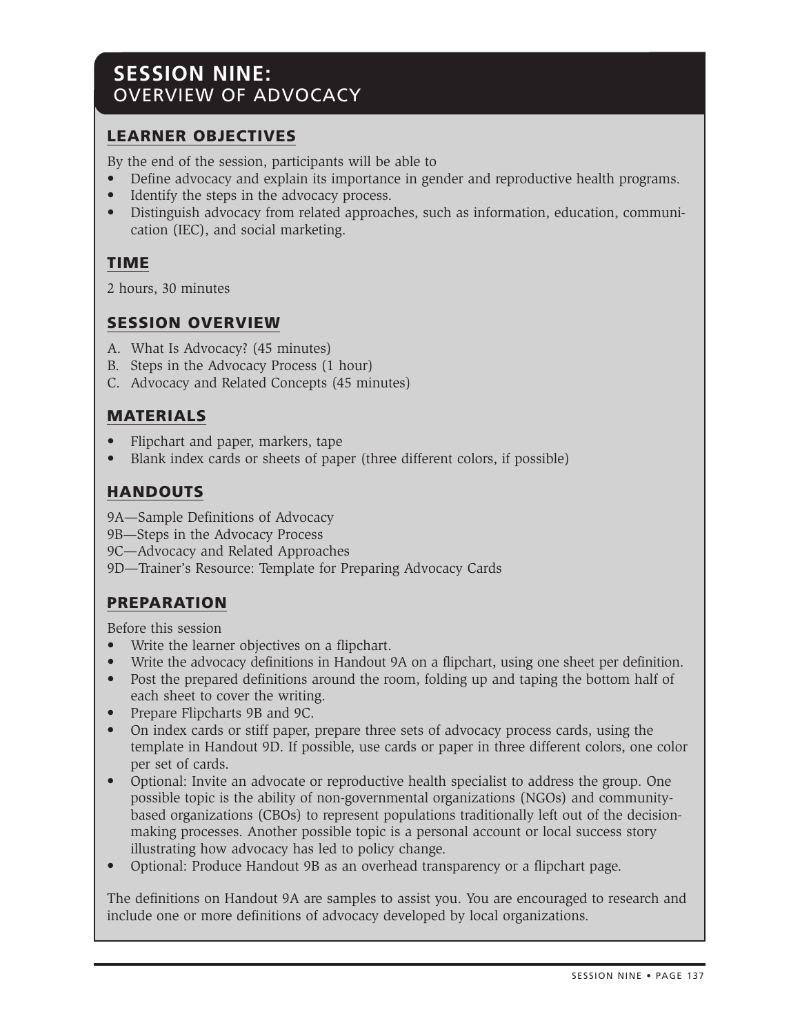# SESSION NINE: OVERVIEW OF ADVOCACY

## LEARNER OBJECTIVES

By the end of the session, participants will be able to

- Define advocacy and explain its importance in gender and reproductive health programs.
- Identify the steps in the advocacy process.
- Distinguish advocacy from related approaches, such as information, education, communication (IEC), and social marketing.

## TIME

2 hours, 30 minutes

## SESSION OVERVIEW

A. What Is Advocacy? (45 minutes)
B. Steps in the Advocacy Process (1 hour)
C. Advocacy and Related Concepts (45 minutes)

## MATERIALS

- Flipchart and paper, markers, tape
- Blank index cards or sheets of paper (three different colors, if possible)

## HANDOUTS

9A—Sample Definitions of Advocacy
9B—Steps in the Advocacy Process
9C—Advocacy and Related Approaches
9D—Trainer's Resource: Template for Preparing Advocacy Cards

## PREPARATION

Before this session

- Write the learner objectives on a flipchart.
- Write the advocacy definitions in Handout 9A on a flipchart, using one sheet per definition.
- Post the prepared definitions around the room, folding up and taping the bottom half of each sheet to cover the writing.
- Prepare Flipcharts 9B and 9C.
- On index cards or stiff paper, prepare three sets of advocacy process cards, using the template in Handout 9D. If possible, use cards or paper in three different colors, one color per set of cards.
- Optional: Invite an advocate or reproductive health specialist to address the group. One possible topic is the ability of non-governmental organizations (NGOs) and community-based organizations (CBOs) to represent populations traditionally left out of the decision-making processes. Another possible topic is a personal account or local success story illustrating how advocacy has led to policy change.
- Optional: Produce Handout 9B as an overhead transparency or a flipchart page.

The definitions on Handout 9A are samples to assist you. You are encouraged to research and include one or more definitions of advocacy developed by local organizations.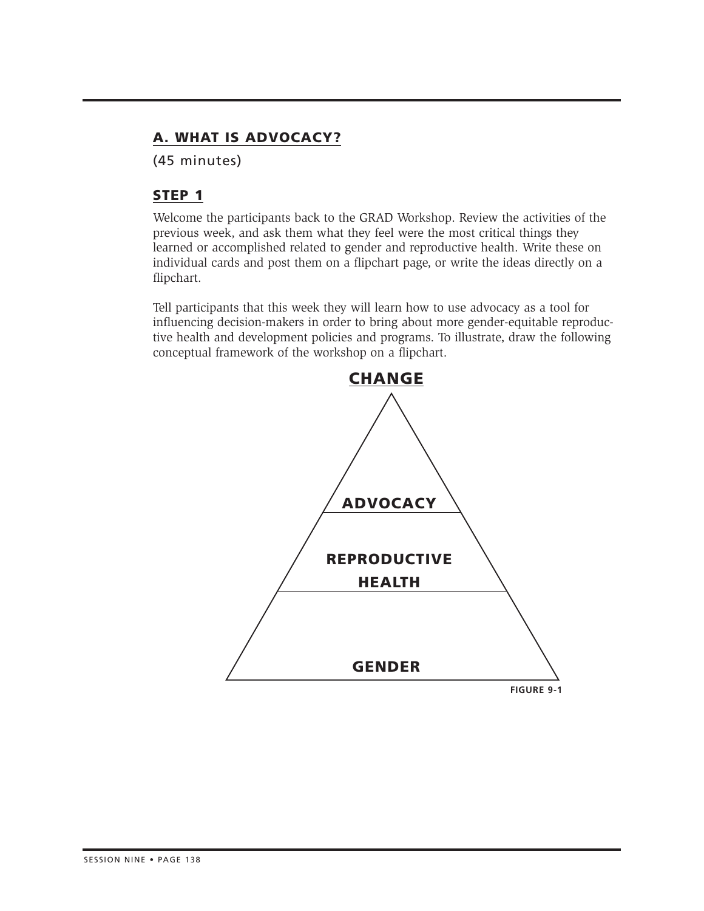## A. WHAT IS ADVOCACY?

(45 minutes)

### STEP 1

Welcome the participants back to the GRAD Workshop. Review the activities of the previous week, and ask them what they feel were the most critical things they learned or accomplished related to gender and reproductive health. Write these on individual cards and post them on a flipchart page, or write the ideas directly on a flipchart.

Tell participants that this week they will learn how to use advocacy as a tool for influencing decision-makers in order to bring about more gender-equitable reproductive health and development policies and programs. To illustrate, draw the following conceptual framework of the workshop on a flipchart.

**CHANGE**

**ADVOCACY**

**REPRODUCTIVE HEALTH**

**GENDER**

FIGURE 9-1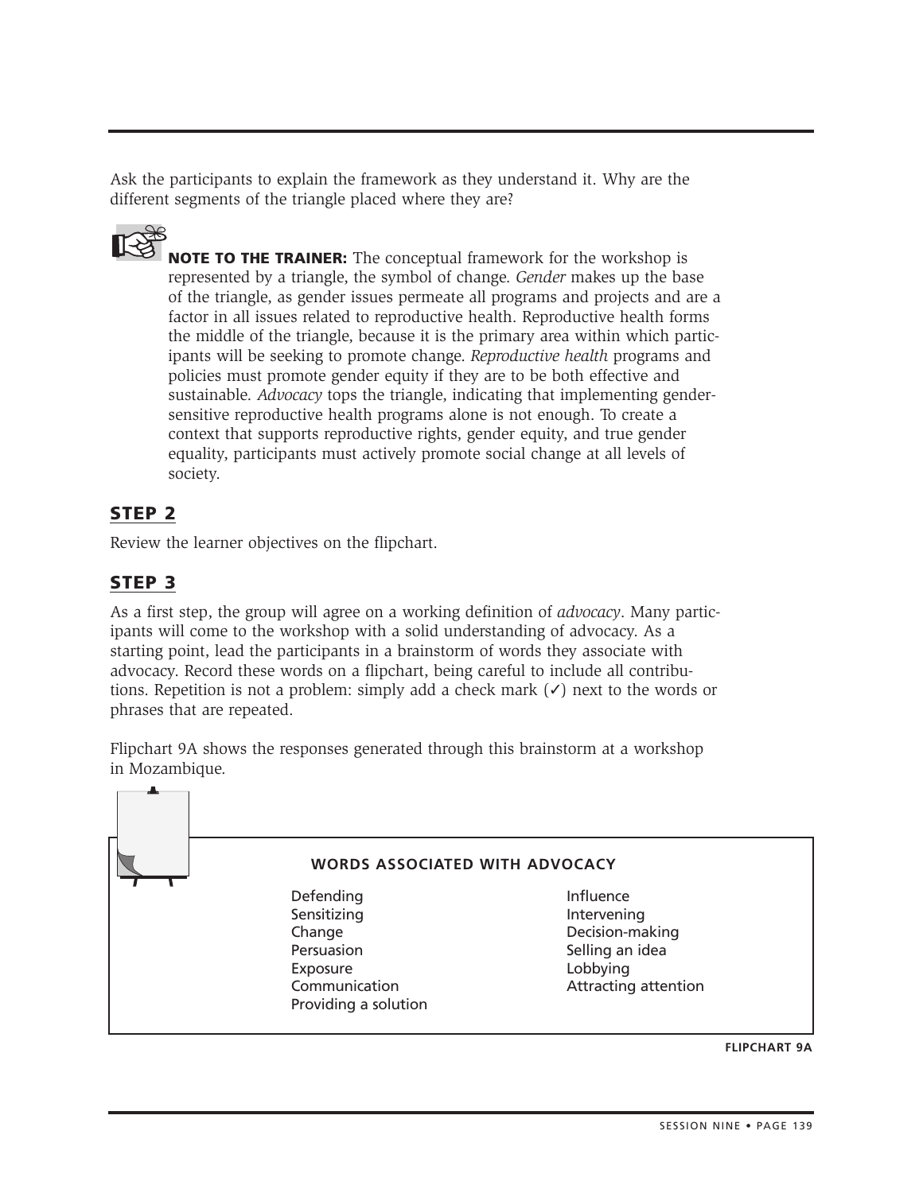Ask the participants to explain the framework as they understand it. Why are the different segments of the triangle placed where they are?

**NOTE TO THE TRAINER:** The conceptual framework for the workshop is represented by a triangle, the symbol of change. *Gender* makes up the base of the triangle, as gender issues permeate all programs and projects and are a factor in all issues related to reproductive health. Reproductive health forms the middle of the triangle, because it is the primary area within which participants will be seeking to promote change. *Reproductive health* programs and policies must promote gender equity if they are to be both effective and sustainable. *Advocacy* tops the triangle, indicating that implementing gender-sensitive reproductive health programs alone is not enough. To create a context that supports reproductive rights, gender equity, and true gender equality, participants must actively promote social change at all levels of society.

## STEP 2

Review the learner objectives on the flipchart.

## STEP 3

As a first step, the group will agree on a working definition of *advocacy*. Many participants will come to the workshop with a solid understanding of advocacy. As a starting point, lead the participants in a brainstorm of words they associate with advocacy. Record these words on a flipchart, being careful to include all contributions. Repetition is not a problem: simply add a check mark (✓) next to the words or phrases that are repeated.

Flipchart 9A shows the responses generated through this brainstorm at a workshop in Mozambique.

**WORDS ASSOCIATED WITH ADVOCACY**

- Defending
- Sensitizing
- Change
- Persuasion
- Exposure
- Communication
- Providing a solution
- Influence
- Intervening
- Decision-making
- Selling an idea
- Lobbying
- Attracting attention

FLIPCHART 9A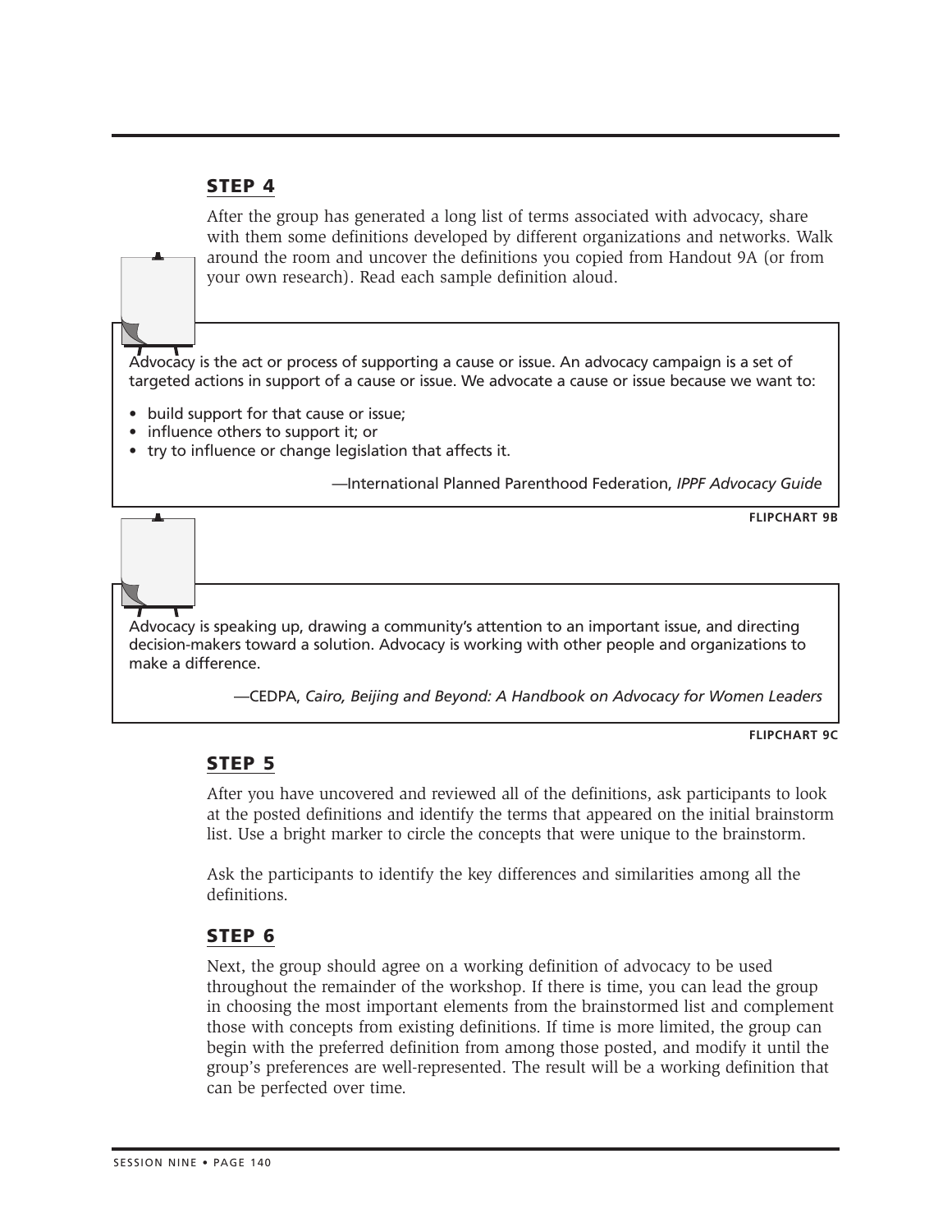## STEP 4

After the group has generated a long list of terms associated with advocacy, share with them some definitions developed by different organizations and networks. Walk around the room and uncover the definitions you copied from Handout 9A (or from your own research). Read each sample definition aloud.

> Advocacy is the act or process of supporting a cause or issue. An advocacy campaign is a set of targeted actions in support of a cause or issue. We advocate a cause or issue because we want to:
>
> - build support for that cause or issue;
> - influence others to support it; or
> - try to influence or change legislation that affects it.
>
> —International Planned Parenthood Federation, *IPPF Advocacy Guide*

**FLIPCHART 9B**

> Advocacy is speaking up, drawing a community's attention to an important issue, and directing decision-makers toward a solution. Advocacy is working with other people and organizations to make a difference.
>
> —CEDPA, *Cairo, Beijing and Beyond: A Handbook on Advocacy for Women Leaders*

**FLIPCHART 9C**

## STEP 5

After you have uncovered and reviewed all of the definitions, ask participants to look at the posted definitions and identify the terms that appeared on the initial brainstorm list. Use a bright marker to circle the concepts that were unique to the brainstorm.

Ask the participants to identify the key differences and similarities among all the definitions.

## STEP 6

Next, the group should agree on a working definition of advocacy to be used throughout the remainder of the workshop. If there is time, you can lead the group in choosing the most important elements from the brainstormed list and complement those with concepts from existing definitions. If time is more limited, the group can begin with the preferred definition from among those posted, and modify it until the group's preferences are well-represented. The result will be a working definition that can be perfected over time.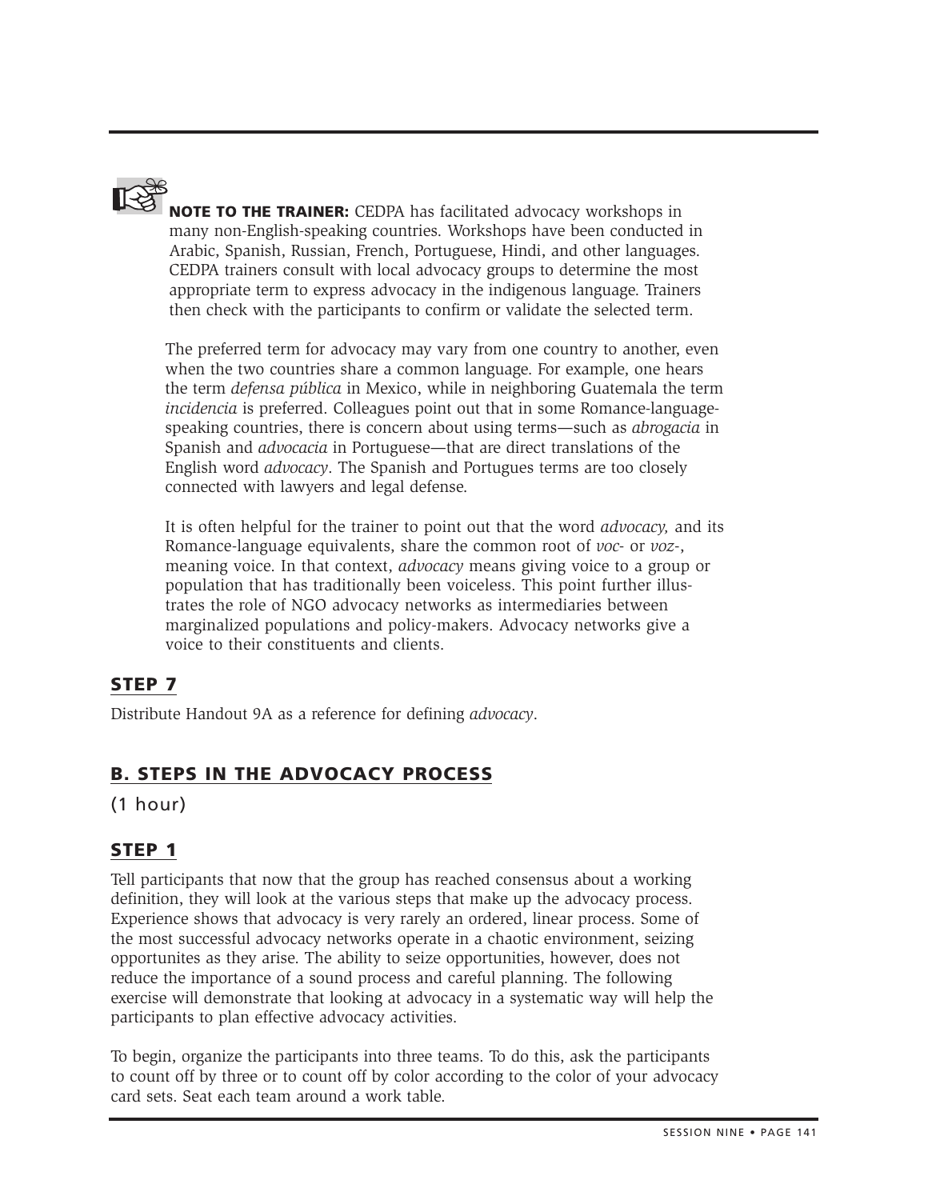**NOTE TO THE TRAINER:** CEDPA has facilitated advocacy workshops in many non-English-speaking countries. Workshops have been conducted in Arabic, Spanish, Russian, French, Portuguese, Hindi, and other languages. CEDPA trainers consult with local advocacy groups to determine the most appropriate term to express advocacy in the indigenous language. Trainers then check with the participants to confirm or validate the selected term.

The preferred term for advocacy may vary from one country to another, even when the two countries share a common language. For example, one hears the term *defensa pública* in Mexico, while in neighboring Guatemala the term *incidencia* is preferred. Colleagues point out that in some Romance-language-speaking countries, there is concern about using terms—such as *abrogacia* in Spanish and *advocacia* in Portuguese—that are direct translations of the English word *advocacy*. The Spanish and Portugues terms are too closely connected with lawyers and legal defense.

It is often helpful for the trainer to point out that the word *advocacy,* and its Romance-language equivalents, share the common root of *voc-* or *voz-*, meaning voice. In that context, *advocacy* means giving voice to a group or population that has traditionally been voiceless. This point further illustrates the role of NGO advocacy networks as intermediaries between marginalized populations and policy-makers. Advocacy networks give a voice to their constituents and clients.

## STEP 7

Distribute Handout 9A as a reference for defining *advocacy*.

## B. STEPS IN THE ADVOCACY PROCESS

(1 hour)

## STEP 1

Tell participants that now that the group has reached consensus about a working definition, they will look at the various steps that make up the advocacy process. Experience shows that advocacy is very rarely an ordered, linear process. Some of the most successful advocacy networks operate in a chaotic environment, seizing opportunites as they arise. The ability to seize opportunities, however, does not reduce the importance of a sound process and careful planning. The following exercise will demonstrate that looking at advocacy in a systematic way will help the participants to plan effective advocacy activities.

To begin, organize the participants into three teams. To do this, ask the participants to count off by three or to count off by color according to the color of your advocacy card sets. Seat each team around a work table.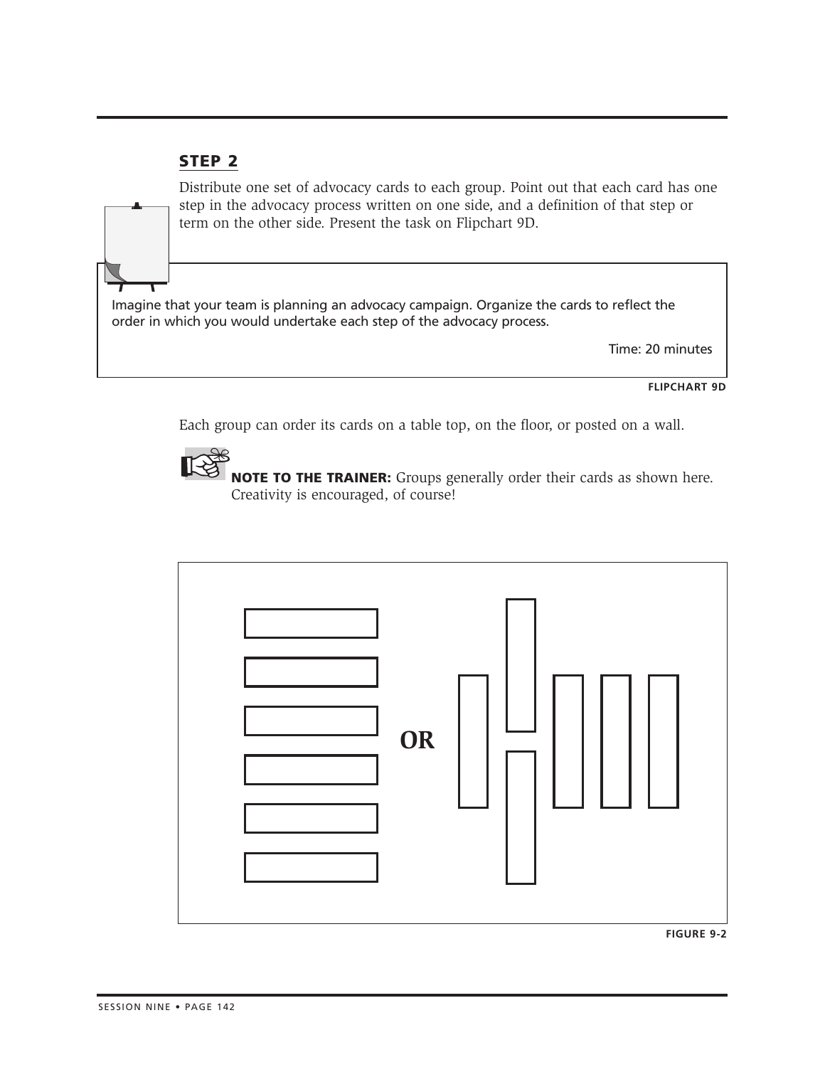## STEP 2

Distribute one set of advocacy cards to each group. Point out that each card has one step in the advocacy process written on one side, and a definition of that step or term on the other side. Present the task on Flipchart 9D.

> Imagine that your team is planning an advocacy campaign. Organize the cards to reflect the order in which you would undertake each step of the advocacy process.
>
> Time: 20 minutes

**FLIPCHART 9D**

Each group can order its cards on a table top, on the floor, or posted on a wall.

**NOTE TO THE TRAINER:** Groups generally order their cards as shown here. Creativity is encouraged, of course!

OR

**FIGURE 9-2**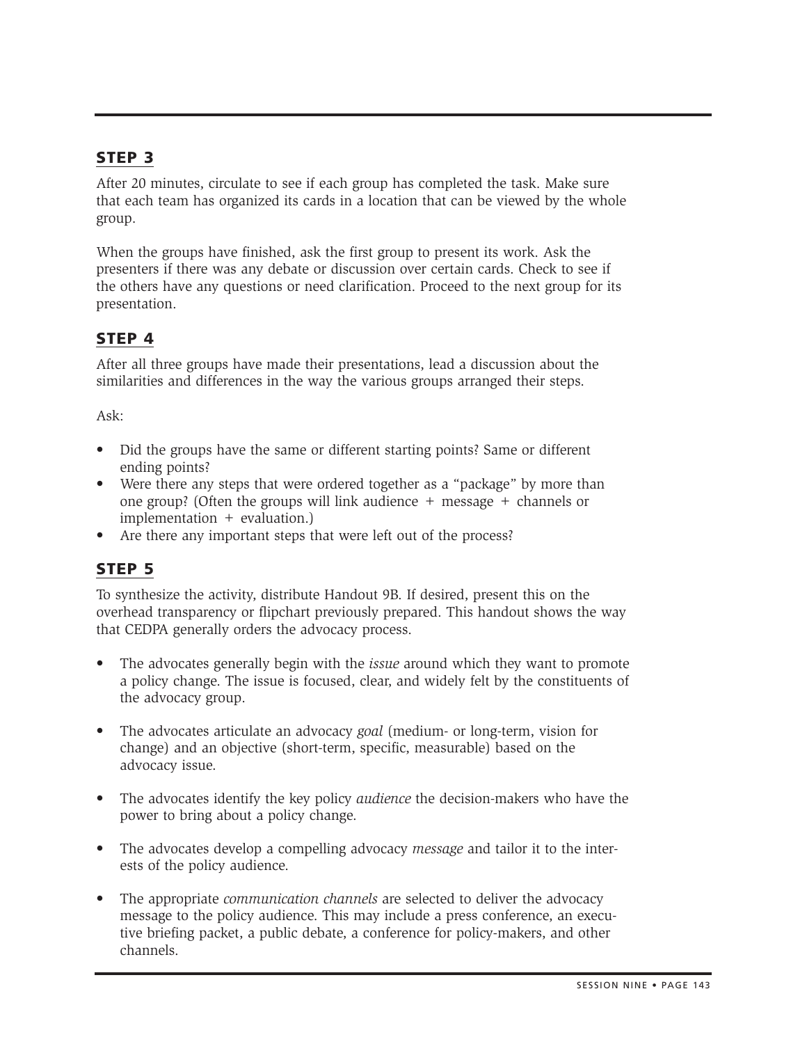## STEP 3

After 20 minutes, circulate to see if each group has completed the task. Make sure that each team has organized its cards in a location that can be viewed by the whole group.

When the groups have finished, ask the first group to present its work. Ask the presenters if there was any debate or discussion over certain cards. Check to see if the others have any questions or need clarification. Proceed to the next group for its presentation.

## STEP 4

After all three groups have made their presentations, lead a discussion about the similarities and differences in the way the various groups arranged their steps.

Ask:

- Did the groups have the same or different starting points? Same or different ending points?
- Were there any steps that were ordered together as a "package" by more than one group? (Often the groups will link audience + message + channels or implementation + evaluation.)
- Are there any important steps that were left out of the process?

## STEP 5

To synthesize the activity, distribute Handout 9B. If desired, present this on the overhead transparency or flipchart previously prepared. This handout shows the way that CEDPA generally orders the advocacy process.

- The advocates generally begin with the *issue* around which they want to promote a policy change. The issue is focused, clear, and widely felt by the constituents of the advocacy group.
- The advocates articulate an advocacy *goal* (medium- or long-term, vision for change) and an objective (short-term, specific, measurable) based on the advocacy issue.
- The advocates identify the key policy *audience* the decision-makers who have the power to bring about a policy change.
- The advocates develop a compelling advocacy *message* and tailor it to the interests of the policy audience.
- The appropriate *communication channels* are selected to deliver the advocacy message to the policy audience. This may include a press conference, an executive briefing packet, a public debate, a conference for policy-makers, and other channels.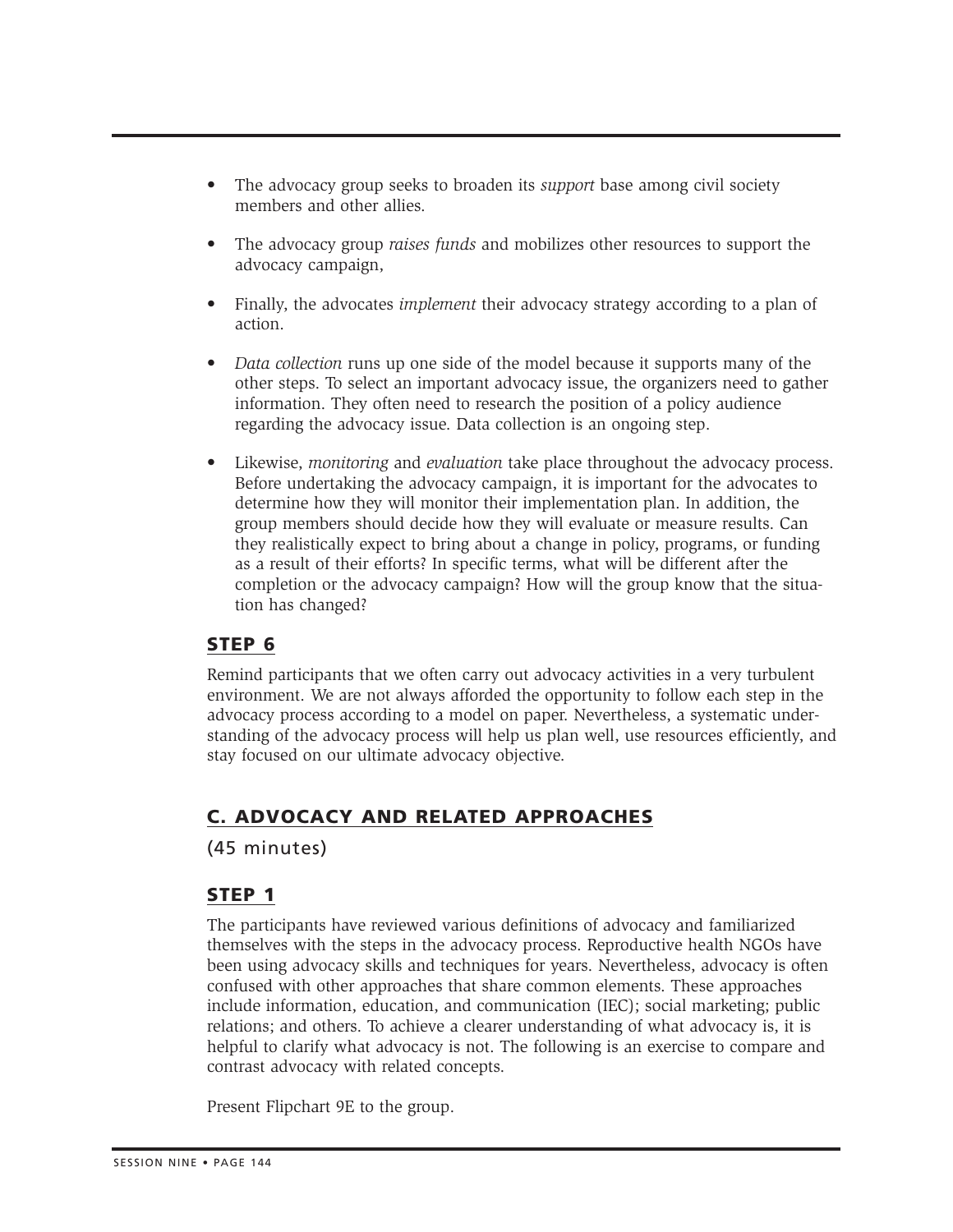- The advocacy group seeks to broaden its *support* base among civil society members and other allies.

- The advocacy group *raises funds* and mobilizes other resources to support the advocacy campaign,

- Finally, the advocates *implement* their advocacy strategy according to a plan of action.

- *Data collection* runs up one side of the model because it supports many of the other steps. To select an important advocacy issue, the organizers need to gather information. They often need to research the position of a policy audience regarding the advocacy issue. Data collection is an ongoing step.

- Likewise, *monitoring* and *evaluation* take place throughout the advocacy process. Before undertaking the advocacy campaign, it is important for the advocates to determine how they will monitor their implementation plan. In addition, the group members should decide how they will evaluate or measure results. Can they realistically expect to bring about a change in policy, programs, or funding as a result of their efforts? In specific terms, what will be different after the completion or the advocacy campaign? How will the group know that the situation has changed?

### STEP 6

Remind participants that we often carry out advocacy activities in a very turbulent environment. We are not always afforded the opportunity to follow each step in the advocacy process according to a model on paper. Nevertheless, a systematic understanding of the advocacy process will help us plan well, use resources efficiently, and stay focused on our ultimate advocacy objective.

## C. ADVOCACY AND RELATED APPROACHES

(45 minutes)

### STEP 1

The participants have reviewed various definitions of advocacy and familiarized themselves with the steps in the advocacy process. Reproductive health NGOs have been using advocacy skills and techniques for years. Nevertheless, advocacy is often confused with other approaches that share common elements. These approaches include information, education, and communication (IEC); social marketing; public relations; and others. To achieve a clearer understanding of what advocacy is, it is helpful to clarify what advocacy is not. The following is an exercise to compare and contrast advocacy with related concepts.

Present Flipchart 9E to the group.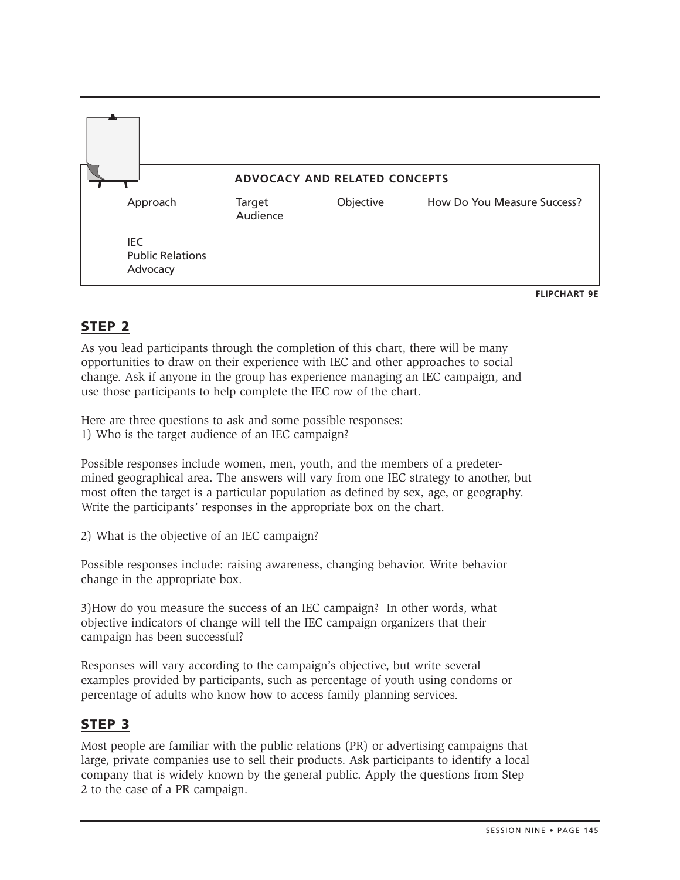**ADVOCACY AND RELATED CONCEPTS**

| Approach | Target Audience | Objective | How Do You Measure Success? |
|---|---|---|---|
| IEC | | | |
| Public Relations | | | |
| Advocacy | | | |

**FLIPCHART 9E**

## STEP 2

As you lead participants through the completion of this chart, there will be many opportunities to draw on their experience with IEC and other approaches to social change. Ask if anyone in the group has experience managing an IEC campaign, and use those participants to help complete the IEC row of the chart.

Here are three questions to ask and some possible responses:
1) Who is the target audience of an IEC campaign?

Possible responses include women, men, youth, and the members of a predetermined geographical area. The answers will vary from one IEC strategy to another, but most often the target is a particular population as defined by sex, age, or geography. Write the participants' responses in the appropriate box on the chart.

2) What is the objective of an IEC campaign?

Possible responses include: raising awareness, changing behavior. Write behavior change in the appropriate box.

3)How do you measure the success of an IEC campaign? In other words, what objective indicators of change will tell the IEC campaign organizers that their campaign has been successful?

Responses will vary according to the campaign's objective, but write several examples provided by participants, such as percentage of youth using condoms or percentage of adults who know how to access family planning services.

## STEP 3

Most people are familiar with the public relations (PR) or advertising campaigns that large, private companies use to sell their products. Ask participants to identify a local company that is widely known by the general public. Apply the questions from Step 2 to the case of a PR campaign.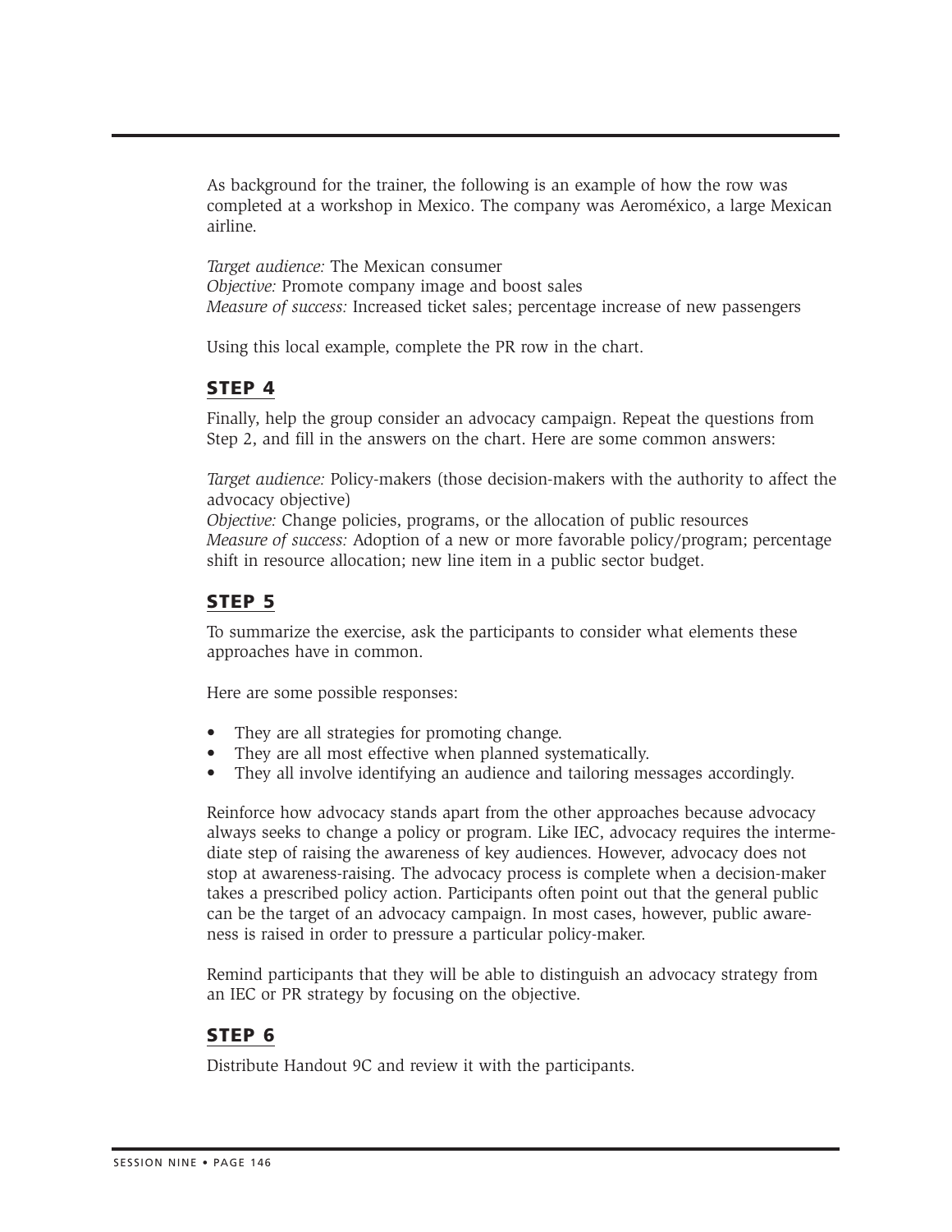As background for the trainer, the following is an example of how the row was completed at a workshop in Mexico. The company was Aeroméxico, a large Mexican airline.

*Target audience:* The Mexican consumer
*Objective:* Promote company image and boost sales
*Measure of success:* Increased ticket sales; percentage increase of new passengers

Using this local example, complete the PR row in the chart.

## STEP 4

Finally, help the group consider an advocacy campaign. Repeat the questions from Step 2, and fill in the answers on the chart. Here are some common answers:

*Target audience:* Policy-makers (those decision-makers with the authority to affect the advocacy objective)
*Objective:* Change policies, programs, or the allocation of public resources
*Measure of success:* Adoption of a new or more favorable policy/program; percentage shift in resource allocation; new line item in a public sector budget.

## STEP 5

To summarize the exercise, ask the participants to consider what elements these approaches have in common.

Here are some possible responses:

- They are all strategies for promoting change.
- They are all most effective when planned systematically.
- They all involve identifying an audience and tailoring messages accordingly.

Reinforce how advocacy stands apart from the other approaches because advocacy always seeks to change a policy or program. Like IEC, advocacy requires the intermediate step of raising the awareness of key audiences. However, advocacy does not stop at awareness-raising. The advocacy process is complete when a decision-maker takes a prescribed policy action. Participants often point out that the general public can be the target of an advocacy campaign. In most cases, however, public awareness is raised in order to pressure a particular policy-maker.

Remind participants that they will be able to distinguish an advocacy strategy from an IEC or PR strategy by focusing on the objective.

## STEP 6

Distribute Handout 9C and review it with the participants.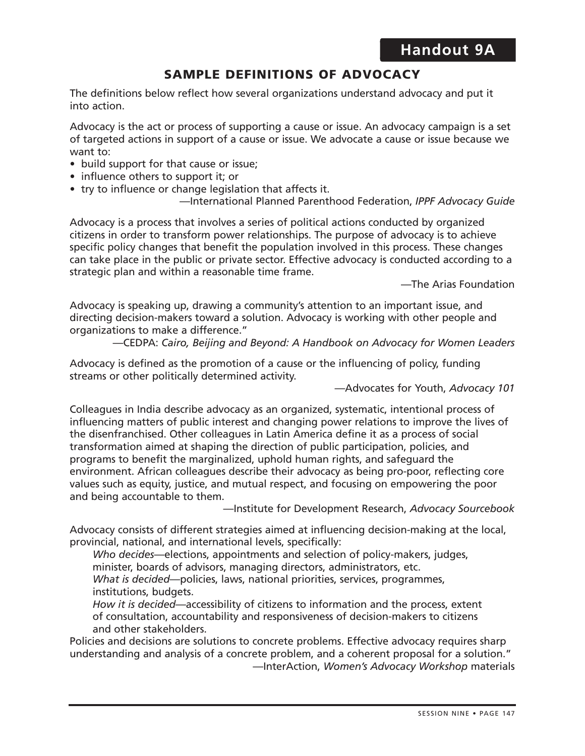# Handout 9A

## SAMPLE DEFINITIONS OF ADVOCACY

The definitions below reflect how several organizations understand advocacy and put it into action.

Advocacy is the act or process of supporting a cause or issue. An advocacy campaign is a set of targeted actions in support of a cause or issue. We advocate a cause or issue because we want to:

- build support for that cause or issue;
- influence others to support it; or
- try to influence or change legislation that affects it.

—International Planned Parenthood Federation, *IPPF Advocacy Guide*

Advocacy is a process that involves a series of political actions conducted by organized citizens in order to transform power relationships. The purpose of advocacy is to achieve specific policy changes that benefit the population involved in this process. These changes can take place in the public or private sector. Effective advocacy is conducted according to a strategic plan and within a reasonable time frame.

—The Arias Foundation

Advocacy is speaking up, drawing a community's attention to an important issue, and directing decision-makers toward a solution. Advocacy is working with other people and organizations to make a difference."

—CEDPA: *Cairo, Beijing and Beyond: A Handbook on Advocacy for Women Leaders*

Advocacy is defined as the promotion of a cause or the influencing of policy, funding streams or other politically determined activity.

—Advocates for Youth, *Advocacy 101*

Colleagues in India describe advocacy as an organized, systematic, intentional process of influencing matters of public interest and changing power relations to improve the lives of the disenfranchised. Other colleagues in Latin America define it as a process of social transformation aimed at shaping the direction of public participation, policies, and programs to benefit the marginalized, uphold human rights, and safeguard the environment. African colleagues describe their advocacy as being pro-poor, reflecting core values such as equity, justice, and mutual respect, and focusing on empowering the poor and being accountable to them.

—Institute for Development Research, *Advocacy Sourcebook*

Advocacy consists of different strategies aimed at influencing decision-making at the local, provincial, national, and international levels, specifically:

*Who decides*—elections, appointments and selection of policy-makers, judges, minister, boards of advisors, managing directors, administrators, etc.
*What is decided*—policies, laws, national priorities, services, programmes, institutions, budgets.
*How it is decided*—accessibility of citizens to information and the process, extent of consultation, accountability and responsiveness of decision-makers to citizens and other stakeholders.

Policies and decisions are solutions to concrete problems. Effective advocacy requires sharp understanding and analysis of a concrete problem, and a coherent proposal for a solution."

—InterAction, *Women's Advocacy Workshop* materials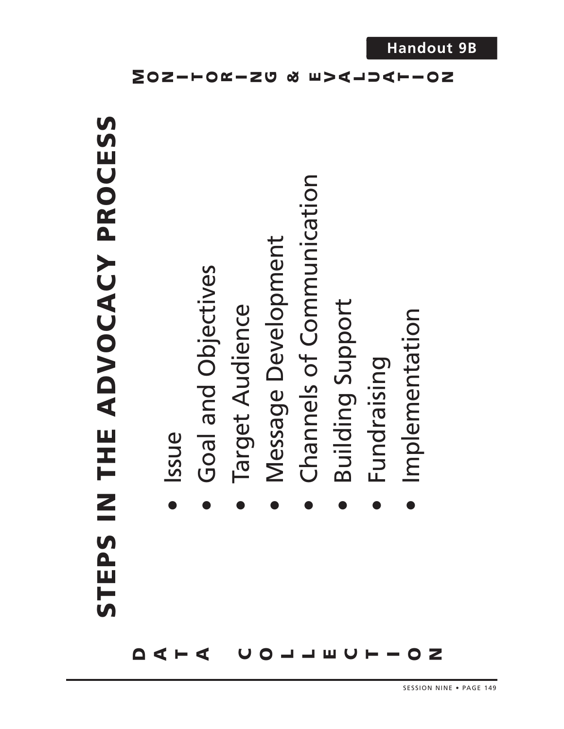Handout 9B

# STEPS IN THE ADVOCACY PROCESS

MONITORING & EVALUATION

- Issue
- Goal and Objectives
- Target Audience
- Message Development
- Channels of Communication
- Building Support
- Fundraising
- Implementation

DATA COLLECTION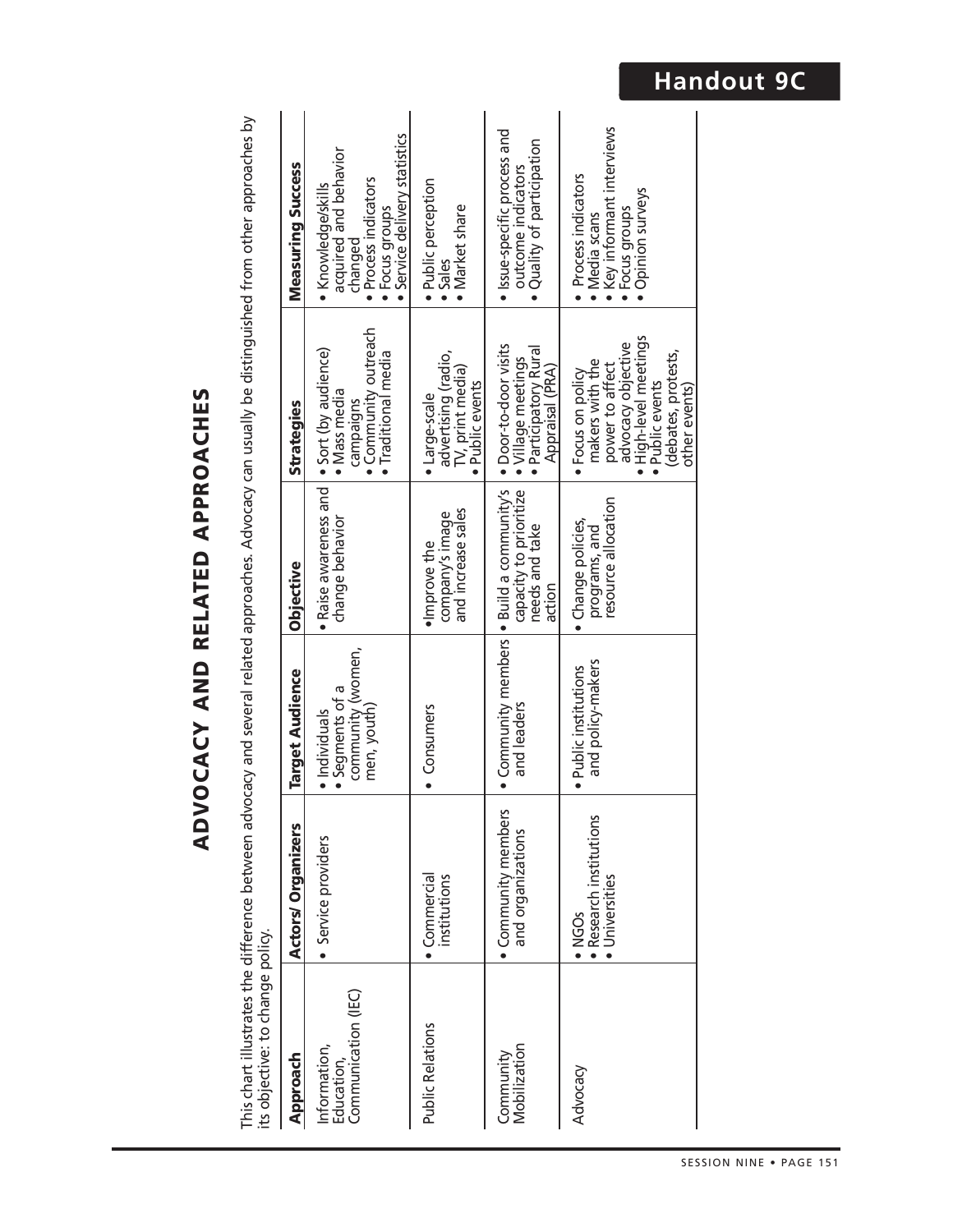# Handout 9C

## ADVOCACY AND RELATED APPROACHES

This chart illustrates the difference between advocacy and several related approaches. Advocacy can usually be distinguished from other approaches by its objective: to change policy.

| Approach | Actors/ Organizers | Target Audience | Objective | Strategies | Measuring Success |
|---|---|---|---|---|---|
| Information, Education, Communication (IEC) | • Service providers | • Individuals<br>• Segments of a community (women, men, youth) | • Raise awareness and change behavior | • Sort (by audience)<br>• Mass media campaigns<br>• Community outreach<br>• Traditional media | • Knowledge/skills acquired and behavior changed<br>• Process indicators<br>• Focus groups<br>• Service delivery statistics |
| Public Relations | • Commercial institutions | • Consumers | • Improve the company's image and increase sales | • Large-scale advertising (radio, TV, print media)<br>• Public events | • Public perception<br>• Sales<br>• Market share |
| Community Mobilization | • Community members and organizations | • Community members and leaders | • Build a community's capacity to prioritize needs and take action | • Door-to-door visits<br>• Village meetings<br>• Participatory Rural Appraisal (PRA) | • Issue-specific process and outcome indicators<br>• Quality of participation |
| Advocacy | • NGOs<br>• Research institutions<br>• Universities | • Public institutions and policy-makers | • Change policies, programs, and resource allocation | • Focus on policy makers with the power to affect advocacy objective<br>• High-level meetings<br>• Public events (debates, protests, other events) | • Process indicators<br>• Media scans<br>• Key informant interviews<br>• Focus groups<br>• Opinion surveys |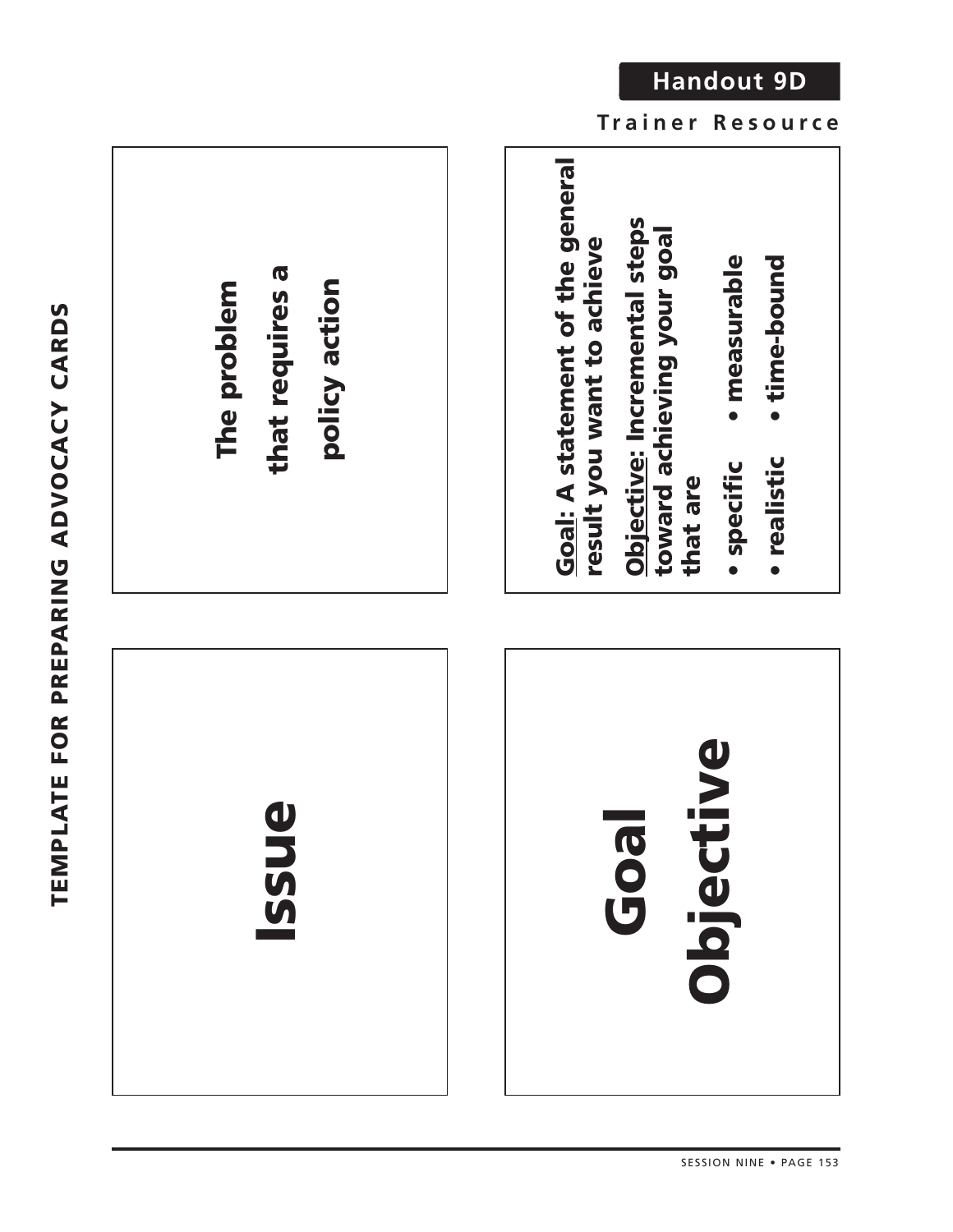Handout 9D

Trainer Resource

# TEMPLATE FOR PREPARING ADVOCACY CARDS

**Issue**

**The problem that requires a policy action**

**Goal**
**Objective**

**Goal: A statement of the general result you want to achieve**

**Objective: Incremental steps toward achieving your goal that are**

- **specific**
- **measurable**
- **realistic**
- **time-bound**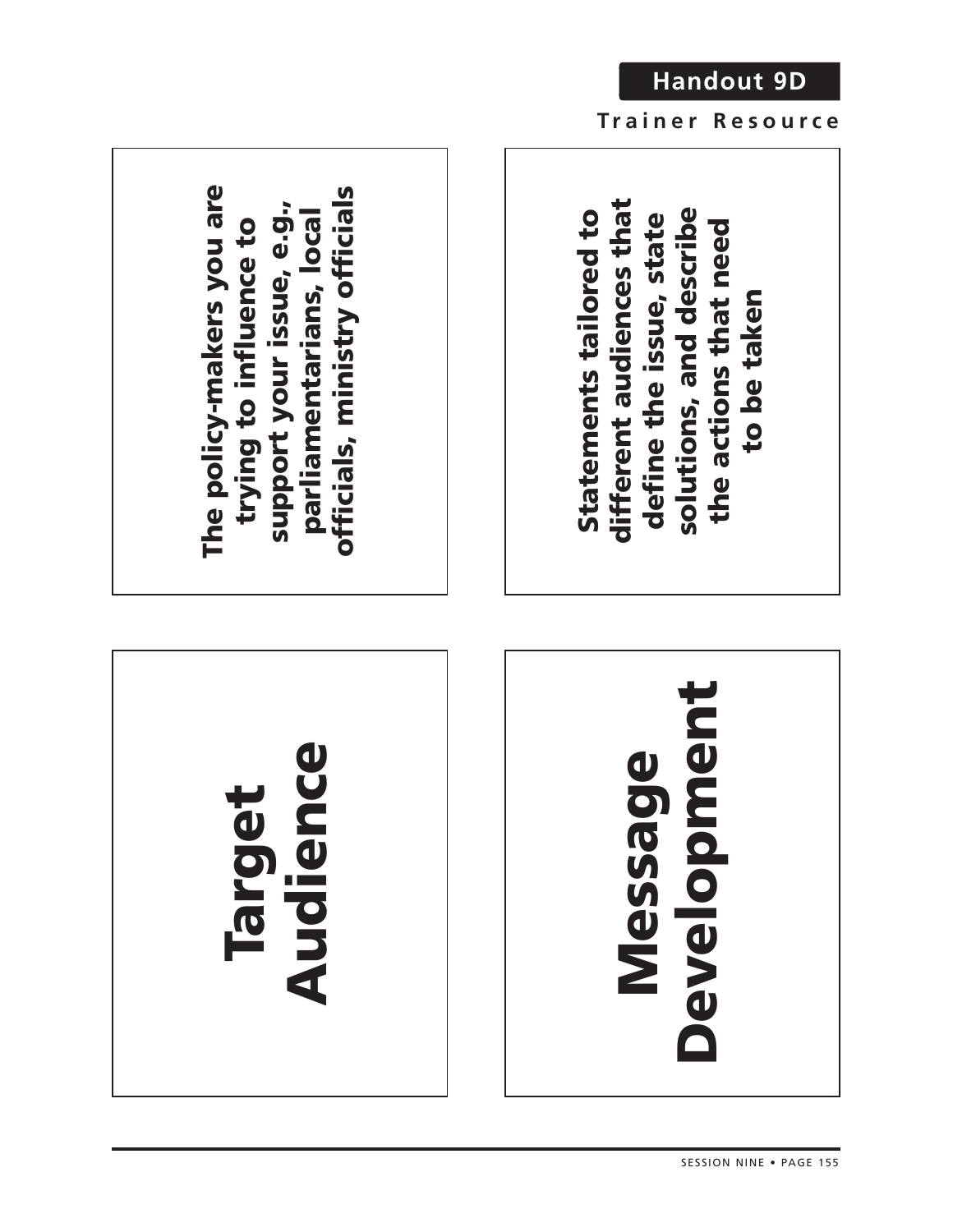## Handout 9D

**Trainer Resource**

# Target Audience

The policy-makers you are trying to influence to support your issue, e.g., parliamentarians, local officials, ministry officials

# Message Development

Statements tailored to different audiences that define the issue, state solutions, and describe the actions that need to be taken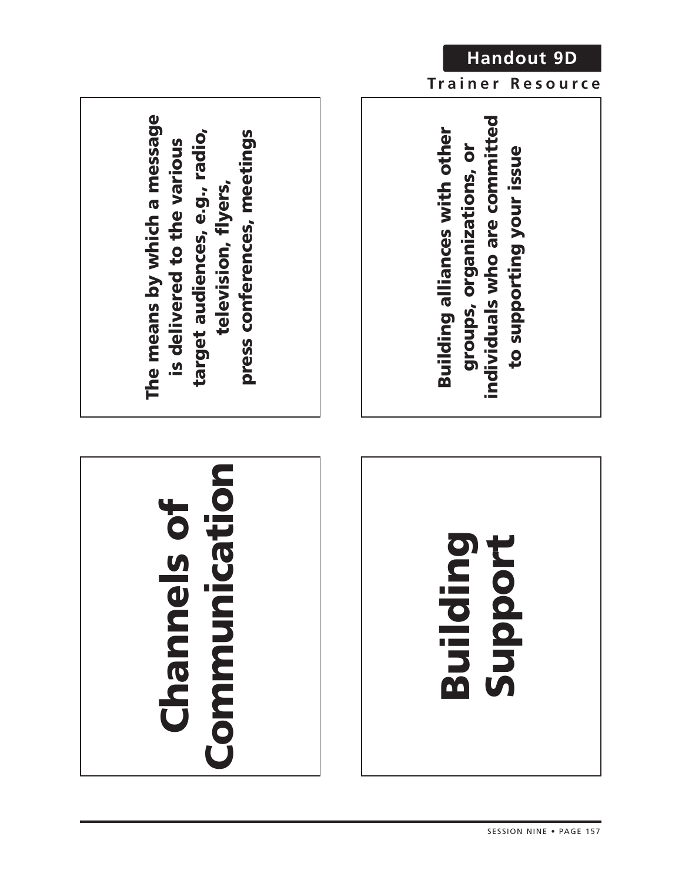## Handout 9D

**Trainer Resource**

# Channels of Communication

**The means by which a message is delivered to the various target audiences, e.g., radio, television, flyers, press conferences, meetings**

# Building Support

**Building alliances with other groups, organizations, or individuals who are committed to supporting your issue**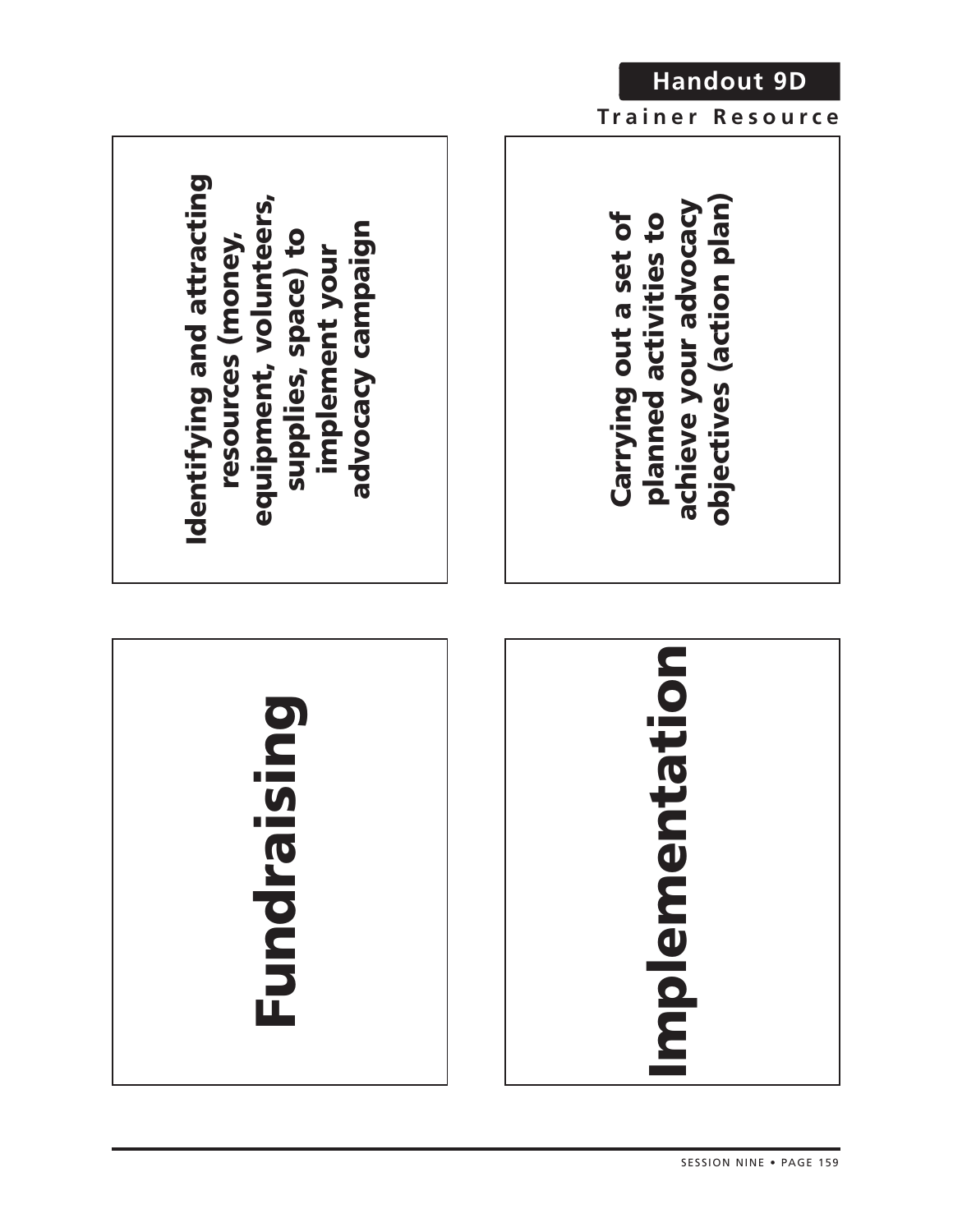## Handout 9D

**Trainer Resource**

**Fundraising**

**Identifying and attracting resources (money, equipment, volunteers, supplies, space) to implement your advocacy campaign**

**Implementation**

**Carrying out a set of planned activities to achieve your advocacy objectives (action plan)**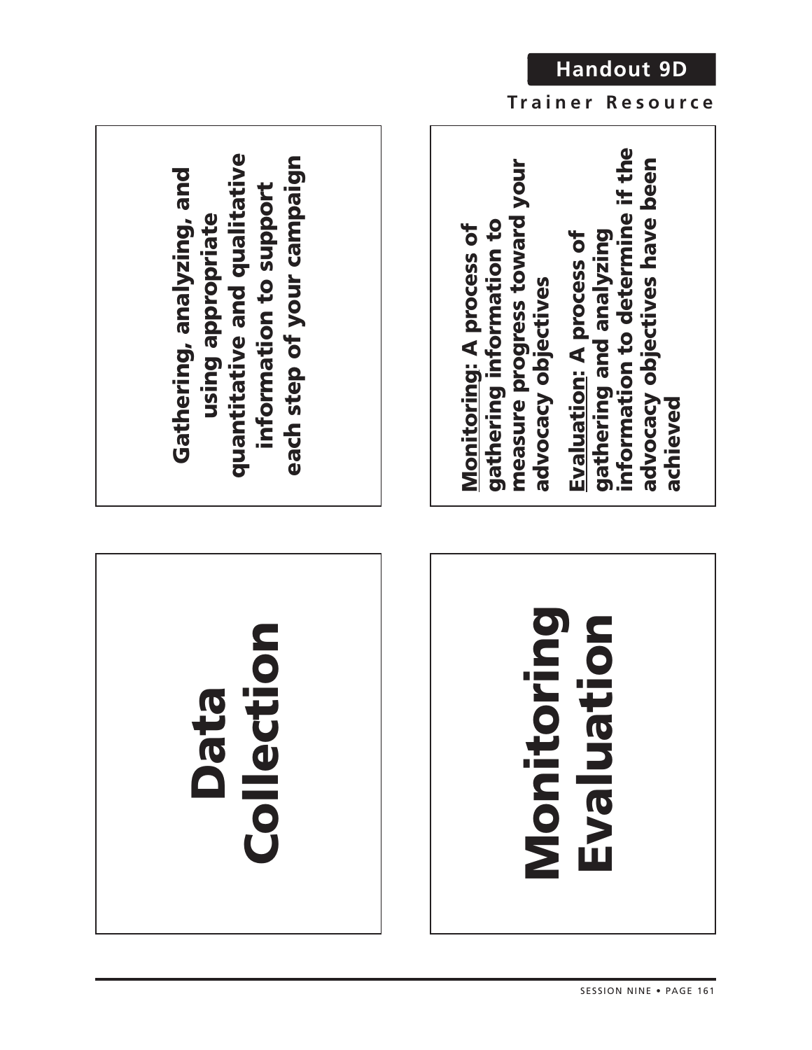# Handout 9D

**Trainer Resource**

## Data Collection

**Gathering, analyzing, and using appropriate quantitative and qualitative information to support each step of your campaign**

## Monitoring Evaluation

**Monitoring: A process of gathering information to measure progress toward your advocacy objectives**

**Evaluation: A process of gathering and analyzing information to determine if the advocacy objectives have been achieved**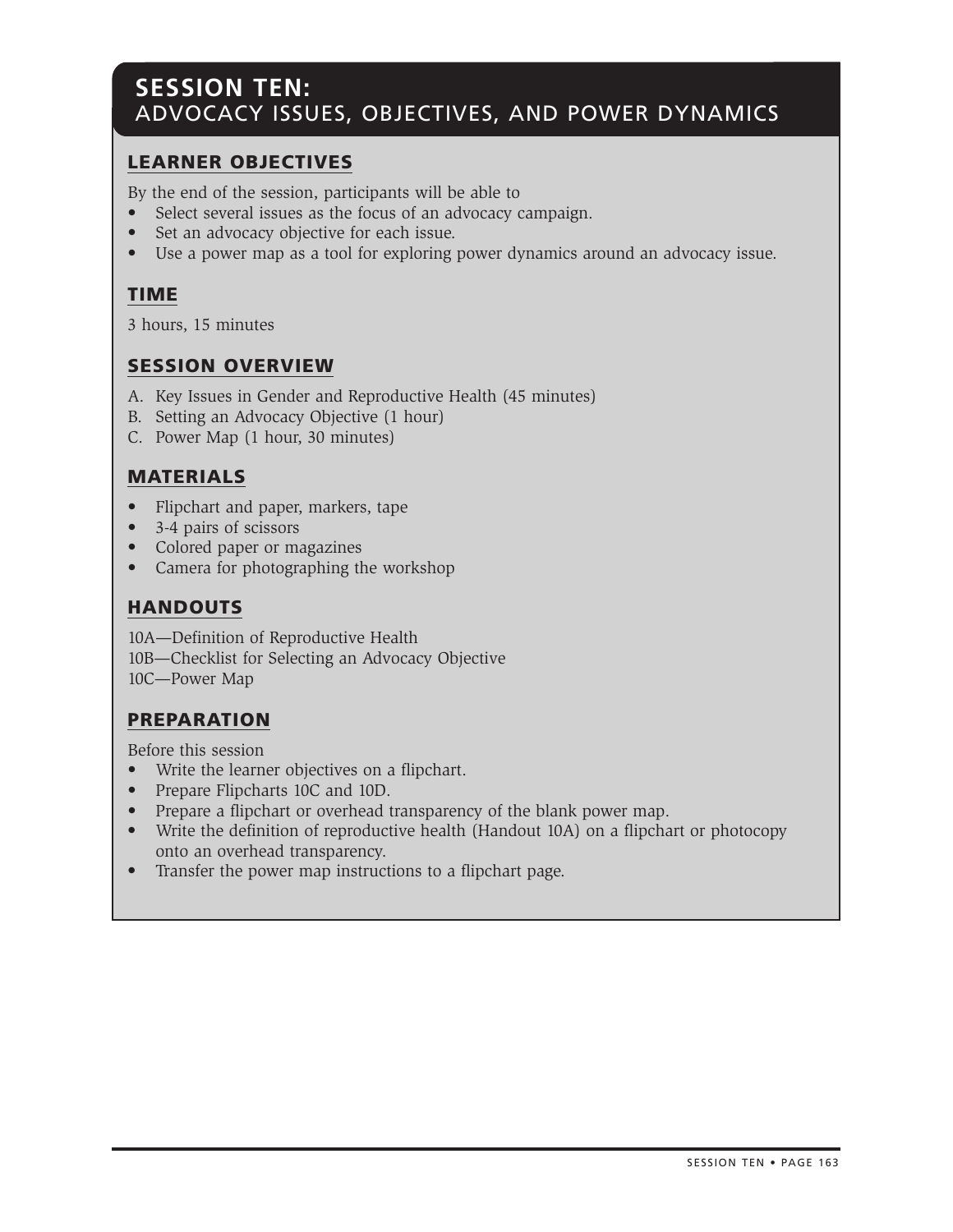# SESSION TEN: ADVOCACY ISSUES, OBJECTIVES, AND POWER DYNAMICS

## LEARNER OBJECTIVES

By the end of the session, participants will be able to

- Select several issues as the focus of an advocacy campaign.
- Set an advocacy objective for each issue.
- Use a power map as a tool for exploring power dynamics around an advocacy issue.

## TIME

3 hours, 15 minutes

## SESSION OVERVIEW

A. Key Issues in Gender and Reproductive Health (45 minutes)
B. Setting an Advocacy Objective (1 hour)
C. Power Map (1 hour, 30 minutes)

## MATERIALS

- Flipchart and paper, markers, tape
- 3-4 pairs of scissors
- Colored paper or magazines
- Camera for photographing the workshop

## HANDOUTS

10A—Definition of Reproductive Health
10B—Checklist for Selecting an Advocacy Objective
10C—Power Map

## PREPARATION

Before this session

- Write the learner objectives on a flipchart.
- Prepare Flipcharts 10C and 10D.
- Prepare a flipchart or overhead transparency of the blank power map.
- Write the definition of reproductive health (Handout 10A) on a flipchart or photocopy onto an overhead transparency.
- Transfer the power map instructions to a flipchart page.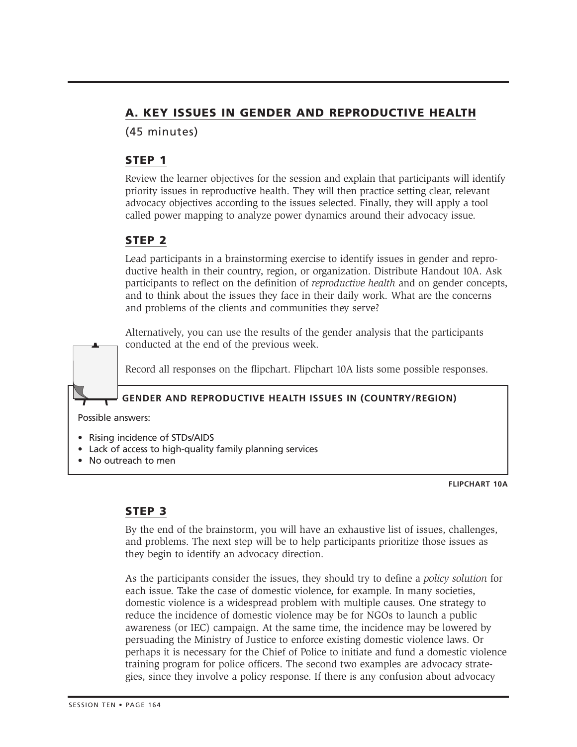## A. KEY ISSUES IN GENDER AND REPRODUCTIVE HEALTH

(45 minutes)

### STEP 1

Review the learner objectives for the session and explain that participants will identify priority issues in reproductive health. They will then practice setting clear, relevant advocacy objectives according to the issues selected. Finally, they will apply a tool called power mapping to analyze power dynamics around their advocacy issue.

### STEP 2

Lead participants in a brainstorming exercise to identify issues in gender and reproductive health in their country, region, or organization. Distribute Handout 10A. Ask participants to reflect on the definition of *reproductive health* and on gender concepts, and to think about the issues they face in their daily work. What are the concerns and problems of the clients and communities they serve?

Alternatively, you can use the results of the gender analysis that the participants conducted at the end of the previous week.

Record all responses on the flipchart. Flipchart 10A lists some possible responses.

**GENDER AND REPRODUCTIVE HEALTH ISSUES IN (COUNTRY/REGION)**

Possible answers:

- Rising incidence of STDs/AIDS
- Lack of access to high-quality family planning services
- No outreach to men

**FLIPCHART 10A**

### STEP 3

By the end of the brainstorm, you will have an exhaustive list of issues, challenges, and problems. The next step will be to help participants prioritize those issues as they begin to identify an advocacy direction.

As the participants consider the issues, they should try to define a *policy solution* for each issue. Take the case of domestic violence, for example. In many societies, domestic violence is a widespread problem with multiple causes. One strategy to reduce the incidence of domestic violence may be for NGOs to launch a public awareness (or IEC) campaign. At the same time, the incidence may be lowered by persuading the Ministry of Justice to enforce existing domestic violence laws. Or perhaps it is necessary for the Chief of Police to initiate and fund a domestic violence training program for police officers. The second two examples are advocacy strategies, since they involve a policy response. If there is any confusion about advocacy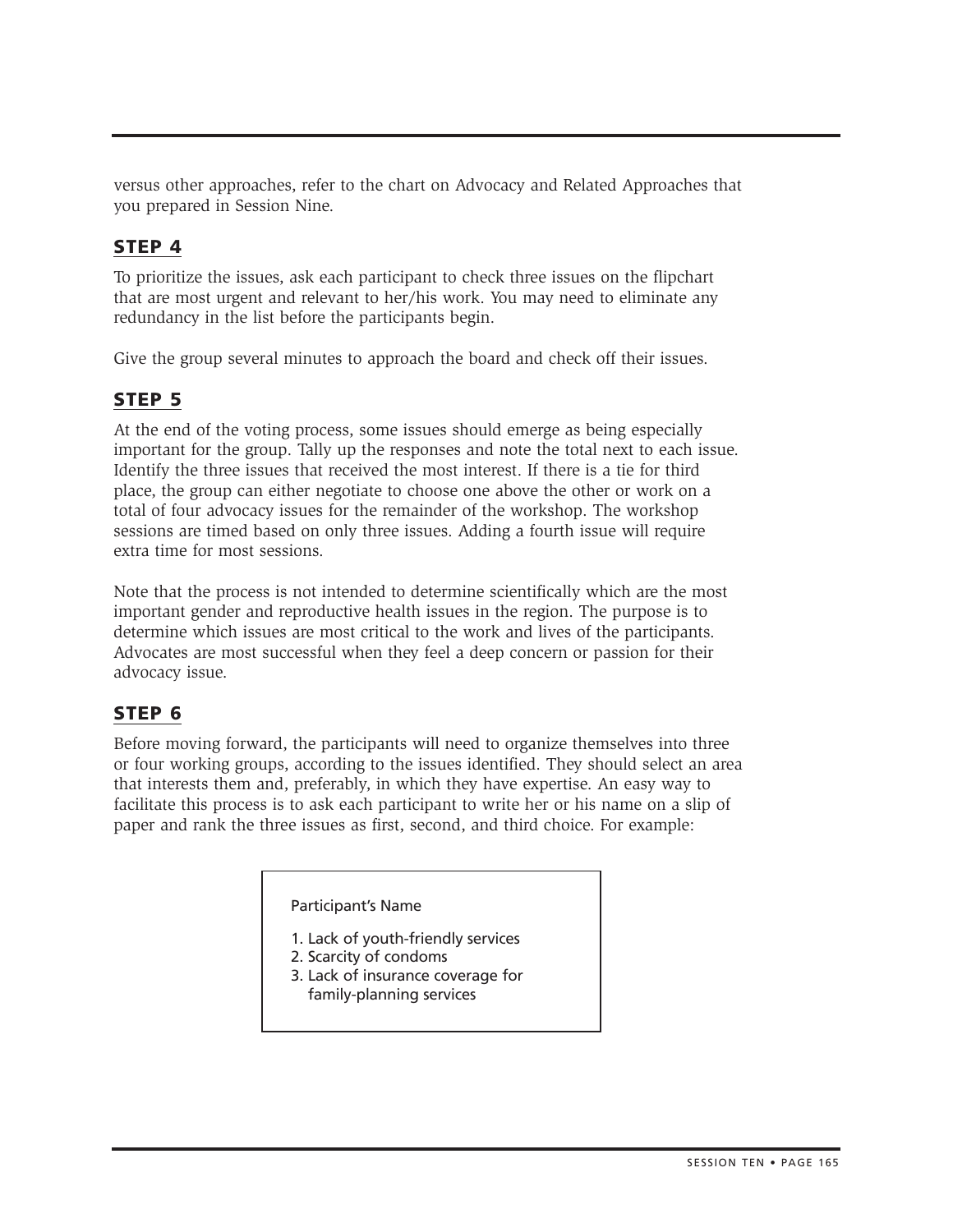versus other approaches, refer to the chart on Advocacy and Related Approaches that you prepared in Session Nine.

## STEP 4

To prioritize the issues, ask each participant to check three issues on the flipchart that are most urgent and relevant to her/his work. You may need to eliminate any redundancy in the list before the participants begin.

Give the group several minutes to approach the board and check off their issues.

## STEP 5

At the end of the voting process, some issues should emerge as being especially important for the group. Tally up the responses and note the total next to each issue. Identify the three issues that received the most interest. If there is a tie for third place, the group can either negotiate to choose one above the other or work on a total of four advocacy issues for the remainder of the workshop. The workshop sessions are timed based on only three issues. Adding a fourth issue will require extra time for most sessions.

Note that the process is not intended to determine scientifically which are the most important gender and reproductive health issues in the region. The purpose is to determine which issues are most critical to the work and lives of the participants. Advocates are most successful when they feel a deep concern or passion for their advocacy issue.

## STEP 6

Before moving forward, the participants will need to organize themselves into three or four working groups, according to the issues identified. They should select an area that interests them and, preferably, in which they have expertise. An easy way to facilitate this process is to ask each participant to write her or his name on a slip of paper and rank the three issues as first, second, and third choice. For example:

> Participant's Name
>
> 1. Lack of youth-friendly services
> 2. Scarcity of condoms
> 3. Lack of insurance coverage for family-planning services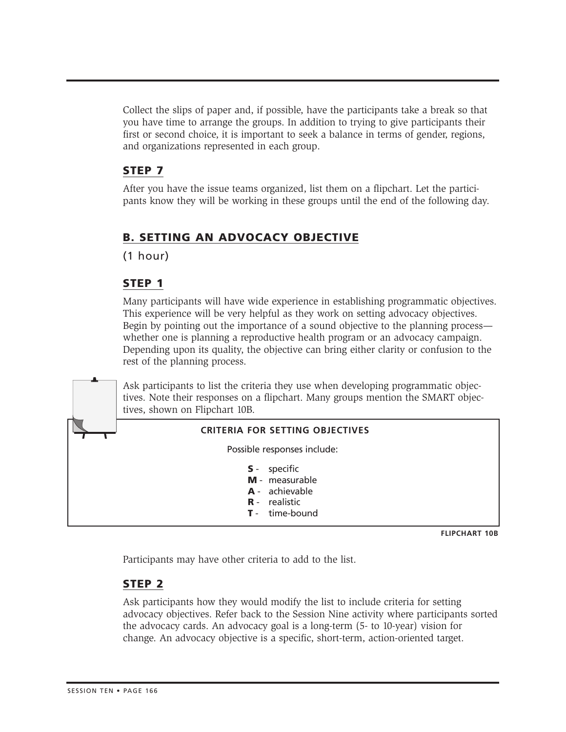Collect the slips of paper and, if possible, have the participants take a break so that you have time to arrange the groups. In addition to trying to give participants their first or second choice, it is important to seek a balance in terms of gender, regions, and organizations represented in each group.

### STEP 7

After you have the issue teams organized, list them on a flipchart. Let the participants know they will be working in these groups until the end of the following day.

## B. SETTING AN ADVOCACY OBJECTIVE

(1 hour)

### STEP 1

Many participants will have wide experience in establishing programmatic objectives. This experience will be very helpful as they work on setting advocacy objectives. Begin by pointing out the importance of a sound objective to the planning process—whether one is planning a reproductive health program or an advocacy campaign. Depending upon its quality, the objective can bring either clarity or confusion to the rest of the planning process.

Ask participants to list the criteria they use when developing programmatic objectives. Note their responses on a flipchart. Many groups mention the SMART objectives, shown on Flipchart 10B.

**CRITERIA FOR SETTING OBJECTIVES**

Possible responses include:

- **S** - specific
- **M** - measurable
- **A** - achievable
- **R** - realistic
- **T** - time-bound

**FLIPCHART 10B**

Participants may have other criteria to add to the list.

### STEP 2

Ask participants how they would modify the list to include criteria for setting advocacy objectives. Refer back to the Session Nine activity where participants sorted the advocacy cards. An advocacy goal is a long-term (5- to 10-year) vision for change. An advocacy objective is a specific, short-term, action-oriented target.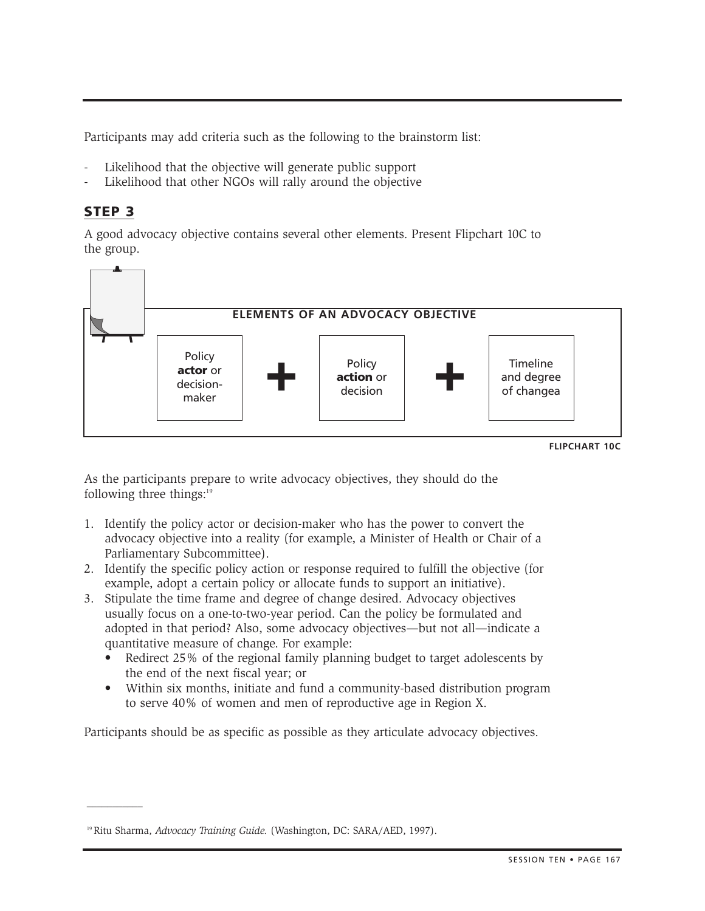Participants may add criteria such as the following to the brainstorm list:

- Likelihood that the objective will generate public support
- Likelihood that other NGOs will rally around the objective

## STEP 3

A good advocacy objective contains several other elements. Present Flipchart 10C to the group.

**ELEMENTS OF AN ADVOCACY OBJECTIVE**

Policy **actor** or decision-maker + Policy **action** or decision + Timeline and degree of changea

**FLIPCHART 10C**

As the participants prepare to write advocacy objectives, they should do the following three things:[19]

1. Identify the policy actor or decision-maker who has the power to convert the advocacy objective into a reality (for example, a Minister of Health or Chair of a Parliamentary Subcommittee).
2. Identify the specific policy action or response required to fulfill the objective (for example, adopt a certain policy or allocate funds to support an initiative).
3. Stipulate the time frame and degree of change desired. Advocacy objectives usually focus on a one-to-two-year period. Can the policy be formulated and adopted in that period? Also, some advocacy objectives—but not all—indicate a quantitative measure of change. For example:
   - Redirect 25% of the regional family planning budget to target adolescents by the end of the next fiscal year; or
   - Within six months, initiate and fund a community-based distribution program to serve 40% of women and men of reproductive age in Region X.

Participants should be as specific as possible as they articulate advocacy objectives.

---

[19] Ritu Sharma, *Advocacy Training Guide.* (Washington, DC: SARA/AED, 1997).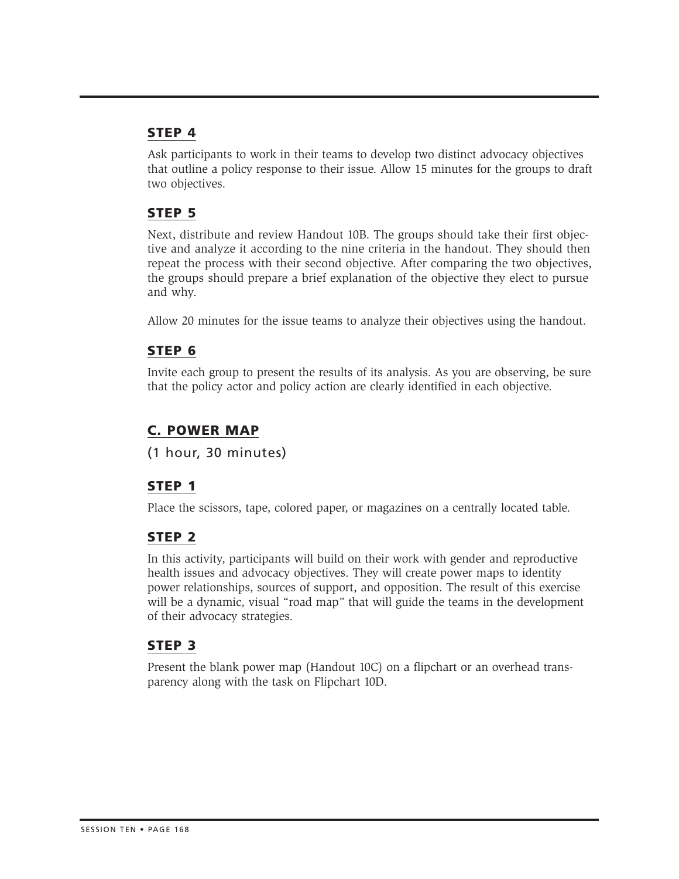### STEP 4

Ask participants to work in their teams to develop two distinct advocacy objectives that outline a policy response to their issue. Allow 15 minutes for the groups to draft two objectives.

### STEP 5

Next, distribute and review Handout 10B. The groups should take their first objective and analyze it according to the nine criteria in the handout. They should then repeat the process with their second objective. After comparing the two objectives, the groups should prepare a brief explanation of the objective they elect to pursue and why.

Allow 20 minutes for the issue teams to analyze their objectives using the handout.

### STEP 6

Invite each group to present the results of its analysis. As you are observing, be sure that the policy actor and policy action are clearly identified in each objective.

## C. POWER MAP

(1 hour, 30 minutes)

### STEP 1

Place the scissors, tape, colored paper, or magazines on a centrally located table.

### STEP 2

In this activity, participants will build on their work with gender and reproductive health issues and advocacy objectives. They will create power maps to identity power relationships, sources of support, and opposition. The result of this exercise will be a dynamic, visual "road map" that will guide the teams in the development of their advocacy strategies.

### STEP 3

Present the blank power map (Handout 10C) on a flipchart or an overhead transparency along with the task on Flipchart 10D.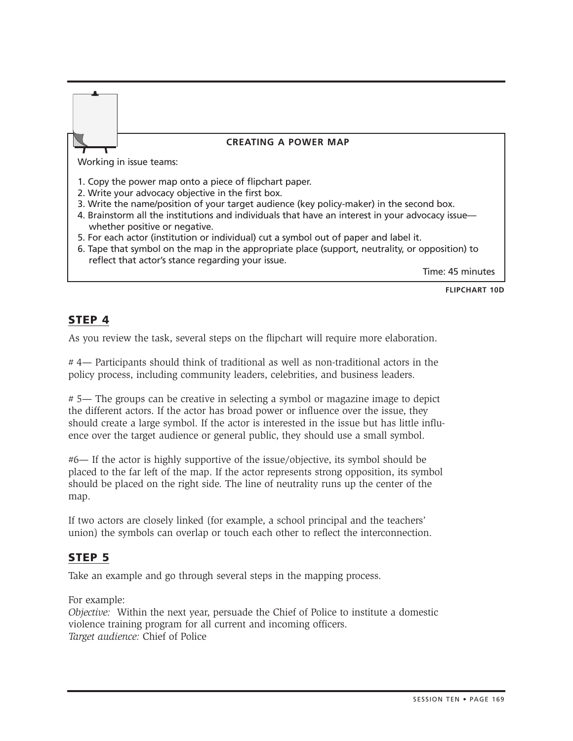**CREATING A POWER MAP**

Working in issue teams:

1. Copy the power map onto a piece of flipchart paper.
2. Write your advocacy objective in the first box.
3. Write the name/position of your target audience (key policy-maker) in the second box.
4. Brainstorm all the institutions and individuals that have an interest in your advocacy issue—whether positive or negative.
5. For each actor (institution or individual) cut a symbol out of paper and label it.
6. Tape that symbol on the map in the appropriate place (support, neutrality, or opposition) to reflect that actor's stance regarding your issue.

Time: 45 minutes

**FLIPCHART 10D**

## STEP 4

As you review the task, several steps on the flipchart will require more elaboration.

# 4— Participants should think of traditional as well as non-traditional actors in the policy process, including community leaders, celebrities, and business leaders.

# 5— The groups can be creative in selecting a symbol or magazine image to depict the different actors. If the actor has broad power or influence over the issue, they should create a large symbol. If the actor is interested in the issue but has little influence over the target audience or general public, they should use a small symbol.

#6— If the actor is highly supportive of the issue/objective, its symbol should be placed to the far left of the map. If the actor represents strong opposition, its symbol should be placed on the right side. The line of neutrality runs up the center of the map.

If two actors are closely linked (for example, a school principal and the teachers' union) the symbols can overlap or touch each other to reflect the interconnection.

## STEP 5

Take an example and go through several steps in the mapping process.

For example:
*Objective:* Within the next year, persuade the Chief of Police to institute a domestic violence training program for all current and incoming officers.
*Target audience:* Chief of Police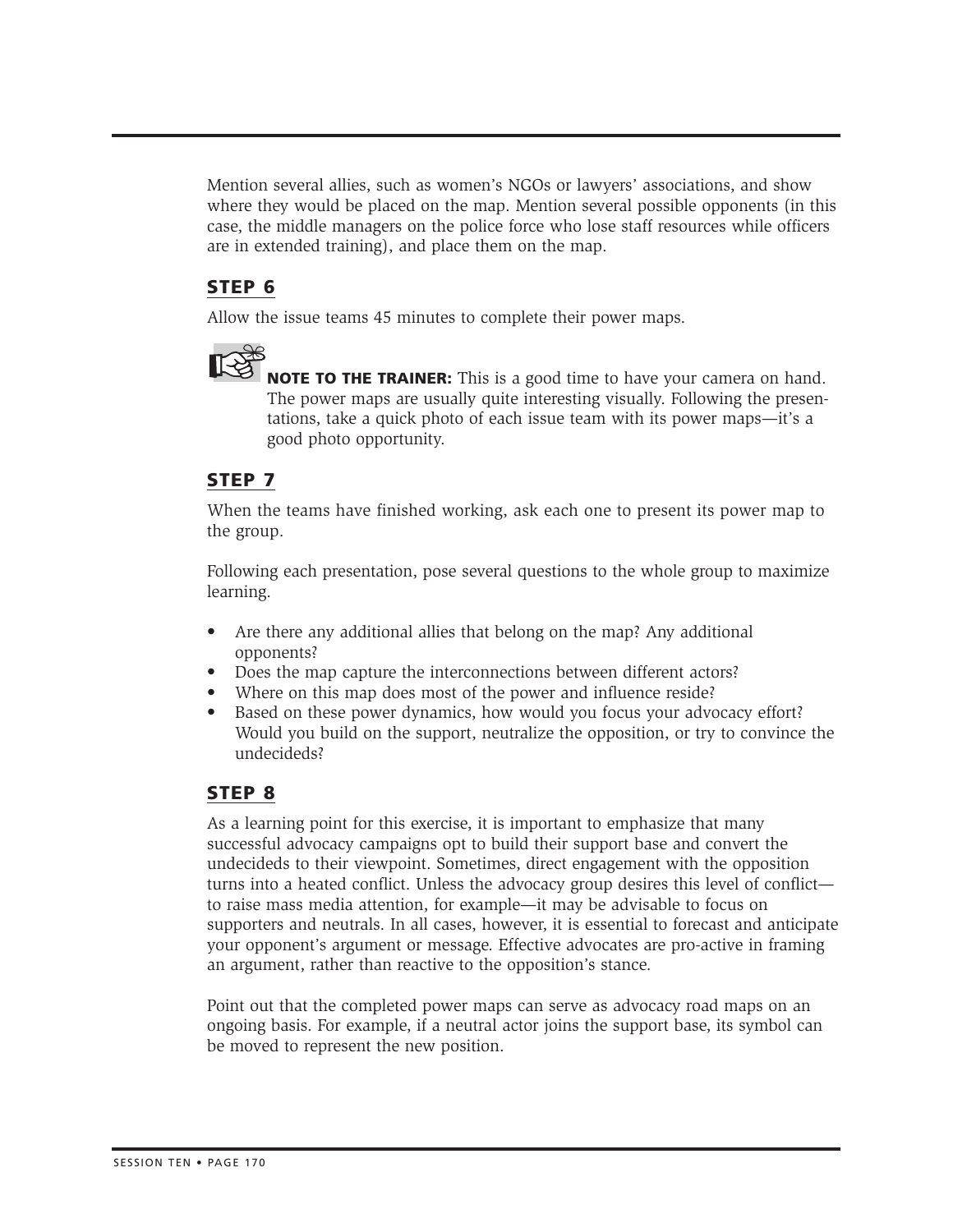Mention several allies, such as women's NGOs or lawyers' associations, and show where they would be placed on the map. Mention several possible opponents (in this case, the middle managers on the police force who lose staff resources while officers are in extended training), and place them on the map.

## STEP 6

Allow the issue teams 45 minutes to complete their power maps.

**NOTE TO THE TRAINER:** This is a good time to have your camera on hand. The power maps are usually quite interesting visually. Following the presentations, take a quick photo of each issue team with its power maps—it's a good photo opportunity.

## STEP 7

When the teams have finished working, ask each one to present its power map to the group.

Following each presentation, pose several questions to the whole group to maximize learning.

- Are there any additional allies that belong on the map? Any additional opponents?
- Does the map capture the interconnections between different actors?
- Where on this map does most of the power and influence reside?
- Based on these power dynamics, how would you focus your advocacy effort? Would you build on the support, neutralize the opposition, or try to convince the undecideds?

## STEP 8

As a learning point for this exercise, it is important to emphasize that many successful advocacy campaigns opt to build their support base and convert the undecideds to their viewpoint. Sometimes, direct engagement with the opposition turns into a heated conflict. Unless the advocacy group desires this level of conflict—to raise mass media attention, for example—it may be advisable to focus on supporters and neutrals. In all cases, however, it is essential to forecast and anticipate your opponent's argument or message. Effective advocates are pro-active in framing an argument, rather than reactive to the opposition's stance.

Point out that the completed power maps can serve as advocacy road maps on an ongoing basis. For example, if a neutral actor joins the support base, its symbol can be moved to represent the new position.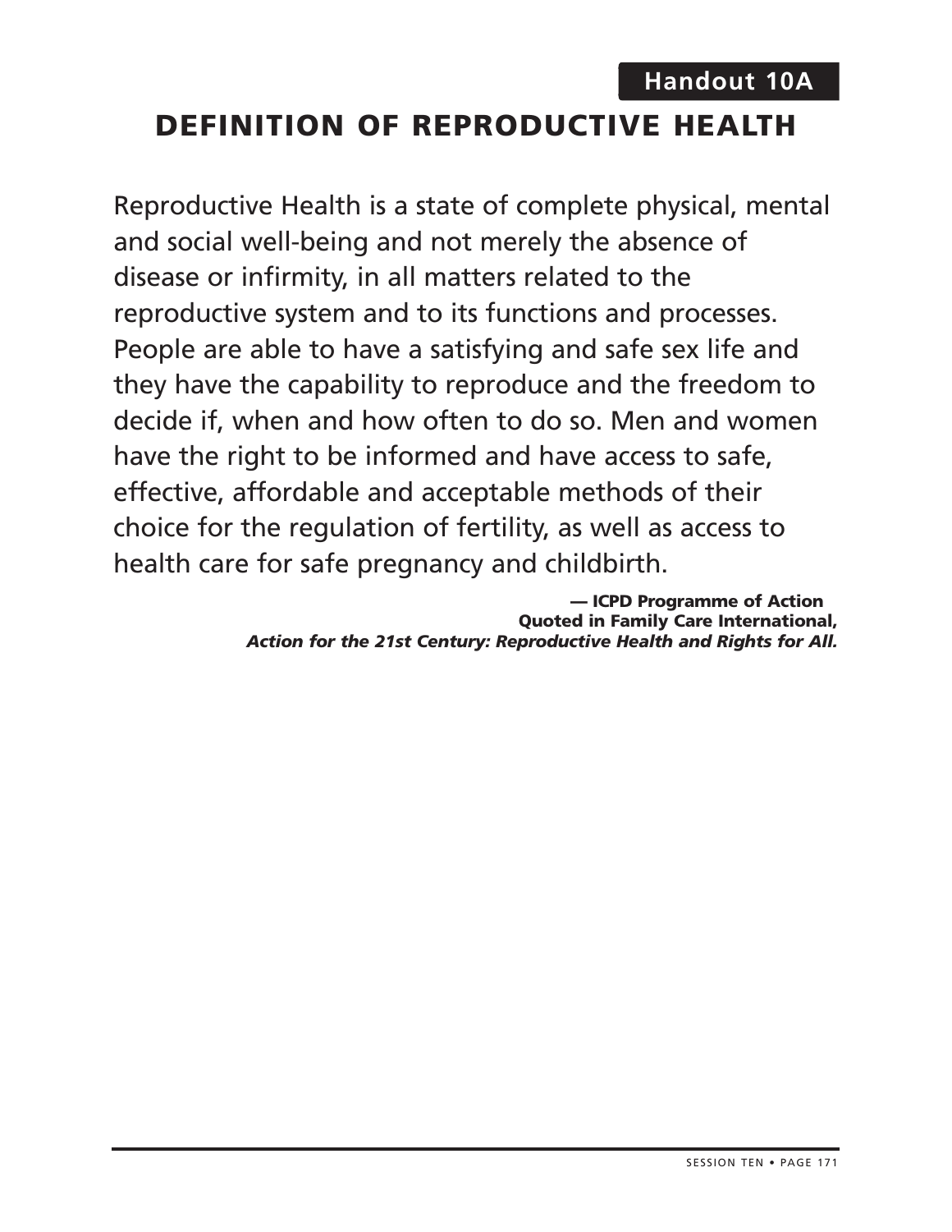**Handout 10A**

# DEFINITION OF REPRODUCTIVE HEALTH

Reproductive Health is a state of complete physical, mental and social well-being and not merely the absence of disease or infirmity, in all matters related to the reproductive system and to its functions and processes. People are able to have a satisfying and safe sex life and they have the capability to reproduce and the freedom to decide if, when and how often to do so. Men and women have the right to be informed and have access to safe, effective, affordable and acceptable methods of their choice for the regulation of fertility, as well as access to health care for safe pregnancy and childbirth.

**— ICPD Programme of Action**
**Quoted in Family Care International,**
***Action for the 21st Century: Reproductive Health and Rights for All.***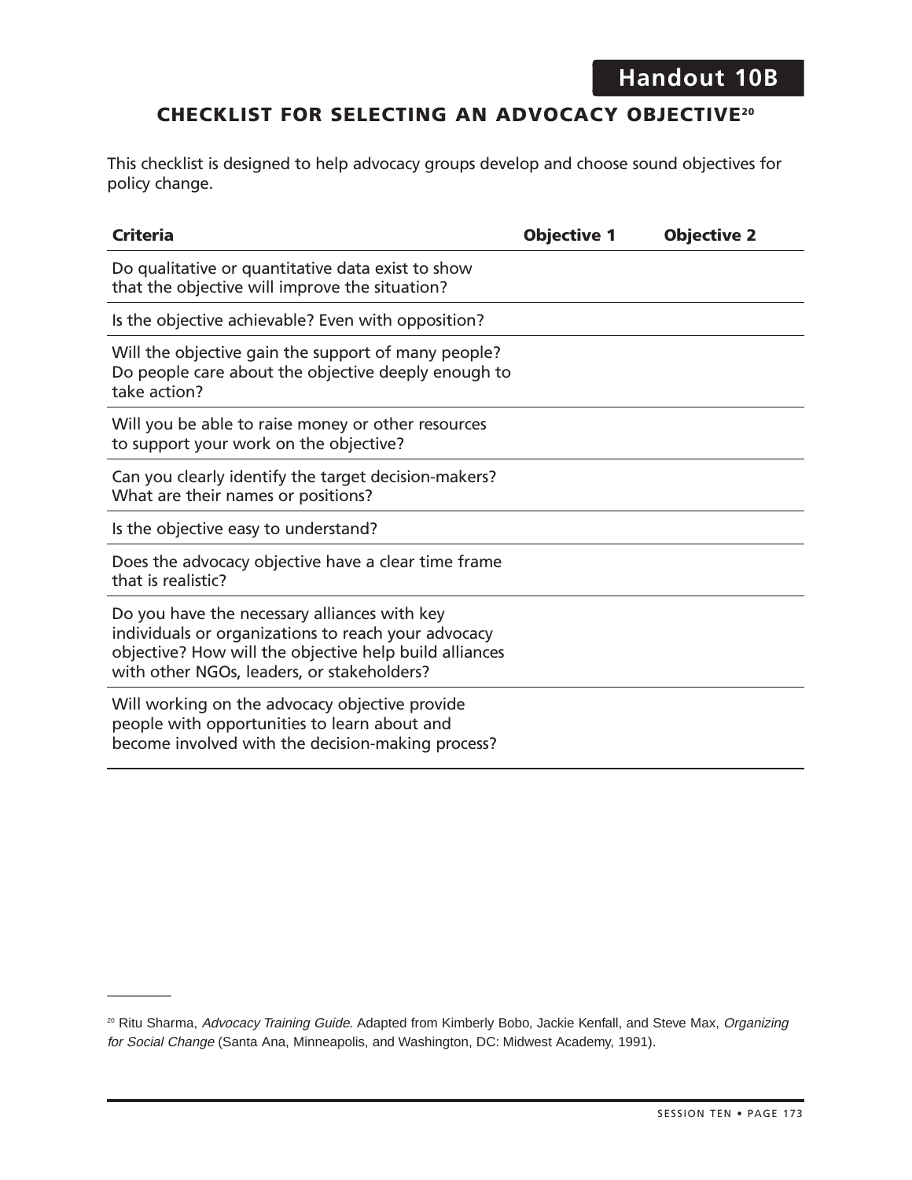# Handout 10B

## CHECKLIST FOR SELECTING AN ADVOCACY OBJECTIVE[20]

This checklist is designed to help advocacy groups develop and choose sound objectives for policy change.

| Criteria | Objective 1 | Objective 2 |
|---|---|---|
| Do qualitative or quantitative data exist to show that the objective will improve the situation? | | |
| Is the objective achievable? Even with opposition? | | |
| Will the objective gain the support of many people? Do people care about the objective deeply enough to take action? | | |
| Will you be able to raise money or other resources to support your work on the objective? | | |
| Can you clearly identify the target decision-makers? What are their names or positions? | | |
| Is the objective easy to understand? | | |
| Does the advocacy objective have a clear time frame that is realistic? | | |
| Do you have the necessary alliances with key individuals or organizations to reach your advocacy objective? How will the objective help build alliances with other NGOs, leaders, or stakeholders? | | |
| Will working on the advocacy objective provide people with opportunities to learn about and become involved with the decision-making process? | | |

---

[20] Ritu Sharma, *Advocacy Training Guide.* Adapted from Kimberly Bobo, Jackie Kenfall, and Steve Max, *Organizing for Social Change* (Santa Ana, Minneapolis, and Washington, DC: Midwest Academy, 1991).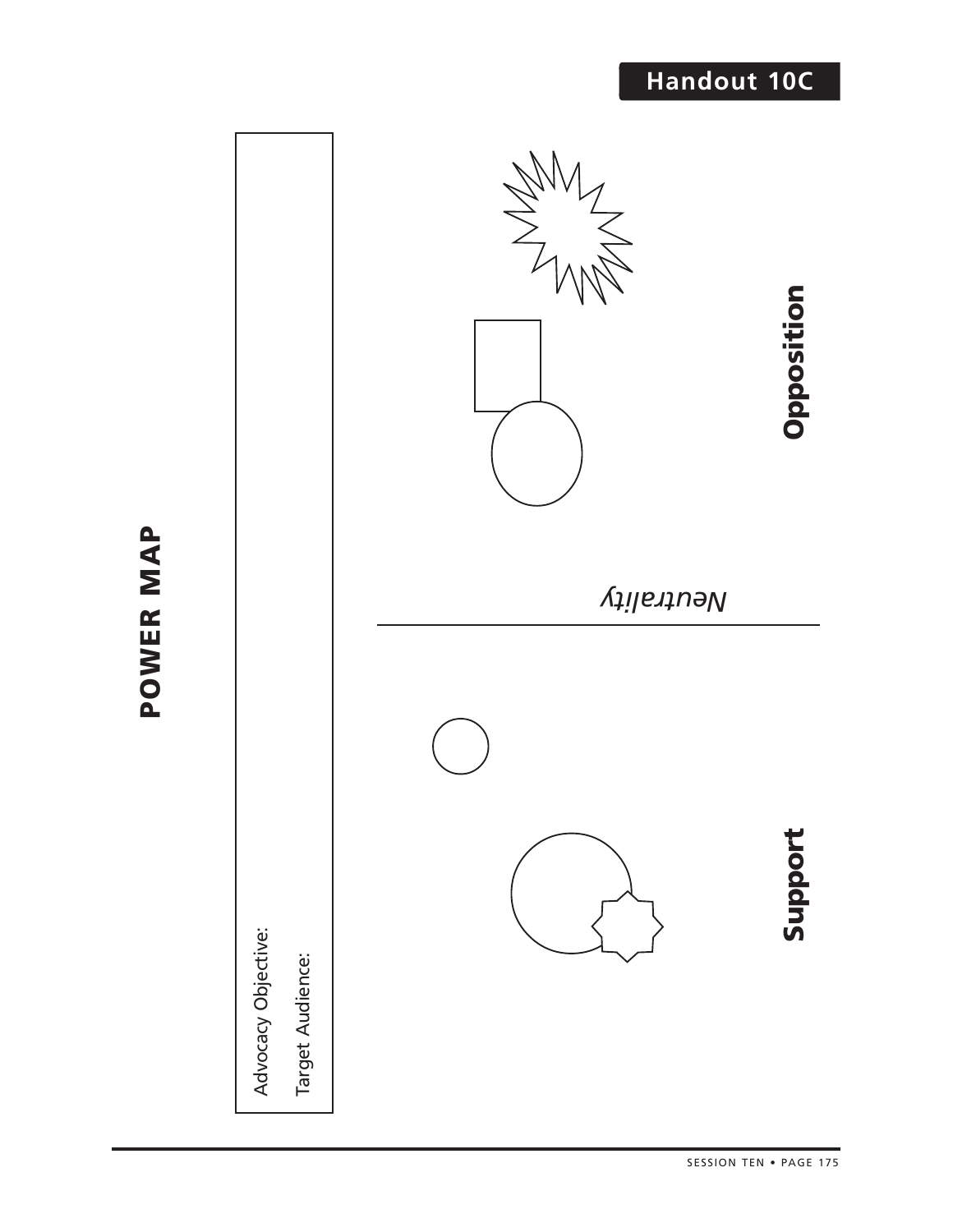## Handout 10C

# POWER MAP

Advocacy Objective:

Target Audience:

*Neutrality*

**Support**

**Opposition**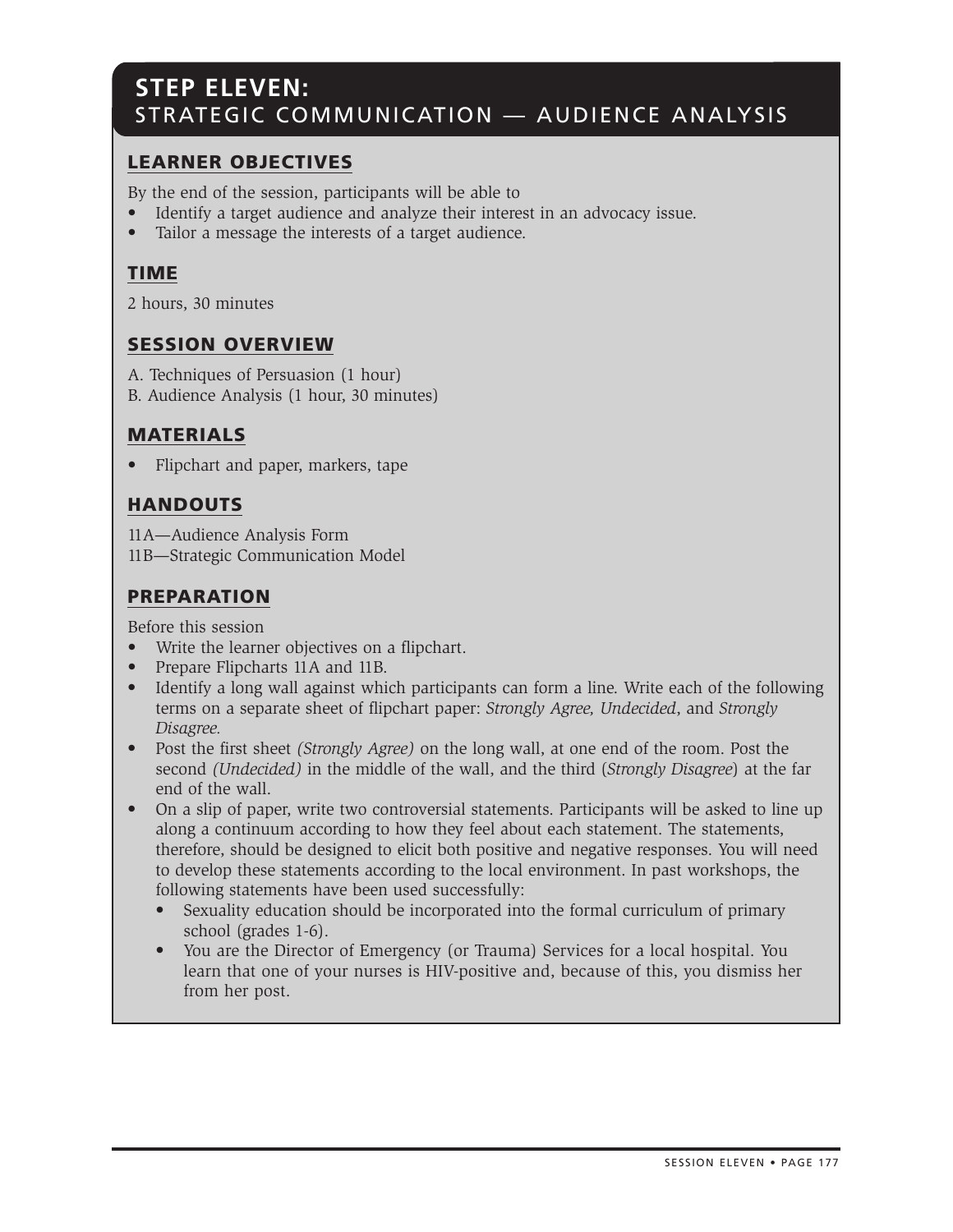# STEP ELEVEN:
# STRATEGIC COMMUNICATION — AUDIENCE ANALYSIS

## LEARNER OBJECTIVES

By the end of the session, participants will be able to

- Identify a target audience and analyze their interest in an advocacy issue.
- Tailor a message the interests of a target audience.

## TIME

2 hours, 30 minutes

## SESSION OVERVIEW

A. Techniques of Persuasion (1 hour)
B. Audience Analysis (1 hour, 30 minutes)

## MATERIALS

- Flipchart and paper, markers, tape

## HANDOUTS

11A—Audience Analysis Form
11B—Strategic Communication Model

## PREPARATION

Before this session

- Write the learner objectives on a flipchart.
- Prepare Flipcharts 11A and 11B.
- Identify a long wall against which participants can form a line. Write each of the following terms on a separate sheet of flipchart paper: *Strongly Agree, Undecided*, and *Strongly Disagree.*
- Post the first sheet *(Strongly Agree)* on the long wall, at one end of the room. Post the second *(Undecided)* in the middle of the wall, and the third (*Strongly Disagree*) at the far end of the wall.
- On a slip of paper, write two controversial statements. Participants will be asked to line up along a continuum according to how they feel about each statement. The statements, therefore, should be designed to elicit both positive and negative responses. You will need to develop these statements according to the local environment. In past workshops, the following statements have been used successfully:
  - Sexuality education should be incorporated into the formal curriculum of primary school (grades 1-6).
  - You are the Director of Emergency (or Trauma) Services for a local hospital. You learn that one of your nurses is HIV-positive and, because of this, you dismiss her from her post.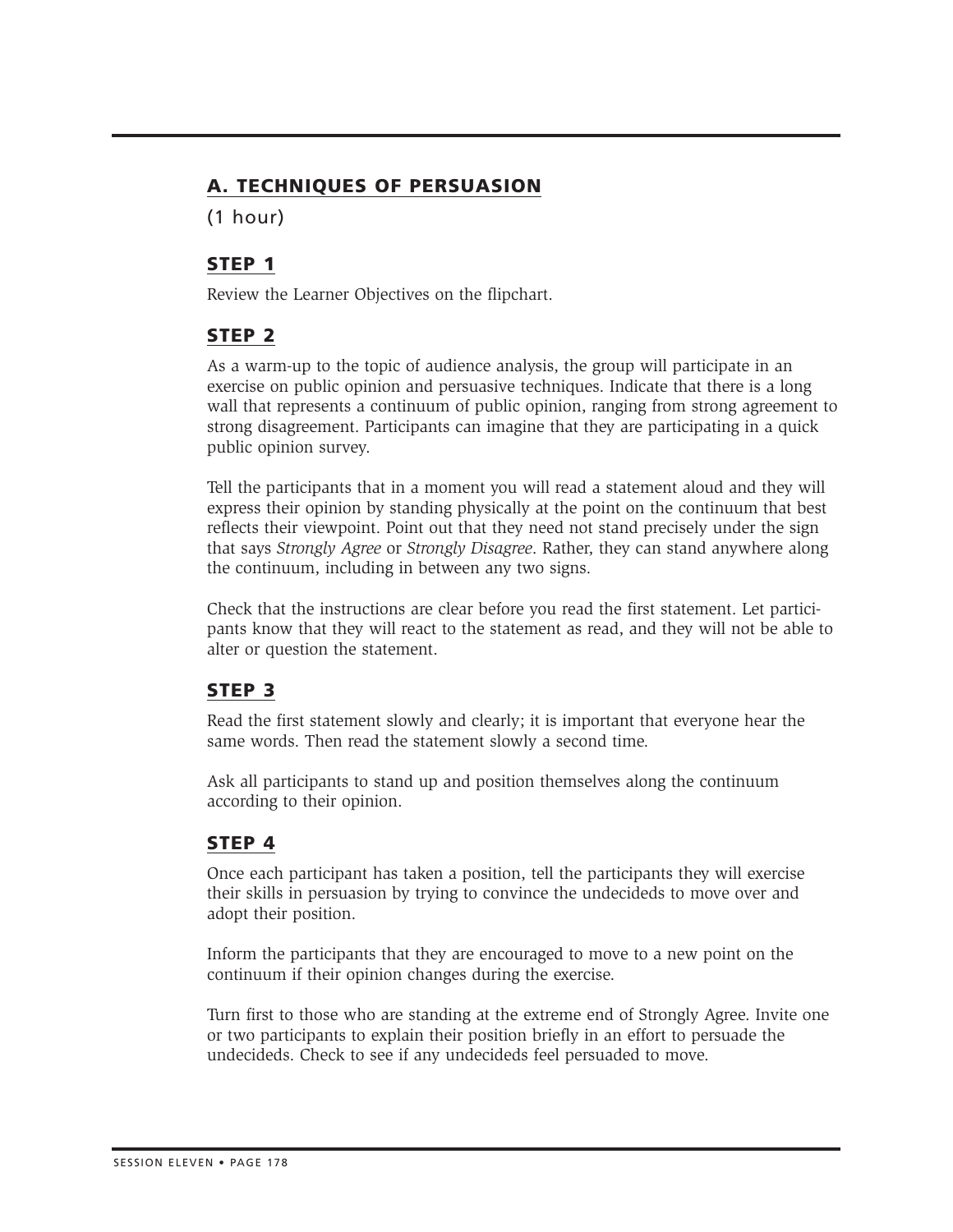## A. TECHNIQUES OF PERSUASION

(1 hour)

### STEP 1

Review the Learner Objectives on the flipchart.

### STEP 2

As a warm-up to the topic of audience analysis, the group will participate in an exercise on public opinion and persuasive techniques. Indicate that there is a long wall that represents a continuum of public opinion, ranging from strong agreement to strong disagreement. Participants can imagine that they are participating in a quick public opinion survey.

Tell the participants that in a moment you will read a statement aloud and they will express their opinion by standing physically at the point on the continuum that best reflects their viewpoint. Point out that they need not stand precisely under the sign that says *Strongly Agree* or *Strongly Disagree*. Rather, they can stand anywhere along the continuum, including in between any two signs.

Check that the instructions are clear before you read the first statement. Let participants know that they will react to the statement as read, and they will not be able to alter or question the statement.

### STEP 3

Read the first statement slowly and clearly; it is important that everyone hear the same words. Then read the statement slowly a second time.

Ask all participants to stand up and position themselves along the continuum according to their opinion.

### STEP 4

Once each participant has taken a position, tell the participants they will exercise their skills in persuasion by trying to convince the undecideds to move over and adopt their position.

Inform the participants that they are encouraged to move to a new point on the continuum if their opinion changes during the exercise.

Turn first to those who are standing at the extreme end of Strongly Agree. Invite one or two participants to explain their position briefly in an effort to persuade the undecideds. Check to see if any undecideds feel persuaded to move.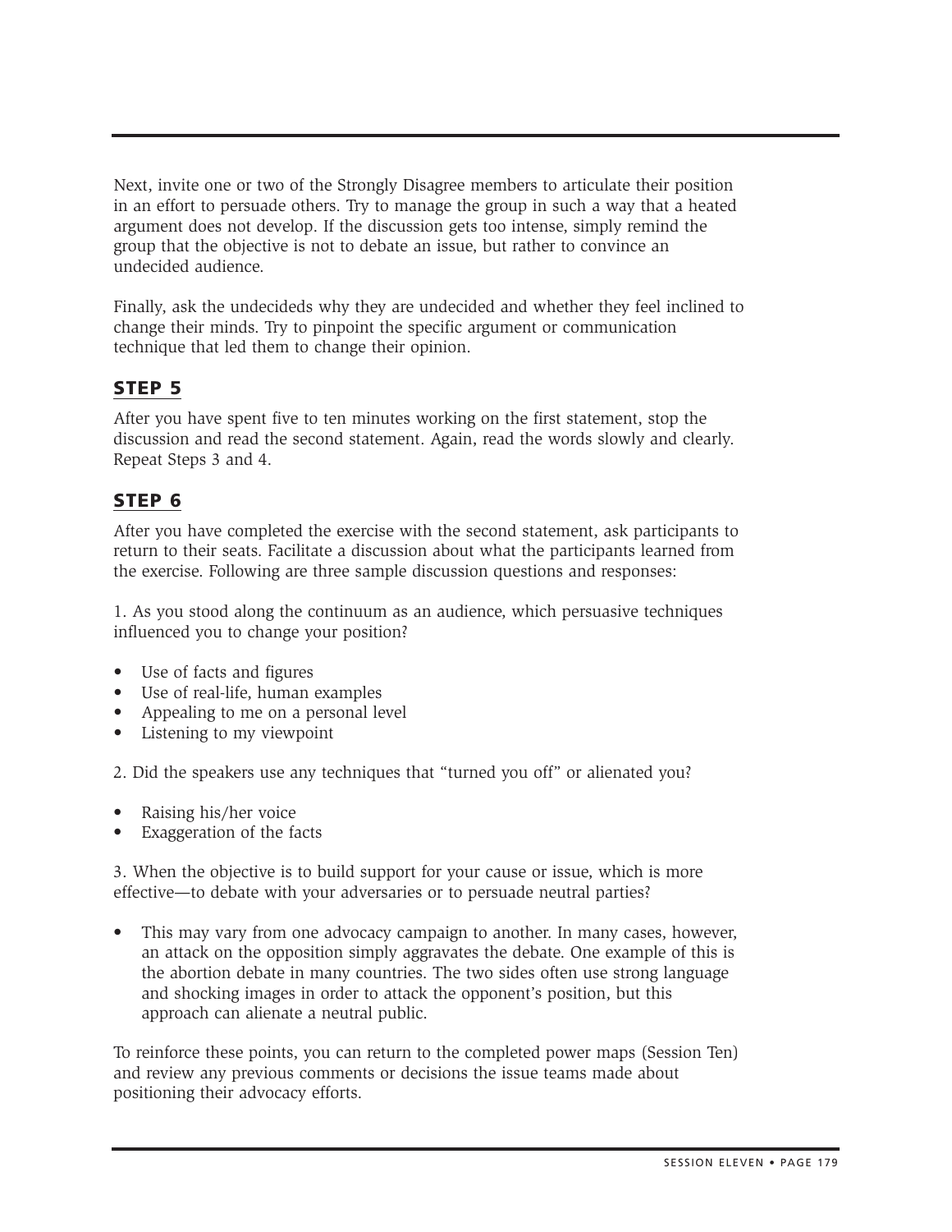Next, invite one or two of the Strongly Disagree members to articulate their position in an effort to persuade others. Try to manage the group in such a way that a heated argument does not develop. If the discussion gets too intense, simply remind the group that the objective is not to debate an issue, but rather to convince an undecided audience.

Finally, ask the undecideds why they are undecided and whether they feel inclined to change their minds. Try to pinpoint the specific argument or communication technique that led them to change their opinion.

## STEP 5

After you have spent five to ten minutes working on the first statement, stop the discussion and read the second statement. Again, read the words slowly and clearly. Repeat Steps 3 and 4.

## STEP 6

After you have completed the exercise with the second statement, ask participants to return to their seats. Facilitate a discussion about what the participants learned from the exercise. Following are three sample discussion questions and responses:

1. As you stood along the continuum as an audience, which persuasive techniques influenced you to change your position?

- Use of facts and figures
- Use of real-life, human examples
- Appealing to me on a personal level
- Listening to my viewpoint

2. Did the speakers use any techniques that "turned you off" or alienated you?

- Raising his/her voice
- Exaggeration of the facts

3. When the objective is to build support for your cause or issue, which is more effective—to debate with your adversaries or to persuade neutral parties?

- This may vary from one advocacy campaign to another. In many cases, however, an attack on the opposition simply aggravates the debate. One example of this is the abortion debate in many countries. The two sides often use strong language and shocking images in order to attack the opponent's position, but this approach can alienate a neutral public.

To reinforce these points, you can return to the completed power maps (Session Ten) and review any previous comments or decisions the issue teams made about positioning their advocacy efforts.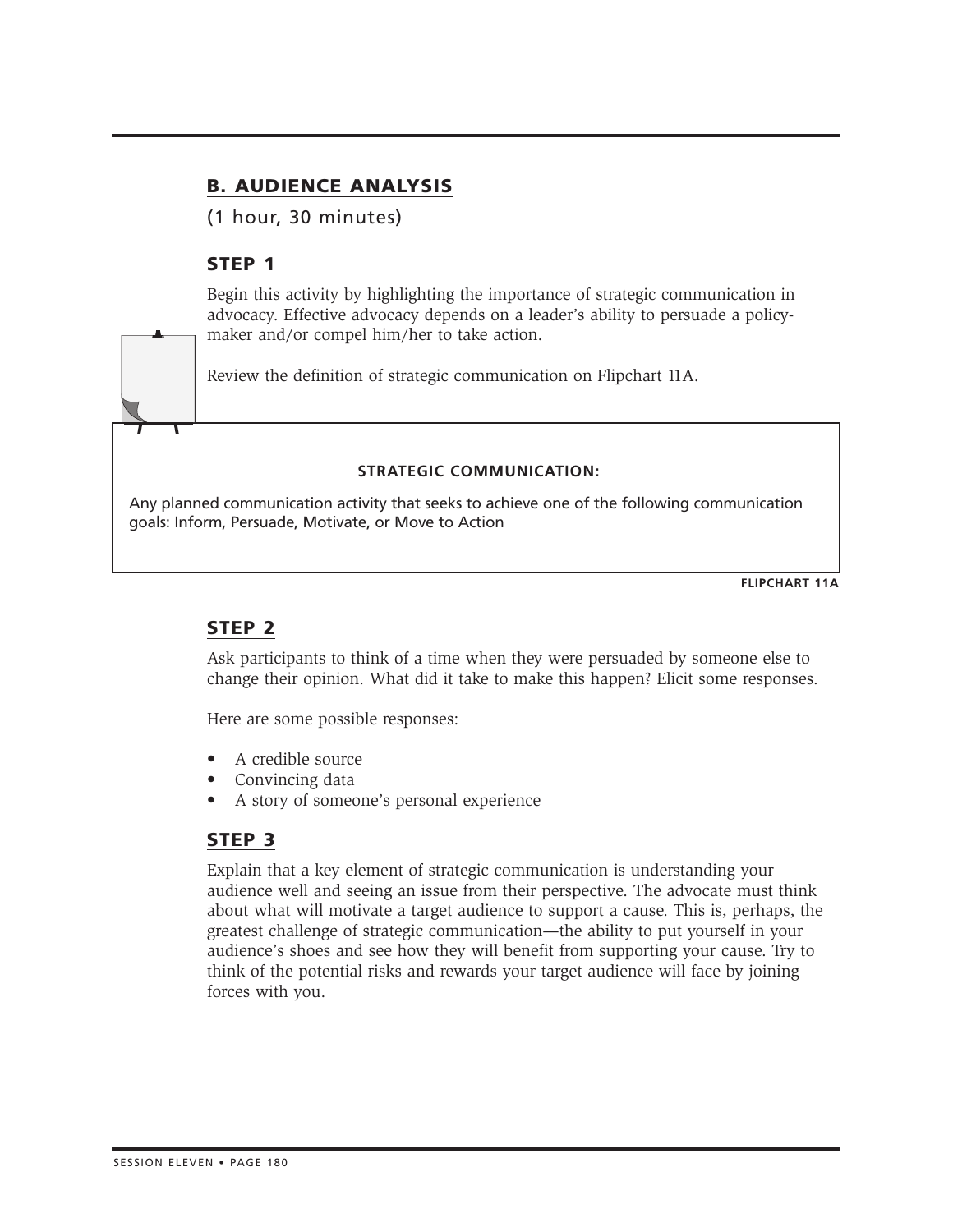## B. AUDIENCE ANALYSIS

(1 hour, 30 minutes)

### STEP 1

Begin this activity by highlighting the importance of strategic communication in advocacy. Effective advocacy depends on a leader's ability to persuade a policy-maker and/or compel him/her to take action.

Review the definition of strategic communication on Flipchart 11A.

> **STRATEGIC COMMUNICATION:**
>
> Any planned communication activity that seeks to achieve one of the following communication goals: Inform, Persuade, Motivate, or Move to Action

**FLIPCHART 11A**

### STEP 2

Ask participants to think of a time when they were persuaded by someone else to change their opinion. What did it take to make this happen? Elicit some responses.

Here are some possible responses:

- A credible source
- Convincing data
- A story of someone's personal experience

### STEP 3

Explain that a key element of strategic communication is understanding your audience well and seeing an issue from their perspective. The advocate must think about what will motivate a target audience to support a cause. This is, perhaps, the greatest challenge of strategic communication—the ability to put yourself in your audience's shoes and see how they will benefit from supporting your cause. Try to think of the potential risks and rewards your target audience will face by joining forces with you.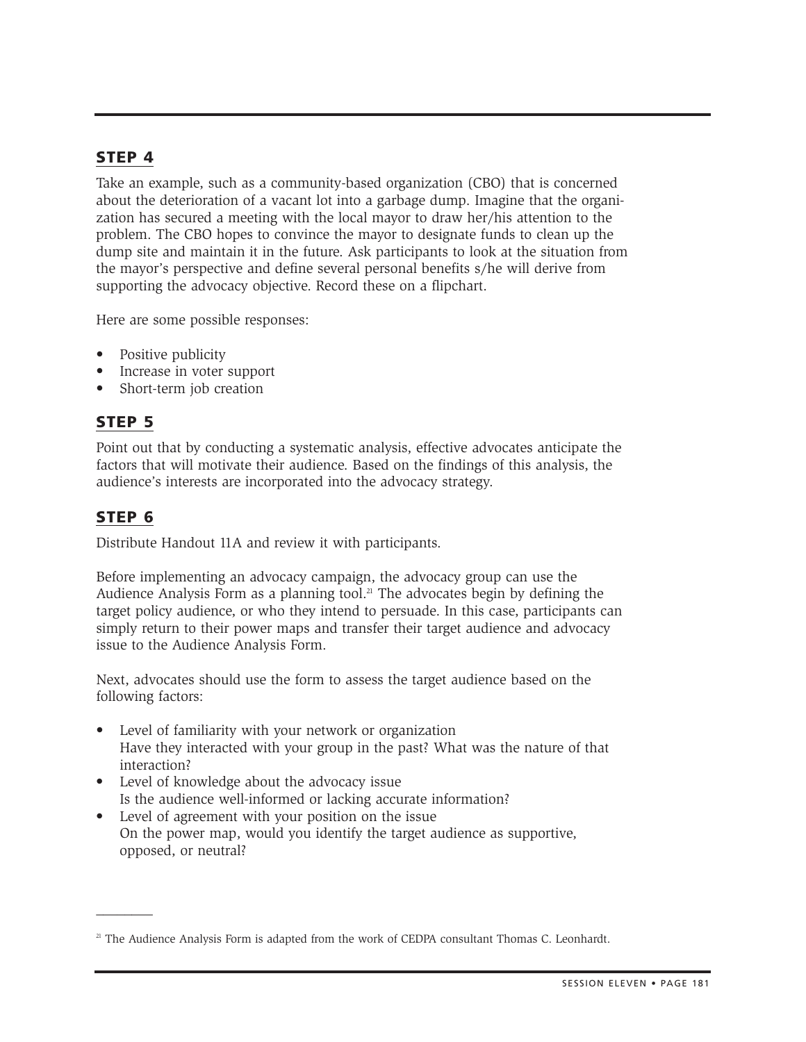## STEP 4

Take an example, such as a community-based organization (CBO) that is concerned about the deterioration of a vacant lot into a garbage dump. Imagine that the organization has secured a meeting with the local mayor to draw her/his attention to the problem. The CBO hopes to convince the mayor to designate funds to clean up the dump site and maintain it in the future. Ask participants to look at the situation from the mayor's perspective and define several personal benefits s/he will derive from supporting the advocacy objective. Record these on a flipchart.

Here are some possible responses:

- Positive publicity
- Increase in voter support
- Short-term job creation

## STEP 5

Point out that by conducting a systematic analysis, effective advocates anticipate the factors that will motivate their audience. Based on the findings of this analysis, the audience's interests are incorporated into the advocacy strategy.

## STEP 6

Distribute Handout 11A and review it with participants.

Before implementing an advocacy campaign, the advocacy group can use the Audience Analysis Form as a planning tool.[21] The advocates begin by defining the target policy audience, or who they intend to persuade. In this case, participants can simply return to their power maps and transfer their target audience and advocacy issue to the Audience Analysis Form.

Next, advocates should use the form to assess the target audience based on the following factors:

- Level of familiarity with your network or organization
  Have they interacted with your group in the past? What was the nature of that interaction?
- Level of knowledge about the advocacy issue
  Is the audience well-informed or lacking accurate information?
- Level of agreement with your position on the issue
  On the power map, would you identify the target audience as supportive, opposed, or neutral?

---

[21] The Audience Analysis Form is adapted from the work of CEDPA consultant Thomas C. Leonhardt.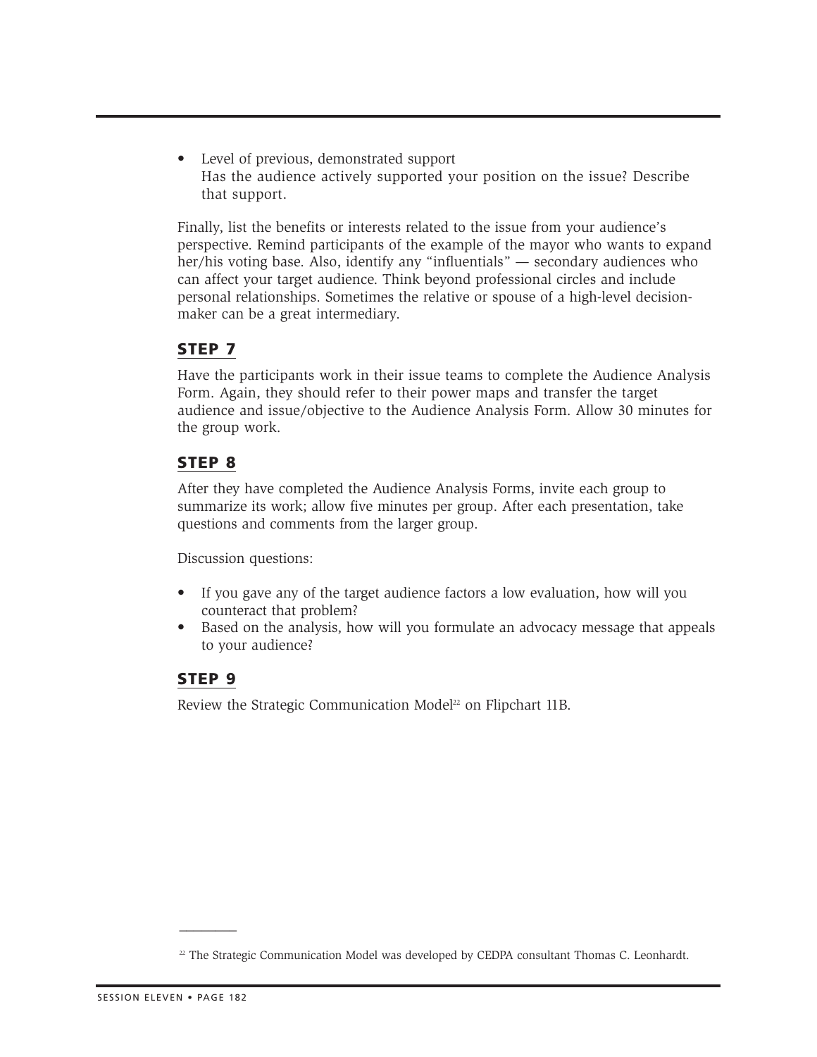- Level of previous, demonstrated support
  Has the audience actively supported your position on the issue? Describe that support.

Finally, list the benefits or interests related to the issue from your audience's perspective. Remind participants of the example of the mayor who wants to expand her/his voting base. Also, identify any "influentials" — secondary audiences who can affect your target audience. Think beyond professional circles and include personal relationships. Sometimes the relative or spouse of a high-level decision-maker can be a great intermediary.

## STEP 7

Have the participants work in their issue teams to complete the Audience Analysis Form. Again, they should refer to their power maps and transfer the target audience and issue/objective to the Audience Analysis Form. Allow 30 minutes for the group work.

## STEP 8

After they have completed the Audience Analysis Forms, invite each group to summarize its work; allow five minutes per group. After each presentation, take questions and comments from the larger group.

Discussion questions:

- If you gave any of the target audience factors a low evaluation, how will you counteract that problem?
- Based on the analysis, how will you formulate an advocacy message that appeals to your audience?

## STEP 9

Review the Strategic Communication Model[22] on Flipchart 11B.

---

[22] The Strategic Communication Model was developed by CEDPA consultant Thomas C. Leonhardt.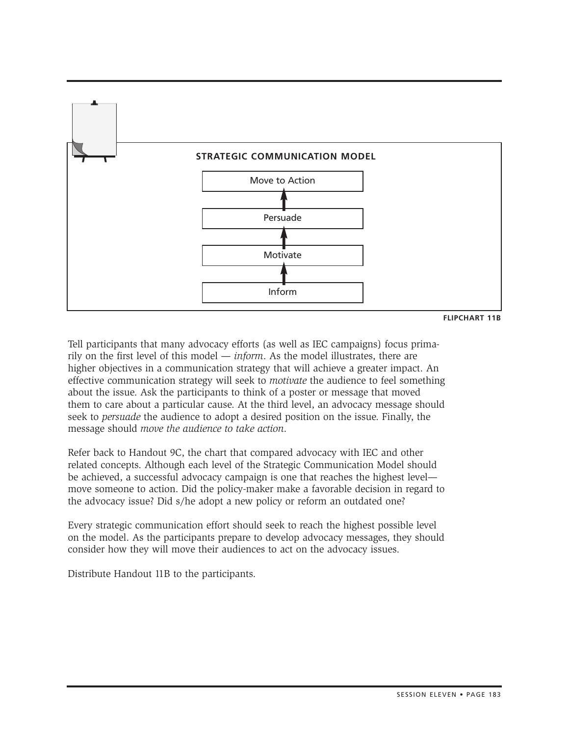**STRATEGIC COMMUNICATION MODEL**

Move to Action

↑

Persuade

↑

Motivate

↑

Inform

**FLIPCHART 11B**

Tell participants that many advocacy efforts (as well as IEC campaigns) focus primarily on the first level of this model — *inform*. As the model illustrates, there are higher objectives in a communication strategy that will achieve a greater impact. An effective communication strategy will seek to *motivate* the audience to feel something about the issue. Ask the participants to think of a poster or message that moved them to care about a particular cause. At the third level, an advocacy message should seek to *persuade* the audience to adopt a desired position on the issue. Finally, the message should *move the audience to take action*.

Refer back to Handout 9C, the chart that compared advocacy with IEC and other related concepts. Although each level of the Strategic Communication Model should be achieved, a successful advocacy campaign is one that reaches the highest level—move someone to action. Did the policy-maker make a favorable decision in regard to the advocacy issue? Did s/he adopt a new policy or reform an outdated one?

Every strategic communication effort should seek to reach the highest possible level on the model. As the participants prepare to develop advocacy messages, they should consider how they will move their audiences to act on the advocacy issues.

Distribute Handout 11B to the participants.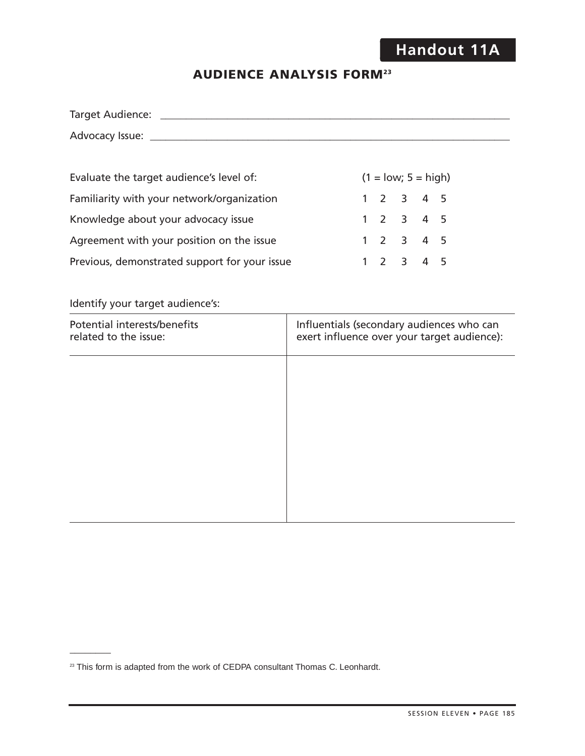**Handout 11A**

# AUDIENCE ANALYSIS FORM[23]

Target Audience: ____________________________________________________________________

Advocacy Issue: _____________________________________________________________________

| Evaluate the target audience's level of: | (1 = low; 5 = high) |
|---|---|
| Familiarity with your network/organization | 1 2 3 4 5 |
| Knowledge about your advocacy issue | 1 2 3 4 5 |
| Agreement with your position on the issue | 1 2 3 4 5 |
| Previous, demonstrated support for your issue | 1 2 3 4 5 |

Identify your target audience's:

| Potential interests/benefits related to the issue: | Influentials (secondary audiences who can exert influence over your target audience): |
|---|---|
| | |

---

[23] This form is adapted from the work of CEDPA consultant Thomas C. Leonhardt.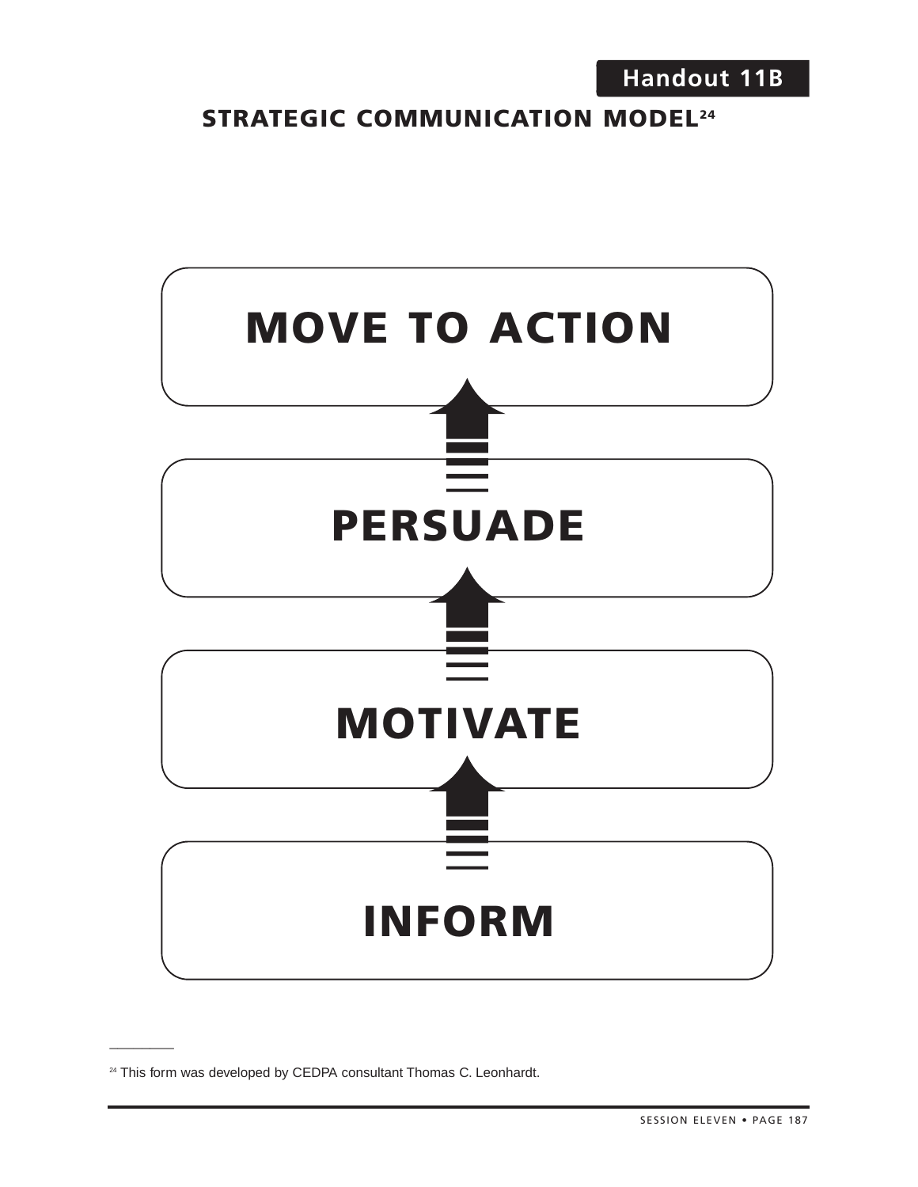Handout 11B

## STRATEGIC COMMUNICATION MODEL[24]

**MOVE TO ACTION**

↑

**PERSUADE**

↑

**MOTIVATE**

↑

**INFORM**

---

[24] This form was developed by CEDPA consultant Thomas C. Leonhardt.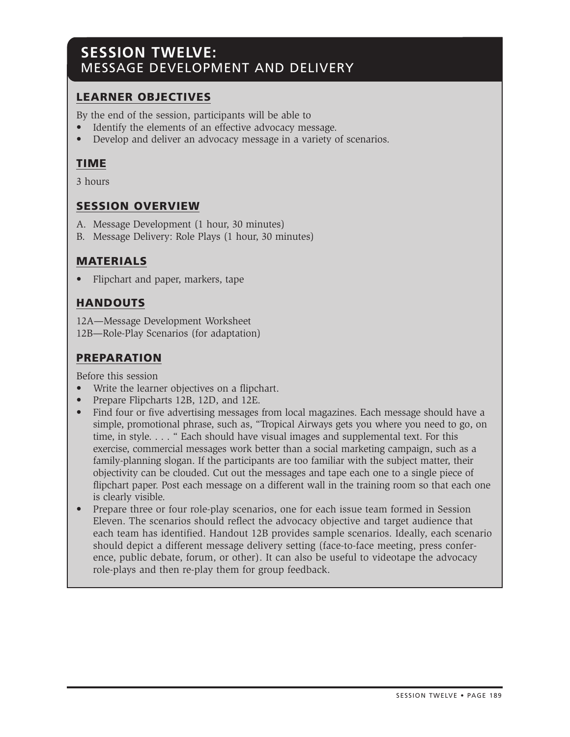# SESSION TWELVE:
## MESSAGE DEVELOPMENT AND DELIVERY

### LEARNER OBJECTIVES

By the end of the session, participants will be able to

- Identify the elements of an effective advocacy message.
- Develop and deliver an advocacy message in a variety of scenarios.

### TIME

3 hours

### SESSION OVERVIEW

A. Message Development (1 hour, 30 minutes)
B. Message Delivery: Role Plays (1 hour, 30 minutes)

### MATERIALS

- Flipchart and paper, markers, tape

### HANDOUTS

12A—Message Development Worksheet
12B—Role-Play Scenarios (for adaptation)

### PREPARATION

Before this session

- Write the learner objectives on a flipchart.
- Prepare Flipcharts 12B, 12D, and 12E.
- Find four or five advertising messages from local magazines. Each message should have a simple, promotional phrase, such as, "Tropical Airways gets you where you need to go, on time, in style. . . . " Each should have visual images and supplemental text. For this exercise, commercial messages work better than a social marketing campaign, such as a family-planning slogan. If the participants are too familiar with the subject matter, their objectivity can be clouded. Cut out the messages and tape each one to a single piece of flipchart paper. Post each message on a different wall in the training room so that each one is clearly visible.
- Prepare three or four role-play scenarios, one for each issue team formed in Session Eleven. The scenarios should reflect the advocacy objective and target audience that each team has identified. Handout 12B provides sample scenarios. Ideally, each scenario should depict a different message delivery setting (face-to-face meeting, press conference, public debate, forum, or other). It can also be useful to videotape the advocacy role-plays and then re-play them for group feedback.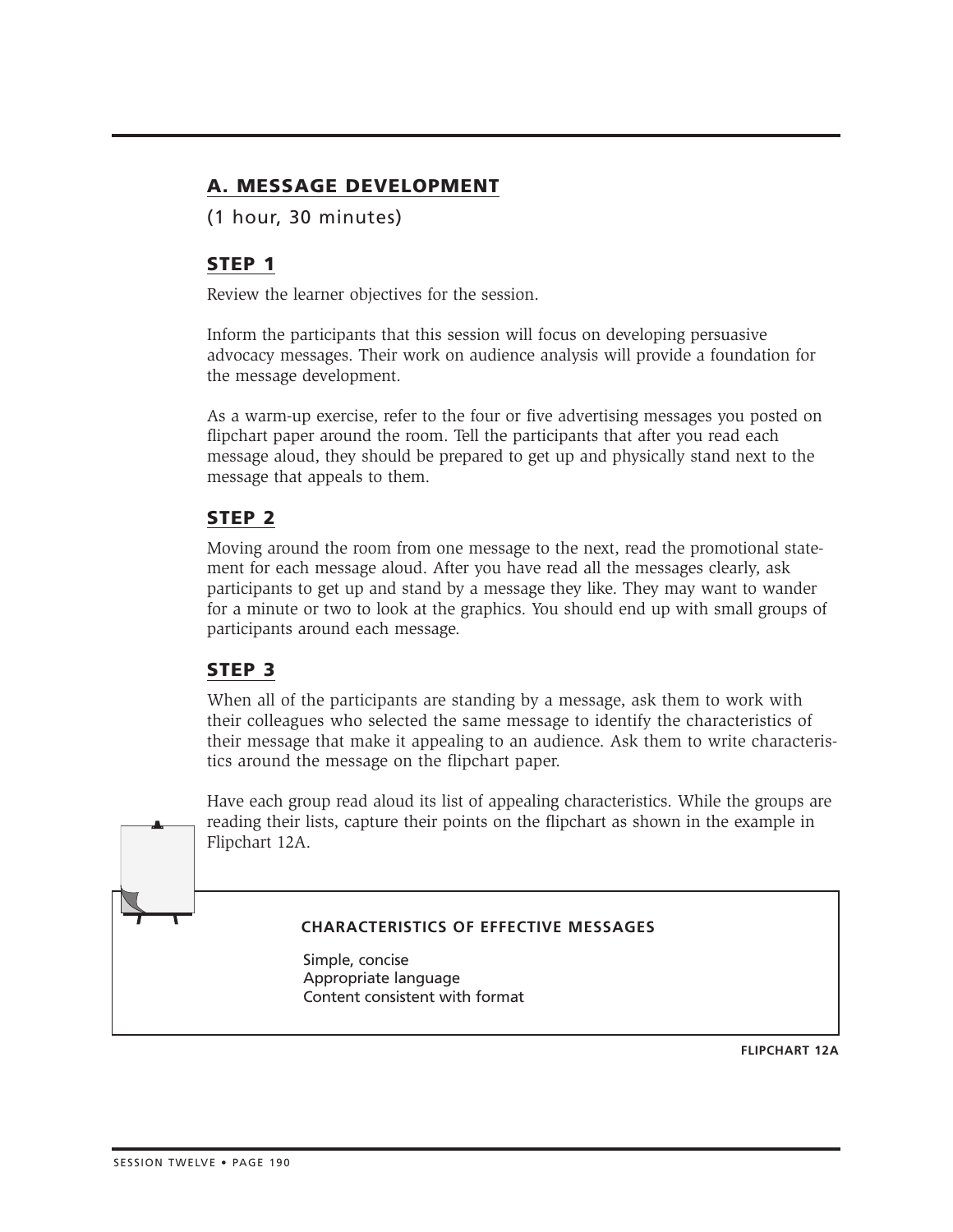## A. MESSAGE DEVELOPMENT

(1 hour, 30 minutes)

### STEP 1

Review the learner objectives for the session.

Inform the participants that this session will focus on developing persuasive advocacy messages. Their work on audience analysis will provide a foundation for the message development.

As a warm-up exercise, refer to the four or five advertising messages you posted on flipchart paper around the room. Tell the participants that after you read each message aloud, they should be prepared to get up and physically stand next to the message that appeals to them.

### STEP 2

Moving around the room from one message to the next, read the promotional statement for each message aloud. After you have read all the messages clearly, ask participants to get up and stand by a message they like. They may want to wander for a minute or two to look at the graphics. You should end up with small groups of participants around each message.

### STEP 3

When all of the participants are standing by a message, ask them to work with their colleagues who selected the same message to identify the characteristics of their message that make it appealing to an audience. Ask them to write characteristics around the message on the flipchart paper.

Have each group read aloud its list of appealing characteristics. While the groups are reading their lists, capture their points on the flipchart as shown in the example in Flipchart 12A.

**CHARACTERISTICS OF EFFECTIVE MESSAGES**

Simple, concise
Appropriate language
Content consistent with format

**FLIPCHART 12A**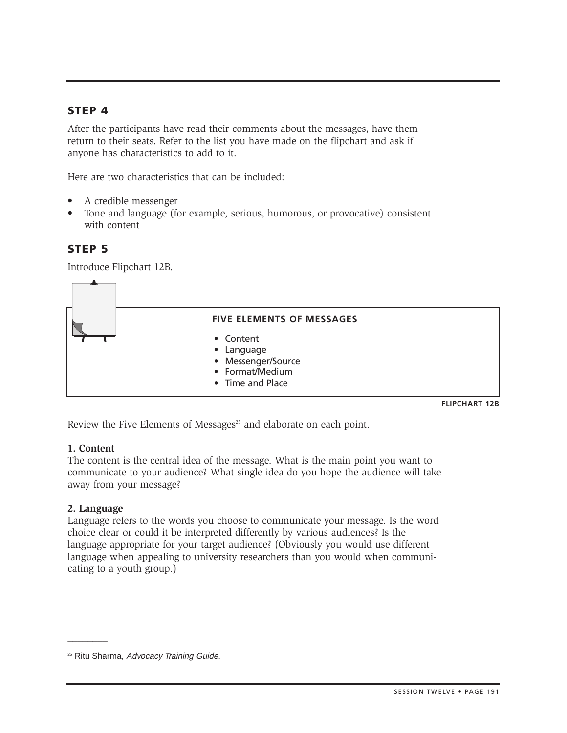## STEP 4

After the participants have read their comments about the messages, have them return to their seats. Refer to the list you have made on the flipchart and ask if anyone has characteristics to add to it.

Here are two characteristics that can be included:

- A credible messenger
- Tone and language (for example, serious, humorous, or provocative) consistent with content

## STEP 5

Introduce Flipchart 12B.

**FIVE ELEMENTS OF MESSAGES**

- Content
- Language
- Messenger/Source
- Format/Medium
- Time and Place

**FLIPCHART 12B**

Review the Five Elements of Messages[25] and elaborate on each point.

**1. Content**
The content is the central idea of the message. What is the main point you want to communicate to your audience? What single idea do you hope the audience will take away from your message?

**2. Language**
Language refers to the words you choose to communicate your message. Is the word choice clear or could it be interpreted differently by various audiences? Is the language appropriate for your target audience? (Obviously you would use different language when appealing to university researchers than you would when communicating to a youth group.)

---

[25] Ritu Sharma, *Advocacy Training Guide*.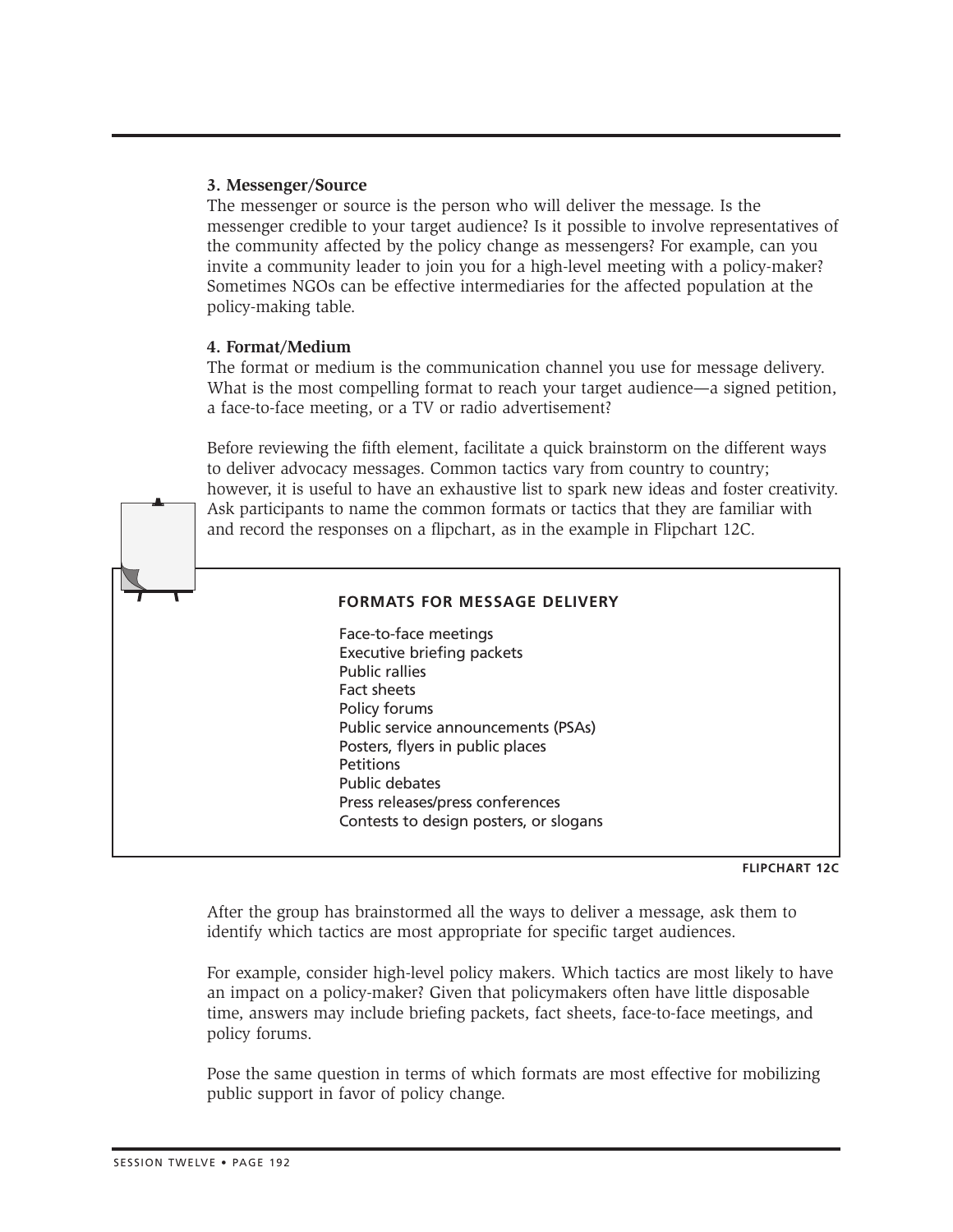**3. Messenger/Source**

The messenger or source is the person who will deliver the message. Is the messenger credible to your target audience? Is it possible to involve representatives of the community affected by the policy change as messengers? For example, can you invite a community leader to join you for a high-level meeting with a policy-maker? Sometimes NGOs can be effective intermediaries for the affected population at the policy-making table.

**4. Format/Medium**

The format or medium is the communication channel you use for message delivery. What is the most compelling format to reach your target audience—a signed petition, a face-to-face meeting, or a TV or radio advertisement?

Before reviewing the fifth element, facilitate a quick brainstorm on the different ways to deliver advocacy messages. Common tactics vary from country to country; however, it is useful to have an exhaustive list to spark new ideas and foster creativity. Ask participants to name the common formats or tactics that they are familiar with and record the responses on a flipchart, as in the example in Flipchart 12C.

**FORMATS FOR MESSAGE DELIVERY**

Face-to-face meetings
Executive briefing packets
Public rallies
Fact sheets
Policy forums
Public service announcements (PSAs)
Posters, flyers in public places
Petitions
Public debates
Press releases/press conferences
Contests to design posters, or slogans

**FLIPCHART 12C**

After the group has brainstormed all the ways to deliver a message, ask them to identify which tactics are most appropriate for specific target audiences.

For example, consider high-level policy makers. Which tactics are most likely to have an impact on a policy-maker? Given that policymakers often have little disposable time, answers may include briefing packets, fact sheets, face-to-face meetings, and policy forums.

Pose the same question in terms of which formats are most effective for mobilizing public support in favor of policy change.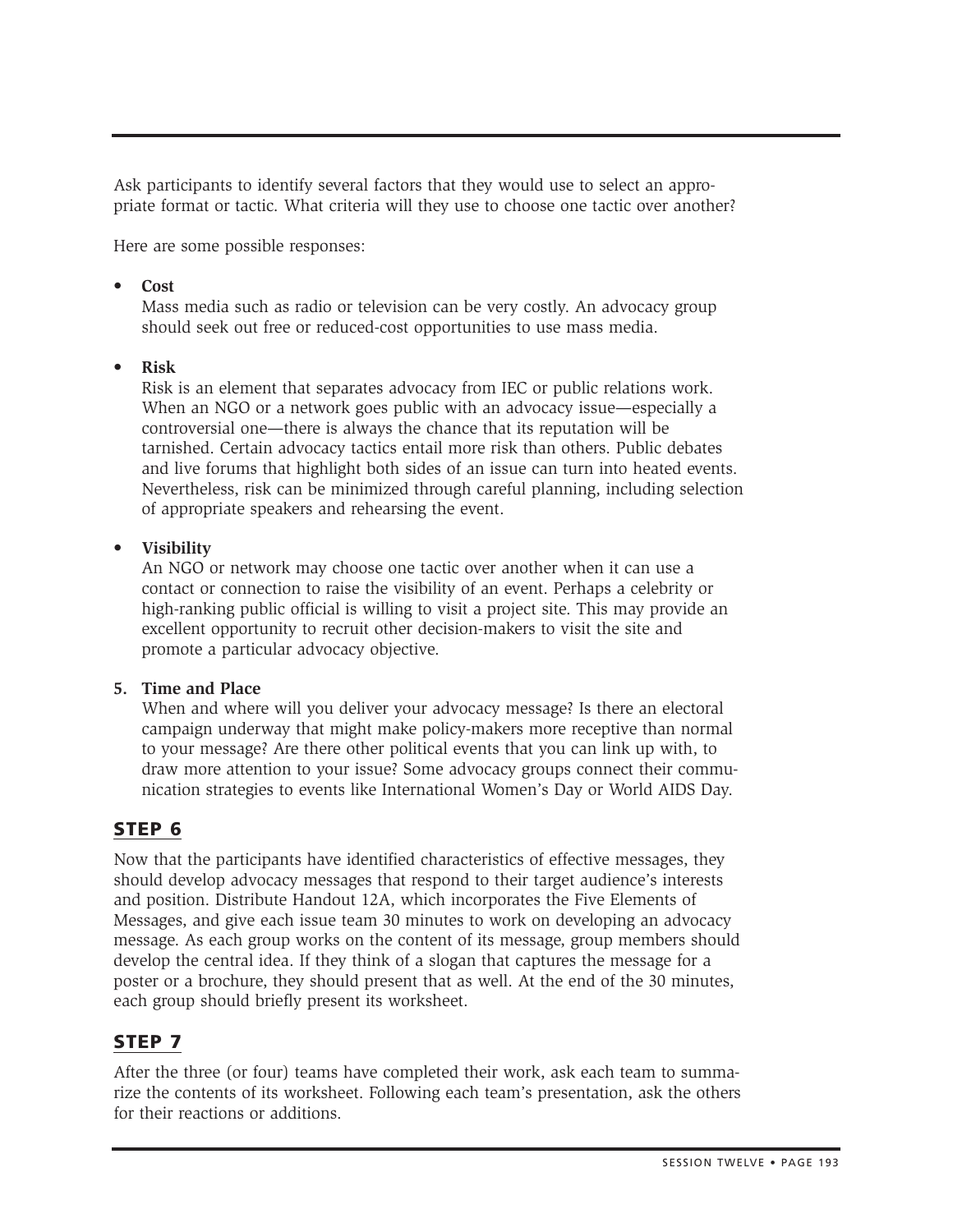Ask participants to identify several factors that they would use to select an appropriate format or tactic. What criteria will they use to choose one tactic over another?

Here are some possible responses:

- **Cost**
  Mass media such as radio or television can be very costly. An advocacy group should seek out free or reduced-cost opportunities to use mass media.

- **Risk**
  Risk is an element that separates advocacy from IEC or public relations work. When an NGO or a network goes public with an advocacy issue—especially a controversial one—there is always the chance that its reputation will be tarnished. Certain advocacy tactics entail more risk than others. Public debates and live forums that highlight both sides of an issue can turn into heated events. Nevertheless, risk can be minimized through careful planning, including selection of appropriate speakers and rehearsing the event.

- **Visibility**
  An NGO or network may choose one tactic over another when it can use a contact or connection to raise the visibility of an event. Perhaps a celebrity or high-ranking public official is willing to visit a project site. This may provide an excellent opportunity to recruit other decision-makers to visit the site and promote a particular advocacy objective.

5. **Time and Place**
   When and where will you deliver your advocacy message? Is there an electoral campaign underway that might make policy-makers more receptive than normal to your message? Are there other political events that you can link up with, to draw more attention to your issue? Some advocacy groups connect their communication strategies to events like International Women's Day or World AIDS Day.

## STEP 6

Now that the participants have identified characteristics of effective messages, they should develop advocacy messages that respond to their target audience's interests and position. Distribute Handout 12A, which incorporates the Five Elements of Messages, and give each issue team 30 minutes to work on developing an advocacy message. As each group works on the content of its message, group members should develop the central idea. If they think of a slogan that captures the message for a poster or a brochure, they should present that as well. At the end of the 30 minutes, each group should briefly present its worksheet.

## STEP 7

After the three (or four) teams have completed their work, ask each team to summarize the contents of its worksheet. Following each team's presentation, ask the others for their reactions or additions.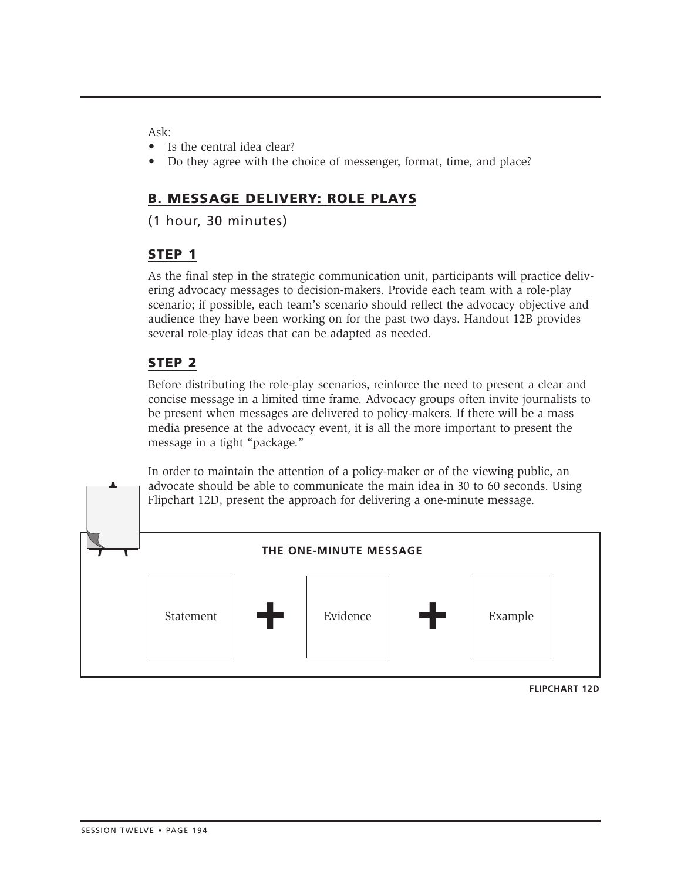Ask:

- Is the central idea clear?
- Do they agree with the choice of messenger, format, time, and place?

## B. MESSAGE DELIVERY: ROLE PLAYS

(1 hour, 30 minutes)

### STEP 1

As the final step in the strategic communication unit, participants will practice delivering advocacy messages to decision-makers. Provide each team with a role-play scenario; if possible, each team's scenario should reflect the advocacy objective and audience they have been working on for the past two days. Handout 12B provides several role-play ideas that can be adapted as needed.

### STEP 2

Before distributing the role-play scenarios, reinforce the need to present a clear and concise message in a limited time frame. Advocacy groups often invite journalists to be present when messages are delivered to policy-makers. If there will be a mass media presence at the advocacy event, it is all the more important to present the message in a tight "package."

In order to maintain the attention of a policy-maker or of the viewing public, an advocate should be able to communicate the main idea in 30 to 60 seconds. Using Flipchart 12D, present the approach for delivering a one-minute message.

**THE ONE-MINUTE MESSAGE**

Statement **+** Evidence **+** Example

**FLIPCHART 12D**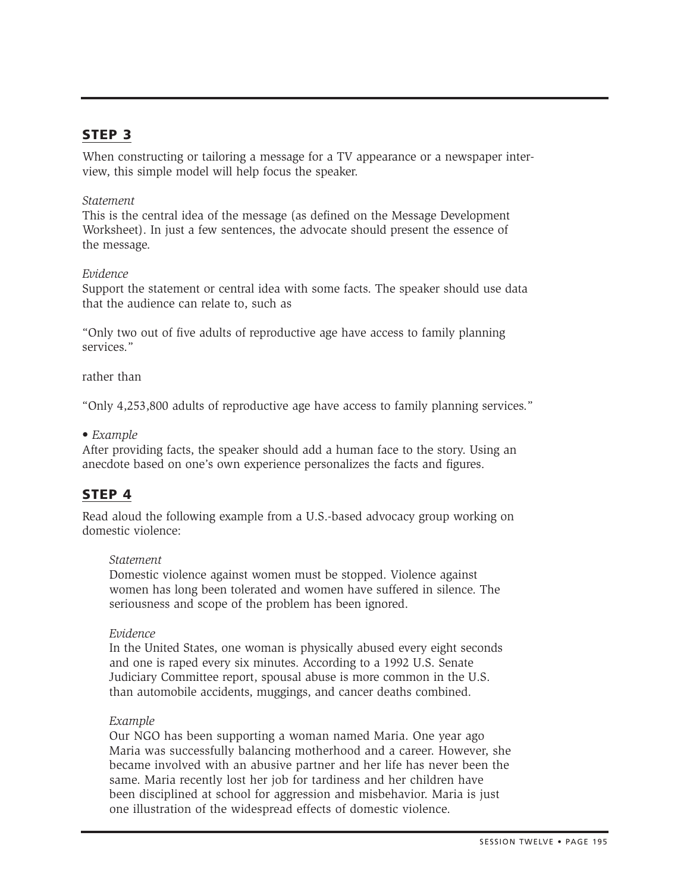## STEP 3

When constructing or tailoring a message for a TV appearance or a newspaper interview, this simple model will help focus the speaker.

*Statement*
This is the central idea of the message (as defined on the Message Development Worksheet). In just a few sentences, the advocate should present the essence of the message.

*Evidence*
Support the statement or central idea with some facts. The speaker should use data that the audience can relate to, such as

"Only two out of five adults of reproductive age have access to family planning services."

rather than

"Only 4,253,800 adults of reproductive age have access to family planning services."

• *Example*
After providing facts, the speaker should add a human face to the story. Using an anecdote based on one's own experience personalizes the facts and figures.

## STEP 4

Read aloud the following example from a U.S.-based advocacy group working on domestic violence:

> *Statement*
> Domestic violence against women must be stopped. Violence against women has long been tolerated and women have suffered in silence. The seriousness and scope of the problem has been ignored.
>
> *Evidence*
> In the United States, one woman is physically abused every eight seconds and one is raped every six minutes. According to a 1992 U.S. Senate Judiciary Committee report, spousal abuse is more common in the U.S. than automobile accidents, muggings, and cancer deaths combined.
>
> *Example*
> Our NGO has been supporting a woman named Maria. One year ago Maria was successfully balancing motherhood and a career. However, she became involved with an abusive partner and her life has never been the same. Maria recently lost her job for tardiness and her children have been disciplined at school for aggression and misbehavior. Maria is just one illustration of the widespread effects of domestic violence.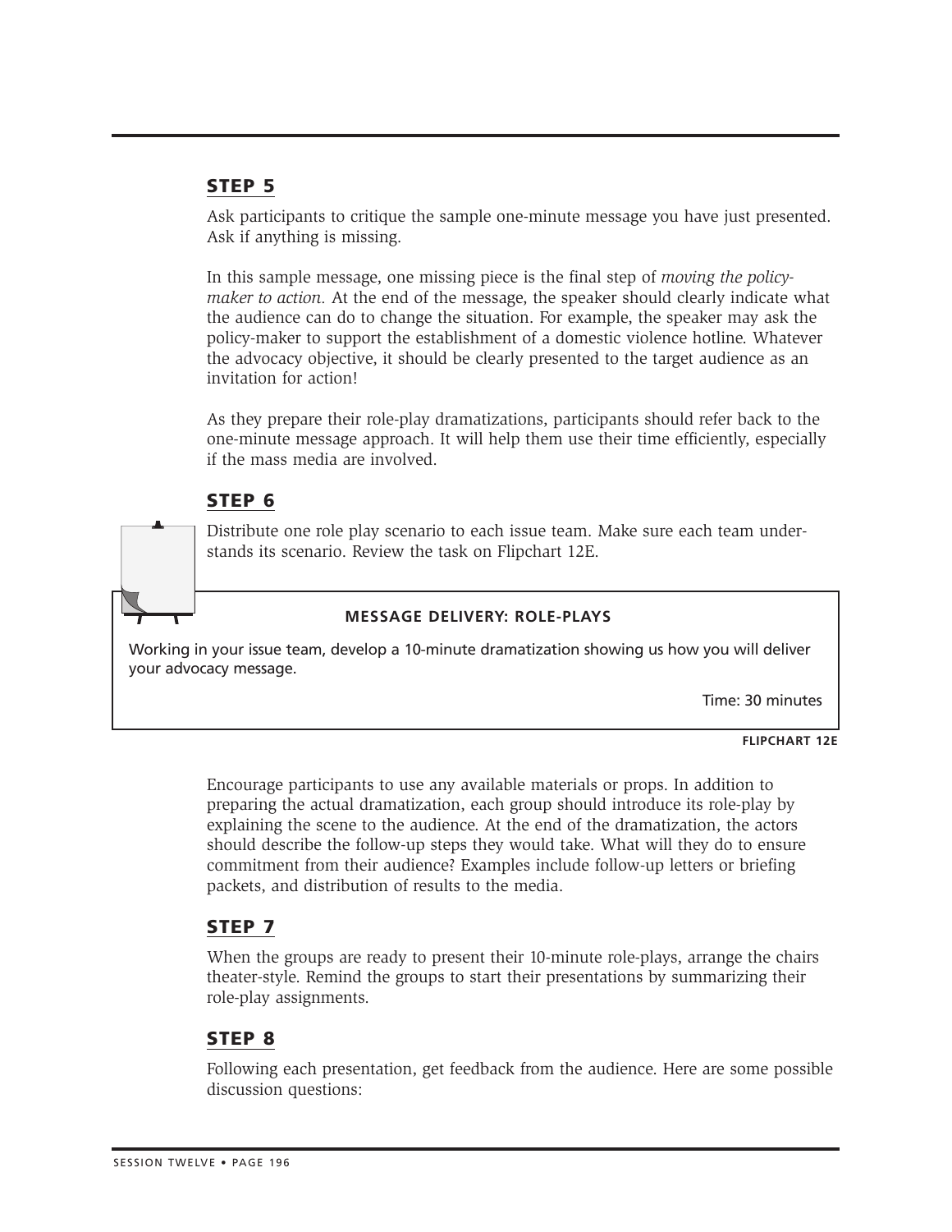## STEP 5

Ask participants to critique the sample one-minute message you have just presented. Ask if anything is missing.

In this sample message, one missing piece is the final step of *moving the policy-maker to action.* At the end of the message, the speaker should clearly indicate what the audience can do to change the situation. For example, the speaker may ask the policy-maker to support the establishment of a domestic violence hotline. Whatever the advocacy objective, it should be clearly presented to the target audience as an invitation for action!

As they prepare their role-play dramatizations, participants should refer back to the one-minute message approach. It will help them use their time efficiently, especially if the mass media are involved.

## STEP 6

Distribute one role play scenario to each issue team. Make sure each team understands its scenario. Review the task on Flipchart 12E.

> **MESSAGE DELIVERY: ROLE-PLAYS**
>
> Working in your issue team, develop a 10-minute dramatization showing us how you will deliver your advocacy message.
>
> Time: 30 minutes

**FLIPCHART 12E**

Encourage participants to use any available materials or props. In addition to preparing the actual dramatization, each group should introduce its role-play by explaining the scene to the audience. At the end of the dramatization, the actors should describe the follow-up steps they would take. What will they do to ensure commitment from their audience? Examples include follow-up letters or briefing packets, and distribution of results to the media.

## STEP 7

When the groups are ready to present their 10-minute role-plays, arrange the chairs theater-style. Remind the groups to start their presentations by summarizing their role-play assignments.

## STEP 8

Following each presentation, get feedback from the audience. Here are some possible discussion questions: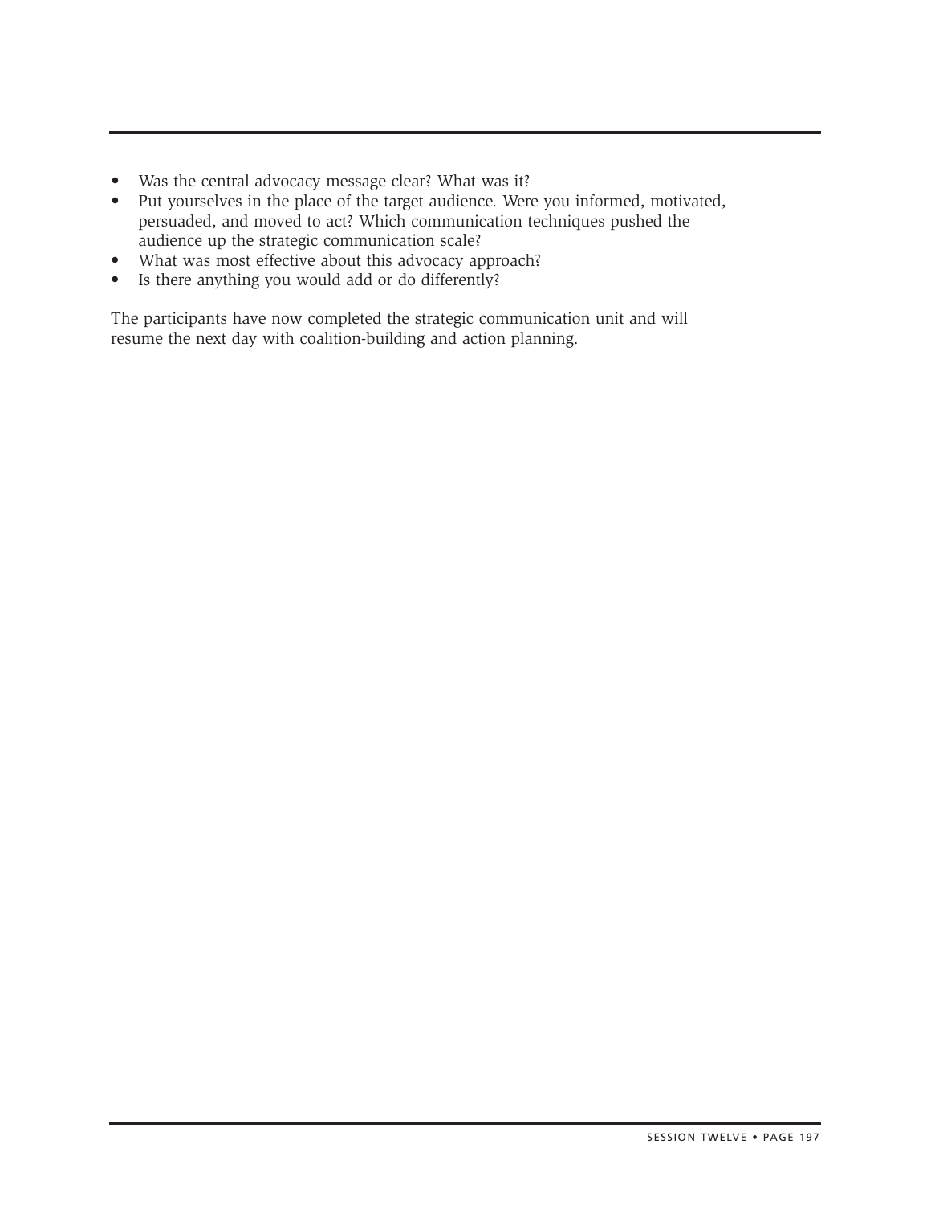- Was the central advocacy message clear? What was it?
- Put yourselves in the place of the target audience. Were you informed, motivated, persuaded, and moved to act? Which communication techniques pushed the audience up the strategic communication scale?
- What was most effective about this advocacy approach?
- Is there anything you would add or do differently?

The participants have now completed the strategic communication unit and will resume the next day with coalition-building and action planning.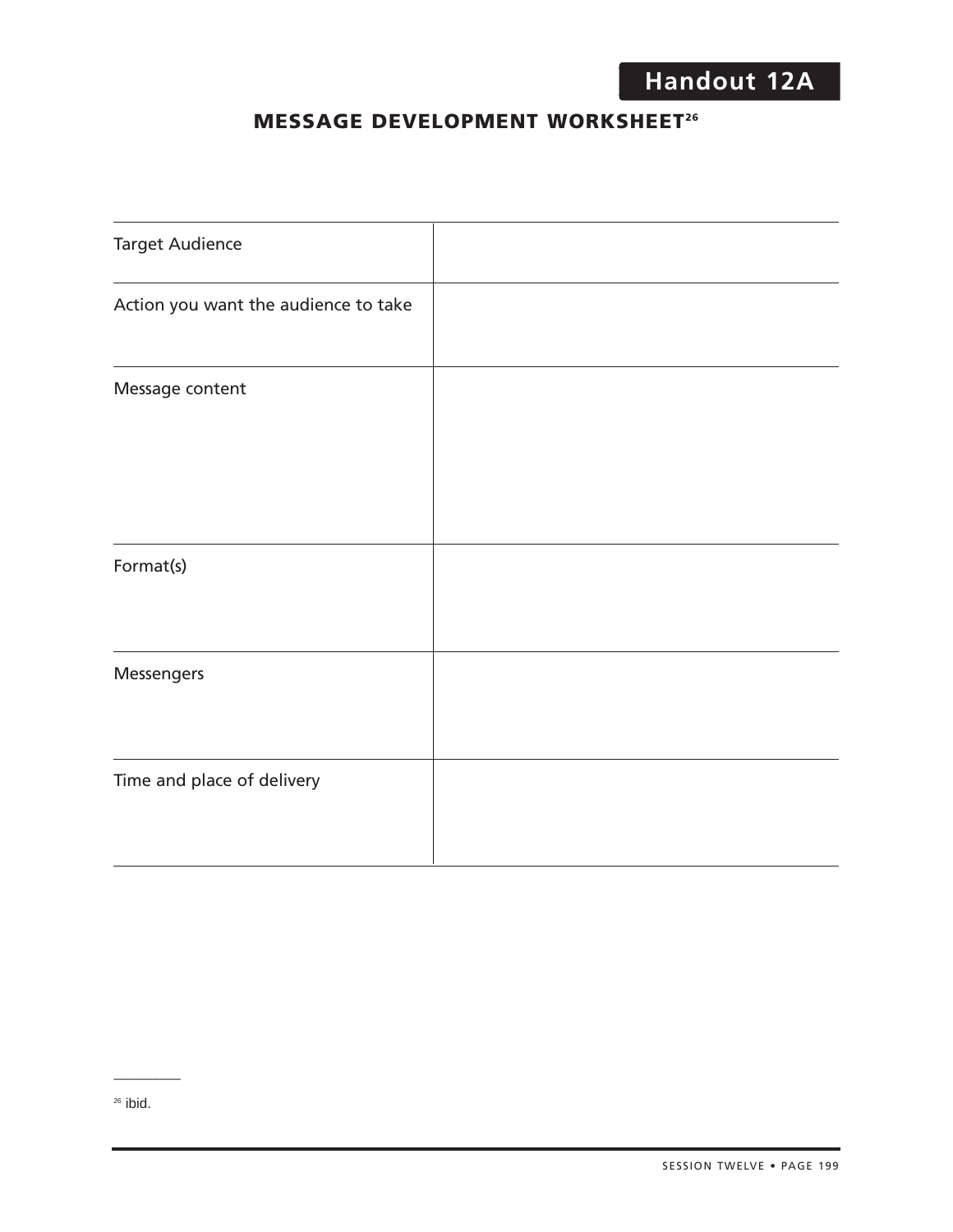Handout 12A

## MESSAGE DEVELOPMENT WORKSHEET[26]

| | |
|---|---|
| Target Audience | |
| Action you want the audience to take | |
| Message content | |
| Format(s) | |
| Messengers | |
| Time and place of delivery | |

[26] ibid.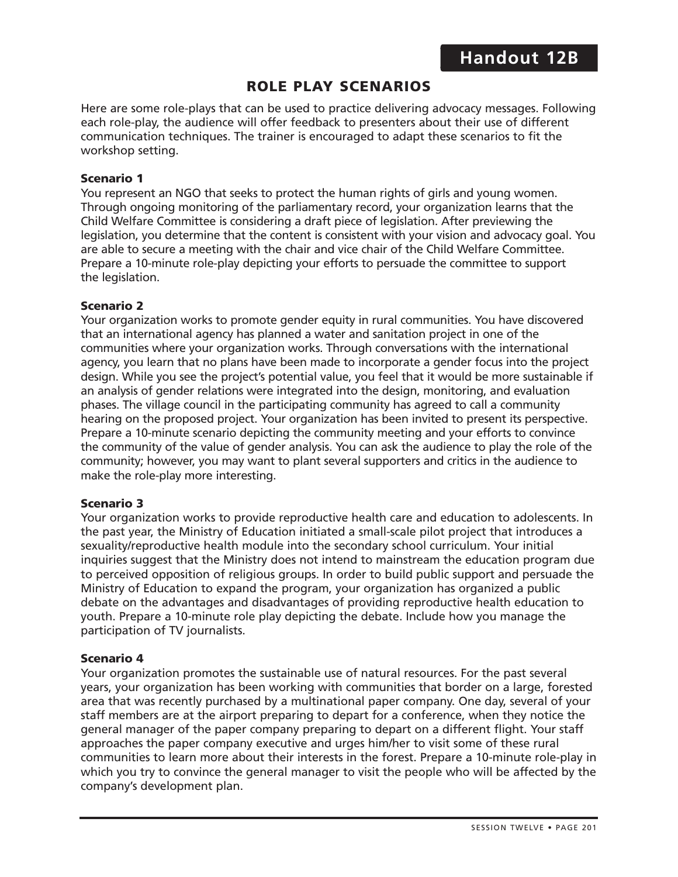# Handout 12B

## ROLE PLAY SCENARIOS

Here are some role-plays that can be used to practice delivering advocacy messages. Following each role-play, the audience will offer feedback to presenters about their use of different communication techniques. The trainer is encouraged to adapt these scenarios to fit the workshop setting.

**Scenario 1**

You represent an NGO that seeks to protect the human rights of girls and young women. Through ongoing monitoring of the parliamentary record, your organization learns that the Child Welfare Committee is considering a draft piece of legislation. After previewing the legislation, you determine that the content is consistent with your vision and advocacy goal. You are able to secure a meeting with the chair and vice chair of the Child Welfare Committee. Prepare a 10-minute role-play depicting your efforts to persuade the committee to support the legislation.

**Scenario 2**

Your organization works to promote gender equity in rural communities. You have discovered that an international agency has planned a water and sanitation project in one of the communities where your organization works. Through conversations with the international agency, you learn that no plans have been made to incorporate a gender focus into the project design. While you see the project's potential value, you feel that it would be more sustainable if an analysis of gender relations were integrated into the design, monitoring, and evaluation phases. The village council in the participating community has agreed to call a community hearing on the proposed project. Your organization has been invited to present its perspective. Prepare a 10-minute scenario depicting the community meeting and your efforts to convince the community of the value of gender analysis. You can ask the audience to play the role of the community; however, you may want to plant several supporters and critics in the audience to make the role-play more interesting.

**Scenario 3**

Your organization works to provide reproductive health care and education to adolescents. In the past year, the Ministry of Education initiated a small-scale pilot project that introduces a sexuality/reproductive health module into the secondary school curriculum. Your initial inquiries suggest that the Ministry does not intend to mainstream the education program due to perceived opposition of religious groups. In order to build public support and persuade the Ministry of Education to expand the program, your organization has organized a public debate on the advantages and disadvantages of providing reproductive health education to youth. Prepare a 10-minute role play depicting the debate. Include how you manage the participation of TV journalists.

**Scenario 4**

Your organization promotes the sustainable use of natural resources. For the past several years, your organization has been working with communities that border on a large, forested area that was recently purchased by a multinational paper company. One day, several of your staff members are at the airport preparing to depart for a conference, when they notice the general manager of the paper company preparing to depart on a different flight. Your staff approaches the paper company executive and urges him/her to visit some of these rural communities to learn more about their interests in the forest. Prepare a 10-minute role-play in which you try to convince the general manager to visit the people who will be affected by the company's development plan.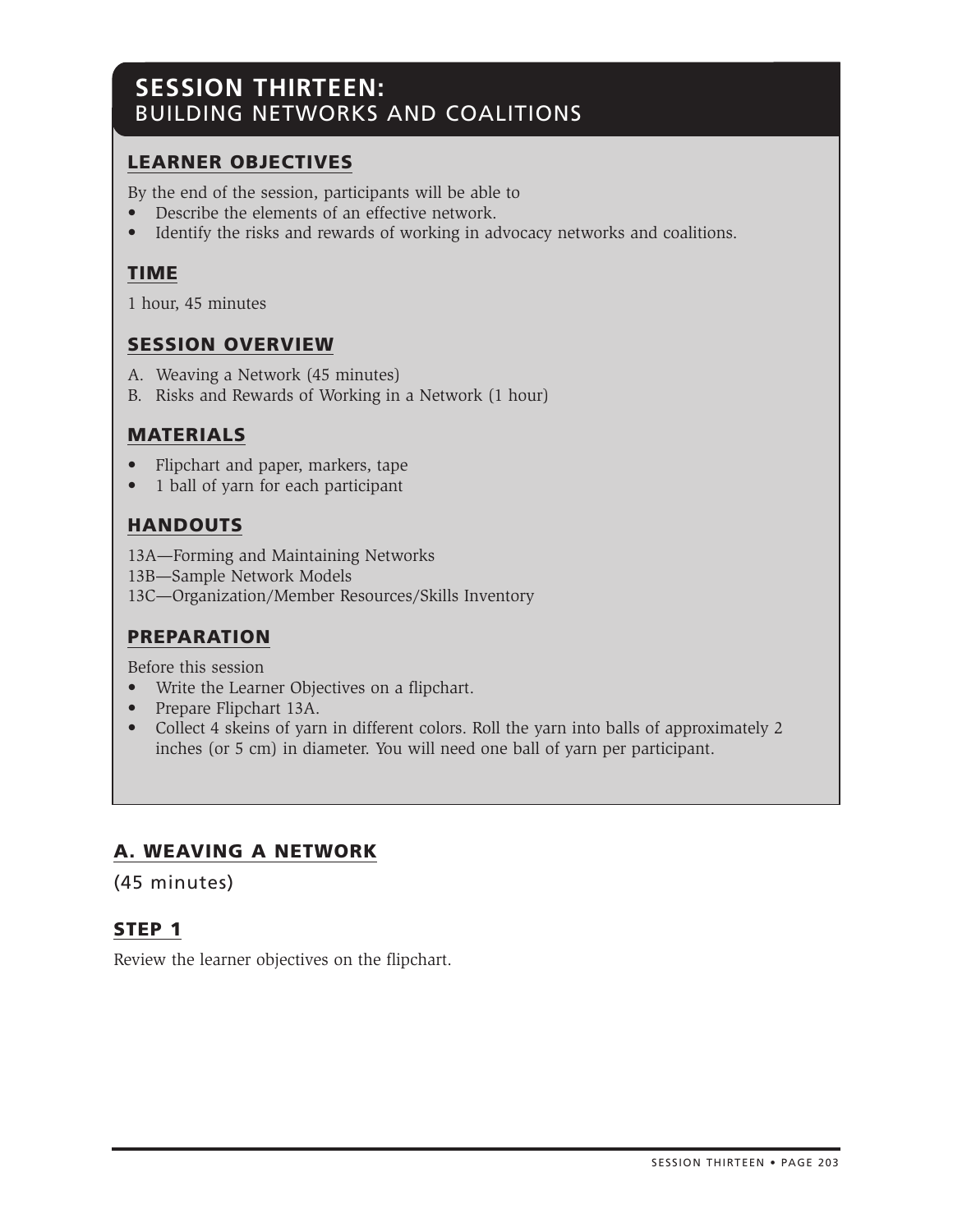# SESSION THIRTEEN: BUILDING NETWORKS AND COALITIONS

## LEARNER OBJECTIVES

By the end of the session, participants will be able to

- Describe the elements of an effective network.
- Identify the risks and rewards of working in advocacy networks and coalitions.

## TIME

1 hour, 45 minutes

## SESSION OVERVIEW

A. Weaving a Network (45 minutes)
B. Risks and Rewards of Working in a Network (1 hour)

## MATERIALS

- Flipchart and paper, markers, tape
- 1 ball of yarn for each participant

## HANDOUTS

13A—Forming and Maintaining Networks
13B—Sample Network Models
13C—Organization/Member Resources/Skills Inventory

## PREPARATION

Before this session

- Write the Learner Objectives on a flipchart.
- Prepare Flipchart 13A.
- Collect 4 skeins of yarn in different colors. Roll the yarn into balls of approximately 2 inches (or 5 cm) in diameter. You will need one ball of yarn per participant.

## A. WEAVING A NETWORK

(45 minutes)

### STEP 1

Review the learner objectives on the flipchart.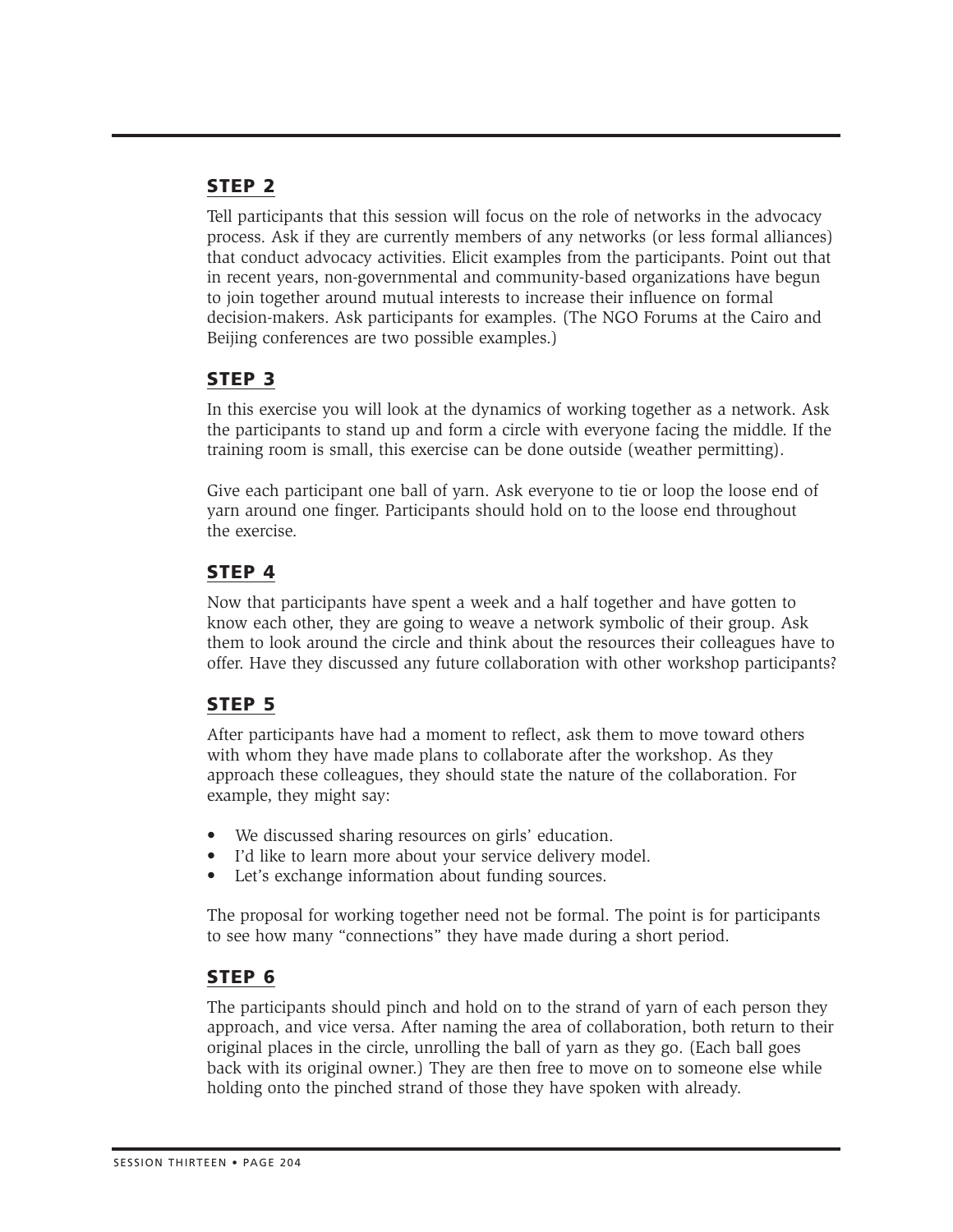## STEP 2

Tell participants that this session will focus on the role of networks in the advocacy process. Ask if they are currently members of any networks (or less formal alliances) that conduct advocacy activities. Elicit examples from the participants. Point out that in recent years, non-governmental and community-based organizations have begun to join together around mutual interests to increase their influence on formal decision-makers. Ask participants for examples. (The NGO Forums at the Cairo and Beijing conferences are two possible examples.)

## STEP 3

In this exercise you will look at the dynamics of working together as a network. Ask the participants to stand up and form a circle with everyone facing the middle. If the training room is small, this exercise can be done outside (weather permitting).

Give each participant one ball of yarn. Ask everyone to tie or loop the loose end of yarn around one finger. Participants should hold on to the loose end throughout the exercise.

## STEP 4

Now that participants have spent a week and a half together and have gotten to know each other, they are going to weave a network symbolic of their group. Ask them to look around the circle and think about the resources their colleagues have to offer. Have they discussed any future collaboration with other workshop participants?

## STEP 5

After participants have had a moment to reflect, ask them to move toward others with whom they have made plans to collaborate after the workshop. As they approach these colleagues, they should state the nature of the collaboration. For example, they might say:

- We discussed sharing resources on girls' education.
- I'd like to learn more about your service delivery model.
- Let's exchange information about funding sources.

The proposal for working together need not be formal. The point is for participants to see how many "connections" they have made during a short period.

## STEP 6

The participants should pinch and hold on to the strand of yarn of each person they approach, and vice versa. After naming the area of collaboration, both return to their original places in the circle, unrolling the ball of yarn as they go. (Each ball goes back with its original owner.) They are then free to move on to someone else while holding onto the pinched strand of those they have spoken with already.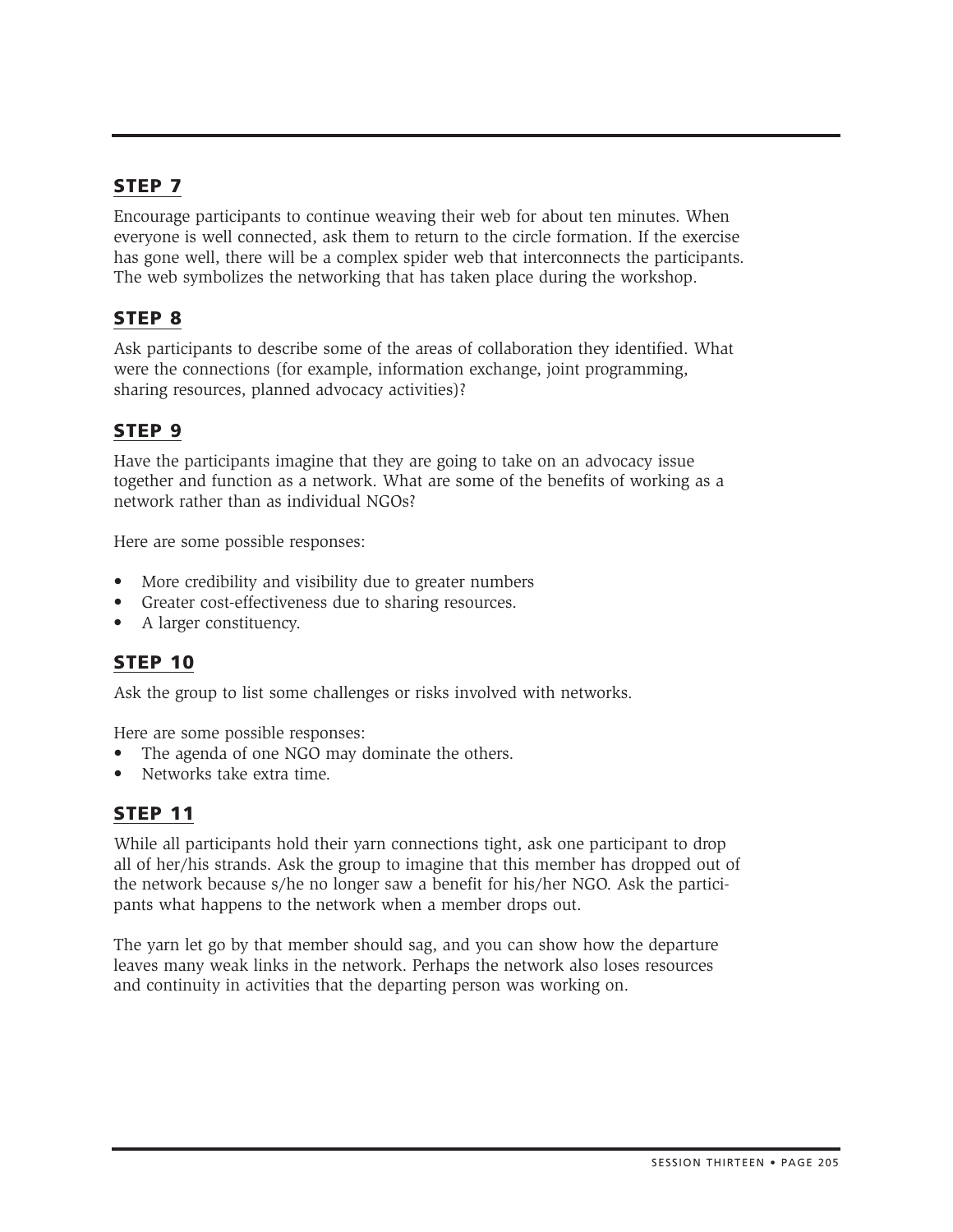## STEP 7

Encourage participants to continue weaving their web for about ten minutes. When everyone is well connected, ask them to return to the circle formation. If the exercise has gone well, there will be a complex spider web that interconnects the participants. The web symbolizes the networking that has taken place during the workshop.

## STEP 8

Ask participants to describe some of the areas of collaboration they identified. What were the connections (for example, information exchange, joint programming, sharing resources, planned advocacy activities)?

## STEP 9

Have the participants imagine that they are going to take on an advocacy issue together and function as a network. What are some of the benefits of working as a network rather than as individual NGOs?

Here are some possible responses:

- More credibility and visibility due to greater numbers
- Greater cost-effectiveness due to sharing resources.
- A larger constituency.

## STEP 10

Ask the group to list some challenges or risks involved with networks.

Here are some possible responses:

- The agenda of one NGO may dominate the others.
- Networks take extra time.

## STEP 11

While all participants hold their yarn connections tight, ask one participant to drop all of her/his strands. Ask the group to imagine that this member has dropped out of the network because s/he no longer saw a benefit for his/her NGO. Ask the participants what happens to the network when a member drops out.

The yarn let go by that member should sag, and you can show how the departure leaves many weak links in the network. Perhaps the network also loses resources and continuity in activities that the departing person was working on.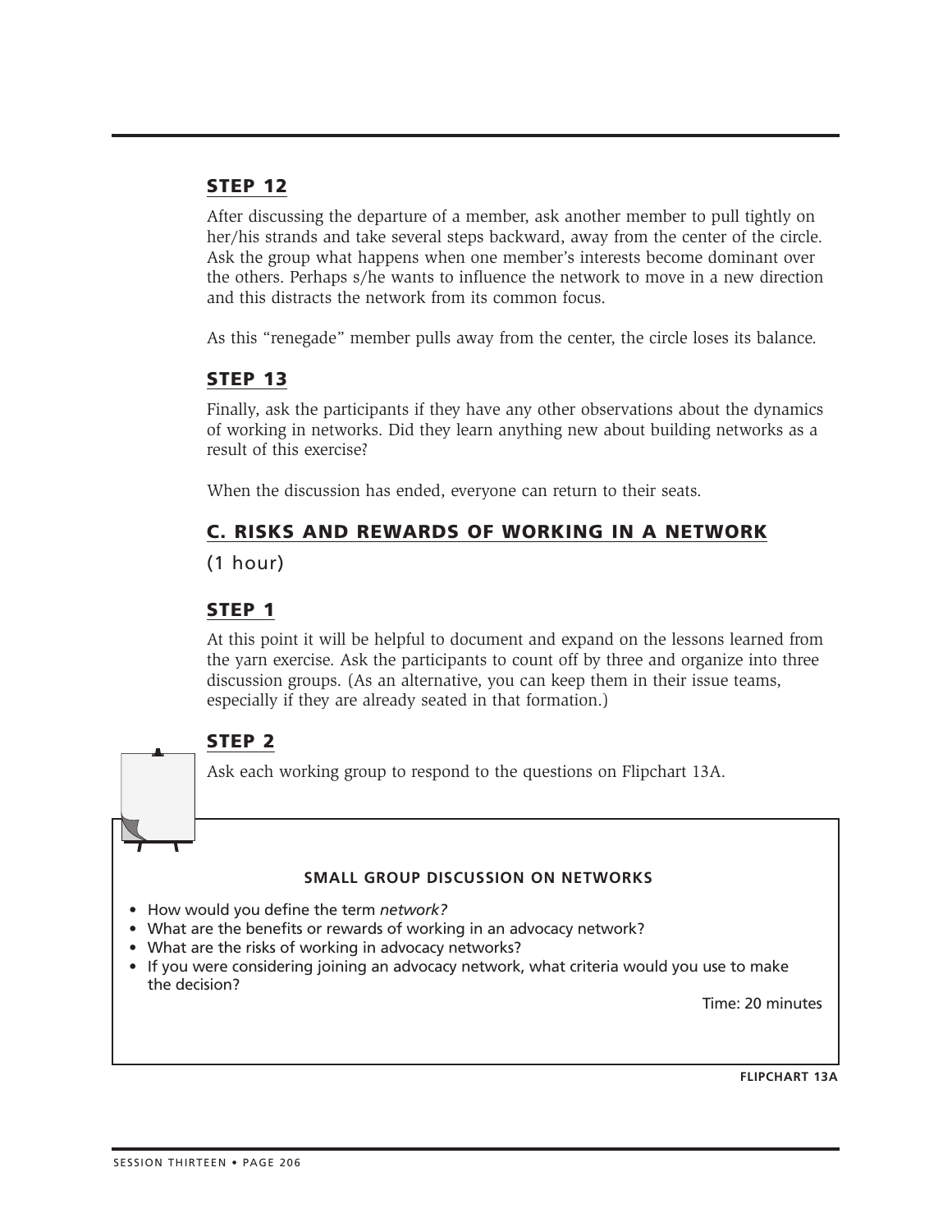## STEP 12

After discussing the departure of a member, ask another member to pull tightly on her/his strands and take several steps backward, away from the center of the circle. Ask the group what happens when one member's interests become dominant over the others. Perhaps s/he wants to influence the network to move in a new direction and this distracts the network from its common focus.

As this "renegade" member pulls away from the center, the circle loses its balance.

## STEP 13

Finally, ask the participants if they have any other observations about the dynamics of working in networks. Did they learn anything new about building networks as a result of this exercise?

When the discussion has ended, everyone can return to their seats.

## C. RISKS AND REWARDS OF WORKING IN A NETWORK

(1 hour)

## STEP 1

At this point it will be helpful to document and expand on the lessons learned from the yarn exercise. Ask the participants to count off by three and organize into three discussion groups. (As an alternative, you can keep them in their issue teams, especially if they are already seated in that formation.)

## STEP 2

Ask each working group to respond to the questions on Flipchart 13A.

**SMALL GROUP DISCUSSION ON NETWORKS**

- How would you define the term *network?*
- What are the benefits or rewards of working in an advocacy network?
- What are the risks of working in advocacy networks?
- If you were considering joining an advocacy network, what criteria would you use to make the decision?

Time: 20 minutes

**FLIPCHART 13A**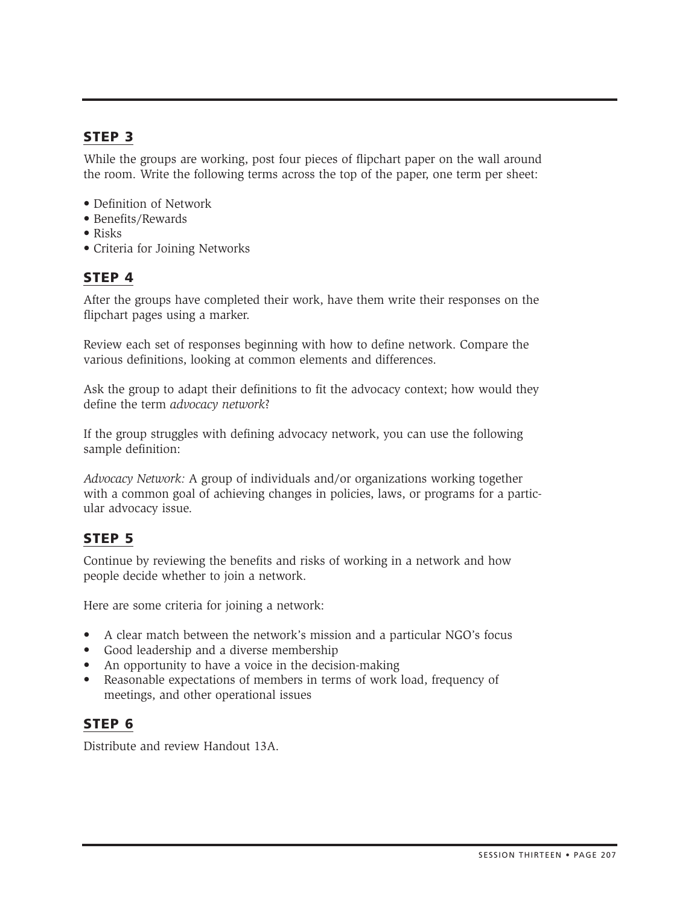## STEP 3

While the groups are working, post four pieces of flipchart paper on the wall around the room. Write the following terms across the top of the paper, one term per sheet:

- Definition of Network
- Benefits/Rewards
- Risks
- Criteria for Joining Networks

## STEP 4

After the groups have completed their work, have them write their responses on the flipchart pages using a marker.

Review each set of responses beginning with how to define network. Compare the various definitions, looking at common elements and differences.

Ask the group to adapt their definitions to fit the advocacy context; how would they define the term *advocacy network*?

If the group struggles with defining advocacy network, you can use the following sample definition:

*Advocacy Network:* A group of individuals and/or organizations working together with a common goal of achieving changes in policies, laws, or programs for a particular advocacy issue.

## STEP 5

Continue by reviewing the benefits and risks of working in a network and how people decide whether to join a network.

Here are some criteria for joining a network:

- A clear match between the network's mission and a particular NGO's focus
- Good leadership and a diverse membership
- An opportunity to have a voice in the decision-making
- Reasonable expectations of members in terms of work load, frequency of meetings, and other operational issues

## STEP 6

Distribute and review Handout 13A.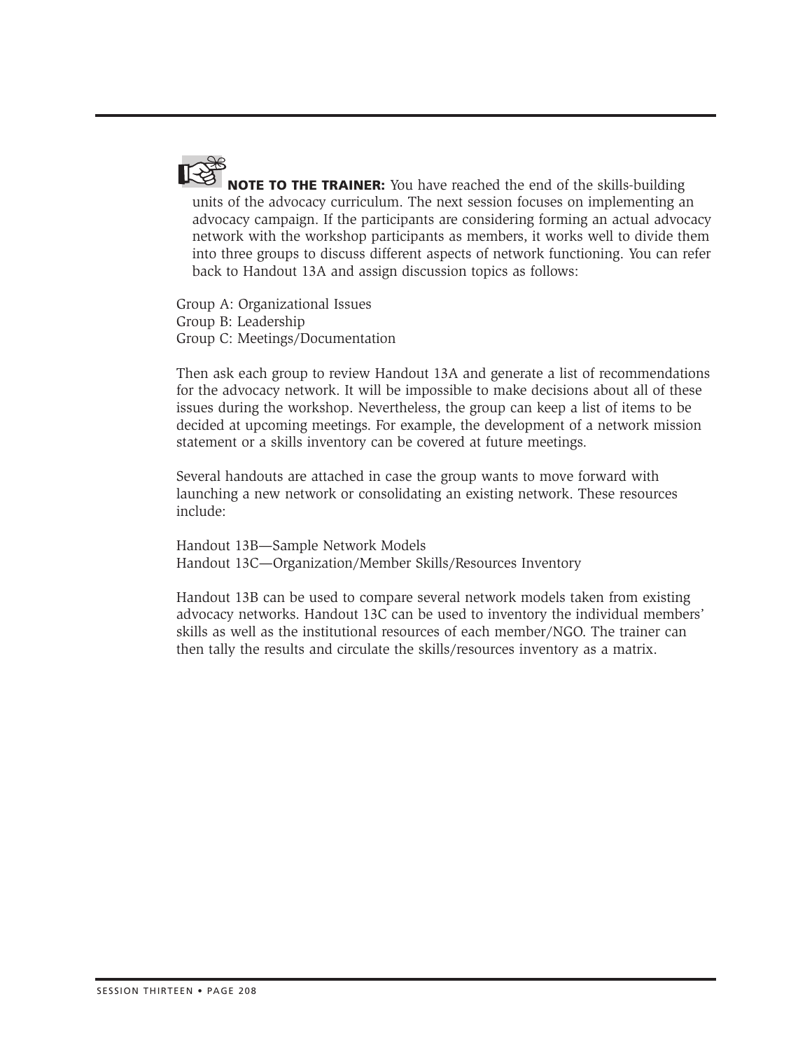**NOTE TO THE TRAINER:** You have reached the end of the skills-building units of the advocacy curriculum. The next session focuses on implementing an advocacy campaign. If the participants are considering forming an actual advocacy network with the workshop participants as members, it works well to divide them into three groups to discuss different aspects of network functioning. You can refer back to Handout 13A and assign discussion topics as follows:

Group A: Organizational Issues
Group B: Leadership
Group C: Meetings/Documentation

Then ask each group to review Handout 13A and generate a list of recommendations for the advocacy network. It will be impossible to make decisions about all of these issues during the workshop. Nevertheless, the group can keep a list of items to be decided at upcoming meetings. For example, the development of a network mission statement or a skills inventory can be covered at future meetings.

Several handouts are attached in case the group wants to move forward with launching a new network or consolidating an existing network. These resources include:

Handout 13B—Sample Network Models
Handout 13C—Organization/Member Skills/Resources Inventory

Handout 13B can be used to compare several network models taken from existing advocacy networks. Handout 13C can be used to inventory the individual members' skills as well as the institutional resources of each member/NGO. The trainer can then tally the results and circulate the skills/resources inventory as a matrix.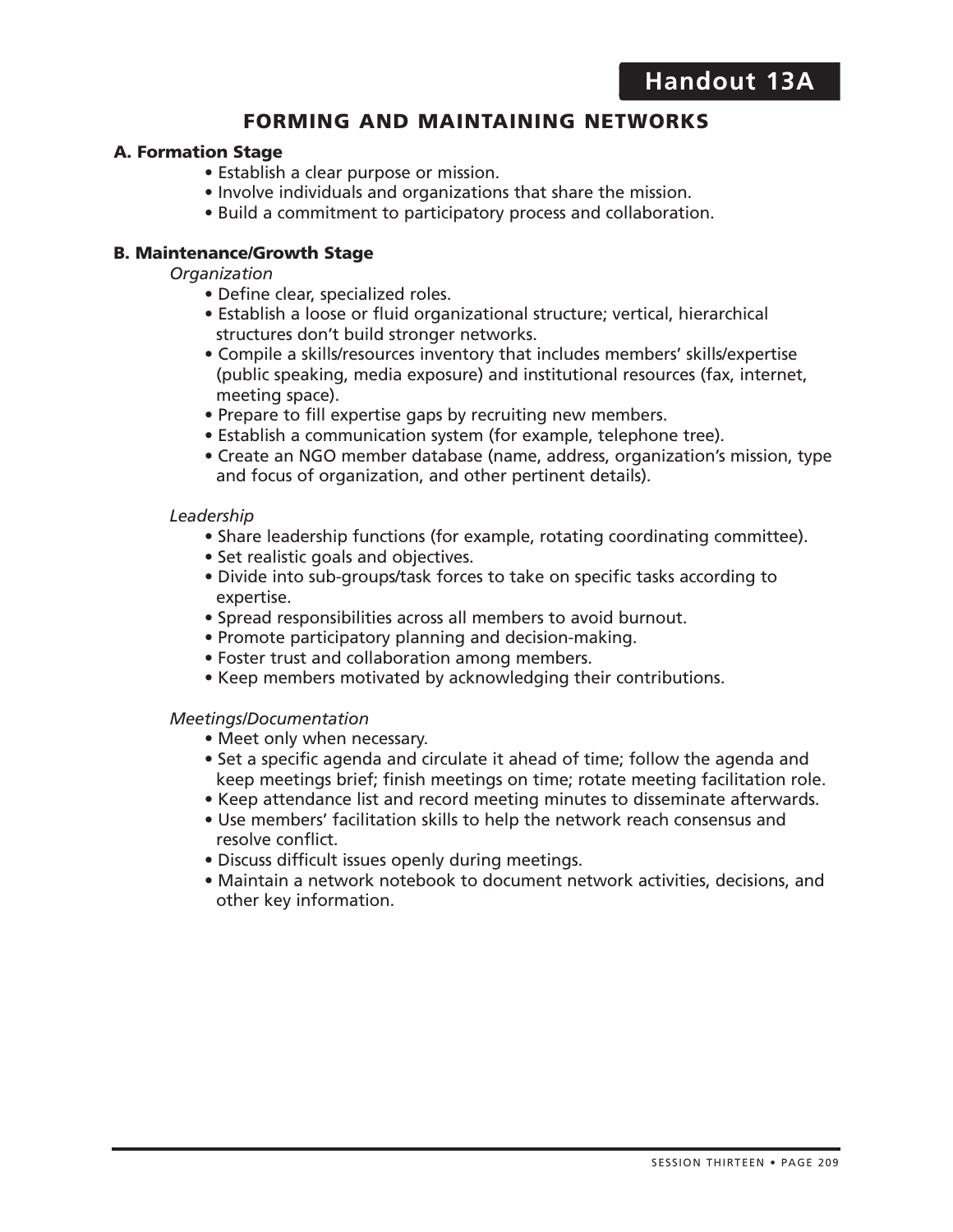# Handout 13A

## FORMING AND MAINTAINING NETWORKS

### A. Formation Stage

- Establish a clear purpose or mission.
- Involve individuals and organizations that share the mission.
- Build a commitment to participatory process and collaboration.

### B. Maintenance/Growth Stage

*Organization*

- Define clear, specialized roles.
- Establish a loose or fluid organizational structure; vertical, hierarchical structures don't build stronger networks.
- Compile a skills/resources inventory that includes members' skills/expertise (public speaking, media exposure) and institutional resources (fax, internet, meeting space).
- Prepare to fill expertise gaps by recruiting new members.
- Establish a communication system (for example, telephone tree).
- Create an NGO member database (name, address, organization's mission, type and focus of organization, and other pertinent details).

*Leadership*

- Share leadership functions (for example, rotating coordinating committee).
- Set realistic goals and objectives.
- Divide into sub-groups/task forces to take on specific tasks according to expertise.
- Spread responsibilities across all members to avoid burnout.
- Promote participatory planning and decision-making.
- Foster trust and collaboration among members.
- Keep members motivated by acknowledging their contributions.

*Meetings/Documentation*

- Meet only when necessary.
- Set a specific agenda and circulate it ahead of time; follow the agenda and keep meetings brief; finish meetings on time; rotate meeting facilitation role.
- Keep attendance list and record meeting minutes to disseminate afterwards.
- Use members' facilitation skills to help the network reach consensus and resolve conflict.
- Discuss difficult issues openly during meetings.
- Maintain a network notebook to document network activities, decisions, and other key information.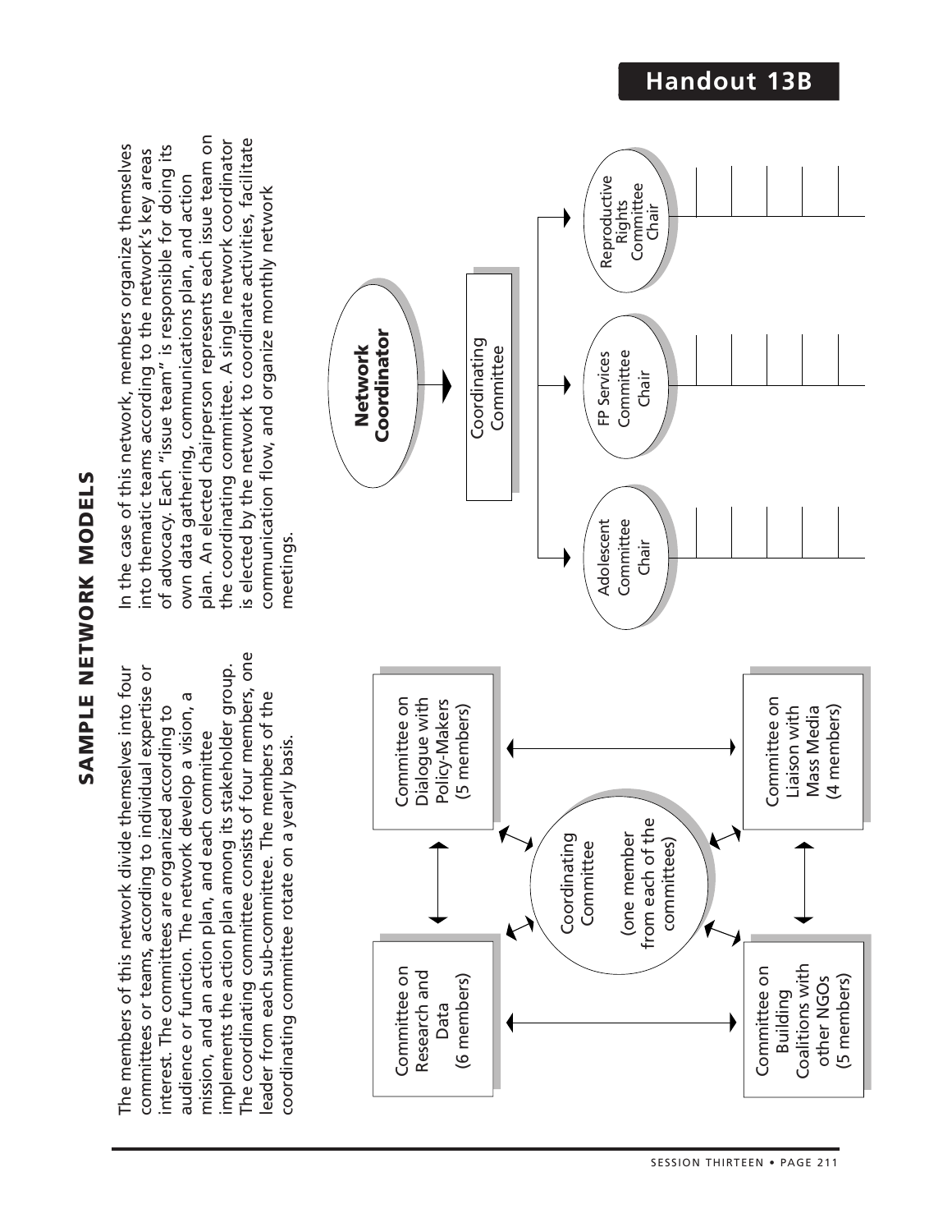# Handout 13B

## SAMPLE NETWORK MODELS

The members of this network divide themselves into four committees or teams, according to individual expertise or interest. The committees are organized according to audience or function. The network develop a vision, a mission, and an action plan, and each committee implements the action plan among its stakeholder group. The coordinating committee consists of four members, one leader from each sub-committee. The members of the coordinating committee rotate on a yearly basis.

- Committee on Research and Data (6 members)
- Committee on Dialogue with Policy-Makers (5 members)
- Coordinating Committee (one member from each of the committees)
- Committee on Building Coalitions with other NGOs (5 members)
- Committee on Liaison with Mass Media (4 members)

In the case of this network, members organize themselves into thematic teams according to the network's key areas of advocacy. Each "issue team" is responsible for doing its own data gathering, communications plan, and action plan. An elected chairperson represents each issue team on the coordinating committee. A single network coordinator is elected by the network to coordinate activities, facilitate communication flow, and organize monthly network meetings.

- **Network Coordinator**
  - Coordinating Committee
    - Adolescent Committee Chair
    - FP Services Committee Chair
    - Reproductive Rights Committee Chair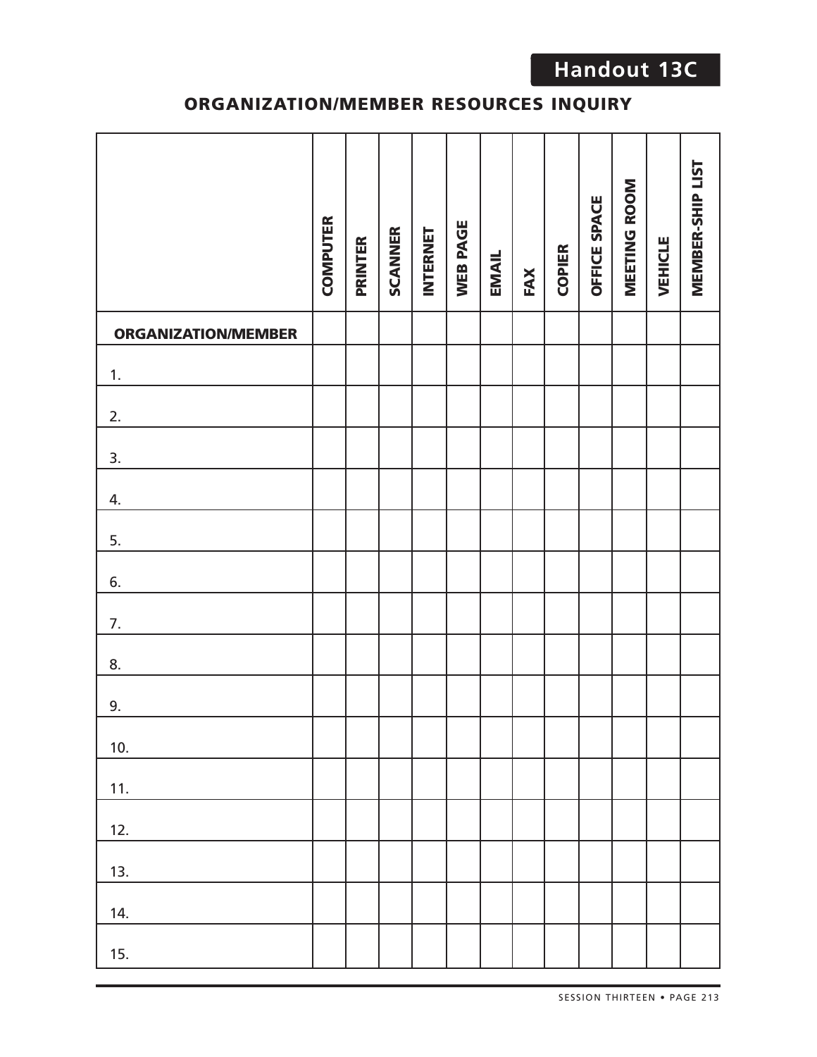Handout 13C

## ORGANIZATION/MEMBER RESOURCES INQUIRY

| | COMPUTER | PRINTER | SCANNER | INTERNET | WEB PAGE | EMAIL | FAX | COPIER | OFFICE SPACE | MEETING ROOM | VEHICLE | MEMBER-SHIP LIST |
|---|---|---|---|---|---|---|---|---|---|---|---|---|
| **ORGANIZATION/MEMBER** | | | | | | | | | | | | |
| 1. | | | | | | | | | | | | |
| 2. | | | | | | | | | | | | |
| 3. | | | | | | | | | | | | |
| 4. | | | | | | | | | | | | |
| 5. | | | | | | | | | | | | |
| 6. | | | | | | | | | | | | |
| 7. | | | | | | | | | | | | |
| 8. | | | | | | | | | | | | |
| 9. | | | | | | | | | | | | |
| 10. | | | | | | | | | | | | |
| 11. | | | | | | | | | | | | |
| 12. | | | | | | | | | | | | |
| 13. | | | | | | | | | | | | |
| 14. | | | | | | | | | | | | |
| 15. | | | | | | | | | | | | |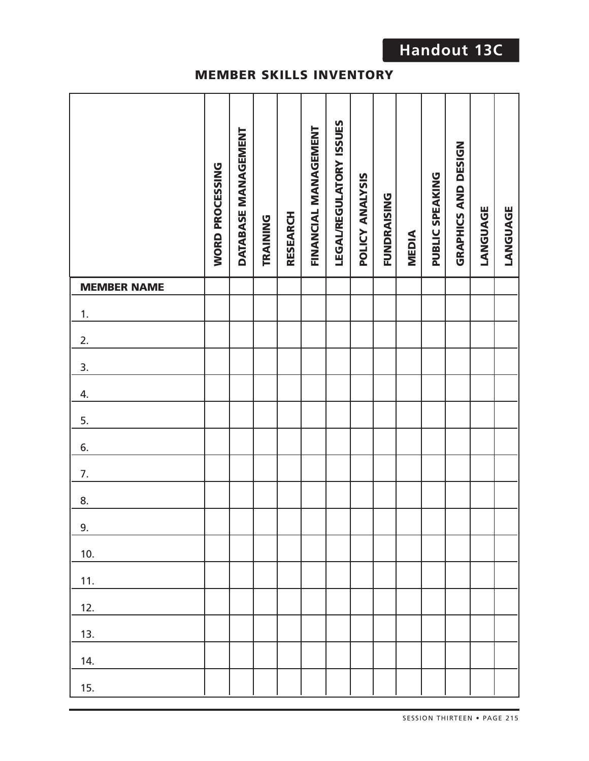Handout 13C

## MEMBER SKILLS INVENTORY

| | WORD PROCESSING | DATABASE MANAGEMENT | TRAINING | RESEARCH | FINANCIAL MANAGEMENT | LEGAL/REGULATORY ISSUES | POLICY ANALYSIS | FUNDRAISING | MEDIA | PUBLIC SPEAKING | GRAPHICS AND DESIGN | LANGUAGE | LANGUAGE |
|---|---|---|---|---|---|---|---|---|---|---|---|---|---|
| **MEMBER NAME** | | | | | | | | | | | | | |
| 1. | | | | | | | | | | | | | |
| 2. | | | | | | | | | | | | | |
| 3. | | | | | | | | | | | | | |
| 4. | | | | | | | | | | | | | |
| 5. | | | | | | | | | | | | | |
| 6. | | | | | | | | | | | | | |
| 7. | | | | | | | | | | | | | |
| 8. | | | | | | | | | | | | | |
| 9. | | | | | | | | | | | | | |
| 10. | | | | | | | | | | | | | |
| 11. | | | | | | | | | | | | | |
| 12. | | | | | | | | | | | | | |
| 13. | | | | | | | | | | | | | |
| 14. | | | | | | | | | | | | | |
| 15. | | | | | | | | | | | | | |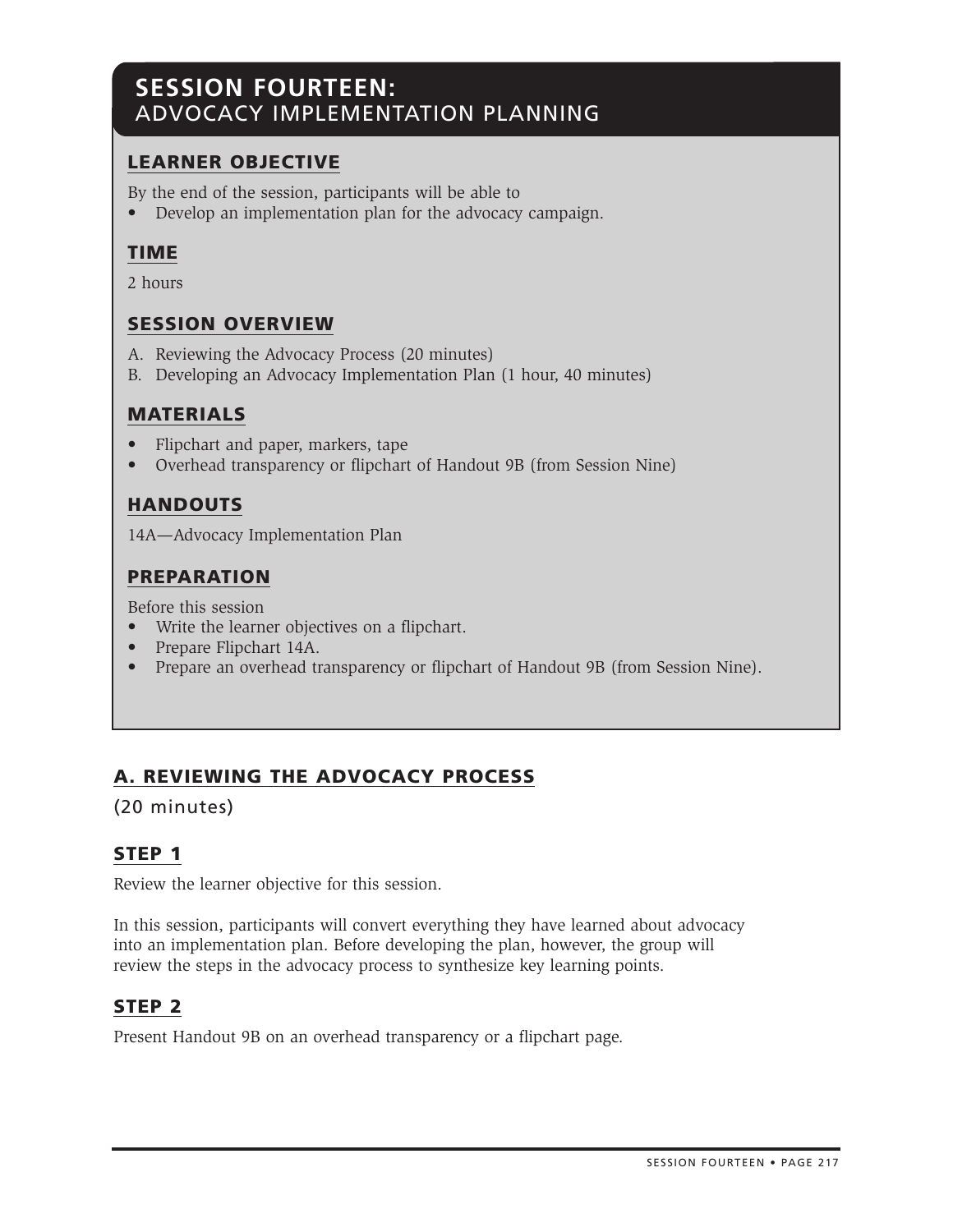# SESSION FOURTEEN: ADVOCACY IMPLEMENTATION PLANNING

## LEARNER OBJECTIVE

By the end of the session, participants will be able to

- Develop an implementation plan for the advocacy campaign.

## TIME

2 hours

## SESSION OVERVIEW

A. Reviewing the Advocacy Process (20 minutes)
B. Developing an Advocacy Implementation Plan (1 hour, 40 minutes)

## MATERIALS

- Flipchart and paper, markers, tape
- Overhead transparency or flipchart of Handout 9B (from Session Nine)

## HANDOUTS

14A—Advocacy Implementation Plan

## PREPARATION

Before this session

- Write the learner objectives on a flipchart.
- Prepare Flipchart 14A.
- Prepare an overhead transparency or flipchart of Handout 9B (from Session Nine).

## A. REVIEWING THE ADVOCACY PROCESS

(20 minutes)

### STEP 1

Review the learner objective for this session.

In this session, participants will convert everything they have learned about advocacy into an implementation plan. Before developing the plan, however, the group will review the steps in the advocacy process to synthesize key learning points.

### STEP 2

Present Handout 9B on an overhead transparency or a flipchart page.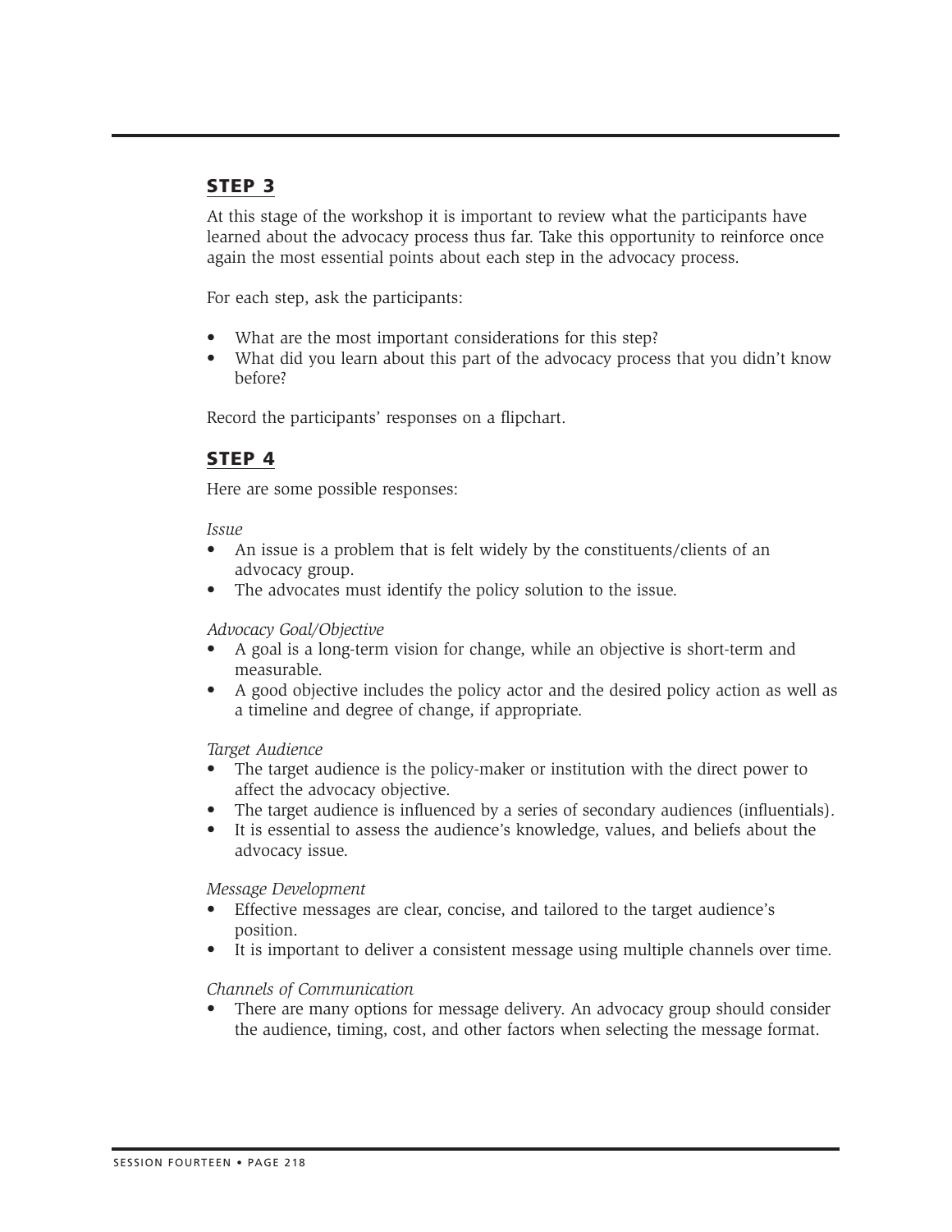## STEP 3

At this stage of the workshop it is important to review what the participants have learned about the advocacy process thus far. Take this opportunity to reinforce once again the most essential points about each step in the advocacy process.

For each step, ask the participants:

- What are the most important considerations for this step?
- What did you learn about this part of the advocacy process that you didn't know before?

Record the participants' responses on a flipchart.

## STEP 4

Here are some possible responses:

*Issue*

- An issue is a problem that is felt widely by the constituents/clients of an advocacy group.
- The advocates must identify the policy solution to the issue.

*Advocacy Goal/Objective*

- A goal is a long-term vision for change, while an objective is short-term and measurable.
- A good objective includes the policy actor and the desired policy action as well as a timeline and degree of change, if appropriate.

*Target Audience*

- The target audience is the policy-maker or institution with the direct power to affect the advocacy objective.
- The target audience is influenced by a series of secondary audiences (influentials).
- It is essential to assess the audience's knowledge, values, and beliefs about the advocacy issue.

*Message Development*

- Effective messages are clear, concise, and tailored to the target audience's position.
- It is important to deliver a consistent message using multiple channels over time.

*Channels of Communication*

- There are many options for message delivery. An advocacy group should consider the audience, timing, cost, and other factors when selecting the message format.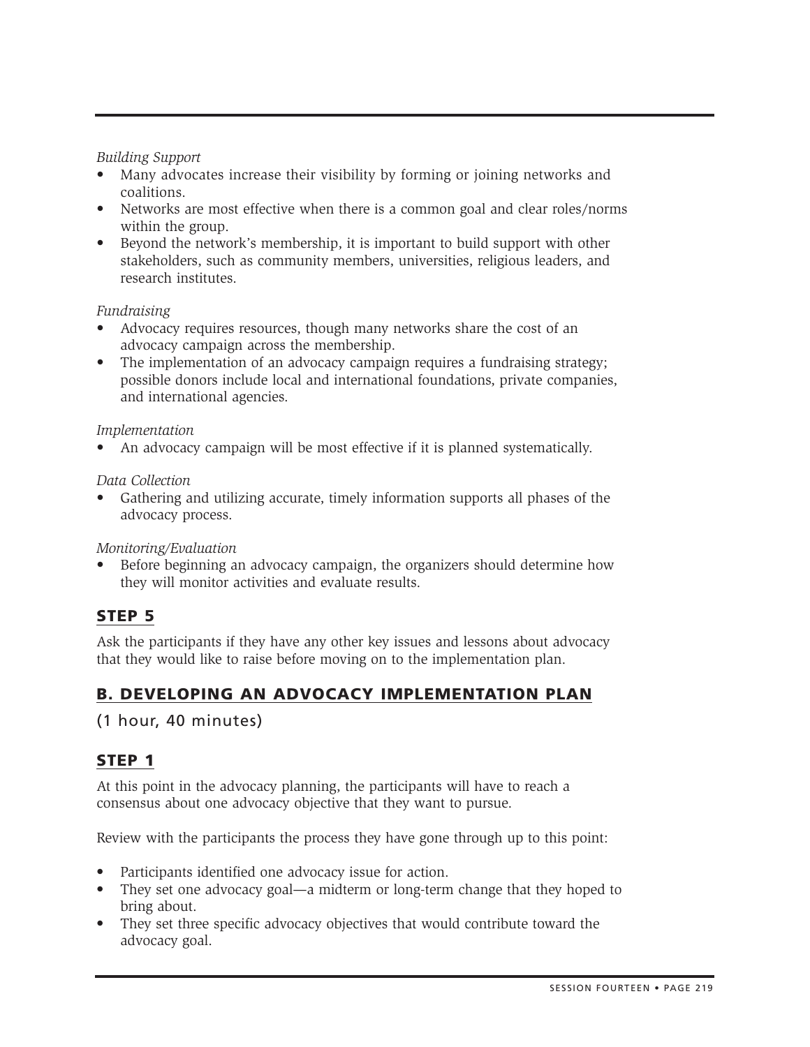*Building Support*

- Many advocates increase their visibility by forming or joining networks and coalitions.
- Networks are most effective when there is a common goal and clear roles/norms within the group.
- Beyond the network's membership, it is important to build support with other stakeholders, such as community members, universities, religious leaders, and research institutes.

*Fundraising*

- Advocacy requires resources, though many networks share the cost of an advocacy campaign across the membership.
- The implementation of an advocacy campaign requires a fundraising strategy; possible donors include local and international foundations, private companies, and international agencies.

*Implementation*

- An advocacy campaign will be most effective if it is planned systematically.

*Data Collection*

- Gathering and utilizing accurate, timely information supports all phases of the advocacy process.

*Monitoring/Evaluation*

- Before beginning an advocacy campaign, the organizers should determine how they will monitor activities and evaluate results.

## STEP 5

Ask the participants if they have any other key issues and lessons about advocacy that they would like to raise before moving on to the implementation plan.

## B. DEVELOPING AN ADVOCACY IMPLEMENTATION PLAN

(1 hour, 40 minutes)

## STEP 1

At this point in the advocacy planning, the participants will have to reach a consensus about one advocacy objective that they want to pursue.

Review with the participants the process they have gone through up to this point:

- Participants identified one advocacy issue for action.
- They set one advocacy goal—a midterm or long-term change that they hoped to bring about.
- They set three specific advocacy objectives that would contribute toward the advocacy goal.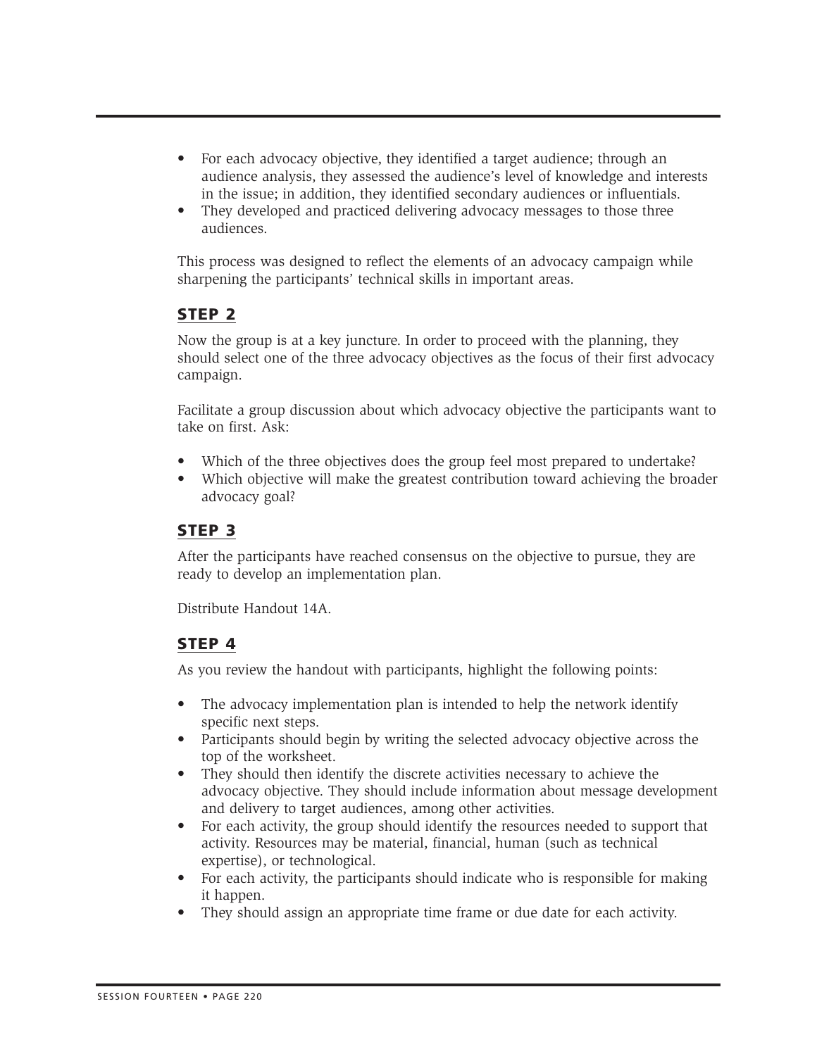- For each advocacy objective, they identified a target audience; through an audience analysis, they assessed the audience's level of knowledge and interests in the issue; in addition, they identified secondary audiences or influentials.
- They developed and practiced delivering advocacy messages to those three audiences.

This process was designed to reflect the elements of an advocacy campaign while sharpening the participants' technical skills in important areas.

## STEP 2

Now the group is at a key juncture. In order to proceed with the planning, they should select one of the three advocacy objectives as the focus of their first advocacy campaign.

Facilitate a group discussion about which advocacy objective the participants want to take on first. Ask:

- Which of the three objectives does the group feel most prepared to undertake?
- Which objective will make the greatest contribution toward achieving the broader advocacy goal?

## STEP 3

After the participants have reached consensus on the objective to pursue, they are ready to develop an implementation plan.

Distribute Handout 14A.

## STEP 4

As you review the handout with participants, highlight the following points:

- The advocacy implementation plan is intended to help the network identify specific next steps.
- Participants should begin by writing the selected advocacy objective across the top of the worksheet.
- They should then identify the discrete activities necessary to achieve the advocacy objective. They should include information about message development and delivery to target audiences, among other activities.
- For each activity, the group should identify the resources needed to support that activity. Resources may be material, financial, human (such as technical expertise), or technological.
- For each activity, the participants should indicate who is responsible for making it happen.
- They should assign an appropriate time frame or due date for each activity.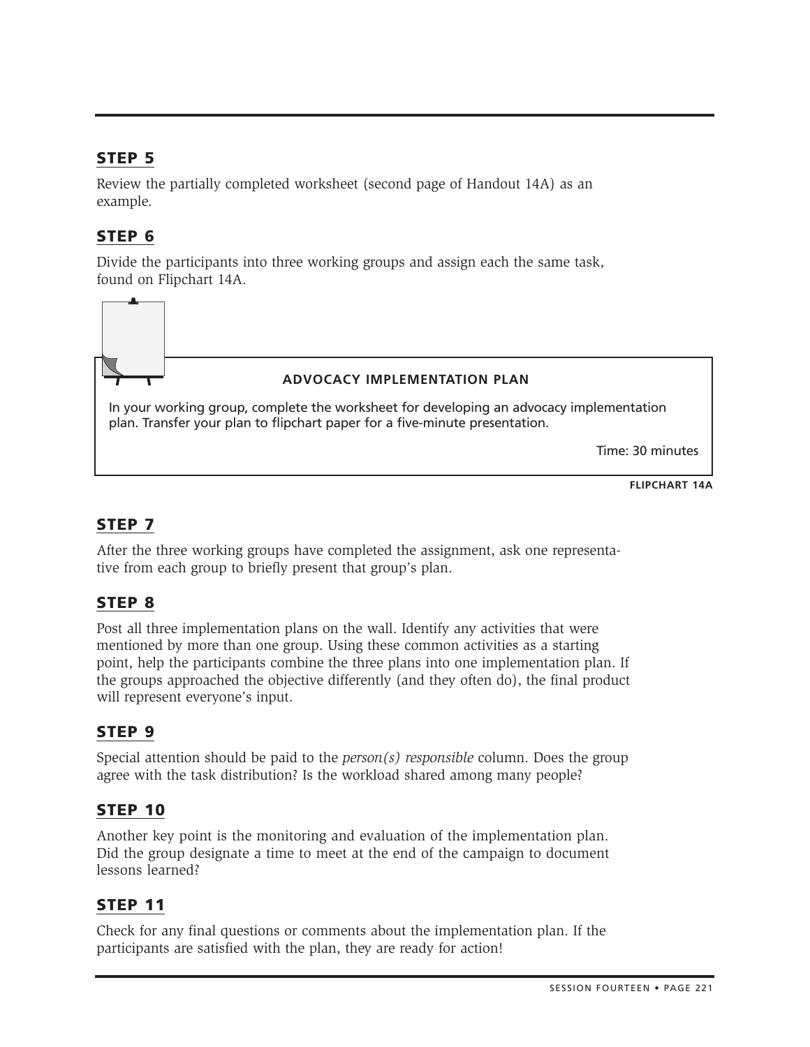## STEP 5

Review the partially completed worksheet (second page of Handout 14A) as an example.

## STEP 6

Divide the participants into three working groups and assign each the same task, found on Flipchart 14A.

> **ADVOCACY IMPLEMENTATION PLAN**
>
> In your working group, complete the worksheet for developing an advocacy implementation plan. Transfer your plan to flipchart paper for a five-minute presentation.
>
> Time: 30 minutes

**FLIPCHART 14A**

## STEP 7

After the three working groups have completed the assignment, ask one representative from each group to briefly present that group's plan.

## STEP 8

Post all three implementation plans on the wall. Identify any activities that were mentioned by more than one group. Using these common activities as a starting point, help the participants combine the three plans into one implementation plan. If the groups approached the objective differently (and they often do), the final product will represent everyone's input.

## STEP 9

Special attention should be paid to the *person(s) responsible* column. Does the group agree with the task distribution? Is the workload shared among many people?

## STEP 10

Another key point is the monitoring and evaluation of the implementation plan. Did the group designate a time to meet at the end of the campaign to document lessons learned?

## STEP 11

Check for any final questions or comments about the implementation plan. If the participants are satisfied with the plan, they are ready for action!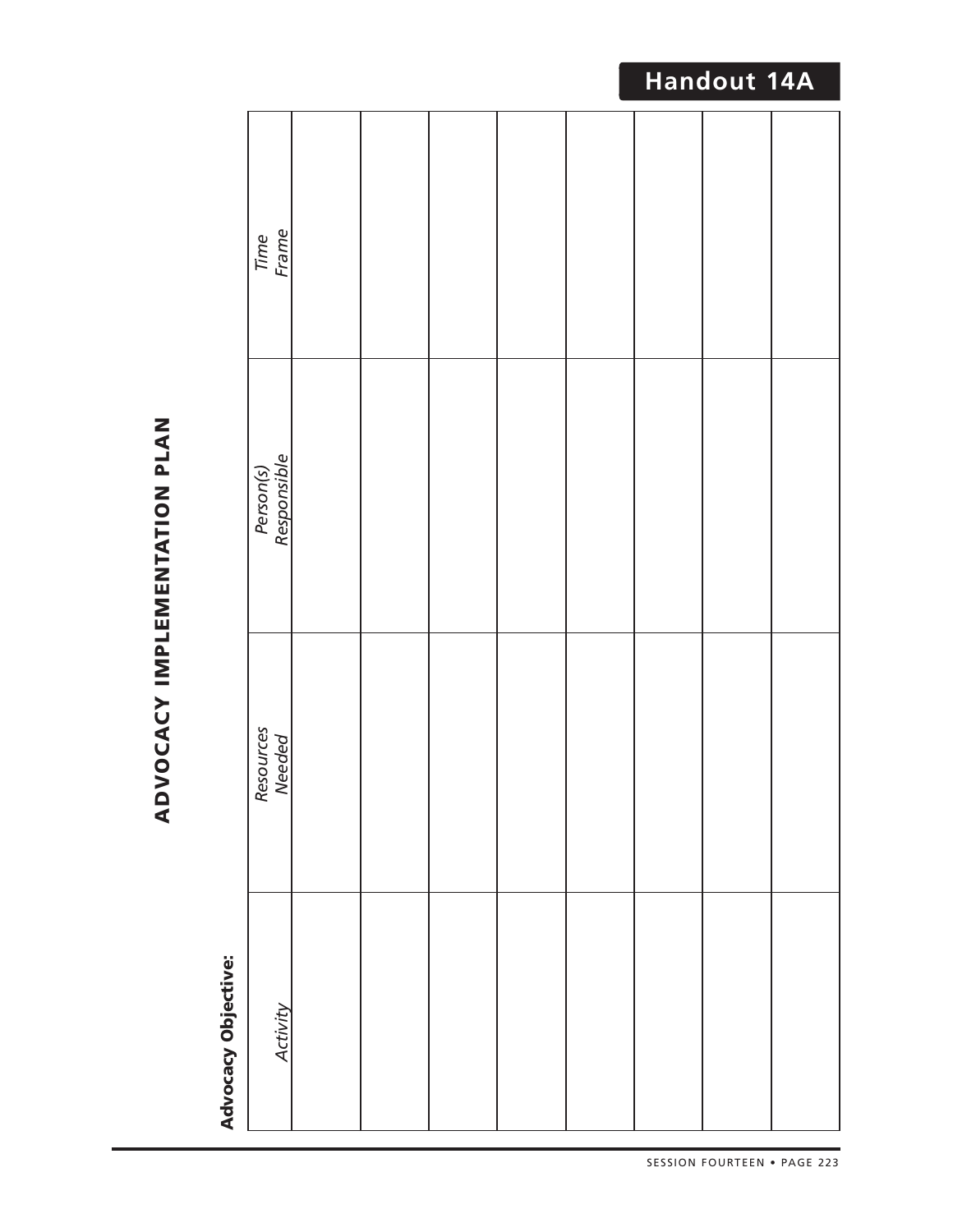# Handout 14A

## ADVOCACY IMPLEMENTATION PLAN

**Advocacy Objective:**

| *Activity* | *Resources Needed* | *Person(s) Responsible* | *Time Frame* |
|---|---|---|---|
| | | | |
| | | | |
| | | | |
| | | | |
| | | | |
| | | | |
| | | | |
| | | | |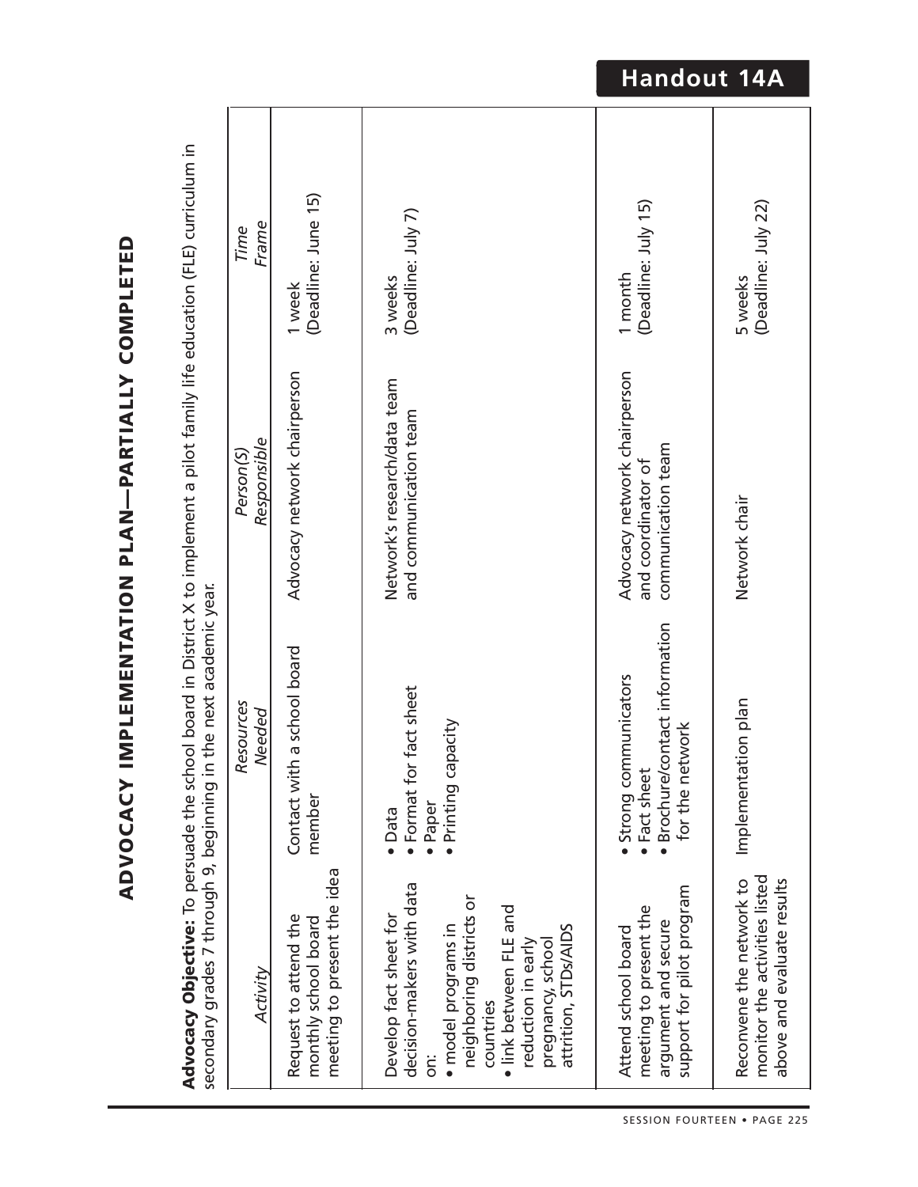# Handout 14A

## ADVOCACY IMPLEMENTATION PLAN—PARTIALLY COMPLETED

**Advocacy Objective:** To persuade the school board in District X to implement a pilot family life education (FLE) curriculum in secondary grades 7 through 9, beginning in the next academic year.

| *Activity* | *Resources Needed* | *Person(S) Responsible* | *Time Frame* |
|---|---|---|---|
| Request to attend the monthly school board meeting to present the idea | Contact with a school board member | Advocacy network chairperson | 1 week (Deadline: June 15) |
| Develop fact sheet for decision-makers with data on:<br>• model programs in neighboring districts or countries<br>• link between FLE and reduction in early pregnancy, school attrition, STDs/AIDS | • Data<br>• Format for fact sheet<br>• Paper<br>• Printing capacity | Network's research/data team and communication team | 3 weeks (Deadline: July 7) |
| Attend school board meeting to present the argument and secure support for pilot program | • Strong communicators<br>• Fact sheet<br>• Brochure/contact information for the network | Advocacy network chairperson and coordinator of communication team | 1 month (Deadline: July 15) |
| Reconvene the network to monitor the activities listed above and evaluate results | Implementation plan | Network chair | 5 weeks (Deadline: July 22) |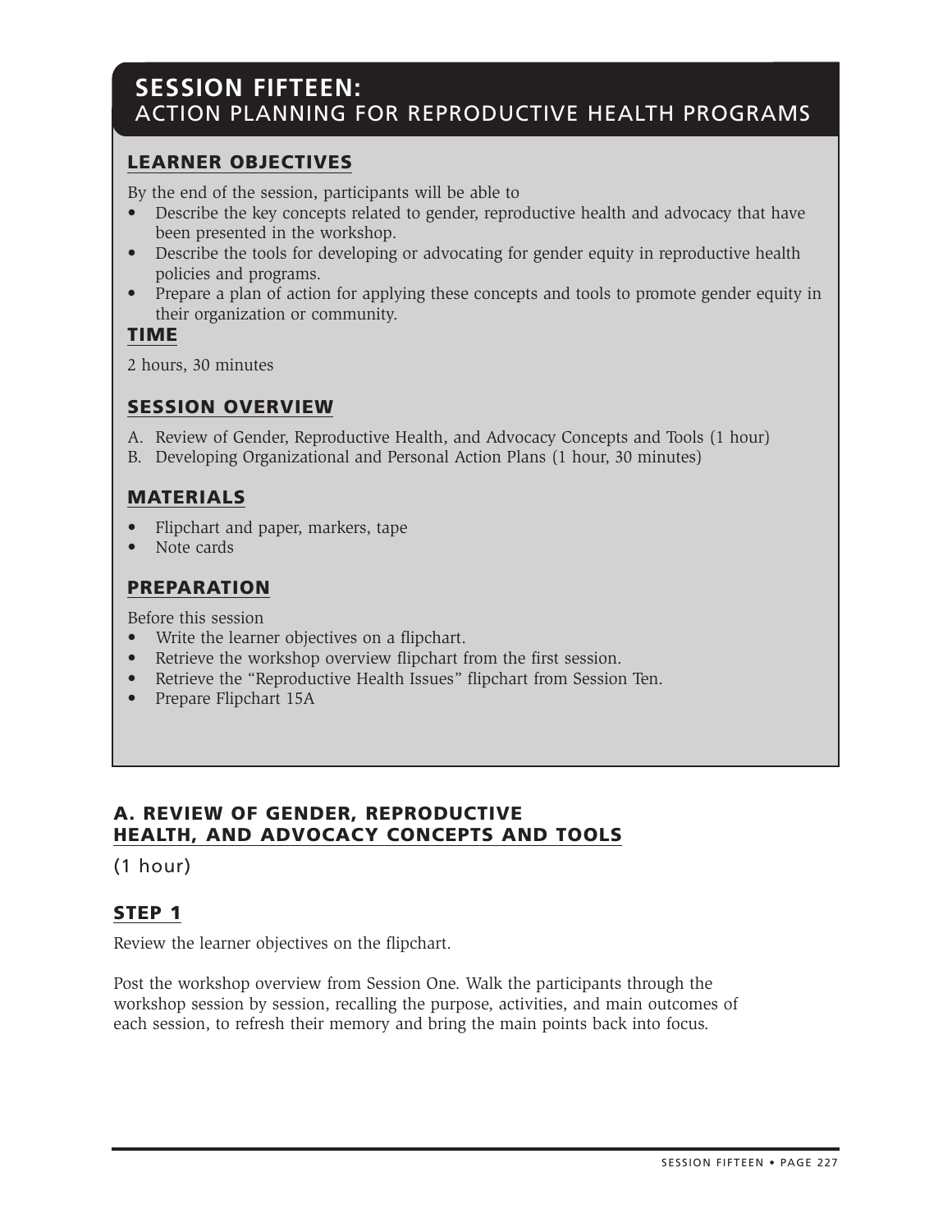# SESSION FIFTEEN: ACTION PLANNING FOR REPRODUCTIVE HEALTH PROGRAMS

## LEARNER OBJECTIVES

By the end of the session, participants will be able to

- Describe the key concepts related to gender, reproductive health and advocacy that have been presented in the workshop.
- Describe the tools for developing or advocating for gender equity in reproductive health policies and programs.
- Prepare a plan of action for applying these concepts and tools to promote gender equity in their organization or community.

## TIME

2 hours, 30 minutes

## SESSION OVERVIEW

A. Review of Gender, Reproductive Health, and Advocacy Concepts and Tools (1 hour)
B. Developing Organizational and Personal Action Plans (1 hour, 30 minutes)

## MATERIALS

- Flipchart and paper, markers, tape
- Note cards

## PREPARATION

Before this session

- Write the learner objectives on a flipchart.
- Retrieve the workshop overview flipchart from the first session.
- Retrieve the "Reproductive Health Issues" flipchart from Session Ten.
- Prepare Flipchart 15A

## A. REVIEW OF GENDER, REPRODUCTIVE HEALTH, AND ADVOCACY CONCEPTS AND TOOLS

(1 hour)

### STEP 1

Review the learner objectives on the flipchart.

Post the workshop overview from Session One. Walk the participants through the workshop session by session, recalling the purpose, activities, and main outcomes of each session, to refresh their memory and bring the main points back into focus.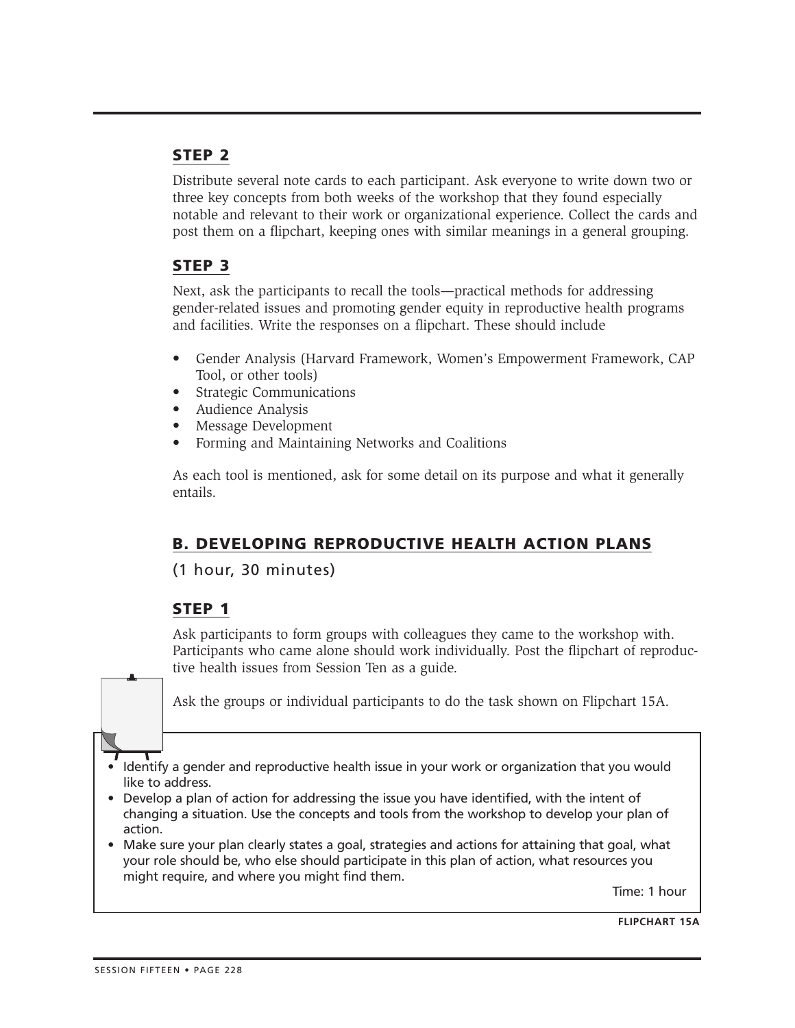## STEP 2

Distribute several note cards to each participant. Ask everyone to write down two or three key concepts from both weeks of the workshop that they found especially notable and relevant to their work or organizational experience. Collect the cards and post them on a flipchart, keeping ones with similar meanings in a general grouping.

## STEP 3

Next, ask the participants to recall the tools—practical methods for addressing gender-related issues and promoting gender equity in reproductive health programs and facilities. Write the responses on a flipchart. These should include

- Gender Analysis (Harvard Framework, Women's Empowerment Framework, CAP Tool, or other tools)
- Strategic Communications
- Audience Analysis
- Message Development
- Forming and Maintaining Networks and Coalitions

As each tool is mentioned, ask for some detail on its purpose and what it generally entails.

# B. DEVELOPING REPRODUCTIVE HEALTH ACTION PLANS

(1 hour, 30 minutes)

## STEP 1

Ask participants to form groups with colleagues they came to the workshop with. Participants who came alone should work individually. Post the flipchart of reproductive health issues from Session Ten as a guide.

Ask the groups or individual participants to do the task shown on Flipchart 15A.

- Identify a gender and reproductive health issue in your work or organization that you would like to address.
- Develop a plan of action for addressing the issue you have identified, with the intent of changing a situation. Use the concepts and tools from the workshop to develop your plan of action.
- Make sure your plan clearly states a goal, strategies and actions for attaining that goal, what your role should be, who else should participate in this plan of action, what resources you might require, and where you might find them.

Time: 1 hour

**FLIPCHART 15A**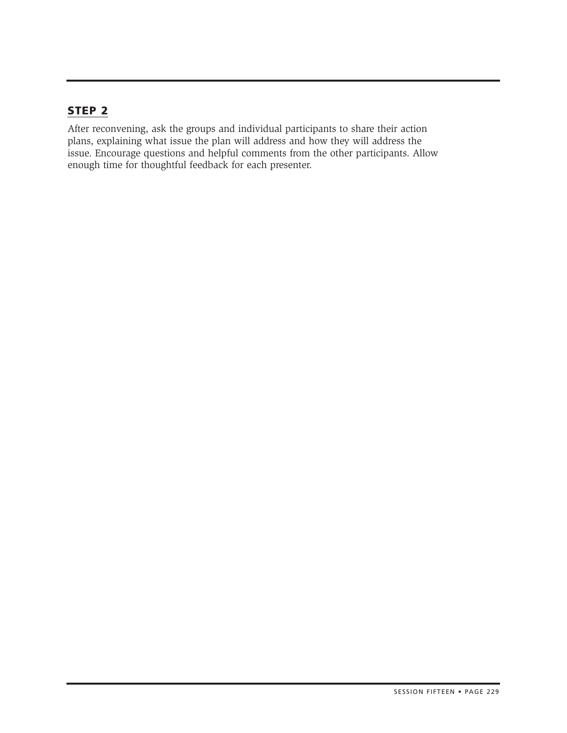## STEP 2

After reconvening, ask the groups and individual participants to share their action plans, explaining what issue the plan will address and how they will address the issue. Encourage questions and helpful comments from the other participants. Allow enough time for thoughtful feedback for each presenter.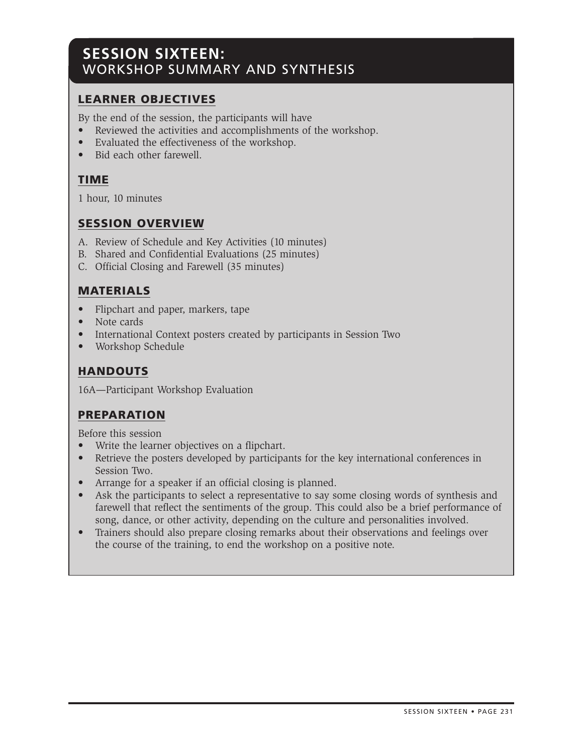# SESSION SIXTEEN:
## WORKSHOP SUMMARY AND SYNTHESIS

### LEARNER OBJECTIVES

By the end of the session, the participants will have

- Reviewed the activities and accomplishments of the workshop.
- Evaluated the effectiveness of the workshop.
- Bid each other farewell.

### TIME

1 hour, 10 minutes

### SESSION OVERVIEW

A. Review of Schedule and Key Activities (10 minutes)
B. Shared and Confidential Evaluations (25 minutes)
C. Official Closing and Farewell (35 minutes)

### MATERIALS

- Flipchart and paper, markers, tape
- Note cards
- International Context posters created by participants in Session Two
- Workshop Schedule

### HANDOUTS

16A—Participant Workshop Evaluation

### PREPARATION

Before this session

- Write the learner objectives on a flipchart.
- Retrieve the posters developed by participants for the key international conferences in Session Two.
- Arrange for a speaker if an official closing is planned.
- Ask the participants to select a representative to say some closing words of synthesis and farewell that reflect the sentiments of the group. This could also be a brief performance of song, dance, or other activity, depending on the culture and personalities involved.
- Trainers should also prepare closing remarks about their observations and feelings over the course of the training, to end the workshop on a positive note.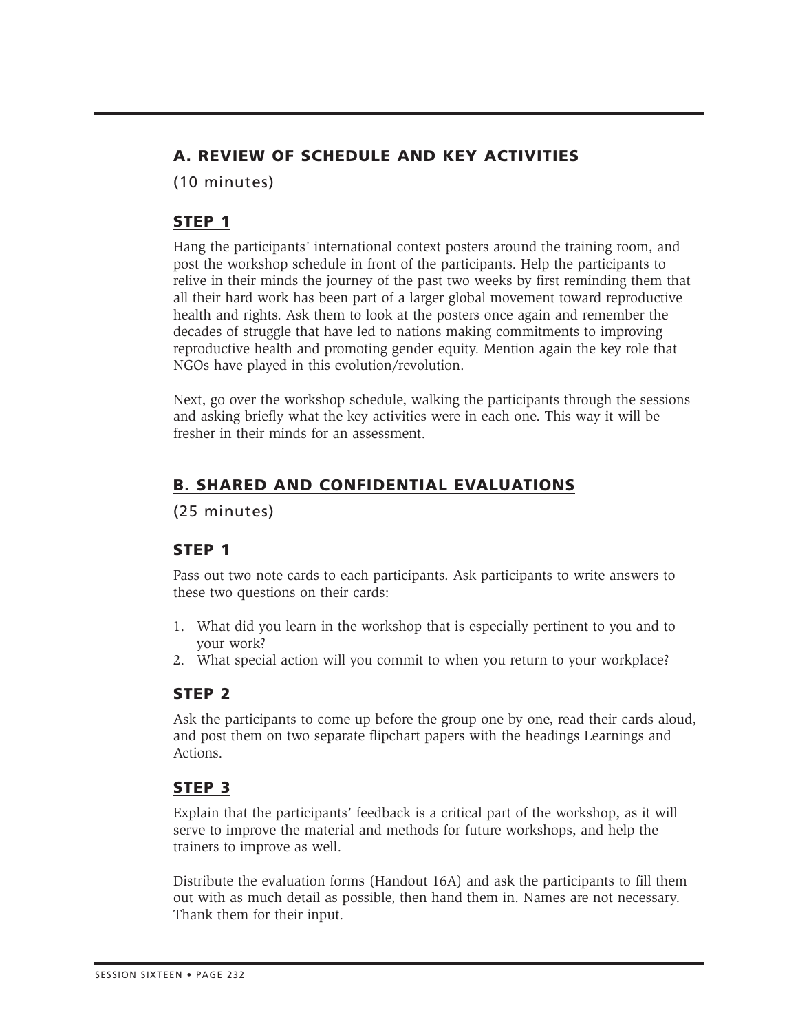## A. REVIEW OF SCHEDULE AND KEY ACTIVITIES

(10 minutes)

### STEP 1

Hang the participants' international context posters around the training room, and post the workshop schedule in front of the participants. Help the participants to relive in their minds the journey of the past two weeks by first reminding them that all their hard work has been part of a larger global movement toward reproductive health and rights. Ask them to look at the posters once again and remember the decades of struggle that have led to nations making commitments to improving reproductive health and promoting gender equity. Mention again the key role that NGOs have played in this evolution/revolution.

Next, go over the workshop schedule, walking the participants through the sessions and asking briefly what the key activities were in each one. This way it will be fresher in their minds for an assessment.

## B. SHARED AND CONFIDENTIAL EVALUATIONS

(25 minutes)

### STEP 1

Pass out two note cards to each participants. Ask participants to write answers to these two questions on their cards:

1. What did you learn in the workshop that is especially pertinent to you and to your work?
2. What special action will you commit to when you return to your workplace?

### STEP 2

Ask the participants to come up before the group one by one, read their cards aloud, and post them on two separate flipchart papers with the headings Learnings and Actions.

### STEP 3

Explain that the participants' feedback is a critical part of the workshop, as it will serve to improve the material and methods for future workshops, and help the trainers to improve as well.

Distribute the evaluation forms (Handout 16A) and ask the participants to fill them out with as much detail as possible, then hand them in. Names are not necessary. Thank them for their input.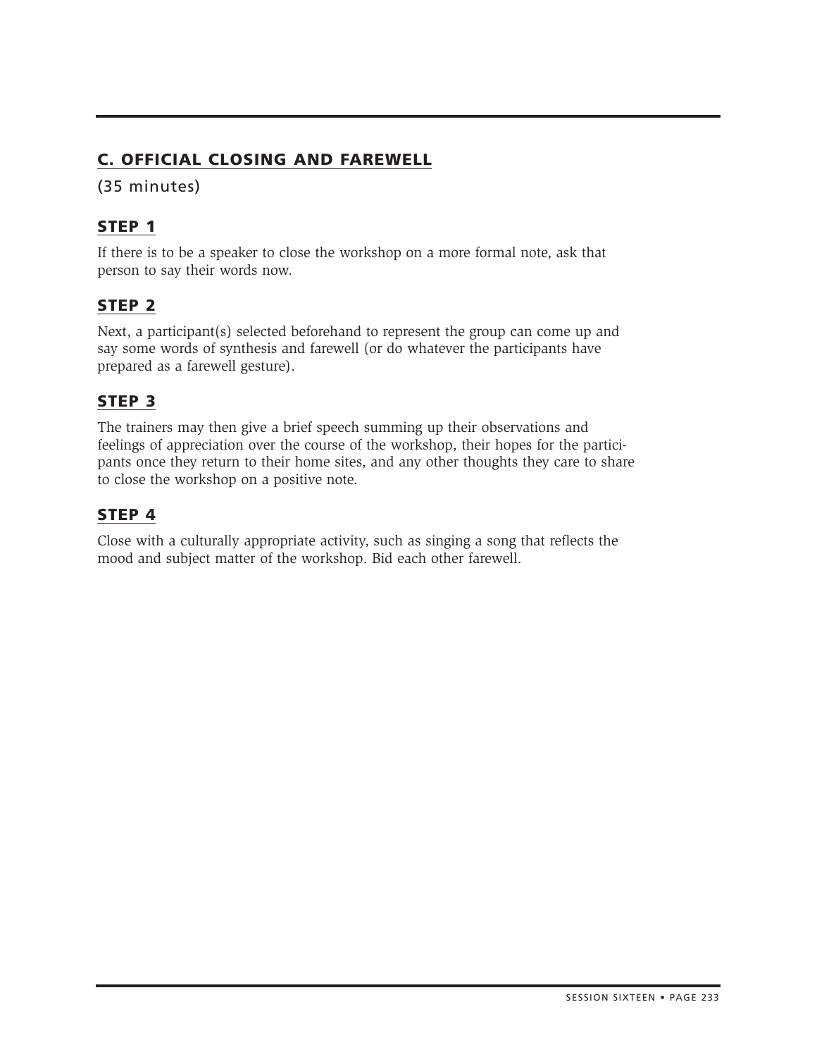## C. OFFICIAL CLOSING AND FAREWELL

(35 minutes)

### STEP 1

If there is to be a speaker to close the workshop on a more formal note, ask that person to say their words now.

### STEP 2

Next, a participant(s) selected beforehand to represent the group can come up and say some words of synthesis and farewell (or do whatever the participants have prepared as a farewell gesture).

### STEP 3

The trainers may then give a brief speech summing up their observations and feelings of appreciation over the course of the workshop, their hopes for the participants once they return to their home sites, and any other thoughts they care to share to close the workshop on a positive note.

### STEP 4

Close with a culturally appropriate activity, such as singing a song that reflects the mood and subject matter of the workshop. Bid each other farewell.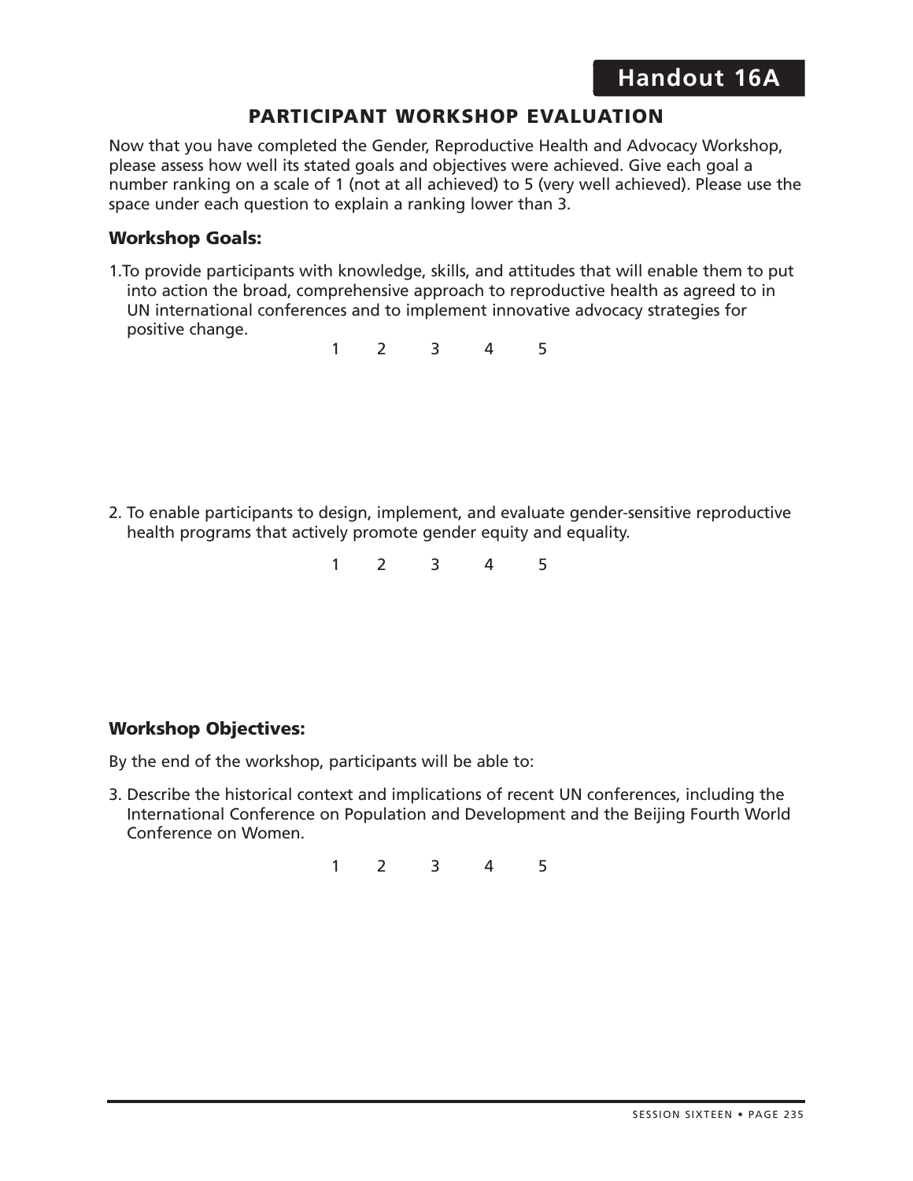## Handout 16A

### PARTICIPANT WORKSHOP EVALUATION

Now that you have completed the Gender, Reproductive Health and Advocacy Workshop, please assess how well its stated goals and objectives were achieved. Give each goal a number ranking on a scale of 1 (not at all achieved) to 5 (very well achieved). Please use the space under each question to explain a ranking lower than 3.

### Workshop Goals:

1.To provide participants with knowledge, skills, and attitudes that will enable them to put into action the broad, comprehensive approach to reproductive health as agreed to in UN international conferences and to implement innovative advocacy strategies for positive change.

1 2 3 4 5

2. To enable participants to design, implement, and evaluate gender-sensitive reproductive health programs that actively promote gender equity and equality.

1 2 3 4 5

### Workshop Objectives:

By the end of the workshop, participants will be able to:

3. Describe the historical context and implications of recent UN conferences, including the International Conference on Population and Development and the Beijing Fourth World Conference on Women.

1 2 3 4 5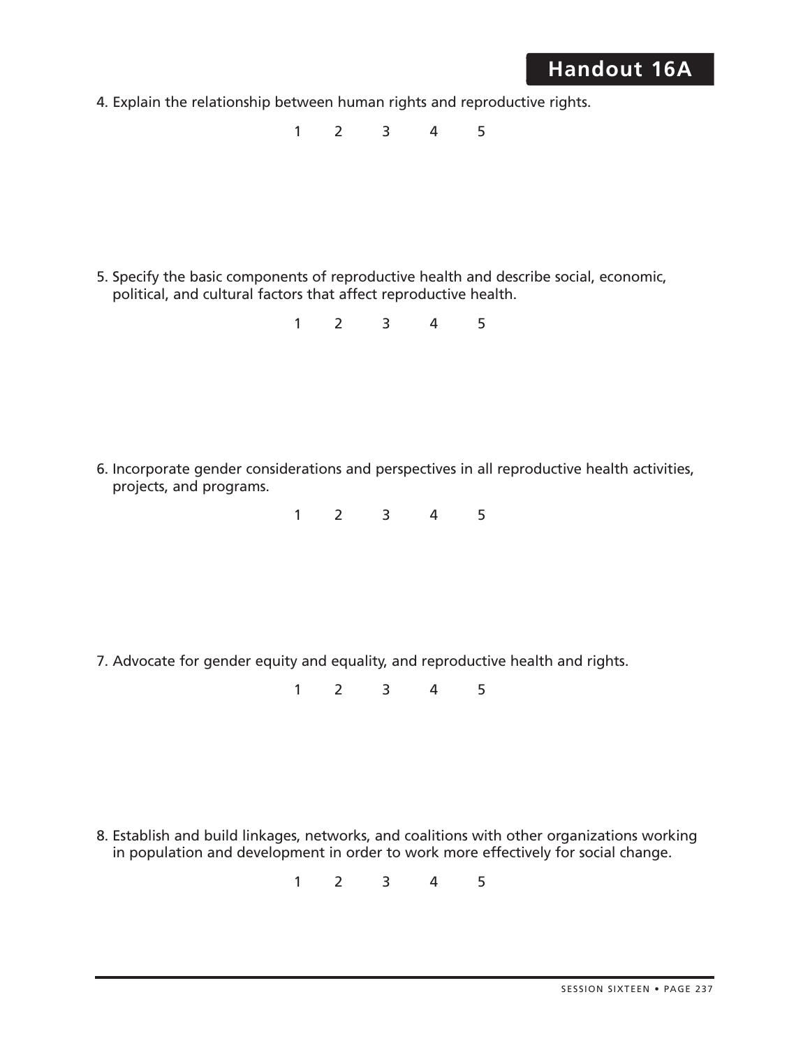# Handout 16A

4. Explain the relationship between human rights and reproductive rights.

   1 2 3 4 5

5. Specify the basic components of reproductive health and describe social, economic, political, and cultural factors that affect reproductive health.

   1 2 3 4 5

6. Incorporate gender considerations and perspectives in all reproductive health activities, projects, and programs.

   1 2 3 4 5

7. Advocate for gender equity and equality, and reproductive health and rights.

   1 2 3 4 5

8. Establish and build linkages, networks, and coalitions with other organizations working in population and development in order to work more effectively for social change.

   1 2 3 4 5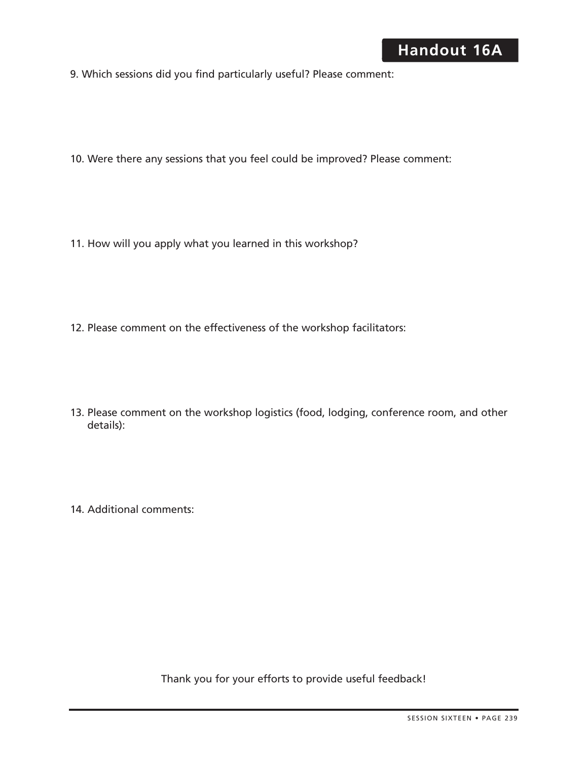## Handout 16A

9. Which sessions did you find particularly useful? Please comment:

10. Were there any sessions that you feel could be improved? Please comment:

11. How will you apply what you learned in this workshop?

12. Please comment on the effectiveness of the workshop facilitators:

13. Please comment on the workshop logistics (food, lodging, conference room, and other details):

14. Additional comments:

Thank you for your efforts to provide useful feedback!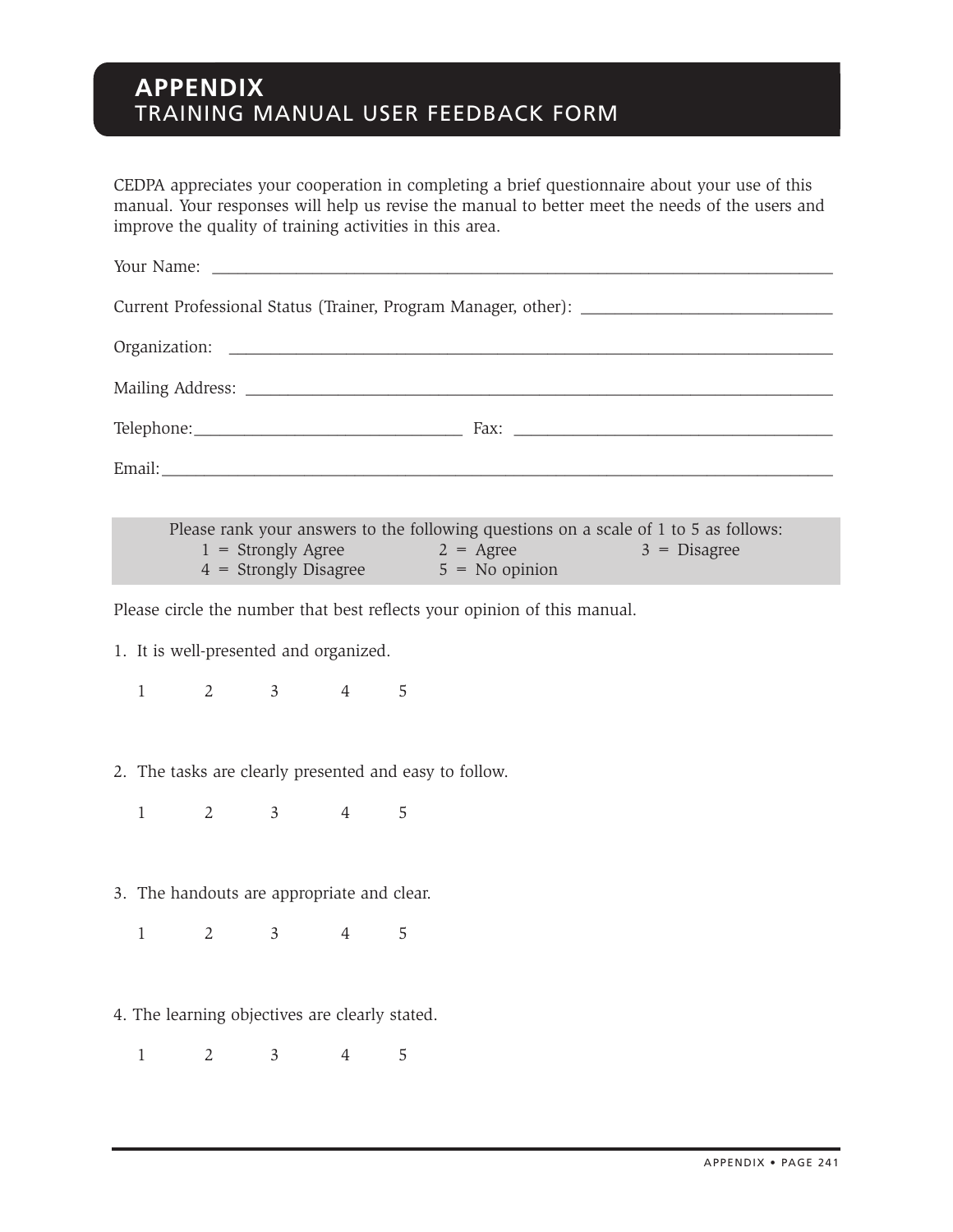# APPENDIX
## TRAINING MANUAL USER FEEDBACK FORM

CEDPA appreciates your cooperation in completing a brief questionnaire about your use of this manual. Your responses will help us revise the manual to better meet the needs of the users and improve the quality of training activities in this area.

Your Name: ___________________________________________________________________________

Current Professional Status (Trainer, Program Manager, other): ______________________________

Organization: _________________________________________________________________________

Mailing Address: ______________________________________________________________________

Telephone: ________________________________ Fax: _______________________________________

Email: ________________________________________________________________________________

Please rank your answers to the following questions on a scale of 1 to 5 as follows:

1 = Strongly Agree    2 = Agree    3 = Disagree
4 = Strongly Disagree    5 = No opinion

Please circle the number that best reflects your opinion of this manual.

1. It is well-presented and organized.

   1    2    3    4    5

2. The tasks are clearly presented and easy to follow.

   1    2    3    4    5

3. The handouts are appropriate and clear.

   1    2    3    4    5

4. The learning objectives are clearly stated.

   1    2    3    4    5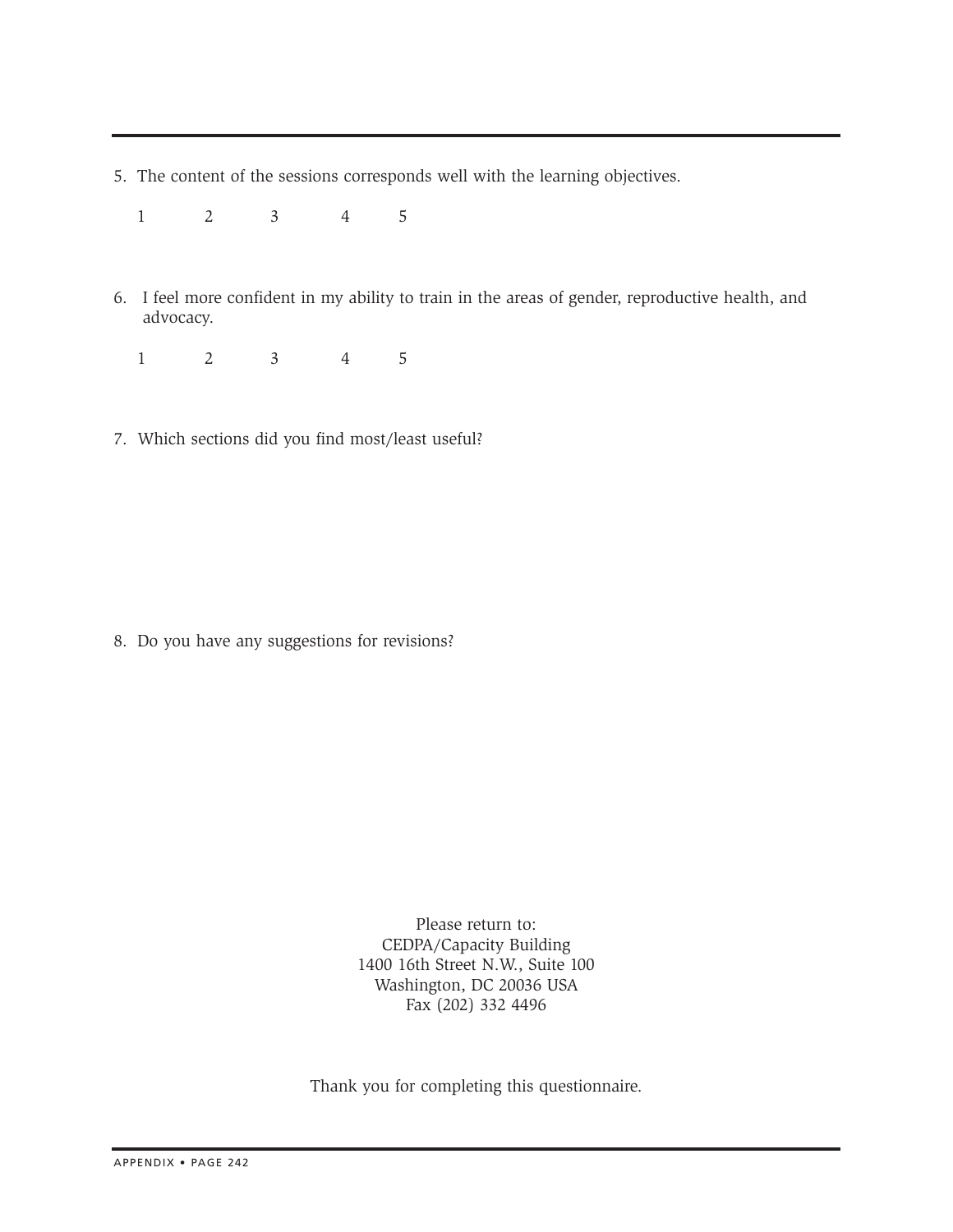5. The content of the sessions corresponds well with the learning objectives.

   1 2 3 4 5

6. I feel more confident in my ability to train in the areas of gender, reproductive health, and advocacy.

   1 2 3 4 5

7. Which sections did you find most/least useful?

8. Do you have any suggestions for revisions?

Please return to:
CEDPA/Capacity Building
1400 16th Street N.W., Suite 100
Washington, DC 20036 USA
Fax (202) 332 4496

Thank you for completing this questionnaire.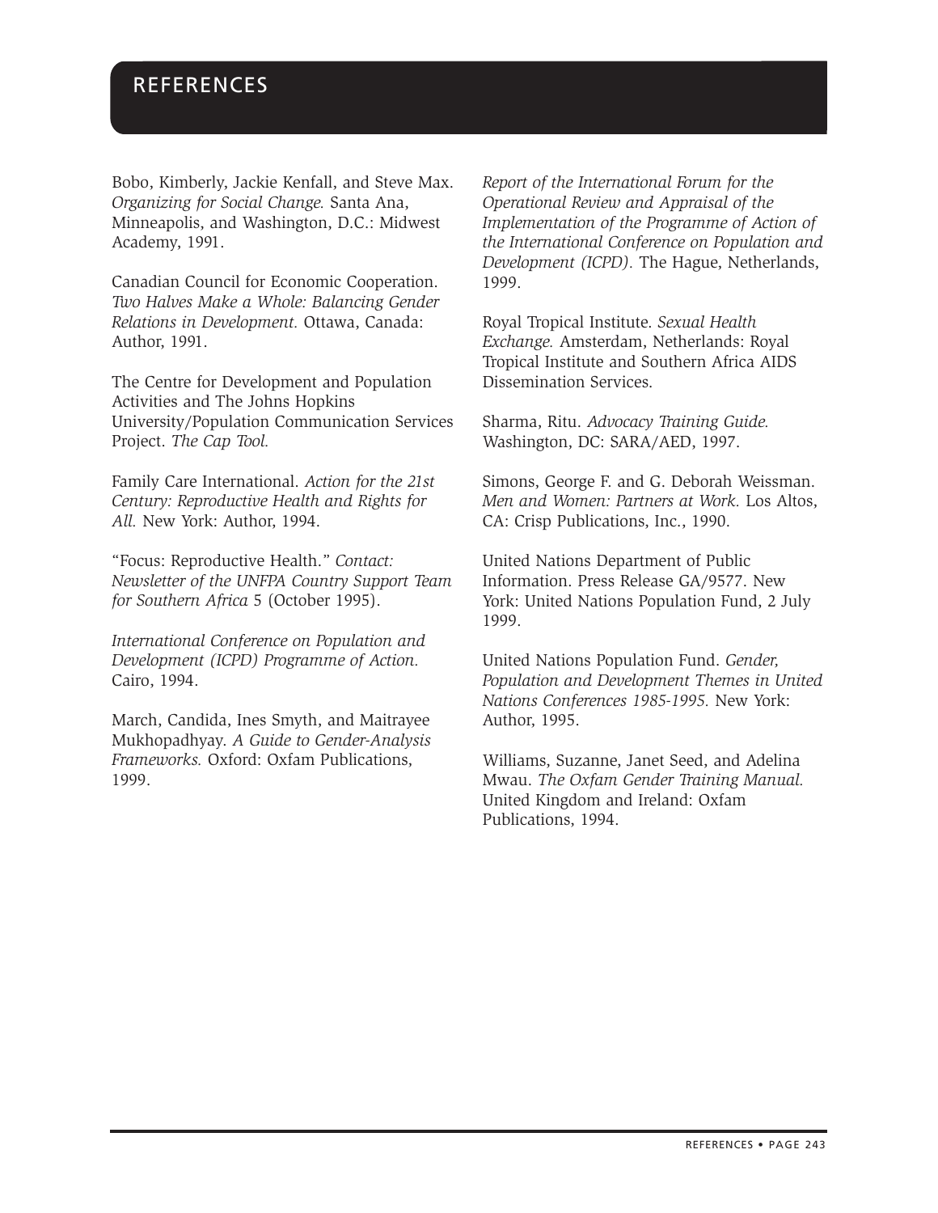# REFERENCES

Bobo, Kimberly, Jackie Kenfall, and Steve Max. *Organizing for Social Change.* Santa Ana, Minneapolis, and Washington, D.C.: Midwest Academy, 1991.

Canadian Council for Economic Cooperation. *Two Halves Make a Whole: Balancing Gender Relations in Development.* Ottawa, Canada: Author, 1991.

The Centre for Development and Population Activities and The Johns Hopkins University/Population Communication Services Project. *The Cap Tool.*

Family Care International. *Action for the 21st Century: Reproductive Health and Rights for All.* New York: Author, 1994.

"Focus: Reproductive Health." *Contact: Newsletter of the UNFPA Country Support Team for Southern Africa* 5 (October 1995).

*International Conference on Population and Development (ICPD) Programme of Action.* Cairo, 1994.

March, Candida, Ines Smyth, and Maitrayee Mukhopadhyay. *A Guide to Gender-Analysis Frameworks.* Oxford: Oxfam Publications, 1999.

*Report of the International Forum for the Operational Review and Appraisal of the Implementation of the Programme of Action of the International Conference on Population and Development (ICPD).* The Hague, Netherlands, 1999.

Royal Tropical Institute. *Sexual Health Exchange.* Amsterdam, Netherlands: Royal Tropical Institute and Southern Africa AIDS Dissemination Services.

Sharma, Ritu. *Advocacy Training Guide.* Washington, DC: SARA/AED, 1997.

Simons, George F. and G. Deborah Weissman. *Men and Women: Partners at Work.* Los Altos, CA: Crisp Publications, Inc., 1990.

United Nations Department of Public Information. Press Release GA/9577. New York: United Nations Population Fund, 2 July 1999.

United Nations Population Fund. *Gender, Population and Development Themes in United Nations Conferences 1985-1995.* New York: Author, 1995.

Williams, Suzanne, Janet Seed, and Adelina Mwau. *The Oxfam Gender Training Manual.* United Kingdom and Ireland: Oxfam Publications, 1994.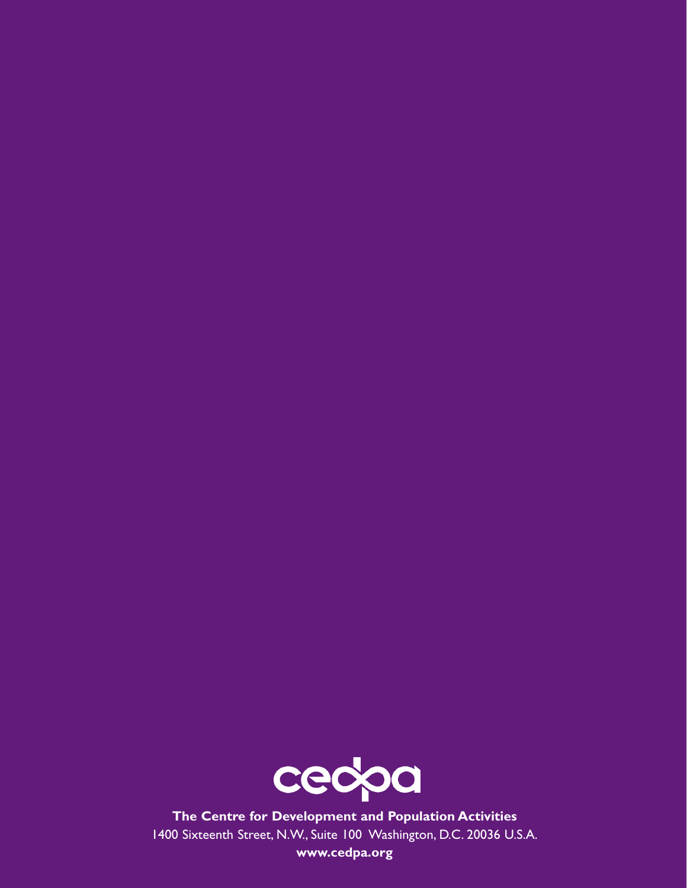cedpa

**The Centre for Development and Population Activities**

1400 Sixteenth Street, N.W., Suite 100 Washington, D.C. 20036 U.S.A.

**www.cedpa.org**